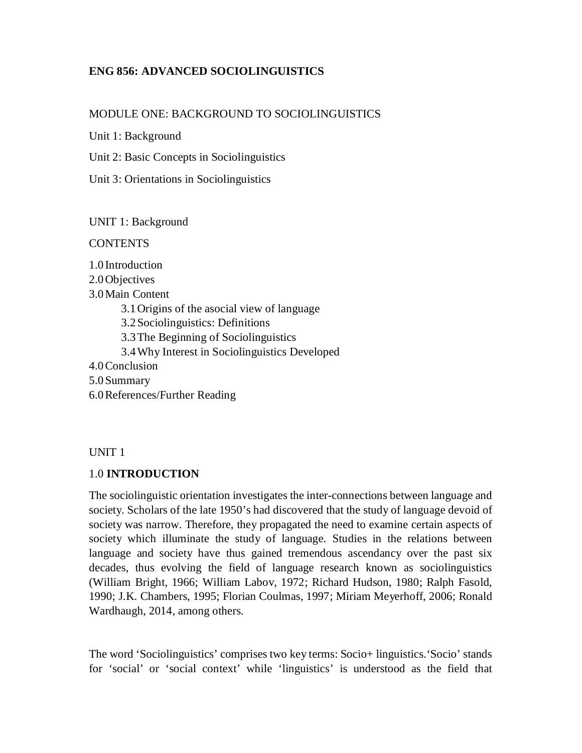# ENG 856: ADVANCED SOCIOLINGUISTICS

## MODULE ONE: BACKGROUND TO SOCIOLINGUISTICS

Unit 1: Background

Unit 2: Basic Concepts in Sociolinguistics

Unit 3: Orientations in Sociolinguistics

UNIT 1: Background

CONTENTS

1.0 Introduction
2.0 Objectives
3.0 Main Content
- 3.1 Origins of the asocial view of language
- 3.2 Sociolinguistics: Definitions
- 3.3 The Beginning of Sociolinguistics
- 3.4 Why Interest in Sociolinguistics Developed

4.0 Conclusion
5.0 Summary
6.0 References/Further Reading

UNIT 1

### 1.0 INTRODUCTION

The sociolinguistic orientation investigates the inter-connections between language and society. Scholars of the late 1950's had discovered that the study of language devoid of society was narrow. Therefore, they propagated the need to examine certain aspects of society which illuminate the study of language. Studies in the relations between language and society have thus gained tremendous ascendancy over the past six decades, thus evolving the field of language research known as sociolinguistics (William Bright, 1966; William Labov, 1972; Richard Hudson, 1980; Ralph Fasold, 1990; J.K. Chambers, 1995; Florian Coulmas, 1997; Miriam Meyerhoff, 2006; Ronald Wardhaugh, 2014, among others.

The word 'Sociolinguistics' comprises two key terms: Socio+ linguistics.'Socio' stands for 'social' or 'social context' while 'linguistics' is understood as the field that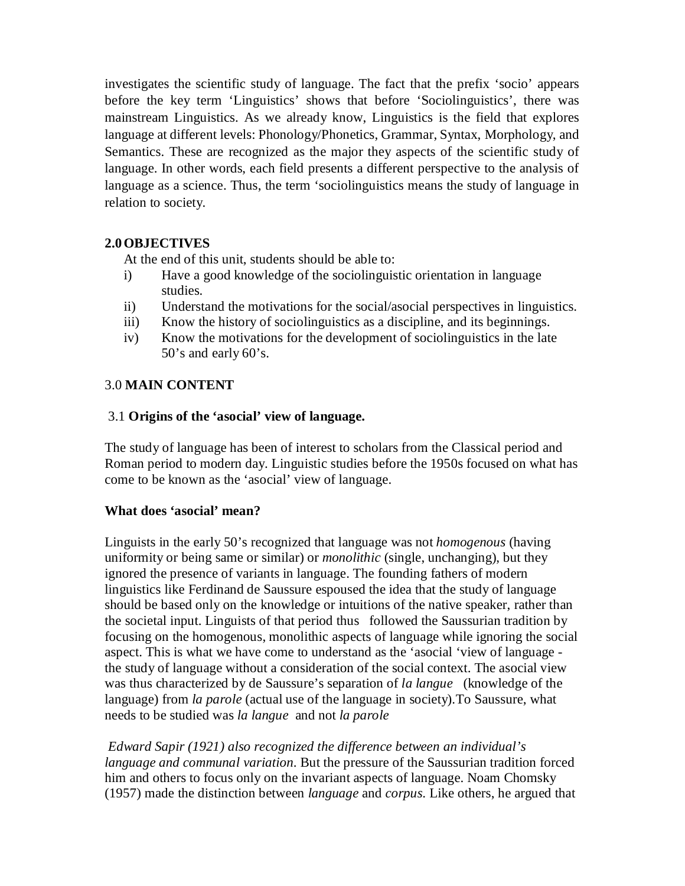investigates the scientific study of language. The fact that the prefix 'socio' appears before the key term 'Linguistics' shows that before 'Sociolinguistics', there was mainstream Linguistics. As we already know, Linguistics is the field that explores language at different levels: Phonology/Phonetics, Grammar, Syntax, Morphology, and Semantics. These are recognized as the major they aspects of the scientific study of language. In other words, each field presents a different perspective to the analysis of language as a science. Thus, the term 'sociolinguistics means the study of language in relation to society.

## 2.0 OBJECTIVES

At the end of this unit, students should be able to:

i) Have a good knowledge of the sociolinguistic orientation in language studies.
ii) Understand the motivations for the social/asocial perspectives in linguistics.
iii) Know the history of sociolinguistics as a discipline, and its beginnings.
iv) Know the motivations for the development of sociolinguistics in the late 50's and early 60's.

## 3.0 MAIN CONTENT

### 3.1 Origins of the 'asocial' view of language.

The study of language has been of interest to scholars from the Classical period and Roman period to modern day. Linguistic studies before the 1950s focused on what has come to be known as the 'asocial' view of language.

**What does 'asocial' mean?**

Linguists in the early 50's recognized that language was not *homogenous* (having uniformity or being same or similar) or *monolithic* (single, unchanging), but they ignored the presence of variants in language. The founding fathers of modern linguistics like Ferdinand de Saussure espoused the idea that the study of language should be based only on the knowledge or intuitions of the native speaker, rather than the societal input. Linguists of that period thus followed the Saussurian tradition by focusing on the homogenous, monolithic aspects of language while ignoring the social aspect. This is what we have come to understand as the 'asocial 'view of language - the study of language without a consideration of the social context. The asocial view was thus characterized by de Saussure's separation of *la langue* (knowledge of the language) from *la parole* (actual use of the language in society).To Saussure, what needs to be studied was *la langue* and not *la parole*

*Edward Sapir (1921) also recognized the difference between an individual's language and communal variation*. But the pressure of the Saussurian tradition forced him and others to focus only on the invariant aspects of language. Noam Chomsky (1957) made the distinction between *language* and *corpus*. Like others, he argued that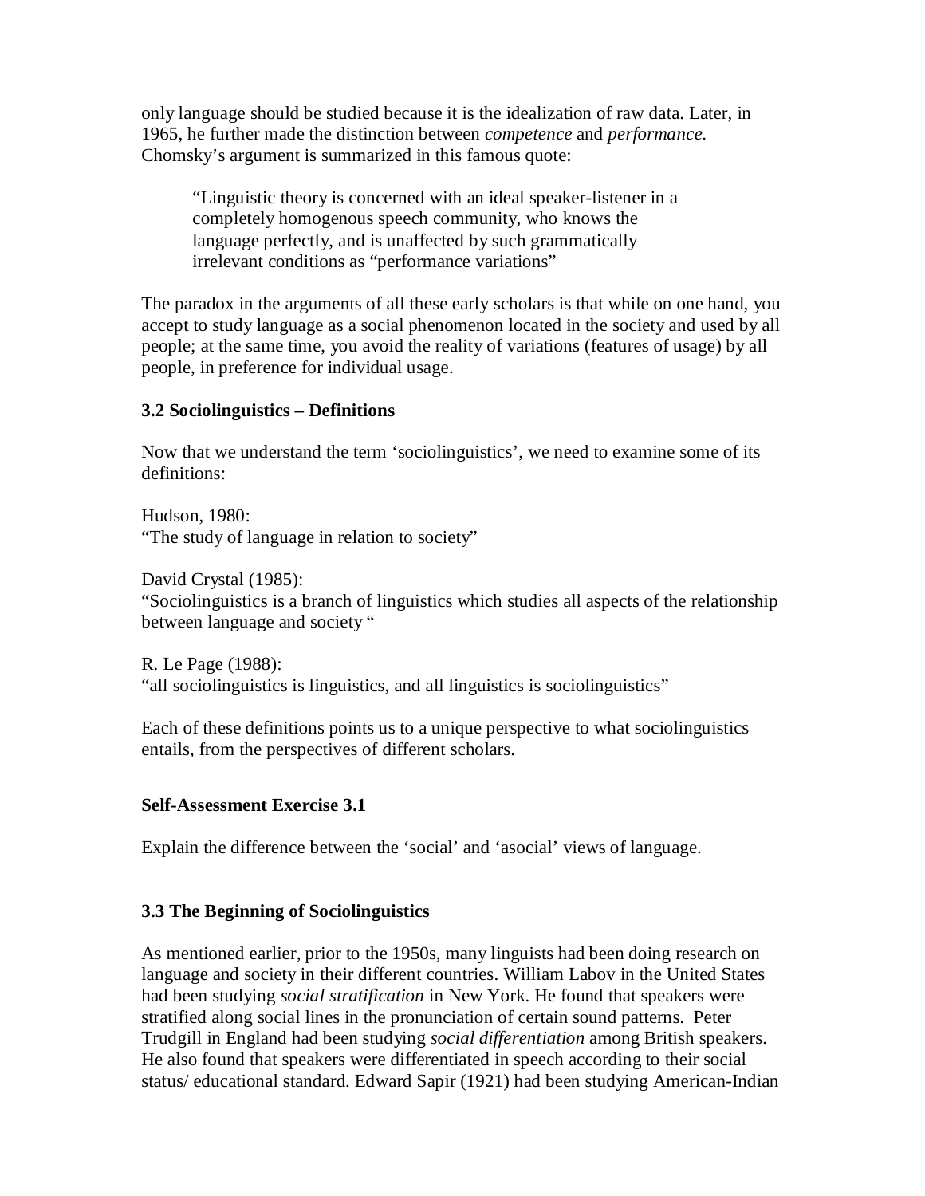only language should be studied because it is the idealization of raw data. Later, in 1965, he further made the distinction between *competence* and *performance.* Chomsky's argument is summarized in this famous quote:

> "Linguistic theory is concerned with an ideal speaker-listener in a completely homogenous speech community, who knows the language perfectly, and is unaffected by such grammatically irrelevant conditions as "performance variations"

The paradox in the arguments of all these early scholars is that while on one hand, you accept to study language as a social phenomenon located in the society and used by all people; at the same time, you avoid the reality of variations (features of usage) by all people, in preference for individual usage.

**3.2 Sociolinguistics – Definitions**

Now that we understand the term 'sociolinguistics', we need to examine some of its definitions:

Hudson, 1980:
"The study of language in relation to society"

David Crystal (1985):
"Sociolinguistics is a branch of linguistics which studies all aspects of the relationship between language and society "

R. Le Page (1988):
"all sociolinguistics is linguistics, and all linguistics is sociolinguistics"

Each of these definitions points us to a unique perspective to what sociolinguistics entails, from the perspectives of different scholars.

**Self-Assessment Exercise 3.1**

Explain the difference between the 'social' and 'asocial' views of language.

**3.3 The Beginning of Sociolinguistics**

As mentioned earlier, prior to the 1950s, many linguists had been doing research on language and society in their different countries. William Labov in the United States had been studying *social stratification* in New York. He found that speakers were stratified along social lines in the pronunciation of certain sound patterns. Peter Trudgill in England had been studying *social differentiation* among British speakers. He also found that speakers were differentiated in speech according to their social status/ educational standard. Edward Sapir (1921) had been studying American-Indian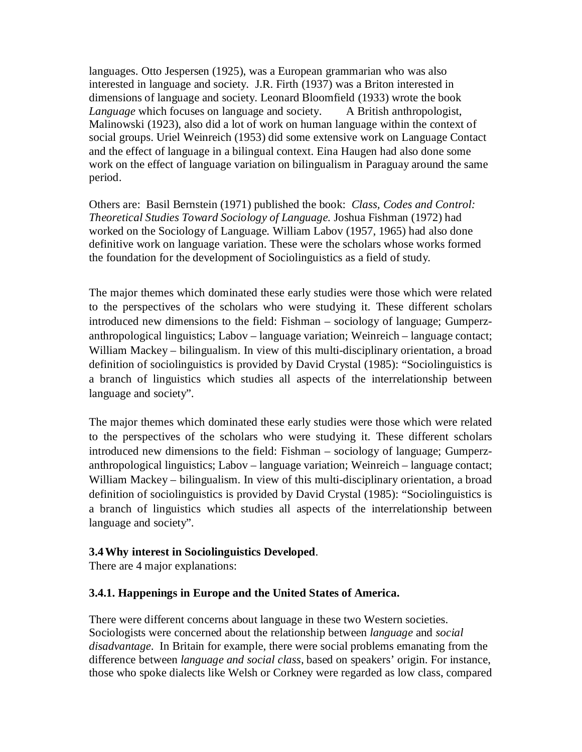languages. Otto Jespersen (1925), was a European grammarian who was also interested in language and society. J.R. Firth (1937) was a Briton interested in dimensions of language and society. Leonard Bloomfield (1933) wrote the book *Language* which focuses on language and society. A British anthropologist, Malinowski (1923), also did a lot of work on human language within the context of social groups. Uriel Weinreich (1953) did some extensive work on Language Contact and the effect of language in a bilingual context. Eina Haugen had also done some work on the effect of language variation on bilingualism in Paraguay around the same period.

Others are: Basil Bernstein (1971) published the book: *Class, Codes and Control: Theoretical Studies Toward Sociology of Language.* Joshua Fishman (1972) had worked on the Sociology of Language. William Labov (1957, 1965) had also done definitive work on language variation. These were the scholars whose works formed the foundation for the development of Sociolinguistics as a field of study.

The major themes which dominated these early studies were those which were related to the perspectives of the scholars who were studying it. These different scholars introduced new dimensions to the field: Fishman – sociology of language; Gumperz- anthropological linguistics; Labov – language variation; Weinreich – language contact; William Mackey – bilingualism. In view of this multi-disciplinary orientation, a broad definition of sociolinguistics is provided by David Crystal (1985): "Sociolinguistics is a branch of linguistics which studies all aspects of the interrelationship between language and society".

The major themes which dominated these early studies were those which were related to the perspectives of the scholars who were studying it. These different scholars introduced new dimensions to the field: Fishman – sociology of language; Gumperz- anthropological linguistics; Labov – language variation; Weinreich – language contact; William Mackey – bilingualism. In view of this multi-disciplinary orientation, a broad definition of sociolinguistics is provided by David Crystal (1985): "Sociolinguistics is a branch of linguistics which studies all aspects of the interrelationship between language and society".

### 3.4 Why interest in Sociolinguistics Developed.

There are 4 major explanations:

#### 3.4.1. Happenings in Europe and the United States of America.

There were different concerns about language in these two Western societies. Sociologists were concerned about the relationship between *language* and *social disadvantage*. In Britain for example, there were social problems emanating from the difference between *language and social class*, based on speakers' origin. For instance, those who spoke dialects like Welsh or Corkney were regarded as low class, compared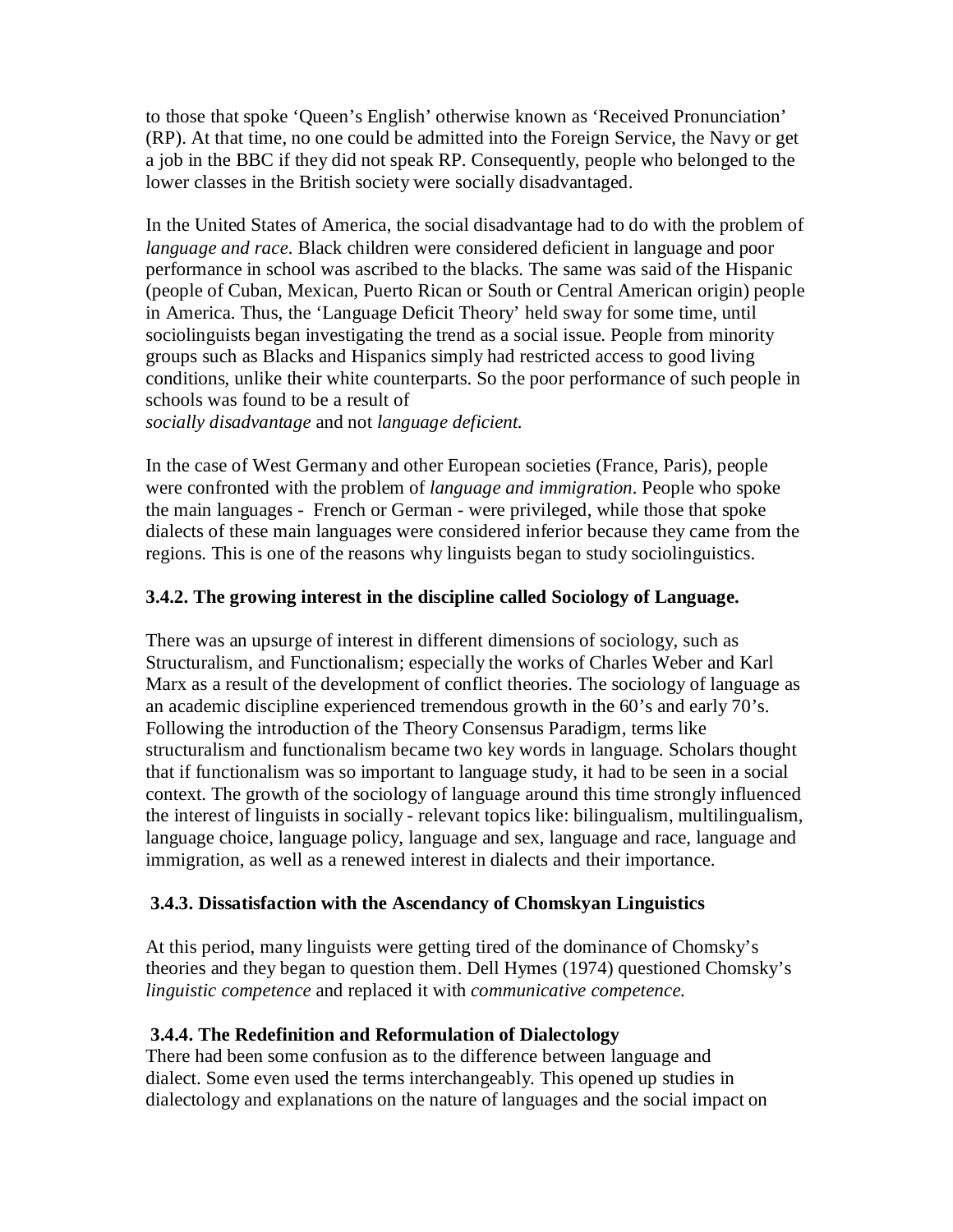to those that spoke 'Queen's English' otherwise known as 'Received Pronunciation' (RP). At that time, no one could be admitted into the Foreign Service, the Navy or get a job in the BBC if they did not speak RP. Consequently, people who belonged to the lower classes in the British society were socially disadvantaged.

In the United States of America, the social disadvantage had to do with the problem of *language and race*. Black children were considered deficient in language and poor performance in school was ascribed to the blacks. The same was said of the Hispanic (people of Cuban, Mexican, Puerto Rican or South or Central American origin) people in America. Thus, the 'Language Deficit Theory' held sway for some time, until sociolinguists began investigating the trend as a social issue. People from minority groups such as Blacks and Hispanics simply had restricted access to good living conditions, unlike their white counterparts. So the poor performance of such people in schools was found to be a result of
*socially disadvantage* and not *language deficient.*

In the case of West Germany and other European societies (France, Paris), people were confronted with the problem of *language and immigration*. People who spoke the main languages - French or German - were privileged, while those that spoke dialects of these main languages were considered inferior because they came from the regions. This is one of the reasons why linguists began to study sociolinguistics.

### 3.4.2. The growing interest in the discipline called Sociology of Language.

There was an upsurge of interest in different dimensions of sociology, such as Structuralism, and Functionalism; especially the works of Charles Weber and Karl Marx as a result of the development of conflict theories. The sociology of language as an academic discipline experienced tremendous growth in the 60's and early 70's. Following the introduction of the Theory Consensus Paradigm, terms like structuralism and functionalism became two key words in language. Scholars thought that if functionalism was so important to language study, it had to be seen in a social context. The growth of the sociology of language around this time strongly influenced the interest of linguists in socially - relevant topics like: bilingualism, multilingualism, language choice, language policy, language and sex, language and race, language and immigration, as well as a renewed interest in dialects and their importance.

### 3.4.3. Dissatisfaction with the Ascendancy of Chomskyan Linguistics

At this period, many linguists were getting tired of the dominance of Chomsky's theories and they began to question them. Dell Hymes (1974) questioned Chomsky's *linguistic competence* and replaced it with *communicative competence.*

### 3.4.4. The Redefinition and Reformulation of Dialectology

There had been some confusion as to the difference between language and dialect. Some even used the terms interchangeably. This opened up studies in dialectology and explanations on the nature of languages and the social impact on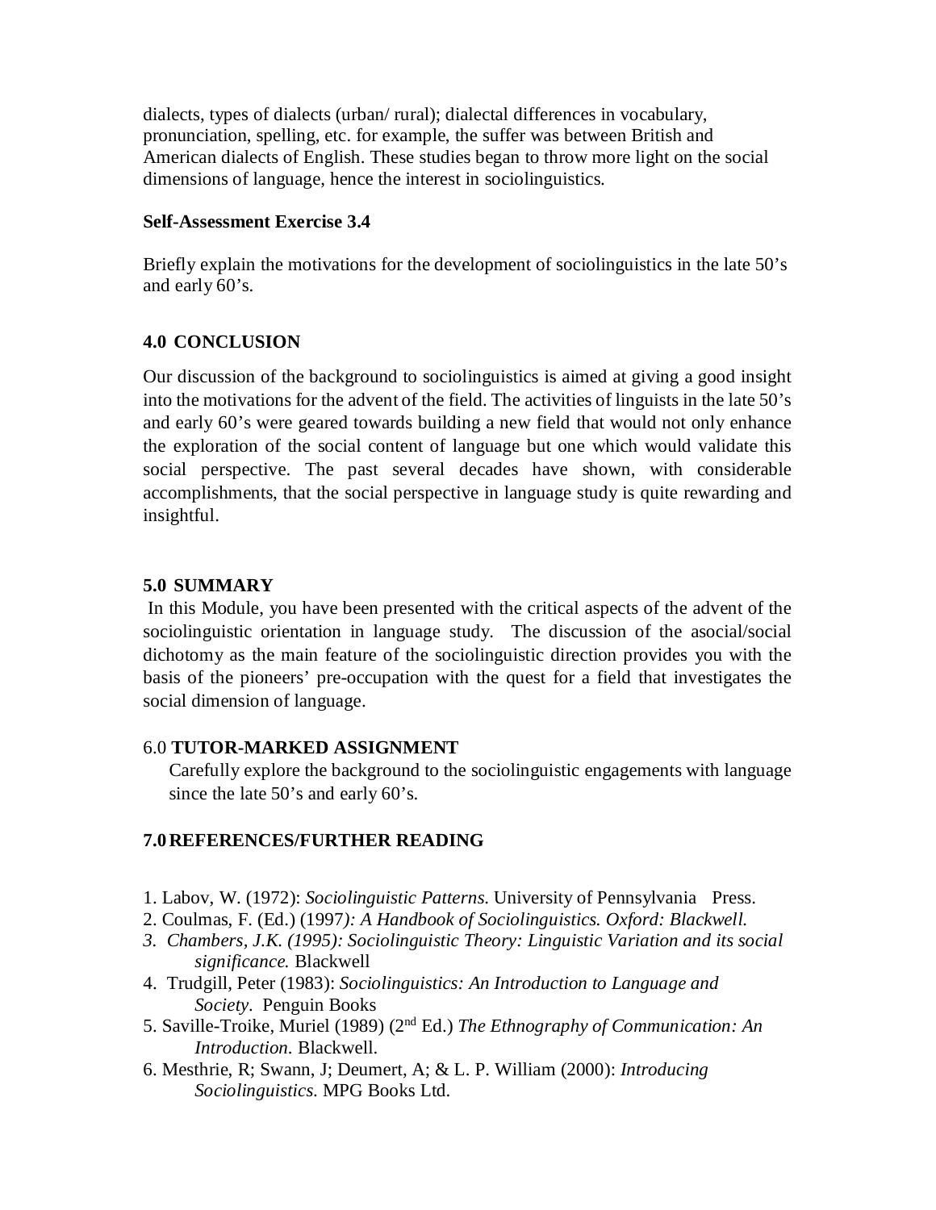dialects, types of dialects (urban/ rural); dialectal differences in vocabulary, pronunciation, spelling, etc. for example, the suffer was between British and American dialects of English. These studies began to throw more light on the social dimensions of language, hence the interest in sociolinguistics.

**Self-Assessment Exercise 3.4**

Briefly explain the motivations for the development of sociolinguistics in the late 50's and early 60's.

## 4.0 CONCLUSION

Our discussion of the background to sociolinguistics is aimed at giving a good insight into the motivations for the advent of the field. The activities of linguists in the late 50's and early 60's were geared towards building a new field that would not only enhance the exploration of the social content of language but one which would validate this social perspective. The past several decades have shown, with considerable accomplishments, that the social perspective in language study is quite rewarding and insightful.

## 5.0 SUMMARY

In this Module, you have been presented with the critical aspects of the advent of the sociolinguistic orientation in language study. The discussion of the asocial/social dichotomy as the main feature of the sociolinguistic direction provides you with the basis of the pioneers' pre-occupation with the quest for a field that investigates the social dimension of language.

## 6.0 TUTOR-MARKED ASSIGNMENT

Carefully explore the background to the sociolinguistic engagements with language since the late 50's and early 60's.

## 7.0 REFERENCES/FURTHER READING

1. Labov, W. (1972): *Sociolinguistic Patterns.* University of Pennsylvania Press.
2. Coulmas, F. (Ed.) (1997*): A Handbook of Sociolinguistics. Oxford: Blackwell.*
3. *Chambers, J.K. (1995): Sociolinguistic Theory: Linguistic Variation and its social significance.* Blackwell
4. Trudgill, Peter (1983): *Sociolinguistics: An Introduction to Language and Society.* Penguin Books
5. Saville-Troike, Muriel (1989) (2nd Ed.) *The Ethnography of Communication: An Introduction.* Blackwell.
6. Mesthrie, R; Swann, J; Deumert, A; & L. P. William (2000): *Introducing Sociolinguistics.* MPG Books Ltd.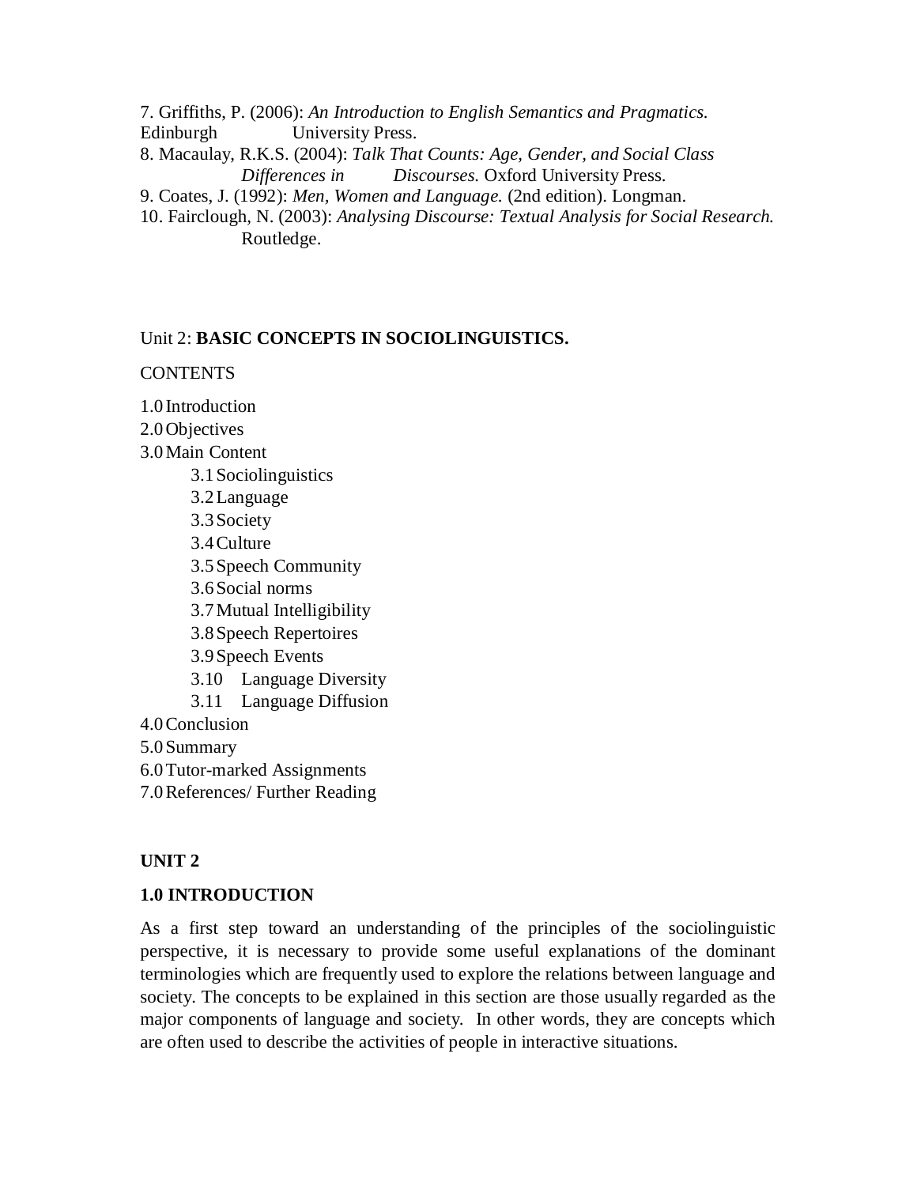7. Griffiths, P. (2006): *An Introduction to English Semantics and Pragmatics.* Edinburgh University Press.
8. Macaulay, R.K.S. (2004): *Talk That Counts: Age, Gender, and Social Class Differences in Discourses.* Oxford University Press.
9. Coates, J. (1992): *Men, Women and Language.* (2nd edition). Longman.
10. Fairclough, N. (2003): *Analysing Discourse: Textual Analysis for Social Research.* Routledge.

## Unit 2: **BASIC CONCEPTS IN SOCIOLINGUISTICS.**

CONTENTS

1.0 Introduction
2.0 Objectives
3.0 Main Content
 3.1 Sociolinguistics
 3.2 Language
 3.3 Society
 3.4 Culture
 3.5 Speech Community
 3.6 Social norms
 3.7 Mutual Intelligibility
 3.8 Speech Repertoires
 3.9 Speech Events
 3.10 Language Diversity
 3.11 Language Diffusion
4.0 Conclusion
5.0 Summary
6.0 Tutor-marked Assignments
7.0 References/ Further Reading

## UNIT 2

### 1.0 INTRODUCTION

As a first step toward an understanding of the principles of the sociolinguistic perspective, it is necessary to provide some useful explanations of the dominant terminologies which are frequently used to explore the relations between language and society. The concepts to be explained in this section are those usually regarded as the major components of language and society. In other words, they are concepts which are often used to describe the activities of people in interactive situations.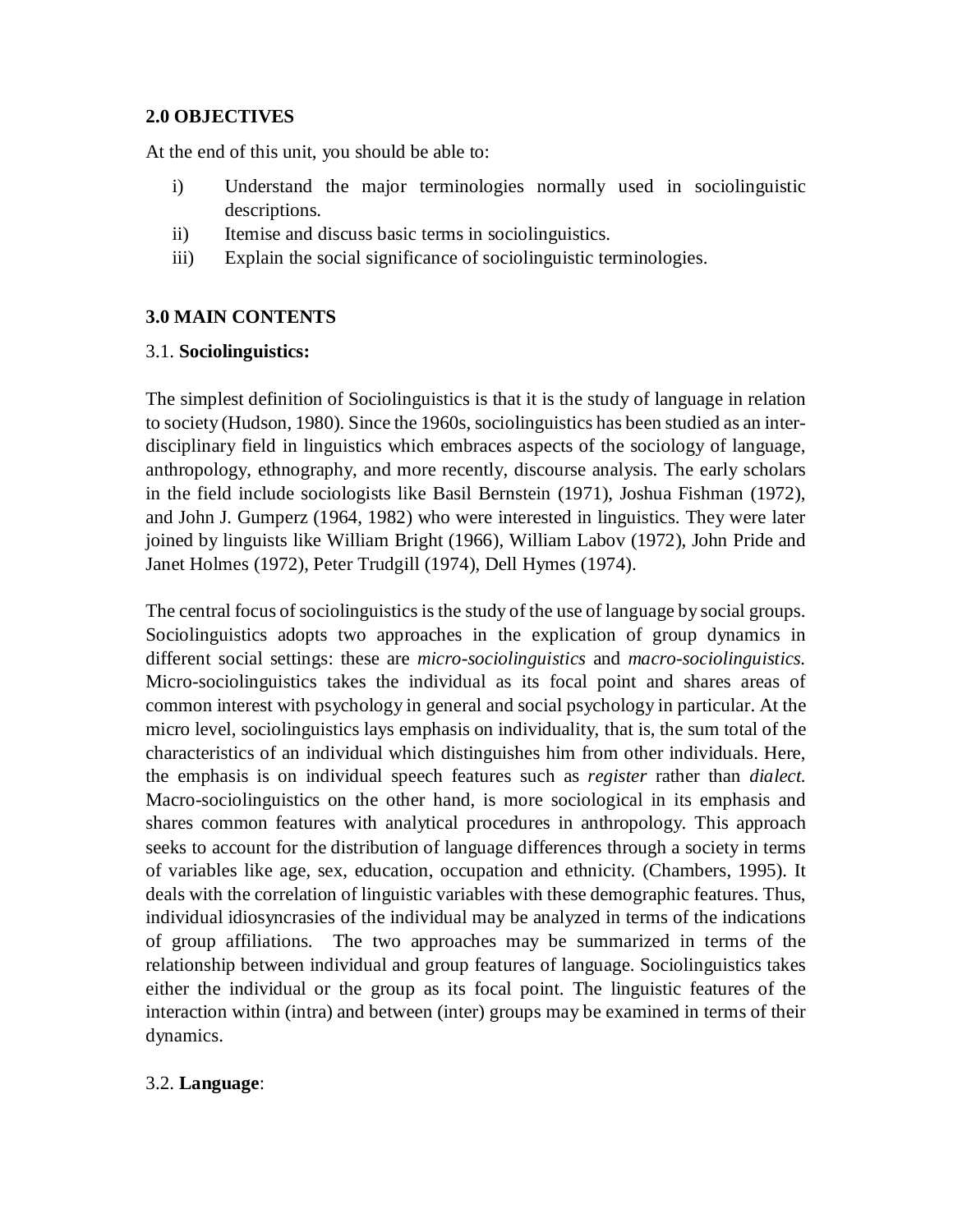## 2.0 OBJECTIVES

At the end of this unit, you should be able to:

i) Understand the major terminologies normally used in sociolinguistic descriptions.
ii) Itemise and discuss basic terms in sociolinguistics.
iii) Explain the social significance of sociolinguistic terminologies.

## 3.0 MAIN CONTENTS

### 3.1. **Sociolinguistics:**

The simplest definition of Sociolinguistics is that it is the study of language in relation to society (Hudson, 1980). Since the 1960s, sociolinguistics has been studied as an inter-disciplinary field in linguistics which embraces aspects of the sociology of language, anthropology, ethnography, and more recently, discourse analysis. The early scholars in the field include sociologists like Basil Bernstein (1971), Joshua Fishman (1972), and John J. Gumperz (1964, 1982) who were interested in linguistics. They were later joined by linguists like William Bright (1966), William Labov (1972), John Pride and Janet Holmes (1972), Peter Trudgill (1974), Dell Hymes (1974).

The central focus of sociolinguistics is the study of the use of language by social groups. Sociolinguistics adopts two approaches in the explication of group dynamics in different social settings: these are *micro-sociolinguistics* and *macro-sociolinguistics.* Micro-sociolinguistics takes the individual as its focal point and shares areas of common interest with psychology in general and social psychology in particular. At the micro level, sociolinguistics lays emphasis on individuality, that is, the sum total of the characteristics of an individual which distinguishes him from other individuals. Here, the emphasis is on individual speech features such as *register* rather than *dialect.* Macro-sociolinguistics on the other hand, is more sociological in its emphasis and shares common features with analytical procedures in anthropology. This approach seeks to account for the distribution of language differences through a society in terms of variables like age, sex, education, occupation and ethnicity. (Chambers, 1995). It deals with the correlation of linguistic variables with these demographic features. Thus, individual idiosyncrasies of the individual may be analyzed in terms of the indications of group affiliations. The two approaches may be summarized in terms of the relationship between individual and group features of language. Sociolinguistics takes either the individual or the group as its focal point. The linguistic features of the interaction within (intra) and between (inter) groups may be examined in terms of their dynamics.

### 3.2. **Language**: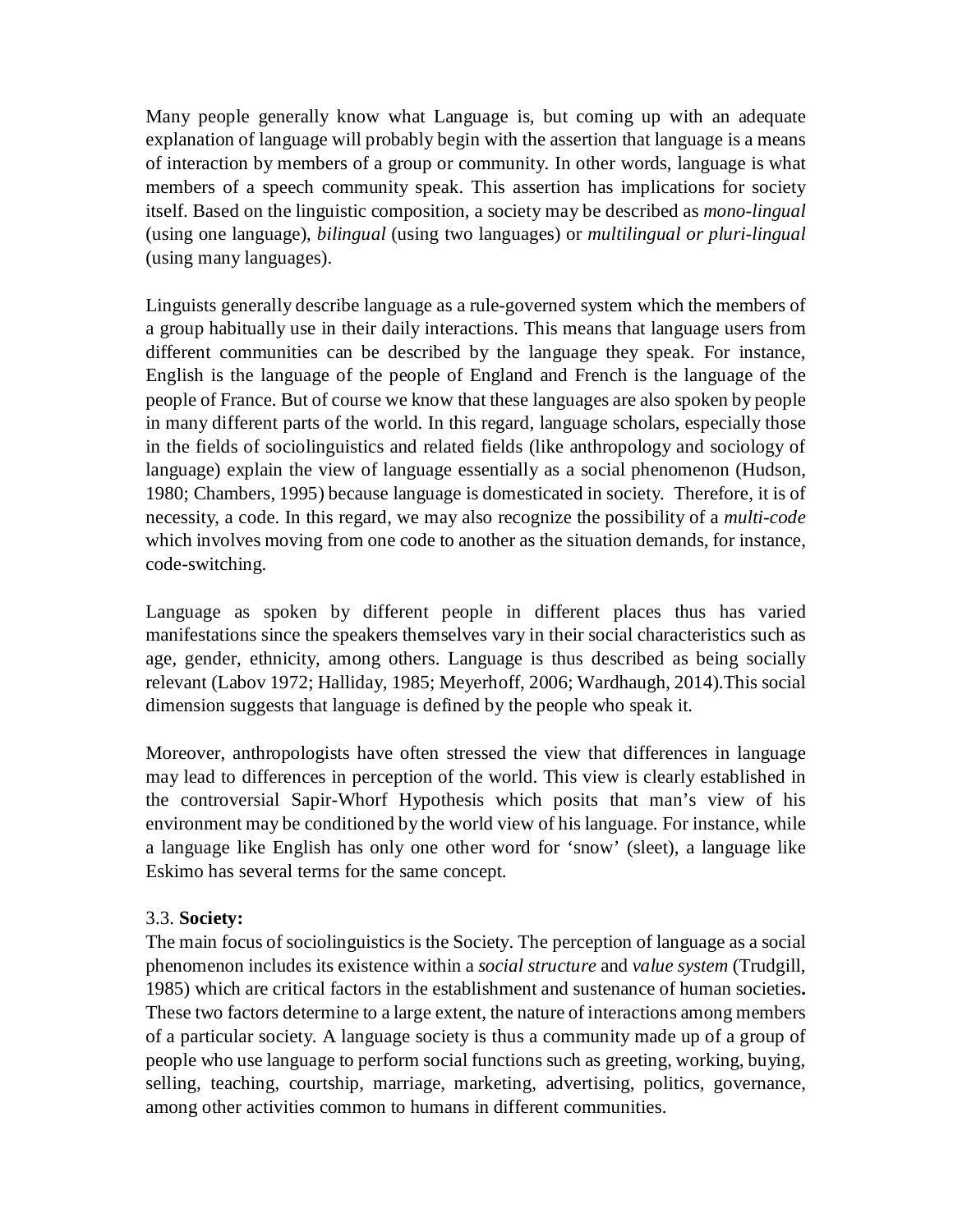Many people generally know what Language is, but coming up with an adequate explanation of language will probably begin with the assertion that language is a means of interaction by members of a group or community. In other words, language is what members of a speech community speak. This assertion has implications for society itself. Based on the linguistic composition, a society may be described as *mono-lingual* (using one language), *bilingual* (using two languages) or *multilingual or pluri-lingual* (using many languages).

Linguists generally describe language as a rule-governed system which the members of a group habitually use in their daily interactions. This means that language users from different communities can be described by the language they speak. For instance, English is the language of the people of England and French is the language of the people of France. But of course we know that these languages are also spoken by people in many different parts of the world. In this regard, language scholars, especially those in the fields of sociolinguistics and related fields (like anthropology and sociology of language) explain the view of language essentially as a social phenomenon (Hudson, 1980; Chambers, 1995) because language is domesticated in society. Therefore, it is of necessity, a code. In this regard, we may also recognize the possibility of a *multi-code* which involves moving from one code to another as the situation demands, for instance, code-switching.

Language as spoken by different people in different places thus has varied manifestations since the speakers themselves vary in their social characteristics such as age, gender, ethnicity, among others. Language is thus described as being socially relevant (Labov 1972; Halliday, 1985; Meyerhoff, 2006; Wardhaugh, 2014).This social dimension suggests that language is defined by the people who speak it.

Moreover, anthropologists have often stressed the view that differences in language may lead to differences in perception of the world. This view is clearly established in the controversial Sapir-Whorf Hypothesis which posits that man's view of his environment may be conditioned by the world view of his language. For instance, while a language like English has only one other word for 'snow' (sleet), a language like Eskimo has several terms for the same concept.

### 3.3. **Society:**

The main focus of sociolinguistics is the Society. The perception of language as a social phenomenon includes its existence within a *social structure* and *value system* (Trudgill, 1985) which are critical factors in the establishment and sustenance of human societies**.** These two factors determine to a large extent, the nature of interactions among members of a particular society. A language society is thus a community made up of a group of people who use language to perform social functions such as greeting, working, buying, selling, teaching, courtship, marriage, marketing, advertising, politics, governance, among other activities common to humans in different communities.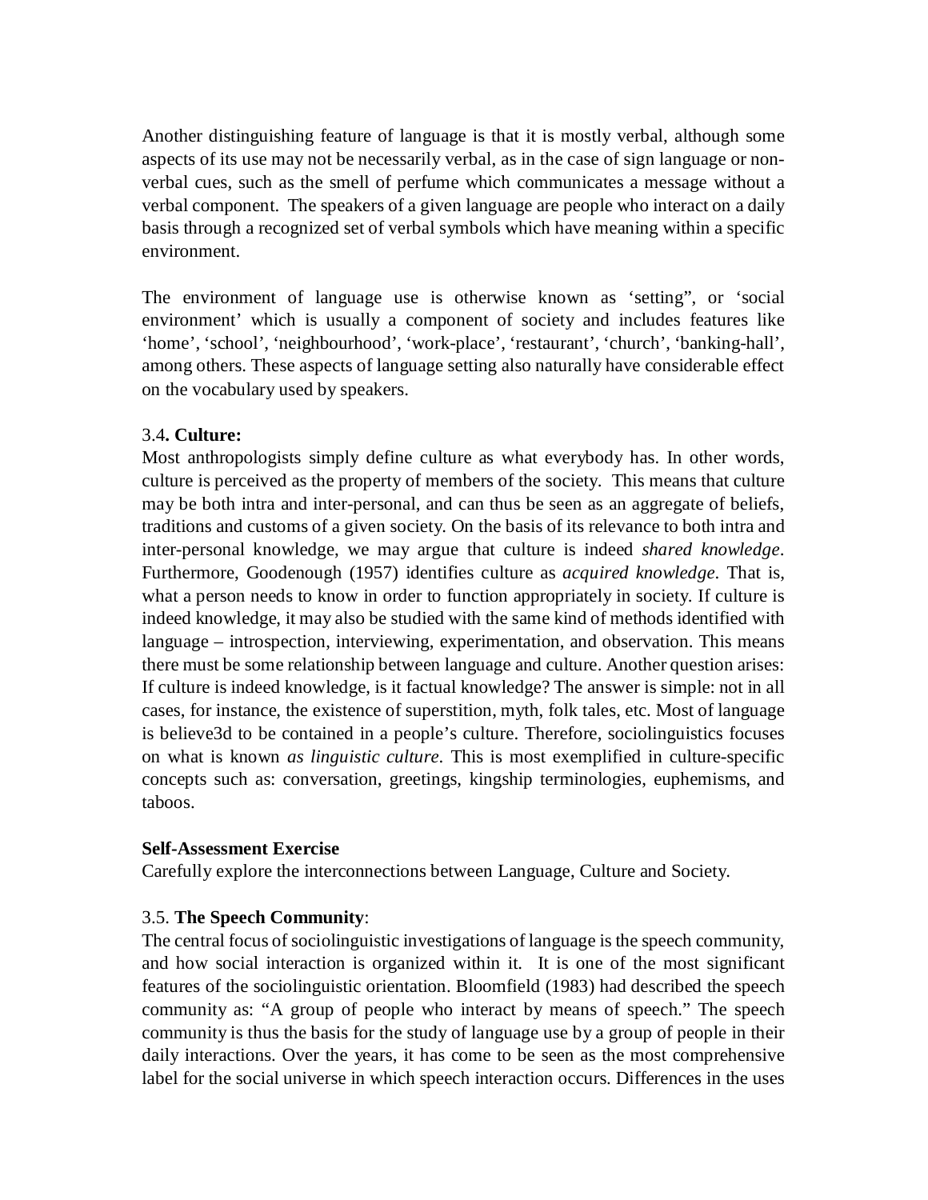Another distinguishing feature of language is that it is mostly verbal, although some aspects of its use may not be necessarily verbal, as in the case of sign language or non-verbal cues, such as the smell of perfume which communicates a message without a verbal component. The speakers of a given language are people who interact on a daily basis through a recognized set of verbal symbols which have meaning within a specific environment.

The environment of language use is otherwise known as 'setting", or 'social environment' which is usually a component of society and includes features like 'home', 'school', 'neighbourhood', 'work-place', 'restaurant', 'church', 'banking-hall', among others. These aspects of language setting also naturally have considerable effect on the vocabulary used by speakers.

### 3.4. **Culture:**

Most anthropologists simply define culture as what everybody has. In other words, culture is perceived as the property of members of the society. This means that culture may be both intra and inter-personal, and can thus be seen as an aggregate of beliefs, traditions and customs of a given society. On the basis of its relevance to both intra and inter-personal knowledge, we may argue that culture is indeed *shared knowledge*. Furthermore, Goodenough (1957) identifies culture as *acquired knowledge*. That is, what a person needs to know in order to function appropriately in society. If culture is indeed knowledge, it may also be studied with the same kind of methods identified with language – introspection, interviewing, experimentation, and observation. This means there must be some relationship between language and culture. Another question arises: If culture is indeed knowledge, is it factual knowledge? The answer is simple: not in all cases, for instance, the existence of superstition, myth, folk tales, etc. Most of language is believe3d to be contained in a people's culture. Therefore, sociolinguistics focuses on what is known *as linguistic culture*. This is most exemplified in culture-specific concepts such as: conversation, greetings, kingship terminologies, euphemisms, and taboos.

**Self-Assessment Exercise**

Carefully explore the interconnections between Language, Culture and Society.

### 3.5. **The Speech Community**:

The central focus of sociolinguistic investigations of language is the speech community, and how social interaction is organized within it. It is one of the most significant features of the sociolinguistic orientation. Bloomfield (1983) had described the speech community as: "A group of people who interact by means of speech." The speech community is thus the basis for the study of language use by a group of people in their daily interactions. Over the years, it has come to be seen as the most comprehensive label for the social universe in which speech interaction occurs. Differences in the uses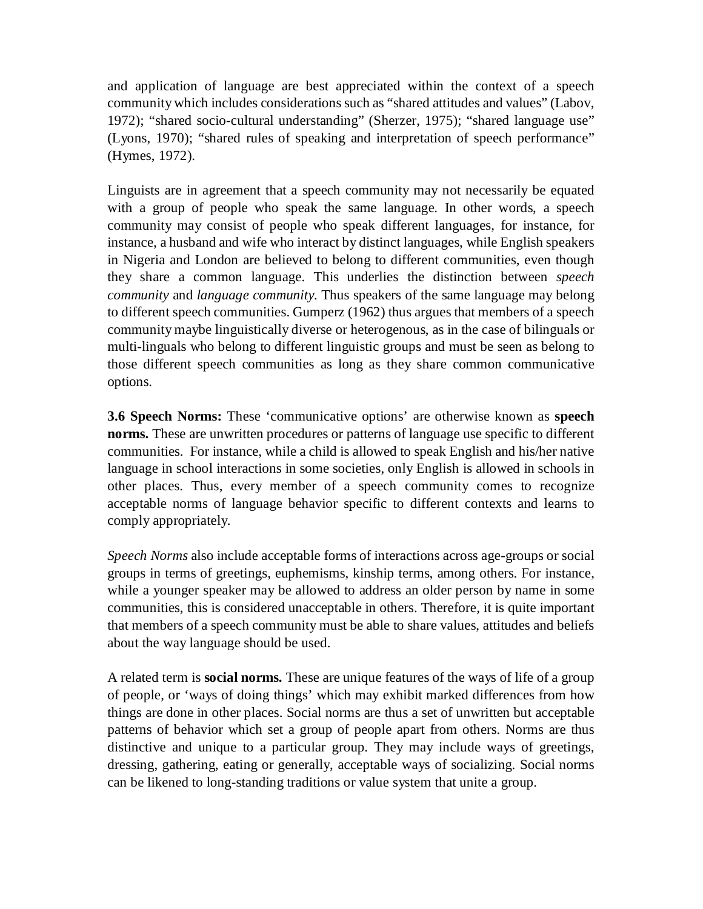and application of language are best appreciated within the context of a speech community which includes considerations such as "shared attitudes and values" (Labov, 1972); "shared socio-cultural understanding" (Sherzer, 1975); "shared language use" (Lyons, 1970); "shared rules of speaking and interpretation of speech performance" (Hymes, 1972).

Linguists are in agreement that a speech community may not necessarily be equated with a group of people who speak the same language. In other words, a speech community may consist of people who speak different languages, for instance, for instance, a husband and wife who interact by distinct languages, while English speakers in Nigeria and London are believed to belong to different communities, even though they share a common language. This underlies the distinction between *speech community* and *language community*. Thus speakers of the same language may belong to different speech communities. Gumperz (1962) thus argues that members of a speech community maybe linguistically diverse or heterogenous, as in the case of bilinguals or multi-linguals who belong to different linguistic groups and must be seen as belong to those different speech communities as long as they share common communicative options.

**3.6 Speech Norms:** These 'communicative options' are otherwise known as **speech norms.** These are unwritten procedures or patterns of language use specific to different communities. For instance, while a child is allowed to speak English and his/her native language in school interactions in some societies, only English is allowed in schools in other places. Thus, every member of a speech community comes to recognize acceptable norms of language behavior specific to different contexts and learns to comply appropriately.

*Speech Norms* also include acceptable forms of interactions across age-groups or social groups in terms of greetings, euphemisms, kinship terms, among others. For instance, while a younger speaker may be allowed to address an older person by name in some communities, this is considered unacceptable in others. Therefore, it is quite important that members of a speech community must be able to share values, attitudes and beliefs about the way language should be used.

A related term is **social norms.** These are unique features of the ways of life of a group of people, or 'ways of doing things' which may exhibit marked differences from how things are done in other places. Social norms are thus a set of unwritten but acceptable patterns of behavior which set a group of people apart from others. Norms are thus distinctive and unique to a particular group. They may include ways of greetings, dressing, gathering, eating or generally, acceptable ways of socializing. Social norms can be likened to long-standing traditions or value system that unite a group.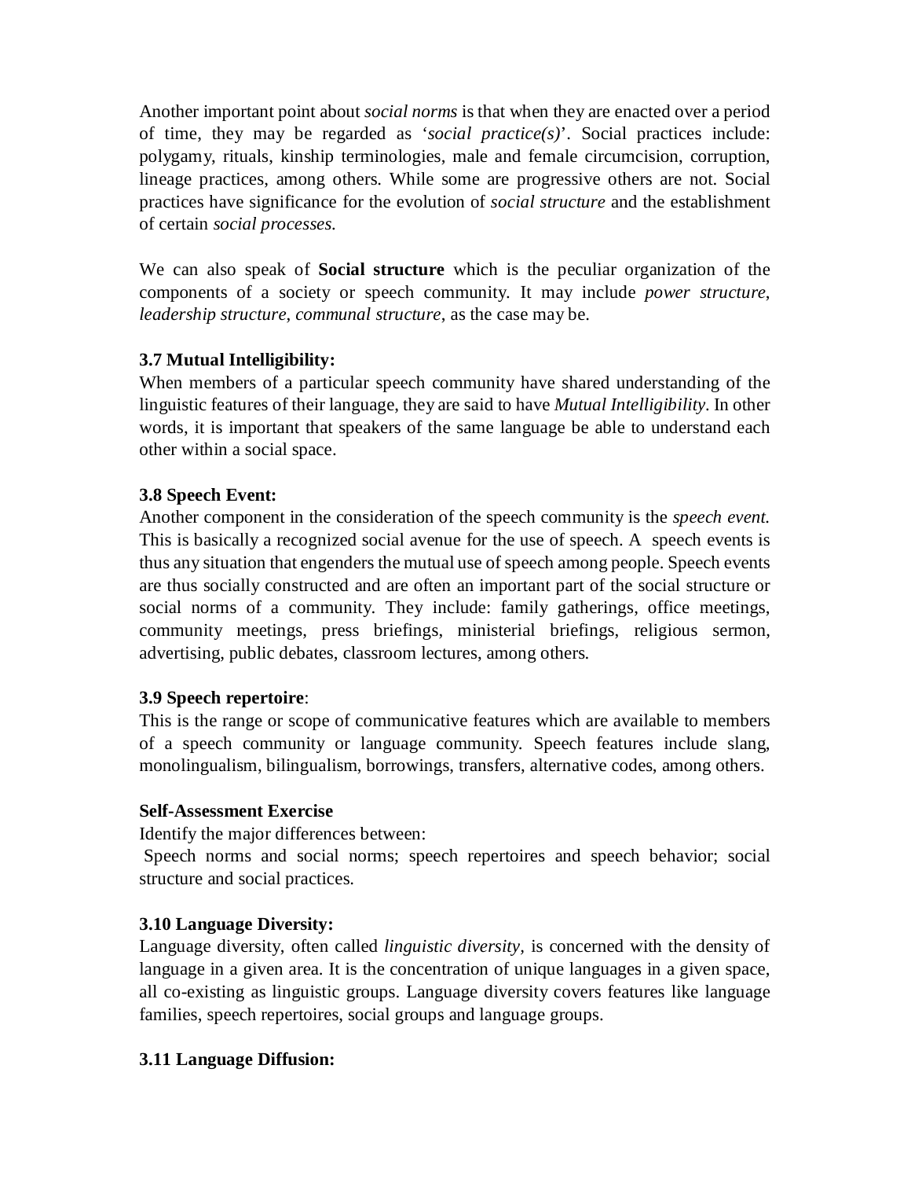Another important point about *social norms* is that when they are enacted over a period of time, they may be regarded as '*social practice(s)*'. Social practices include: polygamy, rituals, kinship terminologies, male and female circumcision, corruption, lineage practices, among others. While some are progressive others are not. Social practices have significance for the evolution of *social structure* and the establishment of certain *social processes.*

We can also speak of **Social structure** which is the peculiar organization of the components of a society or speech community. It may include *power structure*, *leadership structure*, *communal structure*, as the case may be.

### 3.7 Mutual Intelligibility:

When members of a particular speech community have shared understanding of the linguistic features of their language, they are said to have *Mutual Intelligibility*. In other words, it is important that speakers of the same language be able to understand each other within a social space.

### 3.8 Speech Event:

Another component in the consideration of the speech community is the *speech event.* This is basically a recognized social avenue for the use of speech. A speech events is thus any situation that engenders the mutual use of speech among people. Speech events are thus socially constructed and are often an important part of the social structure or social norms of a community. They include: family gatherings, office meetings, community meetings, press briefings, ministerial briefings, religious sermon, advertising, public debates, classroom lectures, among others.

### 3.9 Speech repertoire:

This is the range or scope of communicative features which are available to members of a speech community or language community. Speech features include slang, monolingualism, bilingualism, borrowings, transfers, alternative codes, among others.

**Self-Assessment Exercise**

Identify the major differences between:

Speech norms and social norms; speech repertoires and speech behavior; social structure and social practices.

### 3.10 Language Diversity:

Language diversity, often called *linguistic diversity,* is concerned with the density of language in a given area. It is the concentration of unique languages in a given space, all co-existing as linguistic groups. Language diversity covers features like language families, speech repertoires, social groups and language groups.

### 3.11 Language Diffusion: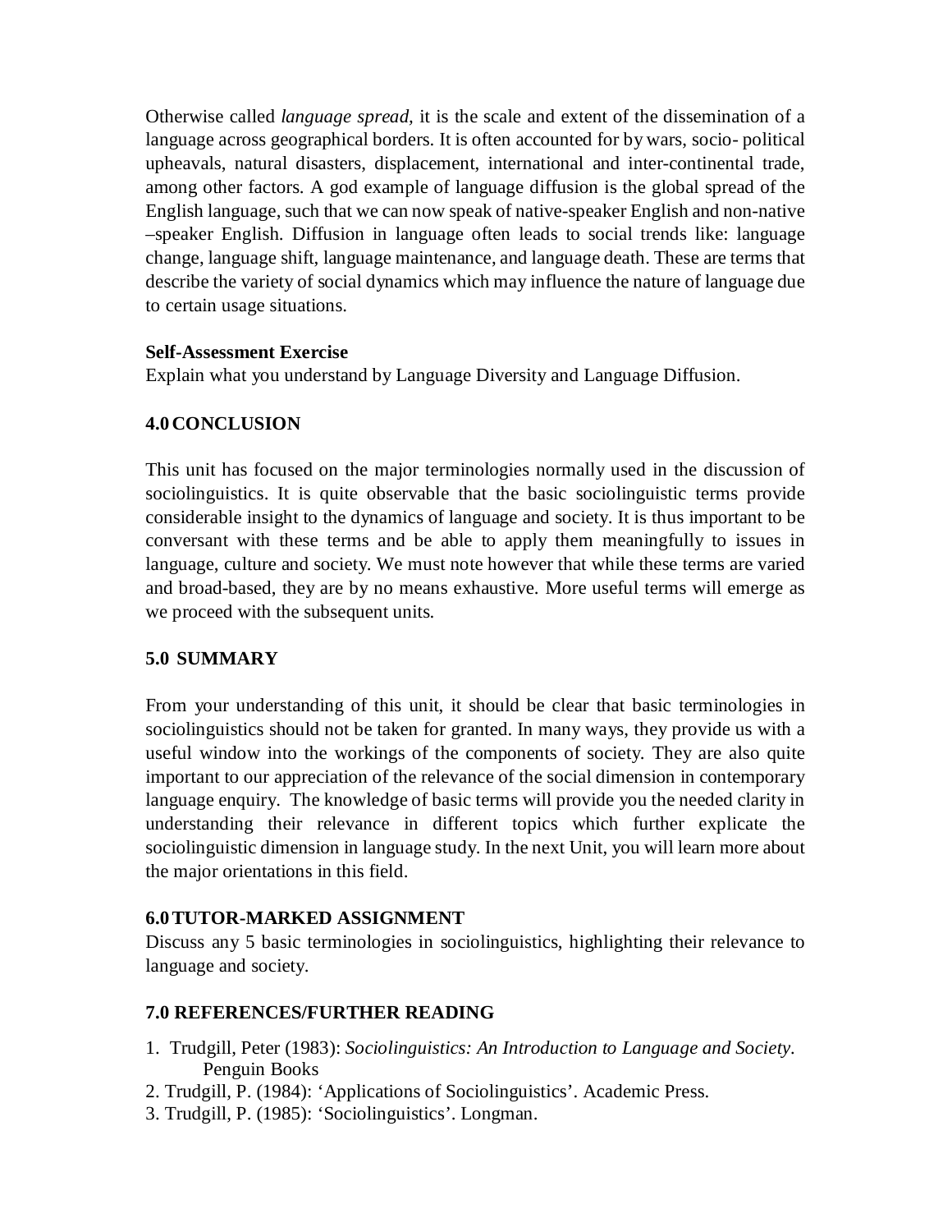Otherwise called *language spread,* it is the scale and extent of the dissemination of a language across geographical borders. It is often accounted for by wars, socio- political upheavals, natural disasters, displacement, international and inter-continental trade, among other factors. A god example of language diffusion is the global spread of the English language, such that we can now speak of native-speaker English and non-native –speaker English. Diffusion in language often leads to social trends like: language change, language shift, language maintenance, and language death. These are terms that describe the variety of social dynamics which may influence the nature of language due to certain usage situations.

**Self-Assessment Exercise**

Explain what you understand by Language Diversity and Language Diffusion.

## 4.0 CONCLUSION

This unit has focused on the major terminologies normally used in the discussion of sociolinguistics. It is quite observable that the basic sociolinguistic terms provide considerable insight to the dynamics of language and society. It is thus important to be conversant with these terms and be able to apply them meaningfully to issues in language, culture and society. We must note however that while these terms are varied and broad-based, they are by no means exhaustive. More useful terms will emerge as we proceed with the subsequent units.

## 5.0 SUMMARY

From your understanding of this unit, it should be clear that basic terminologies in sociolinguistics should not be taken for granted. In many ways, they provide us with a useful window into the workings of the components of society. They are also quite important to our appreciation of the relevance of the social dimension in contemporary language enquiry. The knowledge of basic terms will provide you the needed clarity in understanding their relevance in different topics which further explicate the sociolinguistic dimension in language study. In the next Unit, you will learn more about the major orientations in this field.

## 6.0 TUTOR-MARKED ASSIGNMENT

Discuss any 5 basic terminologies in sociolinguistics, highlighting their relevance to language and society.

## 7.0 REFERENCES/FURTHER READING

1. Trudgill, Peter (1983): *Sociolinguistics: An Introduction to Language and Society*. Penguin Books
2. Trudgill, P. (1984): 'Applications of Sociolinguistics'. Academic Press.
3. Trudgill, P. (1985): 'Sociolinguistics'. Longman.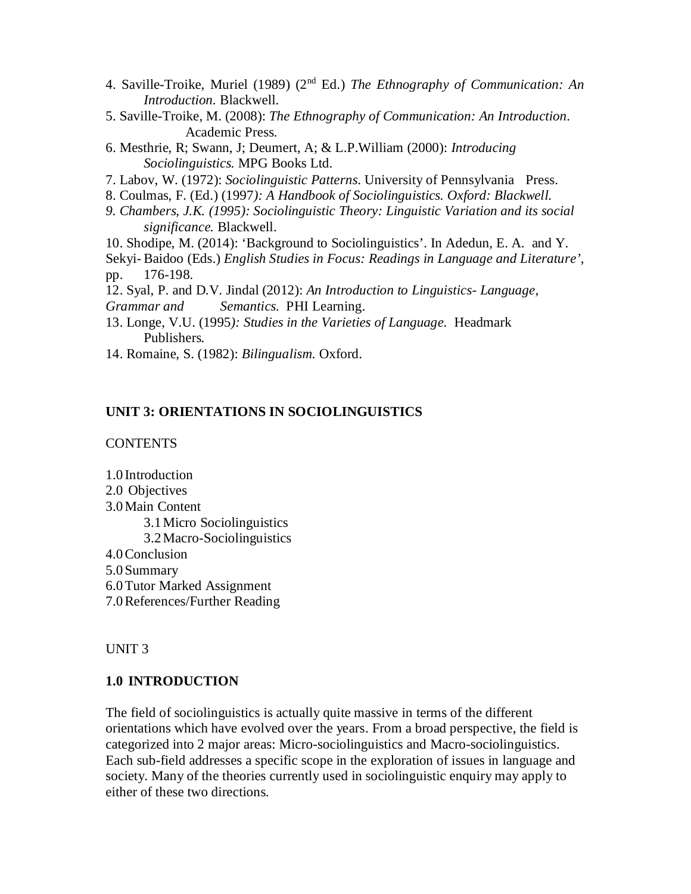4. Saville-Troike, Muriel (1989) (2nd Ed.) *The Ethnography of Communication: An Introduction*. Blackwell.
5. Saville-Troike, M. (2008): *The Ethnography of Communication: An Introduction*. Academic Press.
6. Mesthrie, R; Swann, J; Deumert, A; & L.P.William (2000): *Introducing Sociolinguistics.* MPG Books Ltd.
7. Labov, W. (1972): *Sociolinguistic Patterns*. University of Pennsylvania Press.
8. Coulmas, F. (Ed.) (1997*): A Handbook of Sociolinguistics. Oxford: Blackwell.*
9. *Chambers, J.K. (1995): Sociolinguistic Theory: Linguistic Variation and its social significance.* Blackwell.
10. Shodipe, M. (2014): 'Background to Sociolinguistics'. In Adedun, E. A. and Y. Sekyi- Baidoo (Eds.) *English Studies in Focus: Readings in Language and Literature'*, pp. 176-198.
12. Syal, P. and D.V. Jindal (2012): *An Introduction to Linguistics- Language, Grammar and Semantics.* PHI Learning.
13. Longe, V.U. (1995*): Studies in the Varieties of Language.* Headmark Publishers.
14. Romaine, S. (1982): *Bilingualism.* Oxford.

**UNIT 3: ORIENTATIONS IN SOCIOLINGUISTICS**

CONTENTS

1.0 Introduction
2.0 Objectives
3.0 Main Content
 3.1 Micro Sociolinguistics
 3.2 Macro-Sociolinguistics
4.0 Conclusion
5.0 Summary
6.0 Tutor Marked Assignment
7.0 References/Further Reading

UNIT 3

**1.0 INTRODUCTION**

The field of sociolinguistics is actually quite massive in terms of the different orientations which have evolved over the years. From a broad perspective, the field is categorized into 2 major areas: Micro-sociolinguistics and Macro-sociolinguistics. Each sub-field addresses a specific scope in the exploration of issues in language and society. Many of the theories currently used in sociolinguistic enquiry may apply to either of these two directions.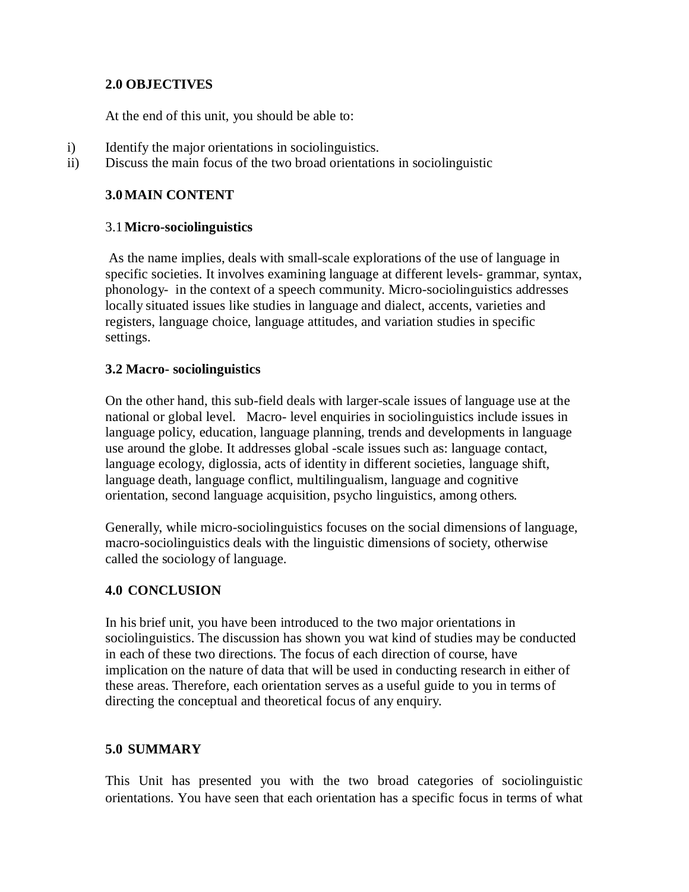## 2.0 OBJECTIVES

At the end of this unit, you should be able to:

i) Identify the major orientations in sociolinguistics.
ii) Discuss the main focus of the two broad orientations in sociolinguistic

## 3.0 MAIN CONTENT

### 3.1 Micro-sociolinguistics

As the name implies, deals with small-scale explorations of the use of language in specific societies. It involves examining language at different levels- grammar, syntax, phonology- in the context of a speech community. Micro-sociolinguistics addresses locally situated issues like studies in language and dialect, accents, varieties and registers, language choice, language attitudes, and variation studies in specific settings.

### 3.2 Macro- sociolinguistics

On the other hand, this sub-field deals with larger-scale issues of language use at the national or global level. Macro- level enquiries in sociolinguistics include issues in language policy, education, language planning, trends and developments in language use around the globe. It addresses global -scale issues such as: language contact, language ecology, diglossia, acts of identity in different societies, language shift, language death, language conflict, multilingualism, language and cognitive orientation, second language acquisition, psycho linguistics, among others.

Generally, while micro-sociolinguistics focuses on the social dimensions of language, macro-sociolinguistics deals with the linguistic dimensions of society, otherwise called the sociology of language.

## 4.0 CONCLUSION

In his brief unit, you have been introduced to the two major orientations in sociolinguistics. The discussion has shown you wat kind of studies may be conducted in each of these two directions. The focus of each direction of course, have implication on the nature of data that will be used in conducting research in either of these areas. Therefore, each orientation serves as a useful guide to you in terms of directing the conceptual and theoretical focus of any enquiry.

## 5.0 SUMMARY

This Unit has presented you with the two broad categories of sociolinguistic orientations. You have seen that each orientation has a specific focus in terms of what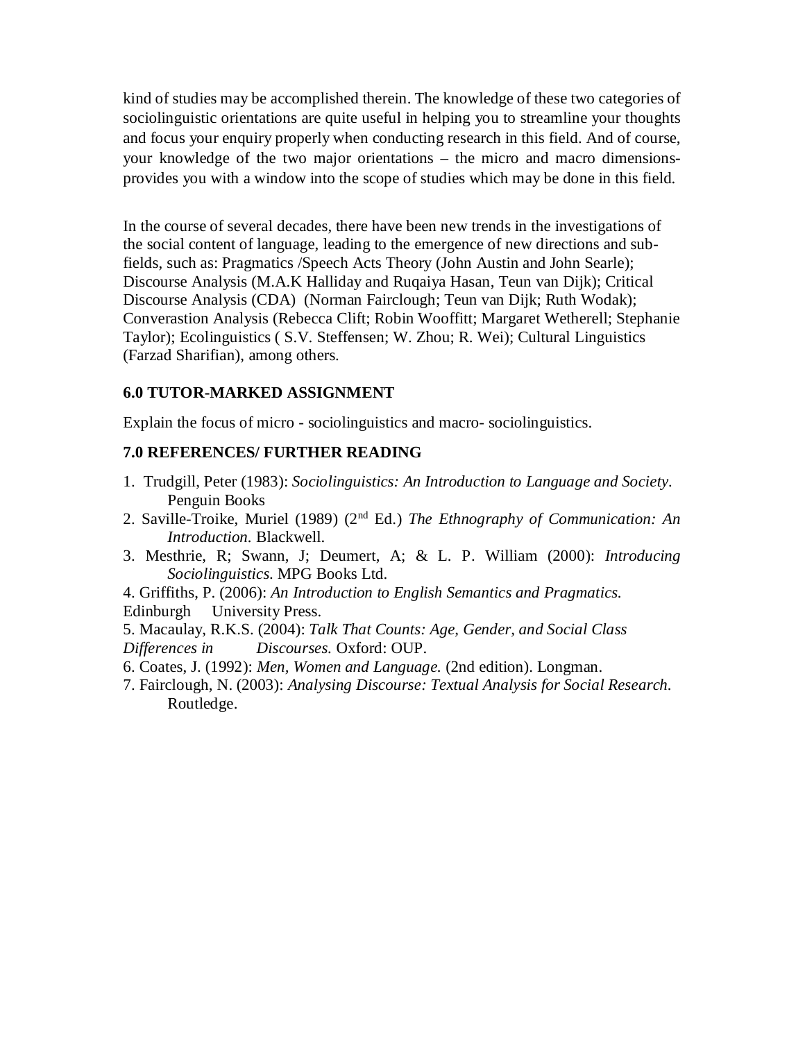kind of studies may be accomplished therein. The knowledge of these two categories of sociolinguistic orientations are quite useful in helping you to streamline your thoughts and focus your enquiry properly when conducting research in this field. And of course, your knowledge of the two major orientations – the micro and macro dimensions- provides you with a window into the scope of studies which may be done in this field.

In the course of several decades, there have been new trends in the investigations of the social content of language, leading to the emergence of new directions and sub-fields, such as: Pragmatics /Speech Acts Theory (John Austin and John Searle); Discourse Analysis (M.A.K Halliday and Ruqaiya Hasan, Teun van Dijk); Critical Discourse Analysis (CDA) (Norman Fairclough; Teun van Dijk; Ruth Wodak); Converastion Analysis (Rebecca Clift; Robin Wooffitt; Margaret Wetherell; Stephanie Taylor); Ecolinguistics ( S.V. Steffensen; W. Zhou; R. Wei); Cultural Linguistics (Farzad Sharifian), among others.

### 6.0 TUTOR-MARKED ASSIGNMENT

Explain the focus of micro - sociolinguistics and macro- sociolinguistics.

### 7.0 REFERENCES/ FURTHER READING

1. Trudgill, Peter (1983): *Sociolinguistics: An Introduction to Language and Society*. Penguin Books
2. Saville-Troike, Muriel (1989) (2nd Ed.) *The Ethnography of Communication: An Introduction*. Blackwell.
3. Mesthrie, R; Swann, J; Deumert, A; & L. P. William (2000): *Introducing Sociolinguistics*. MPG Books Ltd.
4. Griffiths, P. (2006): *An Introduction to English Semantics and Pragmatics.* Edinburgh University Press.
5. Macaulay, R.K.S. (2004): *Talk That Counts: Age, Gender, and Social Class Differences in Discourses.* Oxford: OUP.
6. Coates, J. (1992): *Men, Women and Language.* (2nd edition). Longman.
7. Fairclough, N. (2003): *Analysing Discourse: Textual Analysis for Social Research.* Routledge.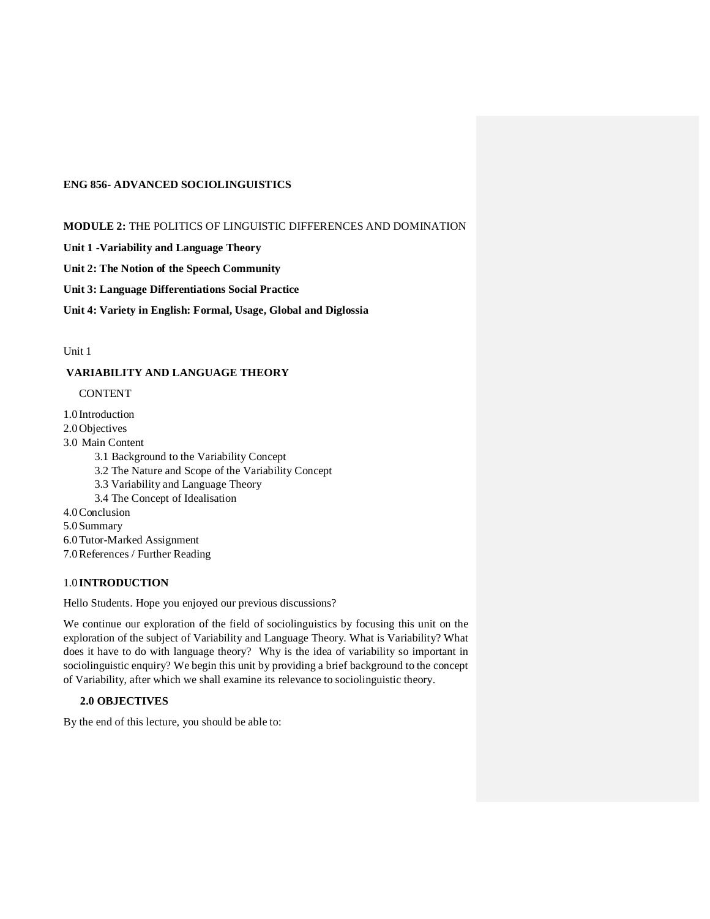**ENG 856- ADVANCED SOCIOLINGUISTICS**

**MODULE 2:** THE POLITICS OF LINGUISTIC DIFFERENCES AND DOMINATION

**Unit 1 -Variability and Language Theory**

**Unit 2: The Notion of the Speech Community**

**Unit 3: Language Differentiations Social Practice**

**Unit 4: Variety in English: Formal, Usage, Global and Diglossia**

Unit 1

## VARIABILITY AND LANGUAGE THEORY

CONTENT

1.0 Introduction
2.0 Objectives
3.0 Main Content
- 3.1 Background to the Variability Concept
- 3.2 The Nature and Scope of the Variability Concept
- 3.3 Variability and Language Theory
- 3.4 The Concept of Idealisation

4.0 Conclusion
5.0 Summary
6.0 Tutor-Marked Assignment
7.0 References / Further Reading

### 1.0 INTRODUCTION

Hello Students. Hope you enjoyed our previous discussions?

We continue our exploration of the field of sociolinguistics by focusing this unit on the exploration of the subject of Variability and Language Theory. What is Variability? What does it have to do with language theory? Why is the idea of variability so important in sociolinguistic enquiry? We begin this unit by providing a brief background to the concept of Variability, after which we shall examine its relevance to sociolinguistic theory.

### 2.0 OBJECTIVES

By the end of this lecture, you should be able to: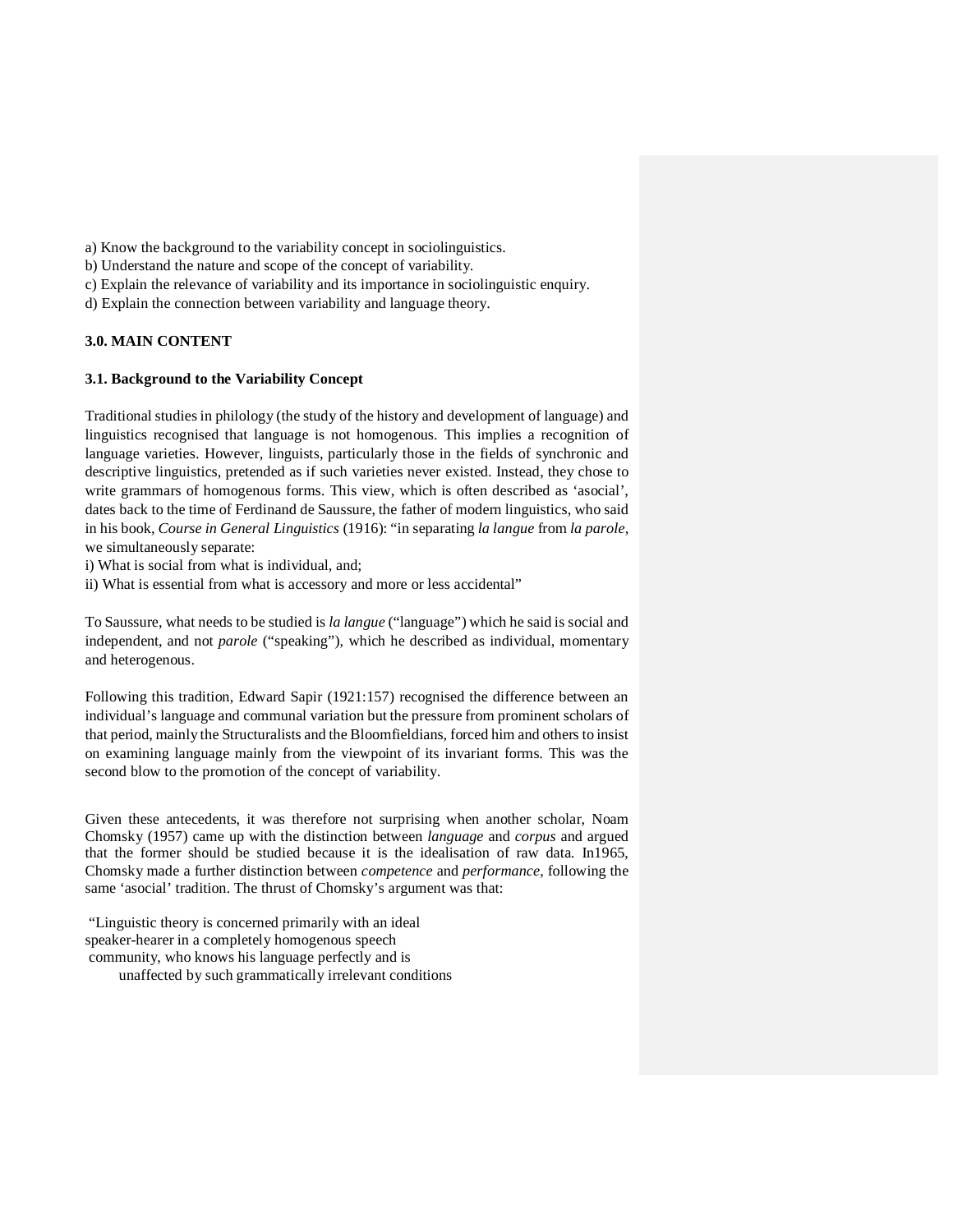a) Know the background to the variability concept in sociolinguistics.
b) Understand the nature and scope of the concept of variability.
c) Explain the relevance of variability and its importance in sociolinguistic enquiry.
d) Explain the connection between variability and language theory.

## 3.0. MAIN CONTENT

### 3.1. Background to the Variability Concept

Traditional studies in philology (the study of the history and development of language) and linguistics recognised that language is not homogenous. This implies a recognition of language varieties. However, linguists, particularly those in the fields of synchronic and descriptive linguistics, pretended as if such varieties never existed. Instead, they chose to write grammars of homogenous forms. This view, which is often described as 'asocial', dates back to the time of Ferdinand de Saussure, the father of modern linguistics, who said in his book, *Course in General Linguistics* (1916): "in separating *la langue* from *la parole*, we simultaneously separate:
i) What is social from what is individual, and;
ii) What is essential from what is accessory and more or less accidental"

To Saussure, what needs to be studied is *la langue* ("language") which he said is social and independent, and not *parole* ("speaking"), which he described as individual, momentary and heterogenous.

Following this tradition, Edward Sapir (1921:157) recognised the difference between an individual's language and communal variation but the pressure from prominent scholars of that period, mainly the Structuralists and the Bloomfieldians, forced him and others to insist on examining language mainly from the viewpoint of its invariant forms. This was the second blow to the promotion of the concept of variability.

Given these antecedents, it was therefore not surprising when another scholar, Noam Chomsky (1957) came up with the distinction between *language* and *corpus* and argued that the former should be studied because it is the idealisation of raw data. In1965, Chomsky made a further distinction between *competence* and *performance*, following the same 'asocial' tradition. The thrust of Chomsky's argument was that:

"Linguistic theory is concerned primarily with an ideal
speaker-hearer in a completely homogenous speech
community, who knows his language perfectly and is
unaffected by such grammatically irrelevant conditions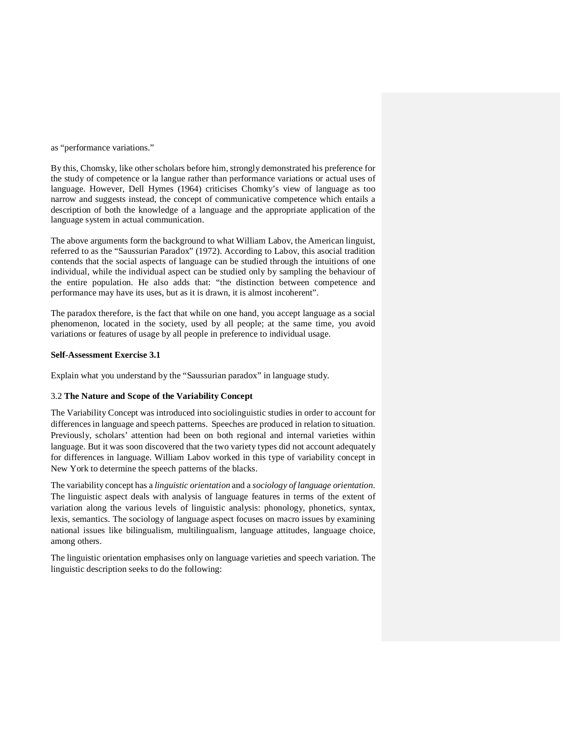as “performance variations.”

By this, Chomsky, like other scholars before him, strongly demonstrated his preference for the study of competence or la langue rather than performance variations or actual uses of language. However, Dell Hymes (1964) criticises Chomky’s view of language as too narrow and suggests instead, the concept of communicative competence which entails a description of both the knowledge of a language and the appropriate application of the language system in actual communication.

The above arguments form the background to what William Labov, the American linguist, referred to as the “Saussurian Paradox” (1972). According to Labov, this asocial tradition contends that the social aspects of language can be studied through the intuitions of one individual, while the individual aspect can be studied only by sampling the behaviour of the entire population. He also adds that: “the distinction between competence and performance may have its uses, but as it is drawn, it is almost incoherent”.

The paradox therefore, is the fact that while on one hand, you accept language as a social phenomenon, located in the society, used by all people; at the same time, you avoid variations or features of usage by all people in preference to individual usage.

**Self-Assessment Exercise 3.1**

Explain what you understand by the “Saussurian paradox” in language study.

### 3.2 The Nature and Scope of the Variability Concept

The Variability Concept was introduced into sociolinguistic studies in order to account for differences in language and speech patterns. Speeches are produced in relation to situation. Previously, scholars’ attention had been on both regional and internal varieties within language. But it was soon discovered that the two variety types did not account adequately for differences in language. William Labov worked in this type of variability concept in New York to determine the speech patterns of the blacks.

The variability concept has a *linguistic orientation* and a *sociology of language orientation*. The linguistic aspect deals with analysis of language features in terms of the extent of variation along the various levels of linguistic analysis: phonology, phonetics, syntax, lexis, semantics. The sociology of language aspect focuses on macro issues by examining national issues like bilingualism, multilingualism, language attitudes, language choice, among others.

The linguistic orientation emphasises only on language varieties and speech variation. The linguistic description seeks to do the following: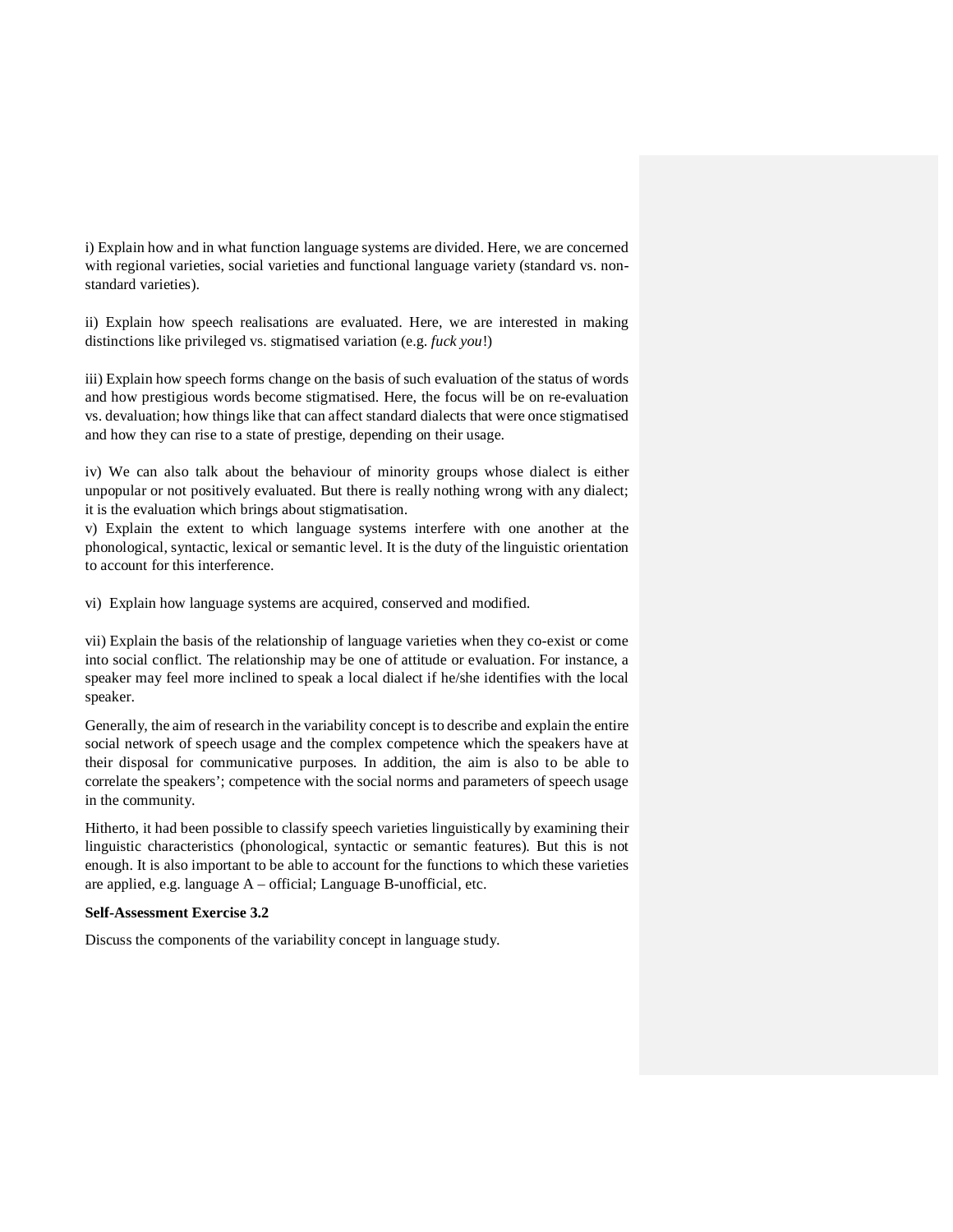i) Explain how and in what function language systems are divided. Here, we are concerned with regional varieties, social varieties and functional language variety (standard vs. non-standard varieties).

ii) Explain how speech realisations are evaluated. Here, we are interested in making distinctions like privileged vs. stigmatised variation (e.g. *fuck you*!)

iii) Explain how speech forms change on the basis of such evaluation of the status of words and how prestigious words become stigmatised. Here, the focus will be on re-evaluation vs. devaluation; how things like that can affect standard dialects that were once stigmatised and how they can rise to a state of prestige, depending on their usage.

iv) We can also talk about the behaviour of minority groups whose dialect is either unpopular or not positively evaluated. But there is really nothing wrong with any dialect; it is the evaluation which brings about stigmatisation.

v) Explain the extent to which language systems interfere with one another at the phonological, syntactic, lexical or semantic level. It is the duty of the linguistic orientation to account for this interference.

vi) Explain how language systems are acquired, conserved and modified.

vii) Explain the basis of the relationship of language varieties when they co-exist or come into social conflict. The relationship may be one of attitude or evaluation. For instance, a speaker may feel more inclined to speak a local dialect if he/she identifies with the local speaker.

Generally, the aim of research in the variability concept is to describe and explain the entire social network of speech usage and the complex competence which the speakers have at their disposal for communicative purposes. In addition, the aim is also to be able to correlate the speakers'; competence with the social norms and parameters of speech usage in the community.

Hitherto, it had been possible to classify speech varieties linguistically by examining their linguistic characteristics (phonological, syntactic or semantic features). But this is not enough. It is also important to be able to account for the functions to which these varieties are applied, e.g. language A – official; Language B-unofficial, etc.

**Self-Assessment Exercise 3.2**

Discuss the components of the variability concept in language study.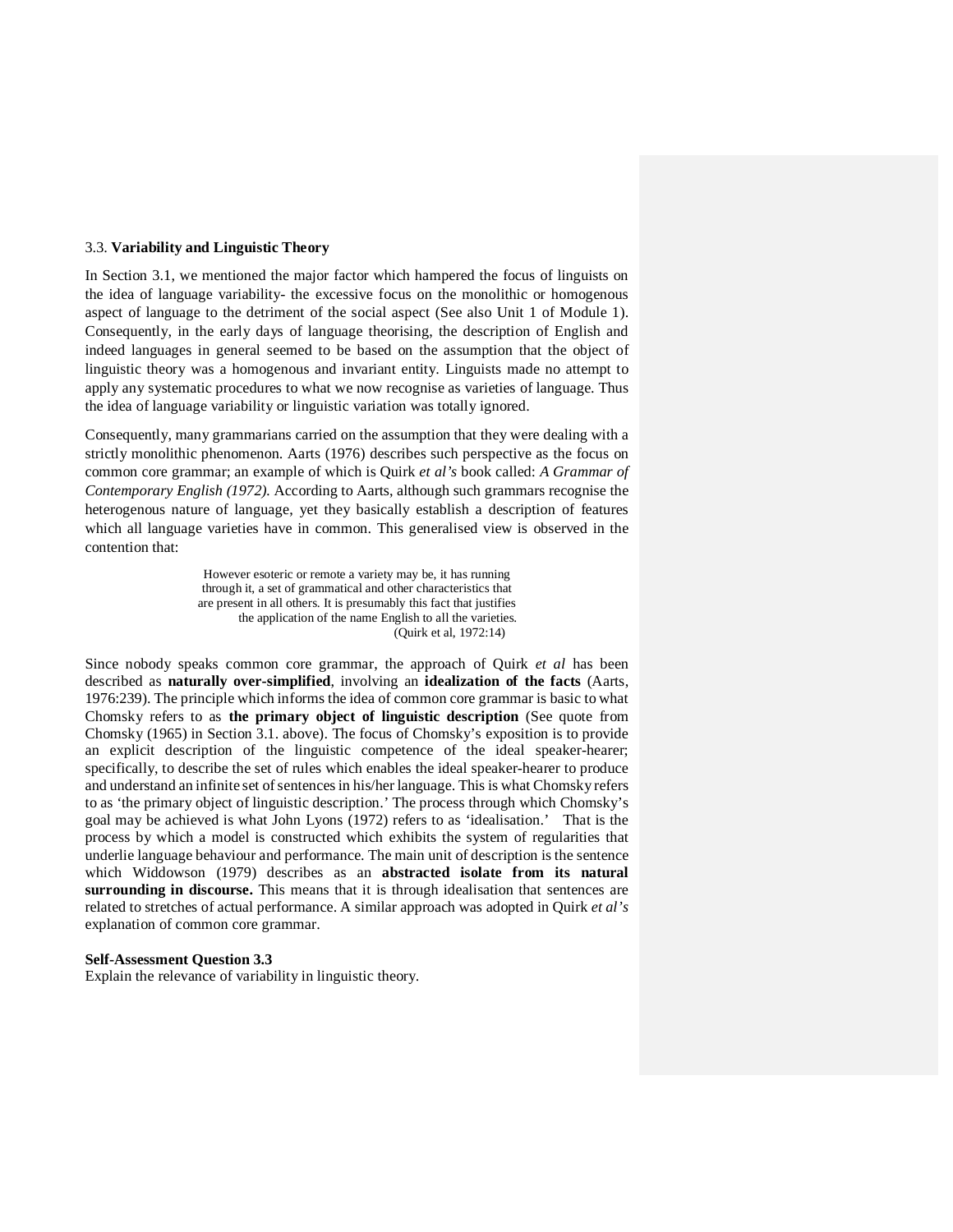### 3.3. **Variability and Linguistic Theory**

In Section 3.1, we mentioned the major factor which hampered the focus of linguists on the idea of language variability- the excessive focus on the monolithic or homogenous aspect of language to the detriment of the social aspect (See also Unit 1 of Module 1). Consequently, in the early days of language theorising, the description of English and indeed languages in general seemed to be based on the assumption that the object of linguistic theory was a homogenous and invariant entity. Linguists made no attempt to apply any systematic procedures to what we now recognise as varieties of language. Thus the idea of language variability or linguistic variation was totally ignored.

Consequently, many grammarians carried on the assumption that they were dealing with a strictly monolithic phenomenon. Aarts (1976) describes such perspective as the focus on common core grammar; an example of which is Quirk *et al's* book called: *A Grammar of Contemporary English (1972).* According to Aarts, although such grammars recognise the heterogenous nature of language, yet they basically establish a description of features which all language varieties have in common. This generalised view is observed in the contention that:

> However esoteric or remote a variety may be, it has running through it, a set of grammatical and other characteristics that are present in all others. It is presumably this fact that justifies the application of the name English to all the varieties.
> (Quirk et al, 1972:14)

Since nobody speaks common core grammar, the approach of Quirk *et al* has been described as **naturally over-simplified**, involving an **idealization of the facts** (Aarts, 1976:239). The principle which informs the idea of common core grammar is basic to what Chomsky refers to as **the primary object of linguistic description** (See quote from Chomsky (1965) in Section 3.1. above). The focus of Chomsky's exposition is to provide an explicit description of the linguistic competence of the ideal speaker-hearer; specifically, to describe the set of rules which enables the ideal speaker-hearer to produce and understand an infinite set of sentences in his/her language. This is what Chomsky refers to as 'the primary object of linguistic description.' The process through which Chomsky's goal may be achieved is what John Lyons (1972) refers to as 'idealisation.' That is the process by which a model is constructed which exhibits the system of regularities that underlie language behaviour and performance. The main unit of description is the sentence which Widdowson (1979) describes as an **abstracted isolate from its natural surrounding in discourse.** This means that it is through idealisation that sentences are related to stretches of actual performance. A similar approach was adopted in Quirk *et al's* explanation of common core grammar.

**Self-Assessment Question 3.3**
Explain the relevance of variability in linguistic theory.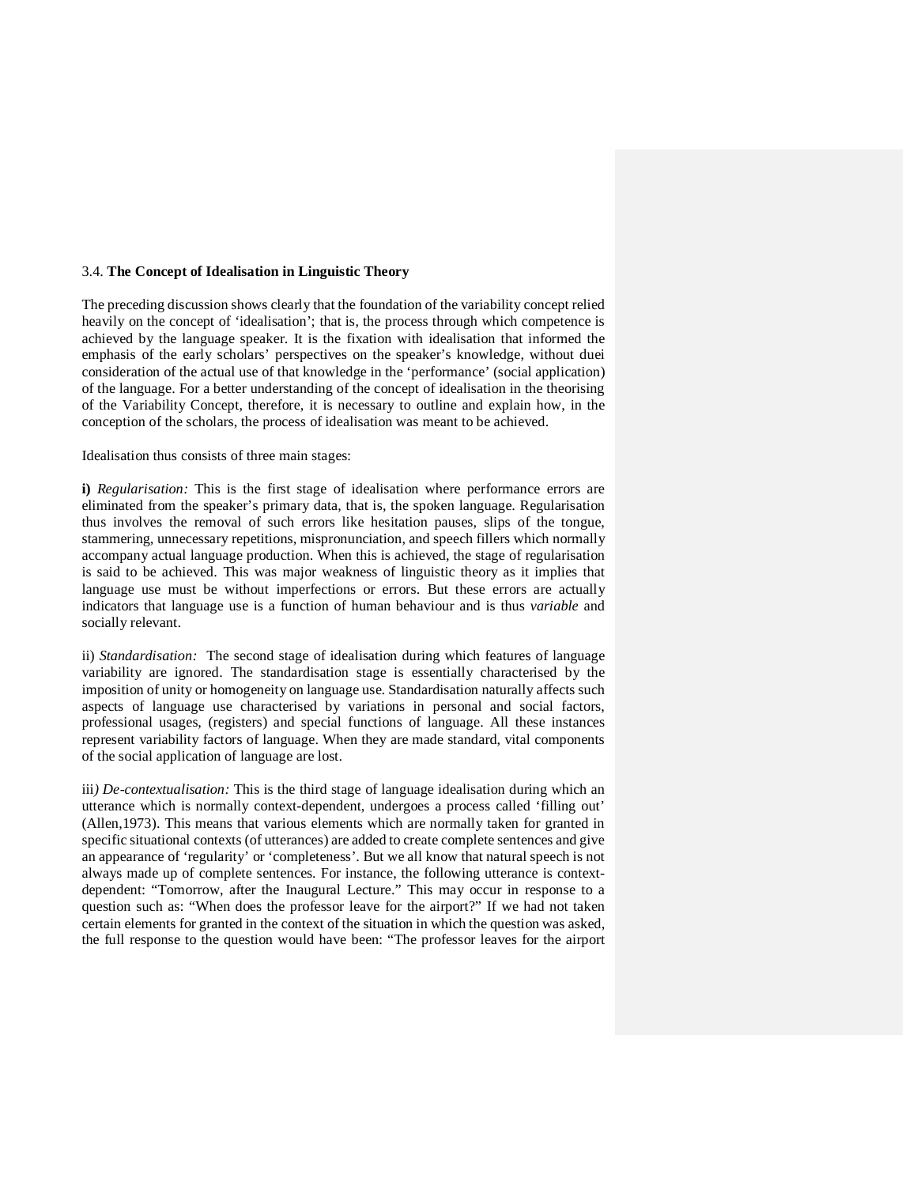3.4. **The Concept of Idealisation in Linguistic Theory**

The preceding discussion shows clearly that the foundation of the variability concept relied heavily on the concept of 'idealisation'; that is, the process through which competence is achieved by the language speaker. It is the fixation with idealisation that informed the emphasis of the early scholars' perspectives on the speaker's knowledge, without duei consideration of the actual use of that knowledge in the 'performance' (social application) of the language. For a better understanding of the concept of idealisation in the theorising of the Variability Concept, therefore, it is necessary to outline and explain how, in the conception of the scholars, the process of idealisation was meant to be achieved.

Idealisation thus consists of three main stages:

**i)** *Regularisation:* This is the first stage of idealisation where performance errors are eliminated from the speaker's primary data, that is, the spoken language. Regularisation thus involves the removal of such errors like hesitation pauses, slips of the tongue, stammering, unnecessary repetitions, mispronunciation, and speech fillers which normally accompany actual language production. When this is achieved, the stage of regularisation is said to be achieved. This was major weakness of linguistic theory as it implies that language use must be without imperfections or errors. But these errors are actually indicators that language use is a function of human behaviour and is thus *variable* and socially relevant.

ii) *Standardisation:* The second stage of idealisation during which features of language variability are ignored. The standardisation stage is essentially characterised by the imposition of unity or homogeneity on language use. Standardisation naturally affects such aspects of language use characterised by variations in personal and social factors, professional usages, (registers) and special functions of language. All these instances represent variability factors of language. When they are made standard, vital components of the social application of language are lost.

iii*) De-contextualisation:* This is the third stage of language idealisation during which an utterance which is normally context-dependent, undergoes a process called 'filling out' (Allen,1973). This means that various elements which are normally taken for granted in specific situational contexts (of utterances) are added to create complete sentences and give an appearance of 'regularity' or 'completeness'. But we all know that natural speech is not always made up of complete sentences. For instance, the following utterance is context-dependent: "Tomorrow, after the Inaugural Lecture." This may occur in response to a question such as: "When does the professor leave for the airport?" If we had not taken certain elements for granted in the context of the situation in which the question was asked, the full response to the question would have been: "The professor leaves for the airport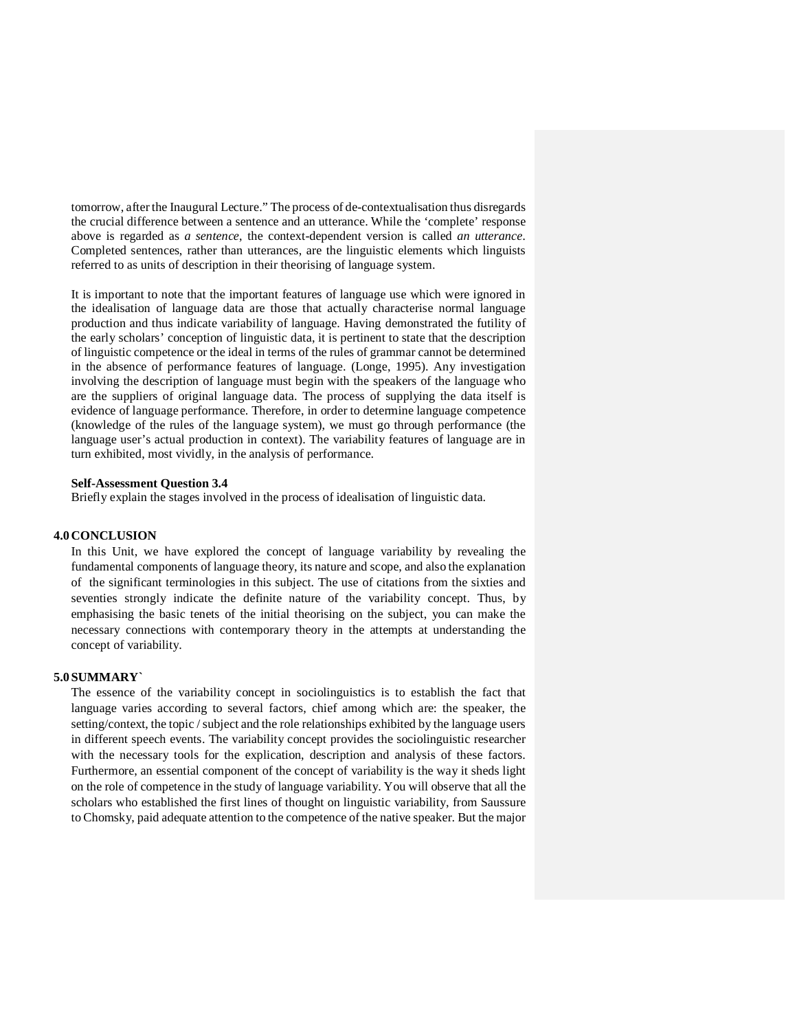tomorrow, after the Inaugural Lecture." The process of de-contextualisation thus disregards the crucial difference between a sentence and an utterance. While the 'complete' response above is regarded as *a sentence*, the context-dependent version is called *an utterance*. Completed sentences, rather than utterances, are the linguistic elements which linguists referred to as units of description in their theorising of language system.

It is important to note that the important features of language use which were ignored in the idealisation of language data are those that actually characterise normal language production and thus indicate variability of language. Having demonstrated the futility of the early scholars' conception of linguistic data, it is pertinent to state that the description of linguistic competence or the ideal in terms of the rules of grammar cannot be determined in the absence of performance features of language. (Longe, 1995). Any investigation involving the description of language must begin with the speakers of the language who are the suppliers of original language data. The process of supplying the data itself is evidence of language performance. Therefore, in order to determine language competence (knowledge of the rules of the language system), we must go through performance (the language user's actual production in context). The variability features of language are in turn exhibited, most vividly, in the analysis of performance.

**Self-Assessment Question 3.4**
Briefly explain the stages involved in the process of idealisation of linguistic data.

## 4.0 CONCLUSION

In this Unit, we have explored the concept of language variability by revealing the fundamental components of language theory, its nature and scope, and also the explanation of the significant terminologies in this subject. The use of citations from the sixties and seventies strongly indicate the definite nature of the variability concept. Thus, by emphasising the basic tenets of the initial theorising on the subject, you can make the necessary connections with contemporary theory in the attempts at understanding the concept of variability.

## 5.0 SUMMARY`

The essence of the variability concept in sociolinguistics is to establish the fact that language varies according to several factors, chief among which are: the speaker, the setting/context, the topic / subject and the role relationships exhibited by the language users in different speech events. The variability concept provides the sociolinguistic researcher with the necessary tools for the explication, description and analysis of these factors. Furthermore, an essential component of the concept of variability is the way it sheds light on the role of competence in the study of language variability. You will observe that all the scholars who established the first lines of thought on linguistic variability, from Saussure to Chomsky, paid adequate attention to the competence of the native speaker. But the major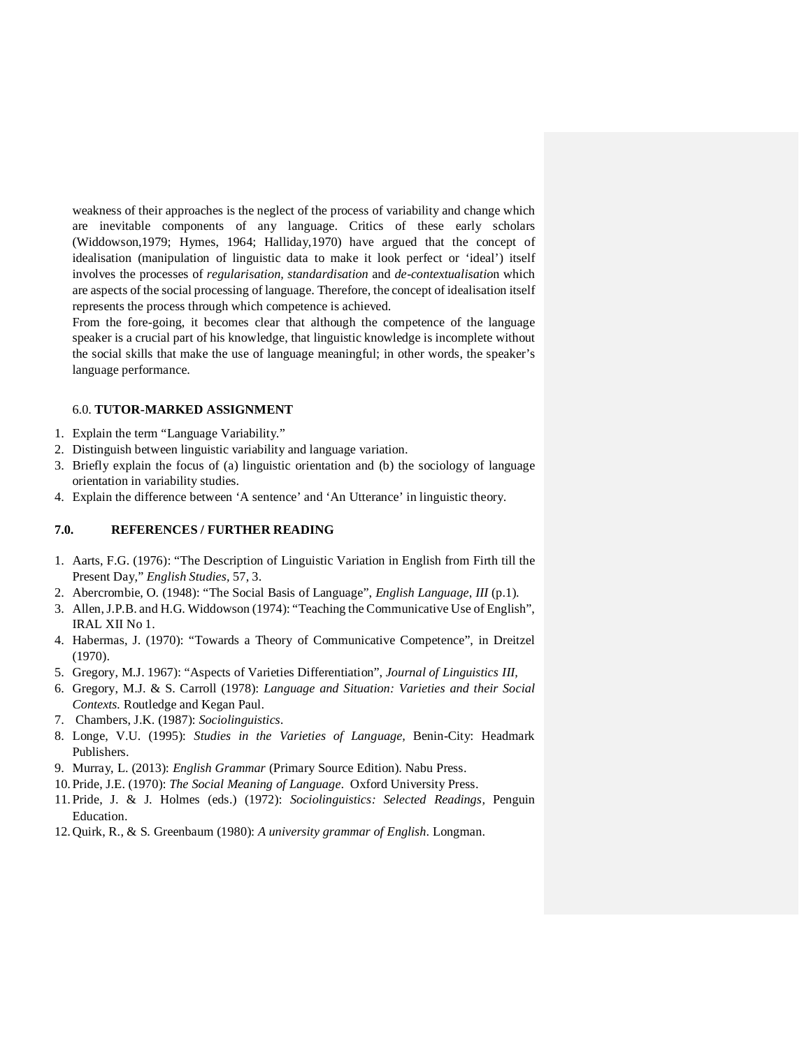weakness of their approaches is the neglect of the process of variability and change which are inevitable components of any language. Critics of these early scholars (Widdowson,1979; Hymes, 1964; Halliday,1970) have argued that the concept of idealisation (manipulation of linguistic data to make it look perfect or 'ideal') itself involves the processes of *regularisation, standardisation* and *de-contextualisatio*n which are aspects of the social processing of language. Therefore, the concept of idealisation itself represents the process through which competence is achieved.

From the fore-going, it becomes clear that although the competence of the language speaker is a crucial part of his knowledge, that linguistic knowledge is incomplete without the social skills that make the use of language meaningful; in other words, the speaker's language performance.

## 6.0. **TUTOR-MARKED ASSIGNMENT**

1. Explain the term "Language Variability."
2. Distinguish between linguistic variability and language variation.
3. Briefly explain the focus of (a) linguistic orientation and (b) the sociology of language orientation in variability studies.
4. Explain the difference between 'A sentence' and 'An Utterance' in linguistic theory.

## 7.0. REFERENCES / FURTHER READING

1. Aarts, F.G. (1976): "The Description of Linguistic Variation in English from Firth till the Present Day," *English Studies,* 57, 3.
2. Abercrombie, O. (1948): "The Social Basis of Language", *English Language, III* (p.1).
3. Allen, J.P.B. and H.G. Widdowson (1974): "Teaching the Communicative Use of English", IRAL XII No 1.
4. Habermas, J. (1970): "Towards a Theory of Communicative Competence", in Dreitzel (1970).
5. Gregory, M.J. 1967): "Aspects of Varieties Differentiation", *Journal of Linguistics III,*
6. Gregory, M.J. & S. Carroll (1978): *Language and Situation: Varieties and their Social Contexts.* Routledge and Kegan Paul.
7. Chambers, J.K. (1987): *Sociolinguistics*.
8. Longe, V.U. (1995): *Studies in the Varieties of Language,* Benin-City: Headmark Publishers.
9. Murray, L. (2013): *English Grammar* (Primary Source Edition). Nabu Press.
10. Pride, J.E. (1970): *The Social Meaning of Language*. Oxford University Press.
11. Pride, J. & J. Holmes (eds.) (1972): *Sociolinguistics: Selected Readings,* Penguin Education.
12. Quirk, R., & S. Greenbaum (1980): *A university grammar of English*. Longman.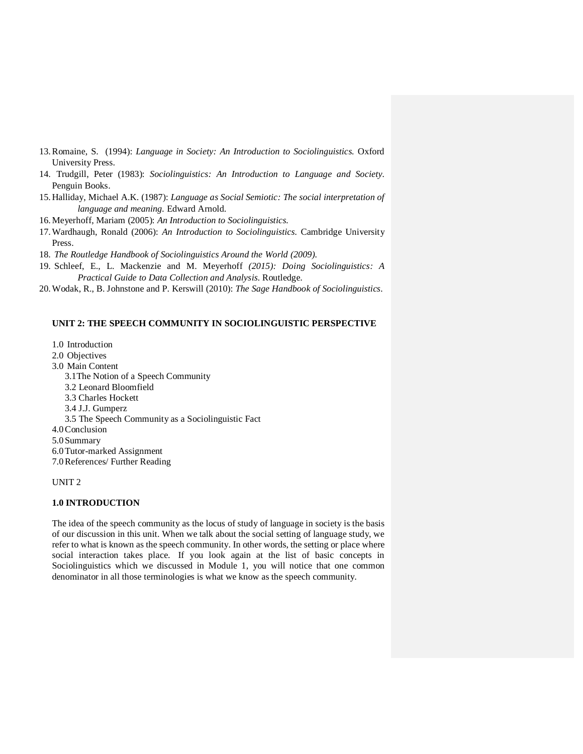13. Romaine, S. (1994): *Language in Society: An Introduction to Sociolinguistics.* Oxford University Press.
14. Trudgill, Peter (1983): *Sociolinguistics: An Introduction to Language and Society*. Penguin Books.
15. Halliday, Michael A.K. (1987): *Language as Social Semiotic: The social interpretation of language and meaning.* Edward Arnold.
16. Meyerhoff, Mariam (2005): *An Introduction to Sociolinguistics.*
17. Wardhaugh, Ronald (2006): *An Introduction to Sociolinguistics.* Cambridge University Press.
18. *The Routledge Handbook of Sociolinguistics Around the World (2009).*
19. Schleef, E., L. Mackenzie and M. Meyerhoff *(2015): Doing Sociolinguistics: A Practical Guide to Data Collection and Analysis*. Routledge.
20. Wodak, R., B. Johnstone and P. Kerswill (2010): *The Sage Handbook of Sociolinguistics*.

## UNIT 2: THE SPEECH COMMUNITY IN SOCIOLINGUISTIC PERSPECTIVE

1.0 Introduction
2.0 Objectives
3.0 Main Content
    3.1 The Notion of a Speech Community
    3.2 Leonard Bloomfield
    3.3 Charles Hockett
    3.4 J.J. Gumperz
    3.5 The Speech Community as a Sociolinguistic Fact
4.0 Conclusion
5.0 Summary
6.0 Tutor-marked Assignment
7.0 References/ Further Reading

UNIT 2

### 1.0 INTRODUCTION

The idea of the speech community as the locus of study of language in society is the basis of our discussion in this unit. When we talk about the social setting of language study, we refer to what is known as the speech community. In other words, the setting or place where social interaction takes place. If you look again at the list of basic concepts in Sociolinguistics which we discussed in Module 1, you will notice that one common denominator in all those terminologies is what we know as the speech community.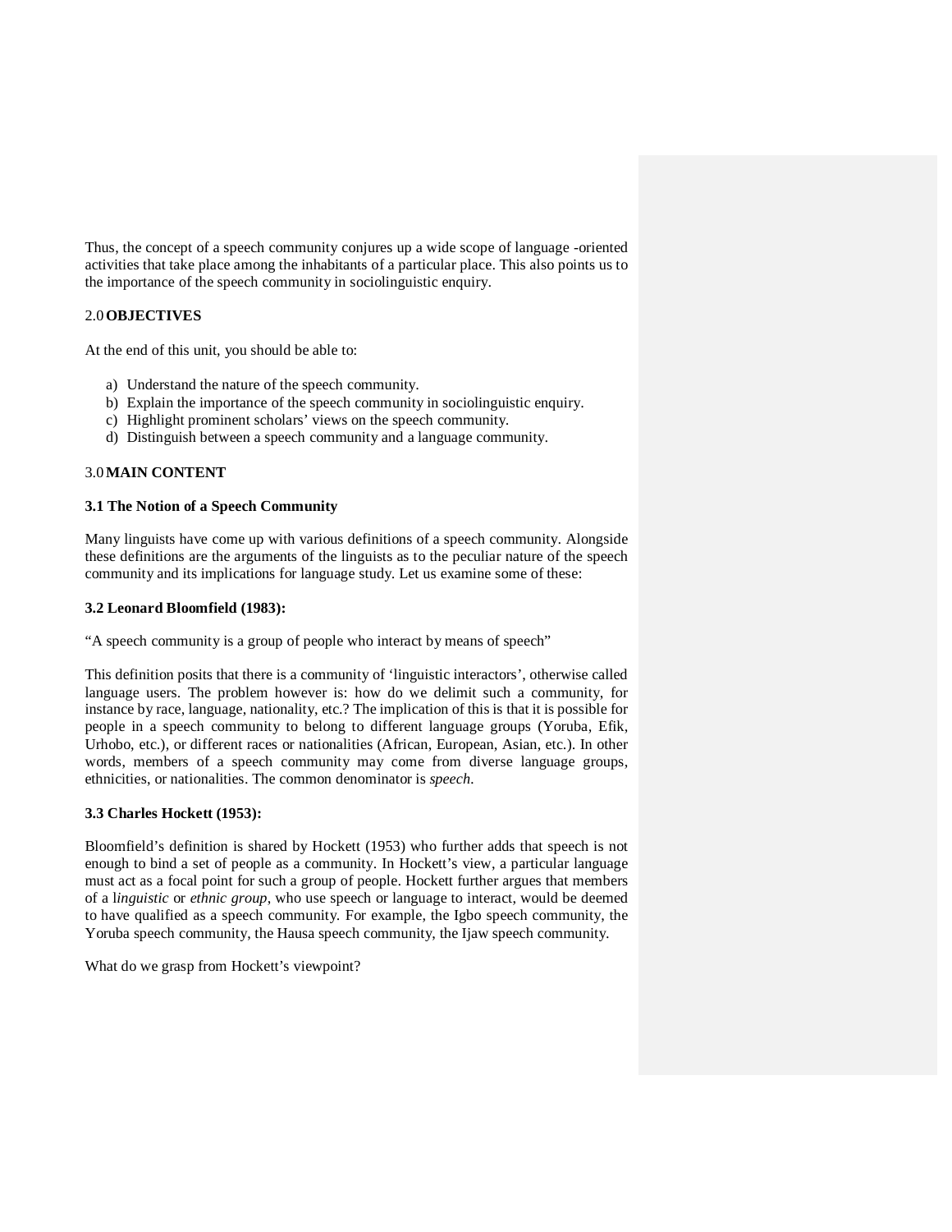Thus, the concept of a speech community conjures up a wide scope of language -oriented activities that take place among the inhabitants of a particular place. This also points us to the importance of the speech community in sociolinguistic enquiry.

## 2.0 OBJECTIVES

At the end of this unit, you should be able to:

a) Understand the nature of the speech community.
b) Explain the importance of the speech community in sociolinguistic enquiry.
c) Highlight prominent scholars' views on the speech community.
d) Distinguish between a speech community and a language community.

## 3.0 MAIN CONTENT

### 3.1 The Notion of a Speech Community

Many linguists have come up with various definitions of a speech community. Alongside these definitions are the arguments of the linguists as to the peculiar nature of the speech community and its implications for language study. Let us examine some of these:

### 3.2 Leonard Bloomfield (1983):

"A speech community is a group of people who interact by means of speech"

This definition posits that there is a community of 'linguistic interactors', otherwise called language users. The problem however is: how do we delimit such a community, for instance by race, language, nationality, etc.? The implication of this is that it is possible for people in a speech community to belong to different language groups (Yoruba, Efik, Urhobo, etc.), or different races or nationalities (African, European, Asian, etc.). In other words, members of a speech community may come from diverse language groups, ethnicities, or nationalities. The common denominator is *speech*.

### 3.3 Charles Hockett (1953):

Bloomfield's definition is shared by Hockett (1953) who further adds that speech is not enough to bind a set of people as a community. In Hockett's view, a particular language must act as a focal point for such a group of people. Hockett further argues that members of a l*inguistic* or *ethnic group*, who use speech or language to interact, would be deemed to have qualified as a speech community. For example, the Igbo speech community, the Yoruba speech community, the Hausa speech community, the Ijaw speech community.

What do we grasp from Hockett's viewpoint?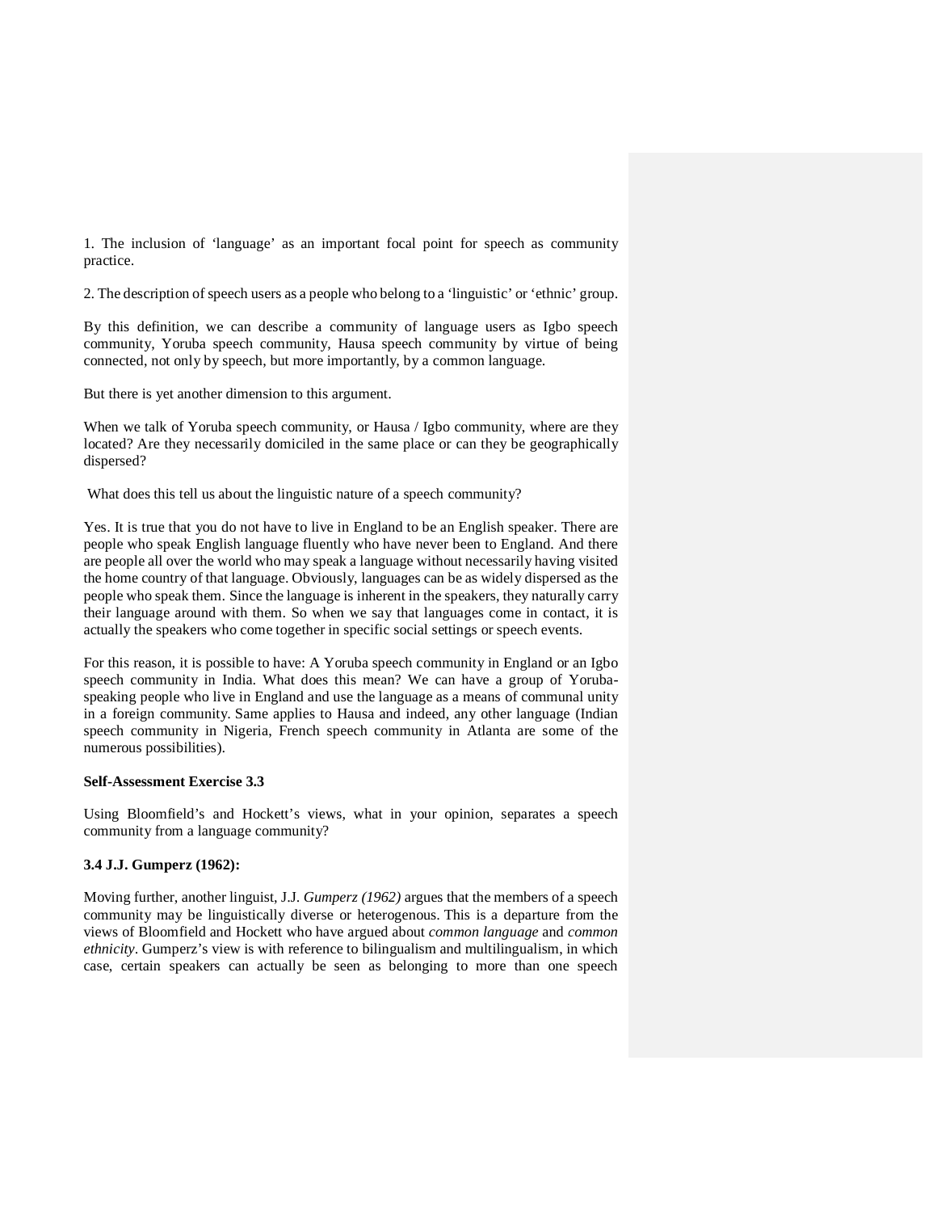1. The inclusion of 'language' as an important focal point for speech as community practice.

2. The description of speech users as a people who belong to a 'linguistic' or 'ethnic' group.

By this definition, we can describe a community of language users as Igbo speech community, Yoruba speech community, Hausa speech community by virtue of being connected, not only by speech, but more importantly, by a common language.

But there is yet another dimension to this argument.

When we talk of Yoruba speech community, or Hausa / Igbo community, where are they located? Are they necessarily domiciled in the same place or can they be geographically dispersed?

What does this tell us about the linguistic nature of a speech community?

Yes. It is true that you do not have to live in England to be an English speaker. There are people who speak English language fluently who have never been to England. And there are people all over the world who may speak a language without necessarily having visited the home country of that language. Obviously, languages can be as widely dispersed as the people who speak them. Since the language is inherent in the speakers, they naturally carry their language around with them. So when we say that languages come in contact, it is actually the speakers who come together in specific social settings or speech events.

For this reason, it is possible to have: A Yoruba speech community in England or an Igbo speech community in India. What does this mean? We can have a group of Yoruba-speaking people who live in England and use the language as a means of communal unity in a foreign community. Same applies to Hausa and indeed, any other language (Indian speech community in Nigeria, French speech community in Atlanta are some of the numerous possibilities).

**Self-Assessment Exercise 3.3**

Using Bloomfield's and Hockett's views, what in your opinion, separates a speech community from a language community?

### 3.4 J.J. Gumperz (1962):

Moving further, another linguist, J.J. *Gumperz (1962)* argues that the members of a speech community may be linguistically diverse or heterogenous. This is a departure from the views of Bloomfield and Hockett who have argued about *common language* and *common ethnicity*. Gumperz's view is with reference to bilingualism and multilingualism, in which case, certain speakers can actually be seen as belonging to more than one speech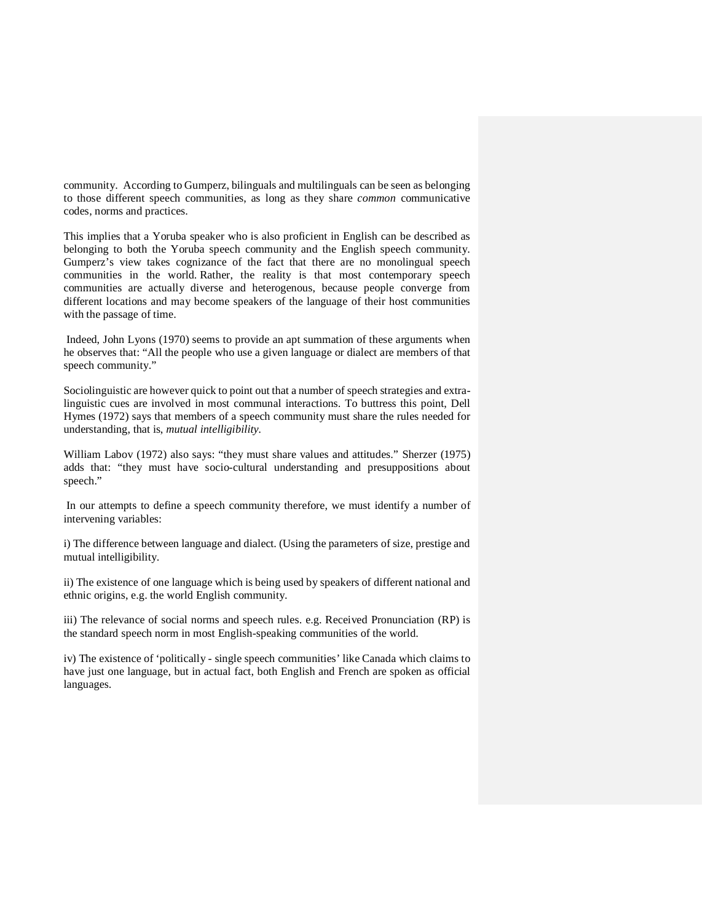community. According to Gumperz, bilinguals and multilinguals can be seen as belonging to those different speech communities, as long as they share *common* communicative codes, norms and practices.

This implies that a Yoruba speaker who is also proficient in English can be described as belonging to both the Yoruba speech community and the English speech community. Gumperz's view takes cognizance of the fact that there are no monolingual speech communities in the world. Rather, the reality is that most contemporary speech communities are actually diverse and heterogenous, because people converge from different locations and may become speakers of the language of their host communities with the passage of time.

Indeed, John Lyons (1970) seems to provide an apt summation of these arguments when he observes that: "All the people who use a given language or dialect are members of that speech community."

Sociolinguistic are however quick to point out that a number of speech strategies and extra-linguistic cues are involved in most communal interactions. To buttress this point, Dell Hymes (1972) says that members of a speech community must share the rules needed for understanding, that is, *mutual intelligibility*.

William Labov (1972) also says: "they must share values and attitudes." Sherzer (1975) adds that: "they must have socio-cultural understanding and presuppositions about speech."

In our attempts to define a speech community therefore, we must identify a number of intervening variables:

i) The difference between language and dialect. (Using the parameters of size, prestige and mutual intelligibility.

ii) The existence of one language which is being used by speakers of different national and ethnic origins, e.g. the world English community.

iii) The relevance of social norms and speech rules. e.g. Received Pronunciation (RP) is the standard speech norm in most English-speaking communities of the world.

iv) The existence of 'politically - single speech communities' like Canada which claims to have just one language, but in actual fact, both English and French are spoken as official languages.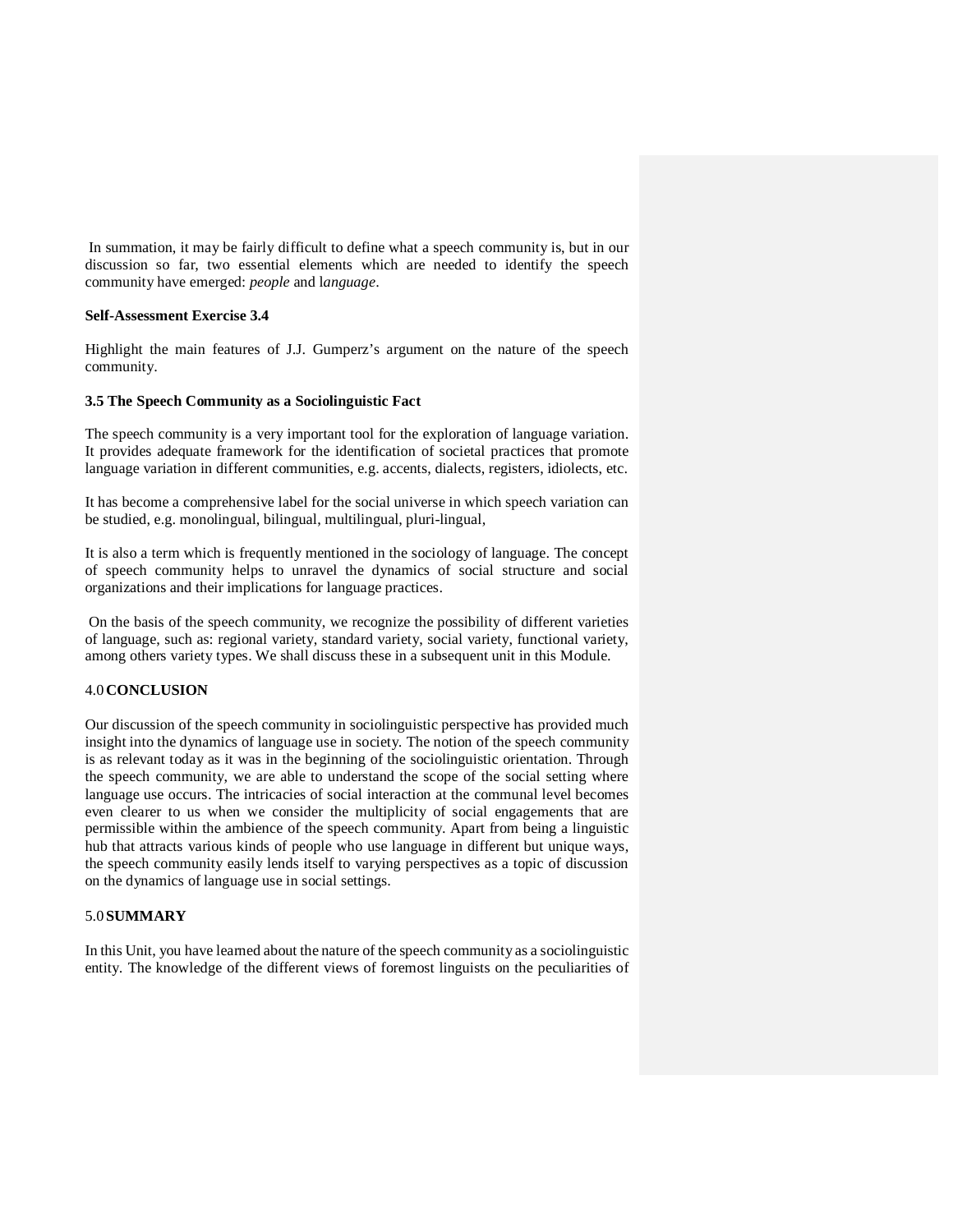In summation, it may be fairly difficult to define what a speech community is, but in our discussion so far, two essential elements which are needed to identify the speech community have emerged: *people* and l*anguage*.

**Self-Assessment Exercise 3.4**

Highlight the main features of J.J. Gumperz's argument on the nature of the speech community.

### 3.5 The Speech Community as a Sociolinguistic Fact

The speech community is a very important tool for the exploration of language variation. It provides adequate framework for the identification of societal practices that promote language variation in different communities, e.g. accents, dialects, registers, idiolects, etc.

It has become a comprehensive label for the social universe in which speech variation can be studied, e.g. monolingual, bilingual, multilingual, pluri-lingual,

It is also a term which is frequently mentioned in the sociology of language. The concept of speech community helps to unravel the dynamics of social structure and social organizations and their implications for language practices.

On the basis of the speech community, we recognize the possibility of different varieties of language, such as: regional variety, standard variety, social variety, functional variety, among others variety types. We shall discuss these in a subsequent unit in this Module.

## 4.0 CONCLUSION

Our discussion of the speech community in sociolinguistic perspective has provided much insight into the dynamics of language use in society. The notion of the speech community is as relevant today as it was in the beginning of the sociolinguistic orientation. Through the speech community, we are able to understand the scope of the social setting where language use occurs. The intricacies of social interaction at the communal level becomes even clearer to us when we consider the multiplicity of social engagements that are permissible within the ambience of the speech community. Apart from being a linguistic hub that attracts various kinds of people who use language in different but unique ways, the speech community easily lends itself to varying perspectives as a topic of discussion on the dynamics of language use in social settings.

## 5.0 SUMMARY

In this Unit, you have learned about the nature of the speech community as a sociolinguistic entity. The knowledge of the different views of foremost linguists on the peculiarities of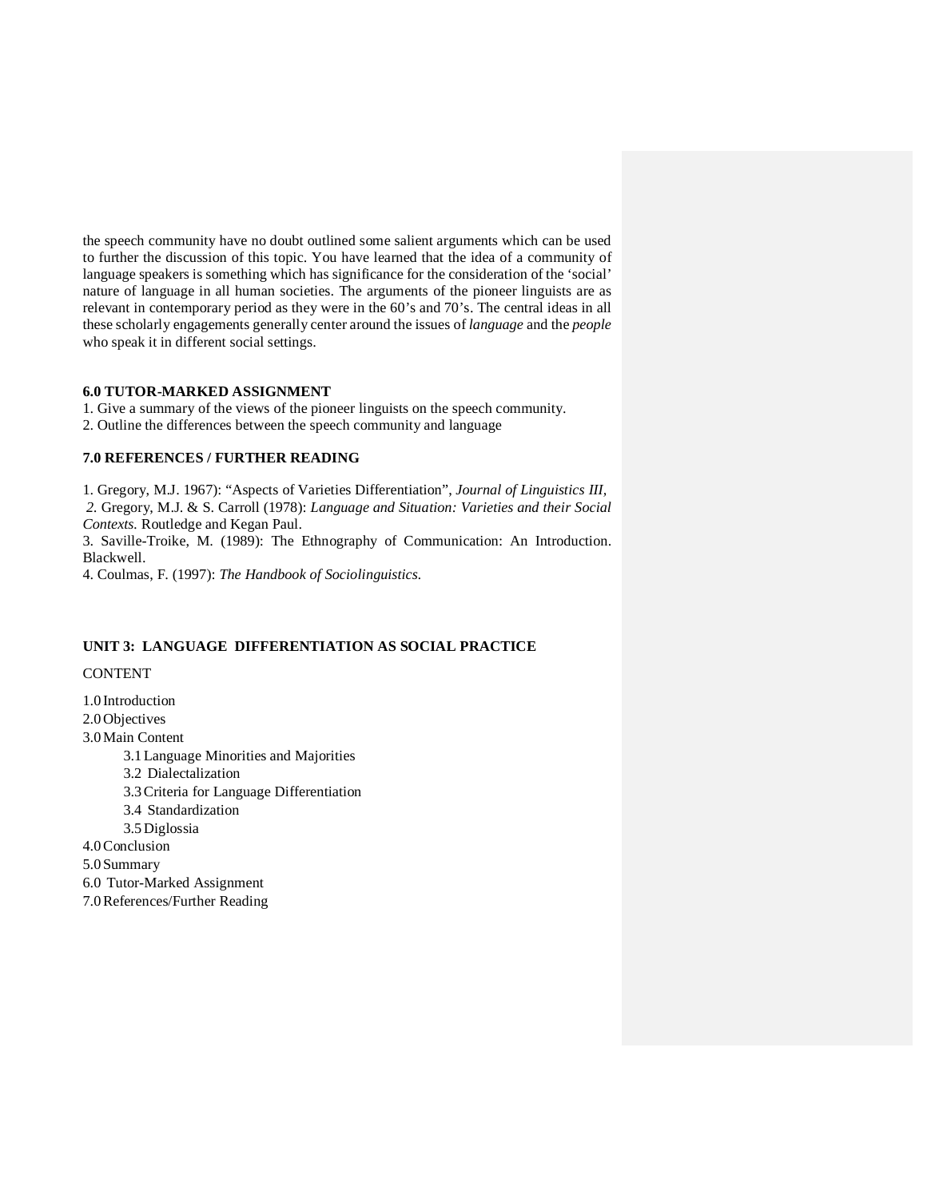the speech community have no doubt outlined some salient arguments which can be used to further the discussion of this topic. You have learned that the idea of a community of language speakers is something which has significance for the consideration of the 'social' nature of language in all human societies. The arguments of the pioneer linguists are as relevant in contemporary period as they were in the 60's and 70's. The central ideas in all these scholarly engagements generally center around the issues of *language* and the *people* who speak it in different social settings.

### 6.0 TUTOR-MARKED ASSIGNMENT

1. Give a summary of the views of the pioneer linguists on the speech community.
2. Outline the differences between the speech community and language

### 7.0 REFERENCES / FURTHER READING

1. Gregory, M.J. 1967): "Aspects of Varieties Differentiation", *Journal of Linguistics III,*
2. Gregory, M.J. & S. Carroll (1978): *Language and Situation: Varieties and their Social Contexts.* Routledge and Kegan Paul.
3. Saville-Troike, M. (1989): The Ethnography of Communication: An Introduction. Blackwell.
4. Coulmas, F. (1997): *The Handbook of Sociolinguistics.*

## UNIT 3: LANGUAGE DIFFERENTIATION AS SOCIAL PRACTICE

CONTENT

1.0 Introduction
2.0 Objectives
3.0 Main Content
  3.1 Language Minorities and Majorities
  3.2 Dialectalization
  3.3 Criteria for Language Differentiation
  3.4 Standardization
  3.5 Diglossia
4.0 Conclusion
5.0 Summary
6.0 Tutor-Marked Assignment
7.0 References/Further Reading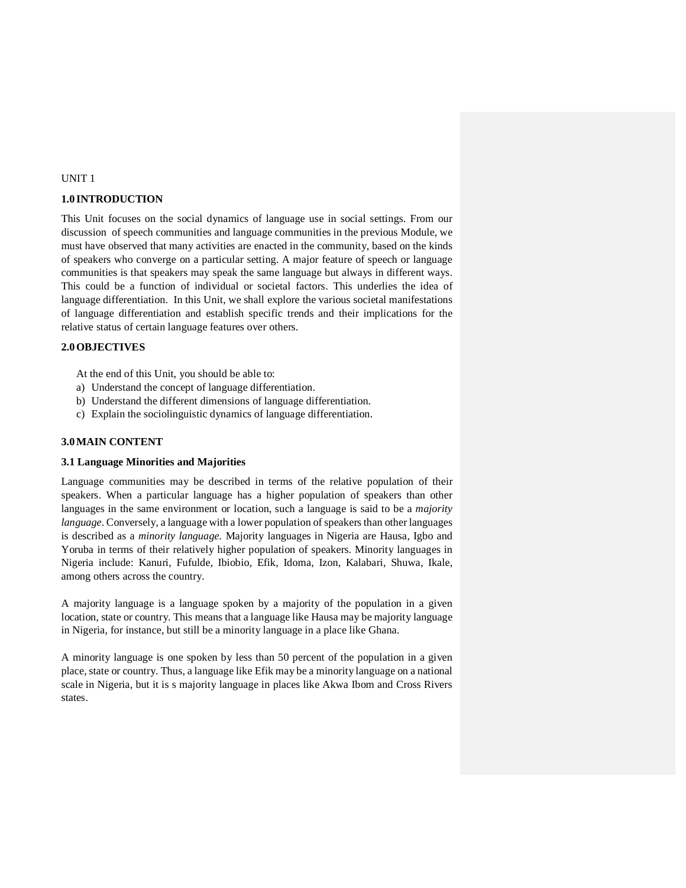UNIT 1

## 1.0 INTRODUCTION

This Unit focuses on the social dynamics of language use in social settings. From our discussion of speech communities and language communities in the previous Module, we must have observed that many activities are enacted in the community, based on the kinds of speakers who converge on a particular setting. A major feature of speech or language communities is that speakers may speak the same language but always in different ways. This could be a function of individual or societal factors. This underlies the idea of language differentiation. In this Unit, we shall explore the various societal manifestations of language differentiation and establish specific trends and their implications for the relative status of certain language features over others.

## 2.0 OBJECTIVES

At the end of this Unit, you should be able to:

a) Understand the concept of language differentiation.
b) Understand the different dimensions of language differentiation.
c) Explain the sociolinguistic dynamics of language differentiation.

## 3.0 MAIN CONTENT

### 3.1 Language Minorities and Majorities

Language communities may be described in terms of the relative population of their speakers. When a particular language has a higher population of speakers than other languages in the same environment or location, such a language is said to be a *majority language*. Conversely, a language with a lower population of speakers than other languages is described as a *minority language*. Majority languages in Nigeria are Hausa, Igbo and Yoruba in terms of their relatively higher population of speakers. Minority languages in Nigeria include: Kanuri, Fufulde, Ibiobio, Efik, Idoma, Izon, Kalabari, Shuwa, Ikale, among others across the country.

A majority language is a language spoken by a majority of the population in a given location, state or country. This means that a language like Hausa may be majority language in Nigeria, for instance, but still be a minority language in a place like Ghana.

A minority language is one spoken by less than 50 percent of the population in a given place, state or country. Thus, a language like Efik may be a minority language on a national scale in Nigeria, but it is s majority language in places like Akwa Ibom and Cross Rivers states.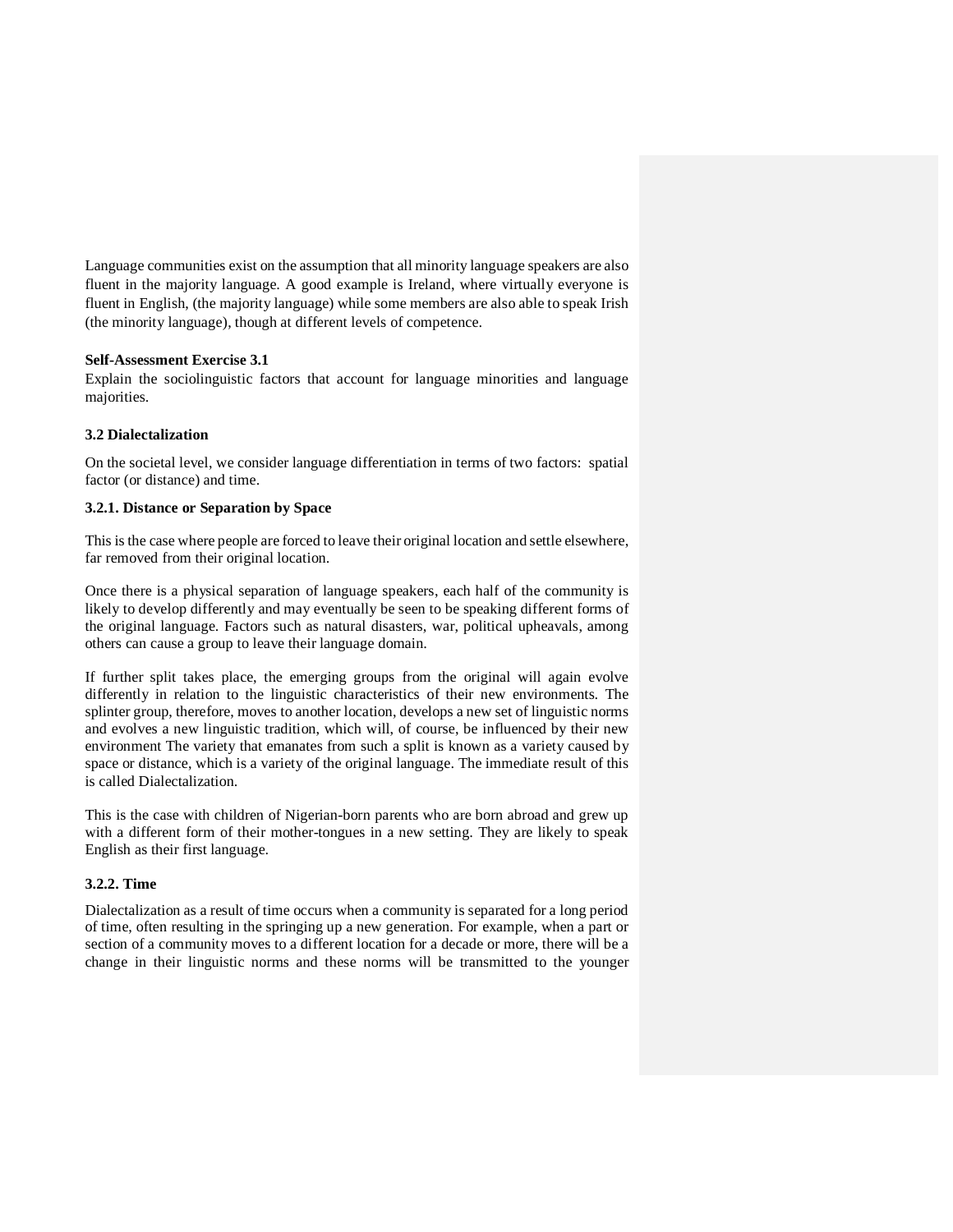Language communities exist on the assumption that all minority language speakers are also fluent in the majority language. A good example is Ireland, where virtually everyone is fluent in English, (the majority language) while some members are also able to speak Irish (the minority language), though at different levels of competence.

**Self-Assessment Exercise 3.1**

Explain the sociolinguistic factors that account for language minorities and language majorities.

### 3.2 Dialectalization

On the societal level, we consider language differentiation in terms of two factors: spatial factor (or distance) and time.

#### 3.2.1. Distance or Separation by Space

This is the case where people are forced to leave their original location and settle elsewhere, far removed from their original location.

Once there is a physical separation of language speakers, each half of the community is likely to develop differently and may eventually be seen to be speaking different forms of the original language. Factors such as natural disasters, war, political upheavals, among others can cause a group to leave their language domain.

If further split takes place, the emerging groups from the original will again evolve differently in relation to the linguistic characteristics of their new environments. The splinter group, therefore, moves to another location, develops a new set of linguistic norms and evolves a new linguistic tradition, which will, of course, be influenced by their new environment The variety that emanates from such a split is known as a variety caused by space or distance, which is a variety of the original language. The immediate result of this is called Dialectalization.

This is the case with children of Nigerian-born parents who are born abroad and grew up with a different form of their mother-tongues in a new setting. They are likely to speak English as their first language.

#### 3.2.2. Time

Dialectalization as a result of time occurs when a community is separated for a long period of time, often resulting in the springing up a new generation. For example, when a part or section of a community moves to a different location for a decade or more, there will be a change in their linguistic norms and these norms will be transmitted to the younger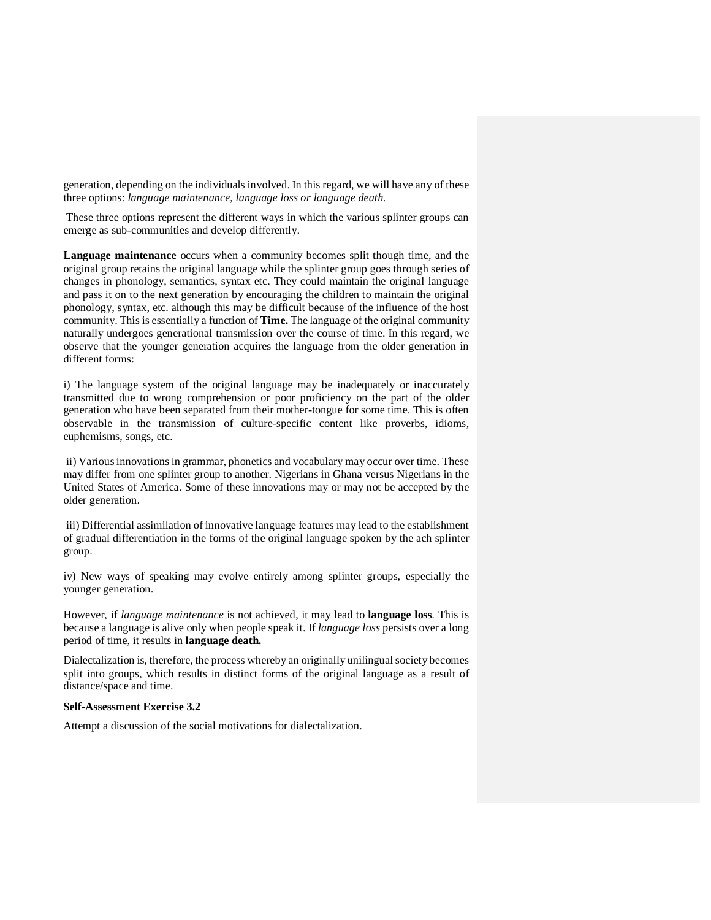generation, depending on the individuals involved. In this regard, we will have any of these three options: *language maintenance, language loss or language death.*

These three options represent the different ways in which the various splinter groups can emerge as sub-communities and develop differently.

**Language maintenance** occurs when a community becomes split though time, and the original group retains the original language while the splinter group goes through series of changes in phonology, semantics, syntax etc. They could maintain the original language and pass it on to the next generation by encouraging the children to maintain the original phonology, syntax, etc. although this may be difficult because of the influence of the host community. This is essentially a function of **Time.** The language of the original community naturally undergoes generational transmission over the course of time. In this regard, we observe that the younger generation acquires the language from the older generation in different forms:

i) The language system of the original language may be inadequately or inaccurately transmitted due to wrong comprehension or poor proficiency on the part of the older generation who have been separated from their mother-tongue for some time. This is often observable in the transmission of culture-specific content like proverbs, idioms, euphemisms, songs, etc.

ii) Various innovations in grammar, phonetics and vocabulary may occur over time. These may differ from one splinter group to another. Nigerians in Ghana versus Nigerians in the United States of America. Some of these innovations may or may not be accepted by the older generation.

iii) Differential assimilation of innovative language features may lead to the establishment of gradual differentiation in the forms of the original language spoken by the ach splinter group.

iv) New ways of speaking may evolve entirely among splinter groups, especially the younger generation.

However, if *language maintenance* is not achieved, it may lead to **language loss**. This is because a language is alive only when people speak it. If *language loss* persists over a long period of time, it results in **language death.**

Dialectalization is, therefore, the process whereby an originally unilingual society becomes split into groups, which results in distinct forms of the original language as a result of distance/space and time.

**Self-Assessment Exercise 3.2**

Attempt a discussion of the social motivations for dialectalization.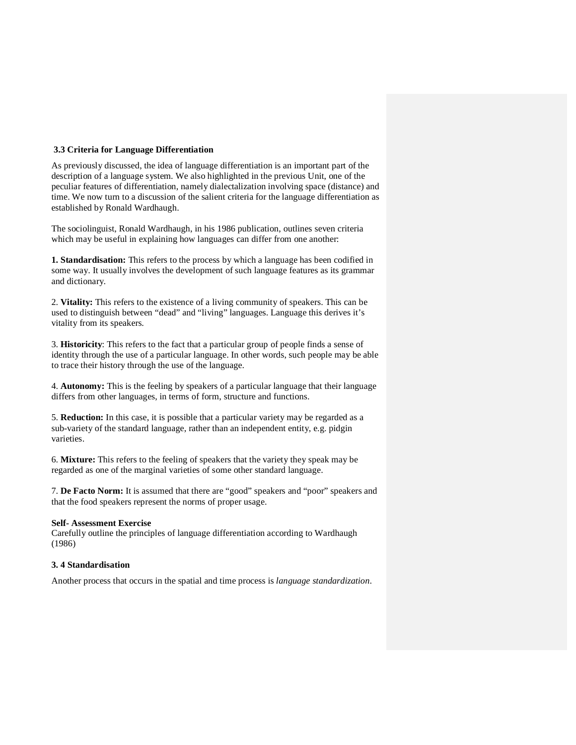### 3.3 Criteria for Language Differentiation

As previously discussed, the idea of language differentiation is an important part of the description of a language system. We also highlighted in the previous Unit, one of the peculiar features of differentiation, namely dialectalization involving space (distance) and time. We now turn to a discussion of the salient criteria for the language differentiation as established by Ronald Wardhaugh.

The sociolinguist, Ronald Wardhaugh, in his 1986 publication, outlines seven criteria which may be useful in explaining how languages can differ from one another:

**1. Standardisation:** This refers to the process by which a language has been codified in some way. It usually involves the development of such language features as its grammar and dictionary.

2. **Vitality:** This refers to the existence of a living community of speakers. This can be used to distinguish between "dead" and "living" languages. Language this derives it's vitality from its speakers.

3. **Historicity**: This refers to the fact that a particular group of people finds a sense of identity through the use of a particular language. In other words, such people may be able to trace their history through the use of the language.

4. **Autonomy:** This is the feeling by speakers of a particular language that their language differs from other languages, in terms of form, structure and functions.

5. **Reduction:** In this case, it is possible that a particular variety may be regarded as a sub-variety of the standard language, rather than an independent entity, e.g. pidgin varieties.

6. **Mixture:** This refers to the feeling of speakers that the variety they speak may be regarded as one of the marginal varieties of some other standard language.

7. **De Facto Norm:** It is assumed that there are "good" speakers and "poor" speakers and that the food speakers represent the norms of proper usage.

**Self- Assessment Exercise**
Carefully outline the principles of language differentiation according to Wardhaugh (1986)

### 3. 4 Standardisation

Another process that occurs in the spatial and time process is *language standardization*.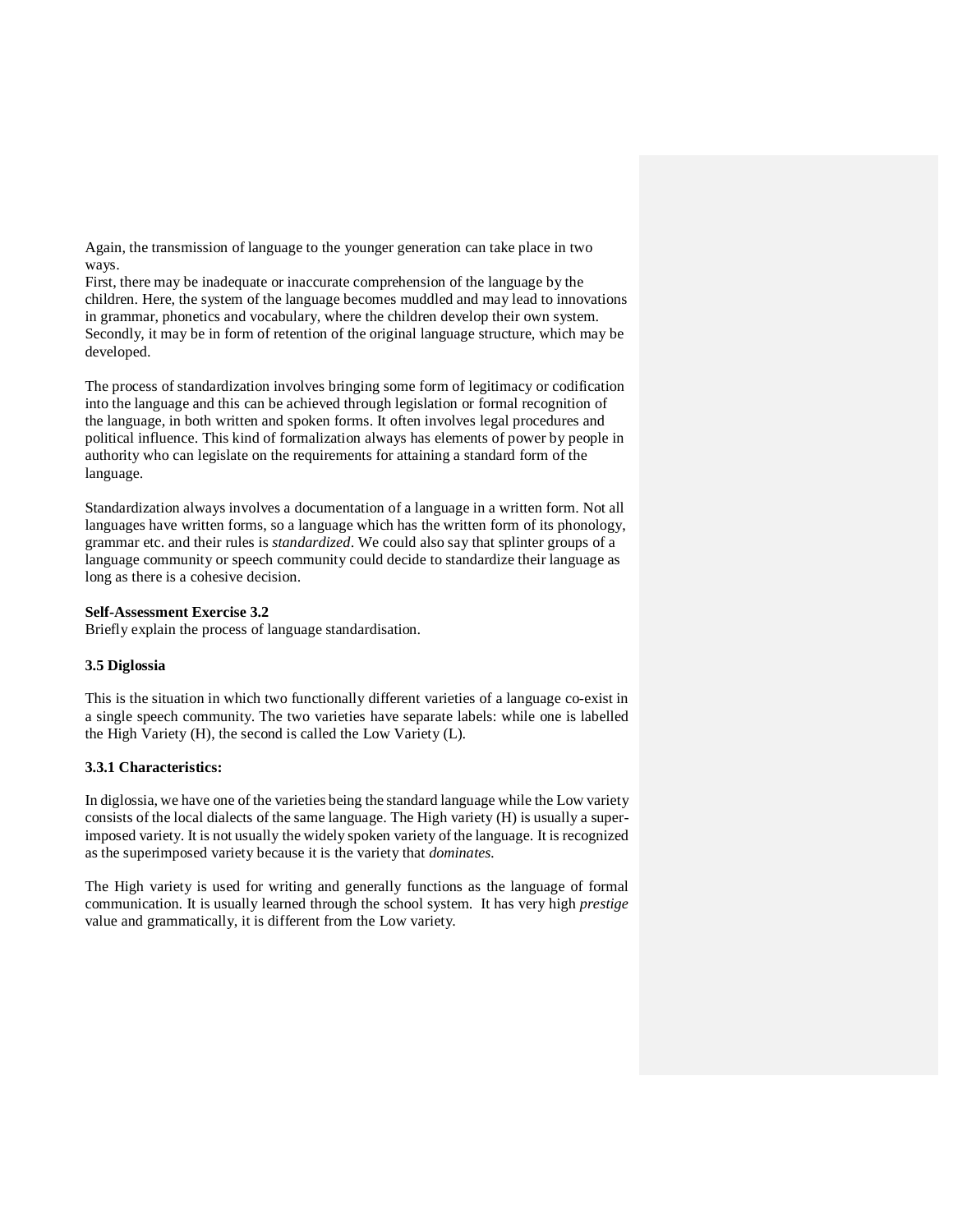Again, the transmission of language to the younger generation can take place in two ways.
First, there may be inadequate or inaccurate comprehension of the language by the children. Here, the system of the language becomes muddled and may lead to innovations in grammar, phonetics and vocabulary, where the children develop their own system.
Secondly, it may be in form of retention of the original language structure, which may be developed.

The process of standardization involves bringing some form of legitimacy or codification into the language and this can be achieved through legislation or formal recognition of the language, in both written and spoken forms. It often involves legal procedures and political influence. This kind of formalization always has elements of power by people in authority who can legislate on the requirements for attaining a standard form of the language.

Standardization always involves a documentation of a language in a written form. Not all languages have written forms, so a language which has the written form of its phonology, grammar etc. and their rules is *standardized*. We could also say that splinter groups of a language community or speech community could decide to standardize their language as long as there is a cohesive decision.

**Self-Assessment Exercise 3.2**
Briefly explain the process of language standardisation.

### 3.5 Diglossia

This is the situation in which two functionally different varieties of a language co-exist in a single speech community. The two varieties have separate labels: while one is labelled the High Variety (H), the second is called the Low Variety (L).

#### 3.3.1 Characteristics:

In diglossia, we have one of the varieties being the standard language while the Low variety consists of the local dialects of the same language. The High variety (H) is usually a super-imposed variety. It is not usually the widely spoken variety of the language. It is recognized as the superimposed variety because it is the variety that *dominates.*

The High variety is used for writing and generally functions as the language of formal communication. It is usually learned through the school system. It has very high *prestige* value and grammatically, it is different from the Low variety.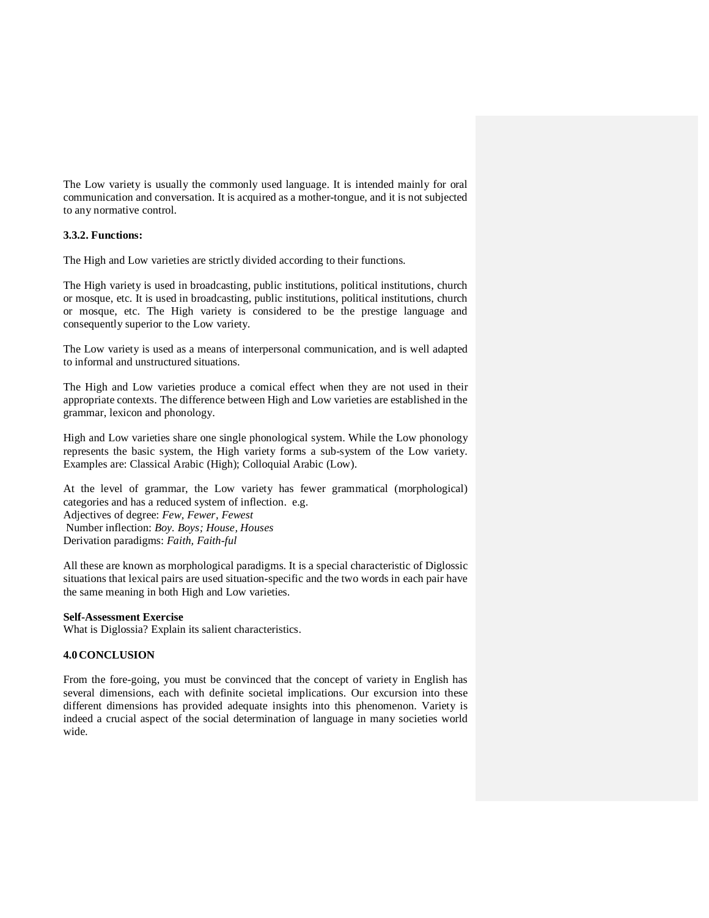The Low variety is usually the commonly used language. It is intended mainly for oral communication and conversation. It is acquired as a mother-tongue, and it is not subjected to any normative control.

**3.3.2. Functions:**

The High and Low varieties are strictly divided according to their functions.

The High variety is used in broadcasting, public institutions, political institutions, church or mosque, etc. It is used in broadcasting, public institutions, political institutions, church or mosque, etc. The High variety is considered to be the prestige language and consequently superior to the Low variety.

The Low variety is used as a means of interpersonal communication, and is well adapted to informal and unstructured situations.

The High and Low varieties produce a comical effect when they are not used in their appropriate contexts. The difference between High and Low varieties are established in the grammar, lexicon and phonology.

High and Low varieties share one single phonological system. While the Low phonology represents the basic system, the High variety forms a sub-system of the Low variety. Examples are: Classical Arabic (High); Colloquial Arabic (Low).

At the level of grammar, the Low variety has fewer grammatical (morphological) categories and has a reduced system of inflection. e.g.
Adjectives of degree: *Few, Fewer, Fewest*
Number inflection: *Boy. Boys; House, Houses*
Derivation paradigms: *Faith, Faith-ful*

All these are known as morphological paradigms. It is a special characteristic of Diglossic situations that lexical pairs are used situation-specific and the two words in each pair have the same meaning in both High and Low varieties.

**Self-Assessment Exercise**
What is Diglossia? Explain its salient characteristics.

**4.0 CONCLUSION**

From the fore-going, you must be convinced that the concept of variety in English has several dimensions, each with definite societal implications. Our excursion into these different dimensions has provided adequate insights into this phenomenon. Variety is indeed a crucial aspect of the social determination of language in many societies world wide.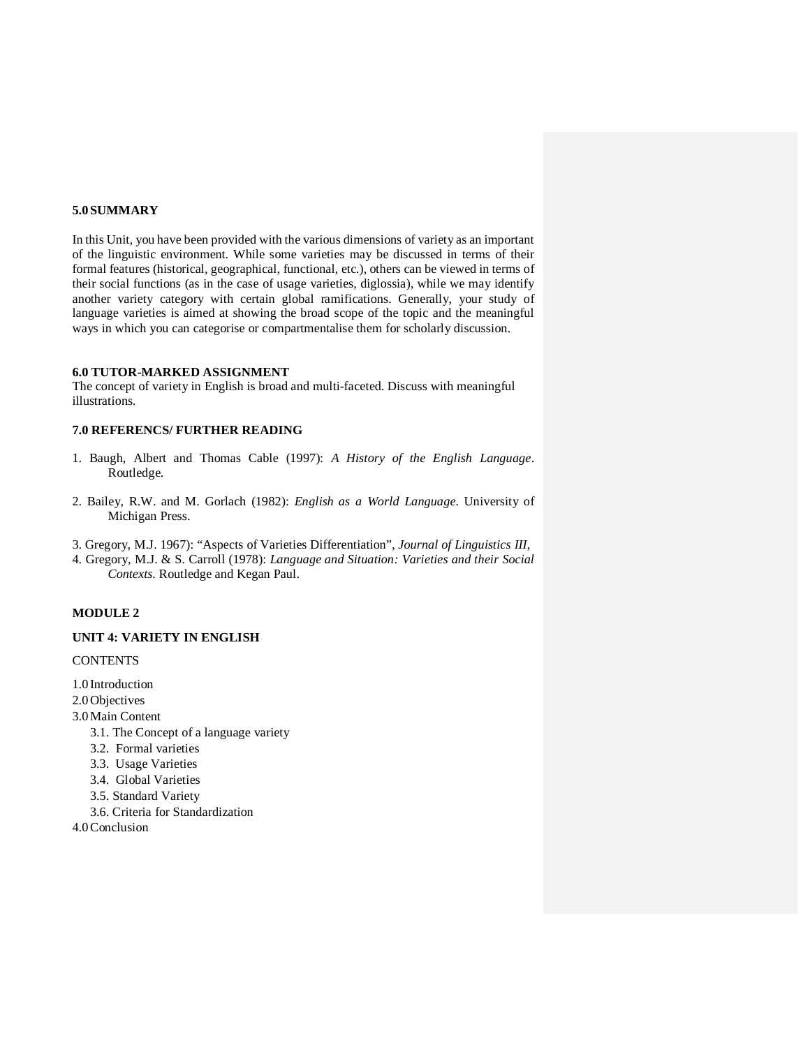## 5.0 SUMMARY

In this Unit, you have been provided with the various dimensions of variety as an important of the linguistic environment. While some varieties may be discussed in terms of their formal features (historical, geographical, functional, etc.), others can be viewed in terms of their social functions (as in the case of usage varieties, diglossia), while we may identify another variety category with certain global ramifications. Generally, your study of language varieties is aimed at showing the broad scope of the topic and the meaningful ways in which you can categorise or compartmentalise them for scholarly discussion.

## 6.0 TUTOR-MARKED ASSIGNMENT

The concept of variety in English is broad and multi-faceted. Discuss with meaningful illustrations.

## 7.0 REFERENCS/ FURTHER READING

1. Baugh, Albert and Thomas Cable (1997): *A History of the English Language*. Routledge.

2. Bailey, R.W. and M. Gorlach (1982): *English as a World Language*. University of Michigan Press.

3. Gregory, M.J. 1967): "Aspects of Varieties Differentiation", *Journal of Linguistics III*,
4. Gregory, M.J. & S. Carroll (1978): *Language and Situation: Varieties and their Social Contexts.* Routledge and Kegan Paul.

# MODULE 2

## UNIT 4: VARIETY IN ENGLISH

CONTENTS

1.0 Introduction
2.0 Objectives
3.0 Main Content
- 3.1. The Concept of a language variety
- 3.2. Formal varieties
- 3.3. Usage Varieties
- 3.4. Global Varieties
- 3.5. Standard Variety
- 3.6. Criteria for Standardization

4.0 Conclusion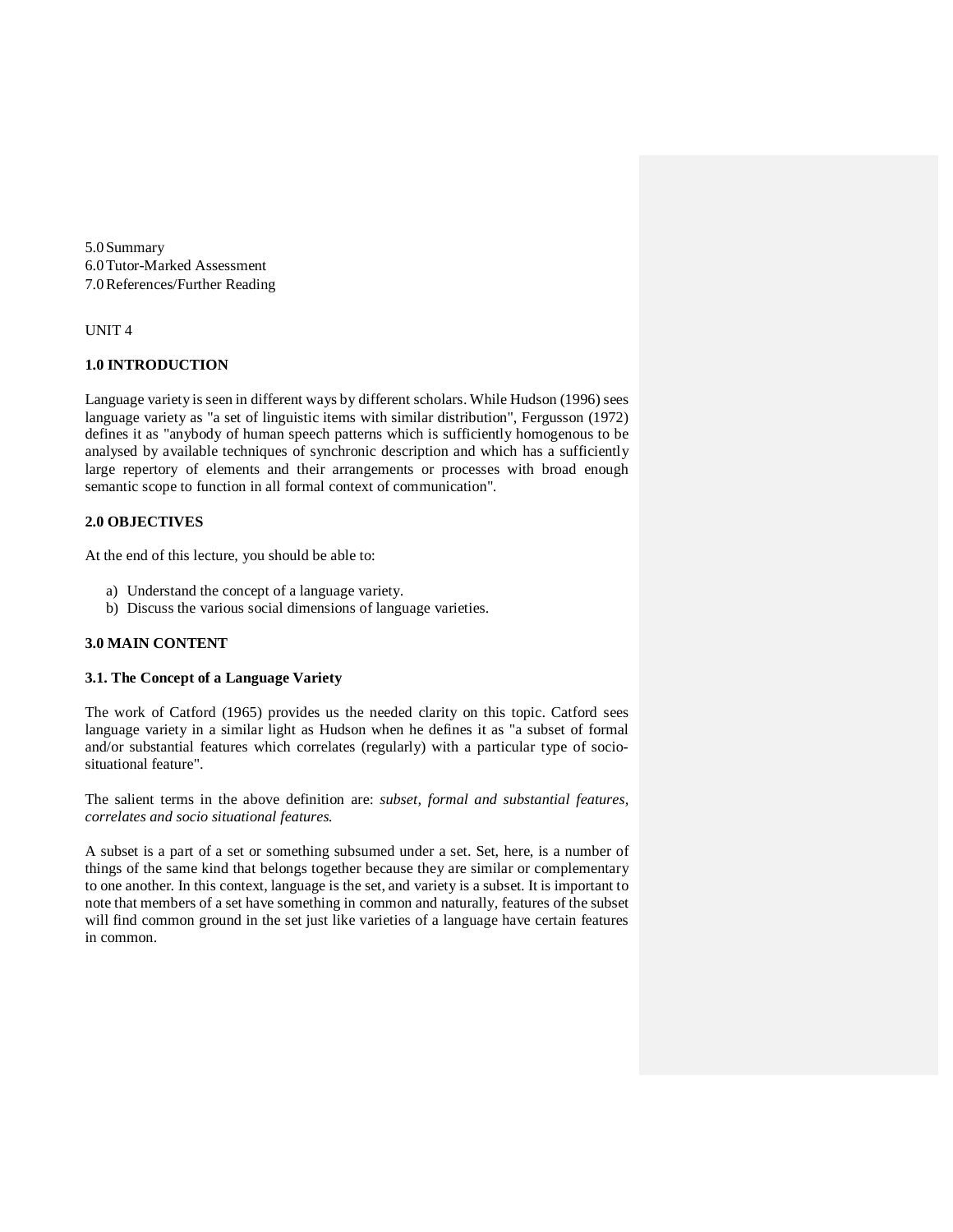5.0 Summary
6.0 Tutor-Marked Assessment
7.0 References/Further Reading

UNIT 4

## 1.0 INTRODUCTION

Language variety is seen in different ways by different scholars. While Hudson (1996) sees language variety as "a set of linguistic items with similar distribution", Fergusson (1972) defines it as "anybody of human speech patterns which is sufficiently homogenous to be analysed by available techniques of synchronic description and which has a sufficiently large repertory of elements and their arrangements or processes with broad enough semantic scope to function in all formal context of communication".

## 2.0 OBJECTIVES

At the end of this lecture, you should be able to:

a) Understand the concept of a language variety.
b) Discuss the various social dimensions of language varieties.

## 3.0 MAIN CONTENT

### 3.1. The Concept of a Language Variety

The work of Catford (1965) provides us the needed clarity on this topic. Catford sees language variety in a similar light as Hudson when he defines it as "a subset of formal and/or substantial features which correlates (regularly) with a particular type of socio-situational feature".

The salient terms in the above definition are: *subset, formal and substantial features, correlates and socio situational features.*

A subset is a part of a set or something subsumed under a set. Set, here, is a number of things of the same kind that belongs together because they are similar or complementary to one another. In this context, language is the set, and variety is a subset. It is important to note that members of a set have something in common and naturally, features of the subset will find common ground in the set just like varieties of a language have certain features in common.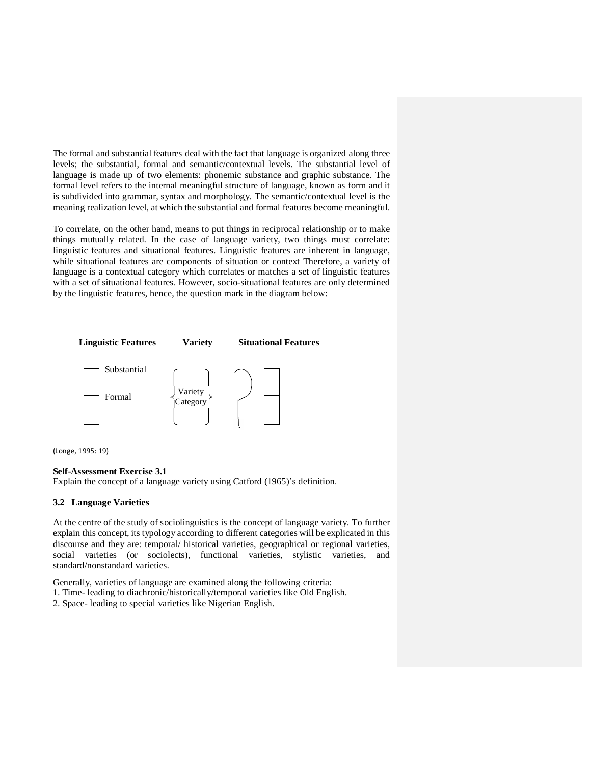The formal and substantial features deal with the fact that language is organized along three levels; the substantial, formal and semantic/contextual levels. The substantial level of language is made up of two elements: phonemic substance and graphic substance. The formal level refers to the internal meaningful structure of language, known as form and it is subdivided into grammar, syntax and morphology. The semantic/contextual level is the meaning realization level, at which the substantial and formal features become meaningful.

To correlate, on the other hand, means to put things in reciprocal relationship or to make things mutually related. In the case of language variety, two things must correlate: linguistic features and situational features. Linguistic features are inherent in language, while situational features are components of situation or context Therefore, a variety of language is a contextual category which correlates or matches a set of linguistic features with a set of situational features. However, socio-situational features are only determined by the linguistic features, hence, the question mark in the diagram below:

| **Linguistic Features** | **Variety** | **Situational Features** |
| --- | --- | --- |
| Substantial | | |
| Formal | Variety Category | ? |

(Longe, 1995: 19)

**Self-Assessment Exercise 3.1**
Explain the concept of a language variety using Catford (1965)'s definition.

### 3.2 Language Varieties

At the centre of the study of sociolinguistics is the concept of language variety. To further explain this concept, its typology according to different categories will be explicated in this discourse and they are: temporal/ historical varieties, geographical or regional varieties, social varieties (or sociolects), functional varieties, stylistic varieties, and standard/nonstandard varieties.

Generally, varieties of language are examined along the following criteria:
1. Time- leading to diachronic/historically/temporal varieties like Old English.
2. Space- leading to special varieties like Nigerian English.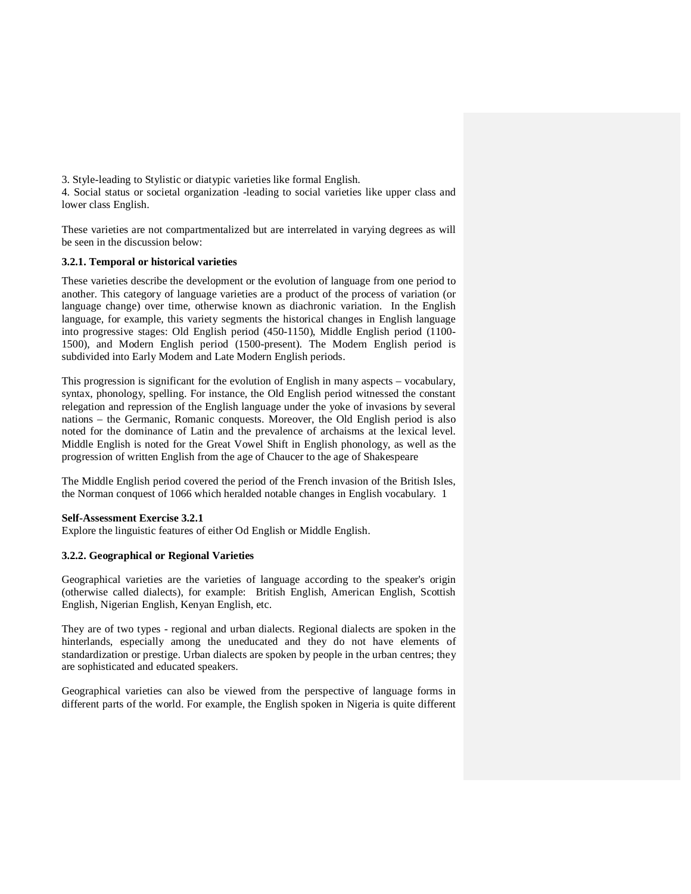3. Style-leading to Stylistic or diatypic varieties like formal English.
4. Social status or societal organization -leading to social varieties like upper class and lower class English.

These varieties are not compartmentalized but are interrelated in varying degrees as will be seen in the discussion below:

### 3.2.1. Temporal or historical varieties

These varieties describe the development or the evolution of language from one period to another. This category of language varieties are a product of the process of variation (or language change) over time, otherwise known as diachronic variation. In the English language, for example, this variety segments the historical changes in English language into progressive stages: Old English period (450-1150), Middle English period (1100-1500), and Modern English period (1500-present). The Modern English period is subdivided into Early Modern and Late Modern English periods.

This progression is significant for the evolution of English in many aspects – vocabulary, syntax, phonology, spelling. For instance, the Old English period witnessed the constant relegation and repression of the English language under the yoke of invasions by several nations – the Germanic, Romanic conquests. Moreover, the Old English period is also noted for the dominance of Latin and the prevalence of archaisms at the lexical level. Middle English is noted for the Great Vowel Shift in English phonology, as well as the progression of written English from the age of Chaucer to the age of Shakespeare

The Middle English period covered the period of the French invasion of the British Isles, the Norman conquest of 1066 which heralded notable changes in English vocabulary. 1

**Self-Assessment Exercise 3.2.1**
Explore the linguistic features of either Od English or Middle English.

### 3.2.2. Geographical or Regional Varieties

Geographical varieties are the varieties of language according to the speaker's origin (otherwise called dialects), for example: British English, American English, Scottish English, Nigerian English, Kenyan English, etc.

They are of two types - regional and urban dialects. Regional dialects are spoken in the hinterlands, especially among the uneducated and they do not have elements of standardization or prestige. Urban dialects are spoken by people in the urban centres; they are sophisticated and educated speakers.

Geographical varieties can also be viewed from the perspective of language forms in different parts of the world. For example, the English spoken in Nigeria is quite different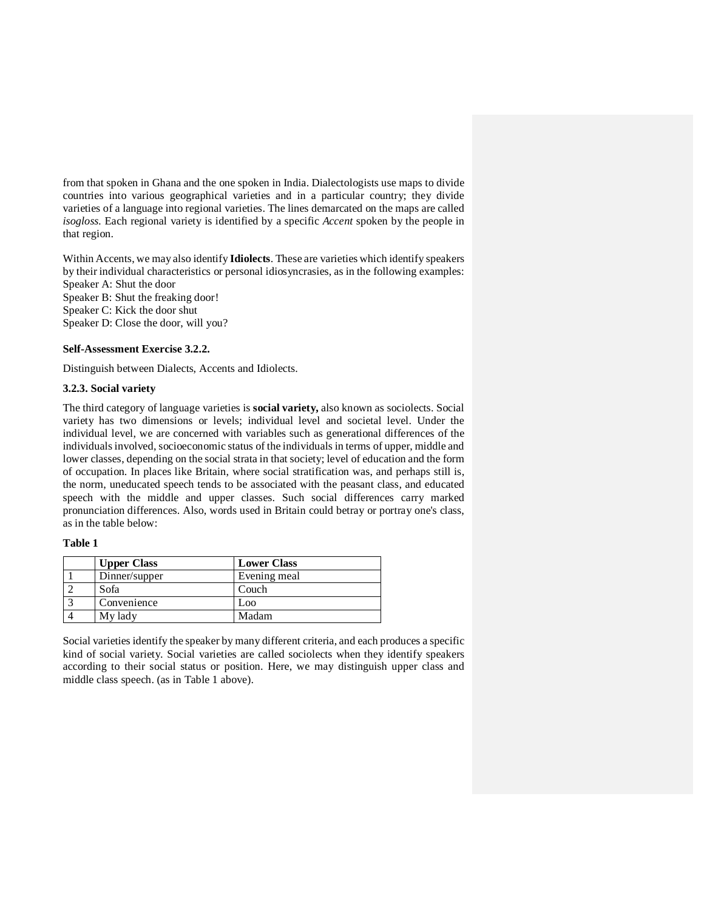from that spoken in Ghana and the one spoken in India. Dialectologists use maps to divide countries into various geographical varieties and in a particular country; they divide varieties of a language into regional varieties. The lines demarcated on the maps are called *isogloss.* Each regional variety is identified by a specific *Accent* spoken by the people in that region.

Within Accents, we may also identify **Idiolects**. These are varieties which identify speakers by their individual characteristics or personal idiosyncrasies, as in the following examples:
Speaker A: Shut the door
Speaker B: Shut the freaking door!
Speaker C: Kick the door shut
Speaker D: Close the door, will you?

**Self-Assessment Exercise 3.2.2.**

Distinguish between Dialects, Accents and Idiolects.

### 3.2.3. Social variety

The third category of language varieties is **social variety,** also known as sociolects. Social variety has two dimensions or levels; individual level and societal level. Under the individual level, we are concerned with variables such as generational differences of the individuals involved, socioeconomic status of the individuals in terms of upper, middle and lower classes, depending on the social strata in that society; level of education and the form of occupation. In places like Britain, where social stratification was, and perhaps still is, the norm, uneducated speech tends to be associated with the peasant class, and educated speech with the middle and upper classes. Such social differences carry marked pronunciation differences. Also, words used in Britain could betray or portray one's class, as in the table below:

**Table 1**

| | Upper Class | Lower Class |
|---|---|---|
| 1 | Dinner/supper | Evening meal |
| 2 | Sofa | Couch |
| 3 | Convenience | Loo |
| 4 | My lady | Madam |

Social varieties identify the speaker by many different criteria, and each produces a specific kind of social variety. Social varieties are called sociolects when they identify speakers according to their social status or position. Here, we may distinguish upper class and middle class speech. (as in Table 1 above).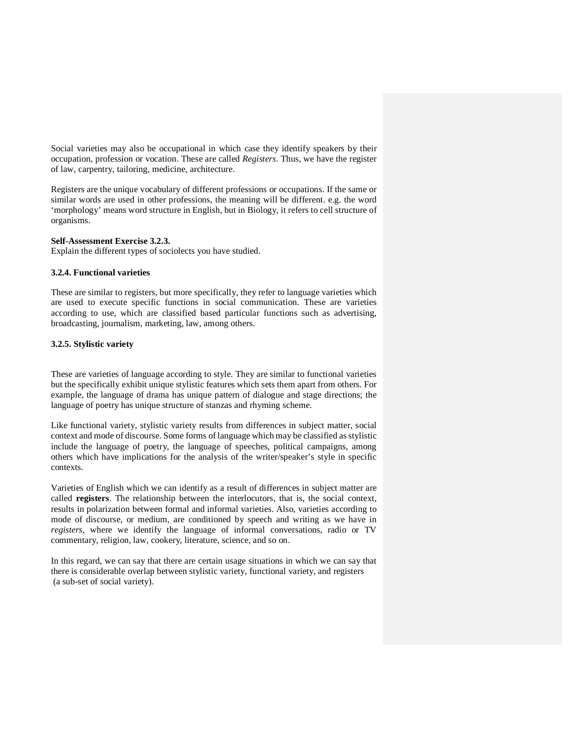Social varieties may also be occupational in which case they identify speakers by their occupation, profession or vocation. These are called *Registers*. Thus, we have the register of law, carpentry, tailoring, medicine, architecture.

Registers are the unique vocabulary of different professions or occupations. If the same or similar words are used in other professions, the meaning will be different. e.g. the word 'morphology' means word structure in English, but in Biology, it refers to cell structure of organisms.

**Self-Assessment Exercise 3.2.3.**
Explain the different types of sociolects you have studied.

### 3.2.4. Functional varieties

These are similar to registers, but more specifically, they refer to language varieties which are used to execute specific functions in social communication. These are varieties according to use, which are classified based particular functions such as advertising, broadcasting, journalism, marketing, law, among others.

### 3.2.5. Stylistic variety

These are varieties of language according to style. They are similar to functional varieties but the specifically exhibit unique stylistic features which sets them apart from others. For example, the language of drama has unique pattern of dialogue and stage directions; the language of poetry has unique structure of stanzas and rhyming scheme.

Like functional variety, stylistic variety results from differences in subject matter, social context and mode of discourse. Some forms of language which may be classified as stylistic include the language of poetry, the language of speeches, political campaigns, among others which have implications for the analysis of the writer/speaker's style in specific contexts.

Varieties of English which we can identify as a result of differences in subject matter are called **registers**. The relationship between the interlocutors, that is, the social context, results in polarization between formal and informal varieties. Also, varieties according to mode of discourse, or medium, are conditioned by speech and writing as we have in *registers*, where we identify the language of informal conversations, radio or TV commentary, religion, law, cookery, literature, science, and so on.

In this regard, we can say that there are certain usage situations in which we can say that there is considerable overlap between stylistic variety, functional variety, and registers (a sub-set of social variety).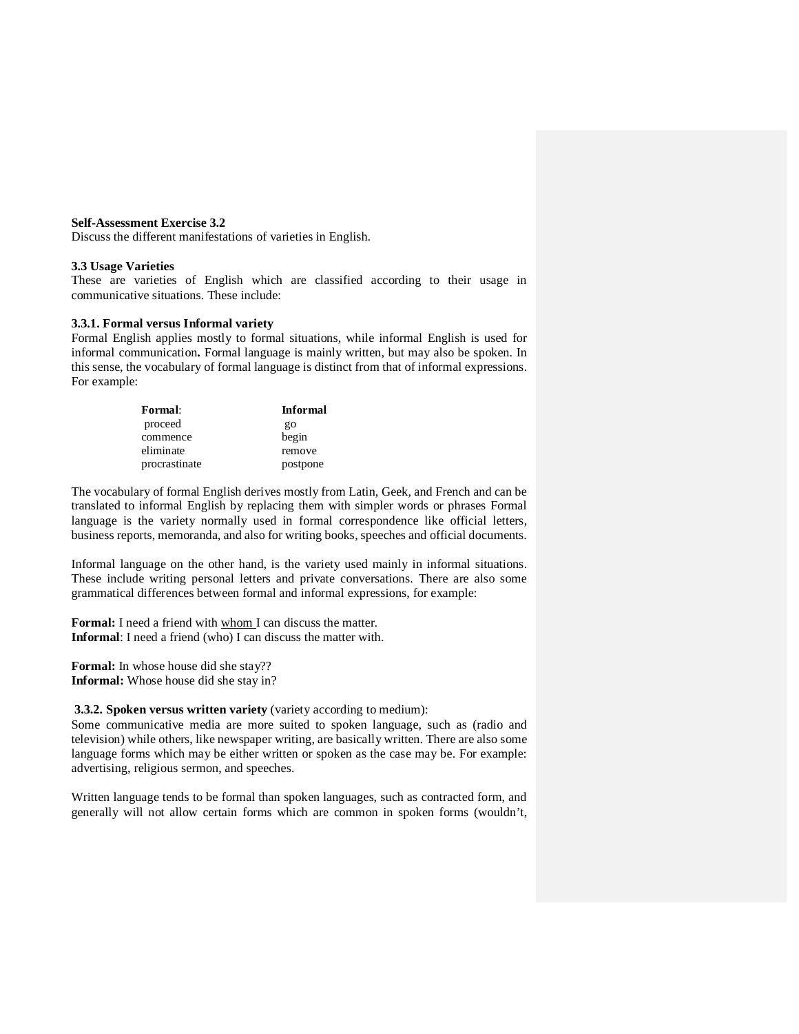**Self-Assessment Exercise 3.2**

Discuss the different manifestations of varieties in English.

### 3.3 Usage Varieties

These are varieties of English which are classified according to their usage in communicative situations. These include:

#### 3.3.1. Formal versus Informal variety

Formal English applies mostly to formal situations, while informal English is used for informal communication**.** Formal language is mainly written, but may also be spoken. In this sense, the vocabulary of formal language is distinct from that of informal expressions. For example:

| **Formal**: | **Informal** |
|---|---|
| proceed | go |
| commence | begin |
| eliminate | remove |
| procrastinate | postpone |

The vocabulary of formal English derives mostly from Latin, Geek, and French and can be translated to informal English by replacing them with simpler words or phrases Formal language is the variety normally used in formal correspondence like official letters, business reports, memoranda, and also for writing books, speeches and official documents.

Informal language on the other hand, is the variety used mainly in informal situations. These include writing personal letters and private conversations. There are also some grammatical differences between formal and informal expressions, for example:

**Formal:** I need a friend with whom I can discuss the matter.
**Informal**: I need a friend (who) I can discuss the matter with.

**Formal:** In whose house did she stay??
**Informal:** Whose house did she stay in?

#### 3.3.2. Spoken versus written variety (variety according to medium):

Some communicative media are more suited to spoken language, such as (radio and television) while others, like newspaper writing, are basically written. There are also some language forms which may be either written or spoken as the case may be. For example: advertising, religious sermon, and speeches.

Written language tends to be formal than spoken languages, such as contracted form, and generally will not allow certain forms which are common in spoken forms (wouldn't,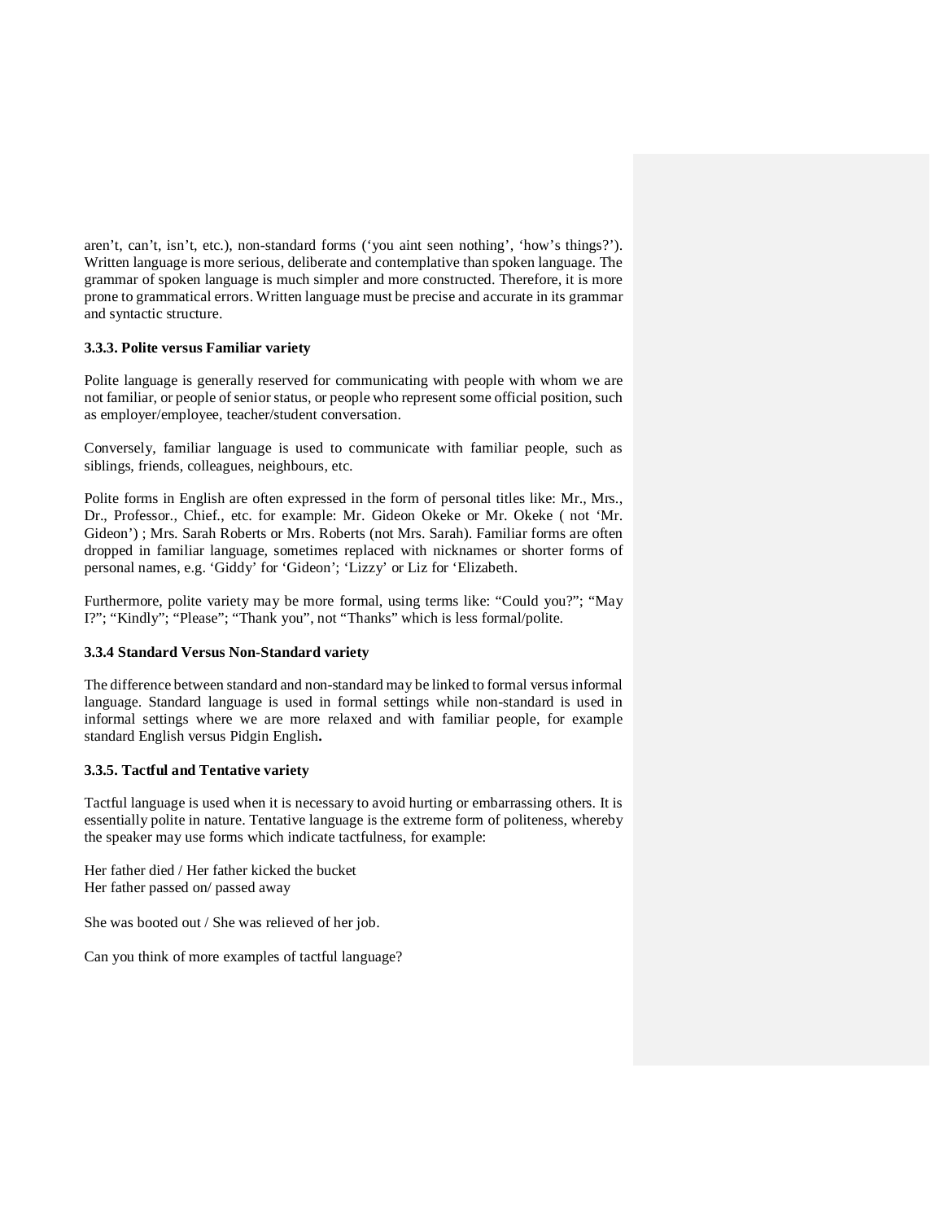aren't, can't, isn't, etc.), non-standard forms ('you aint seen nothing', 'how's things?'). Written language is more serious, deliberate and contemplative than spoken language. The grammar of spoken language is much simpler and more constructed. Therefore, it is more prone to grammatical errors. Written language must be precise and accurate in its grammar and syntactic structure.

### 3.3.3. Polite versus Familiar variety

Polite language is generally reserved for communicating with people with whom we are not familiar, or people of senior status, or people who represent some official position, such as employer/employee, teacher/student conversation.

Conversely, familiar language is used to communicate with familiar people, such as siblings, friends, colleagues, neighbours, etc.

Polite forms in English are often expressed in the form of personal titles like: Mr., Mrs., Dr., Professor., Chief., etc. for example: Mr. Gideon Okeke or Mr. Okeke ( not 'Mr. Gideon') ; Mrs. Sarah Roberts or Mrs. Roberts (not Mrs. Sarah). Familiar forms are often dropped in familiar language, sometimes replaced with nicknames or shorter forms of personal names, e.g. 'Giddy' for 'Gideon'; 'Lizzy' or Liz for 'Elizabeth.

Furthermore, polite variety may be more formal, using terms like: "Could you?"; "May I?"; "Kindly"; "Please"; "Thank you", not "Thanks" which is less formal/polite.

### 3.3.4 Standard Versus Non-Standard variety

The difference between standard and non-standard may be linked to formal versus informal language. Standard language is used in formal settings while non-standard is used in informal settings where we are more relaxed and with familiar people, for example standard English versus Pidgin English**.**

### 3.3.5. Tactful and Tentative variety

Tactful language is used when it is necessary to avoid hurting or embarrassing others. It is essentially polite in nature. Tentative language is the extreme form of politeness, whereby the speaker may use forms which indicate tactfulness, for example:

Her father died / Her father kicked the bucket
Her father passed on/ passed away

She was booted out / She was relieved of her job.

Can you think of more examples of tactful language?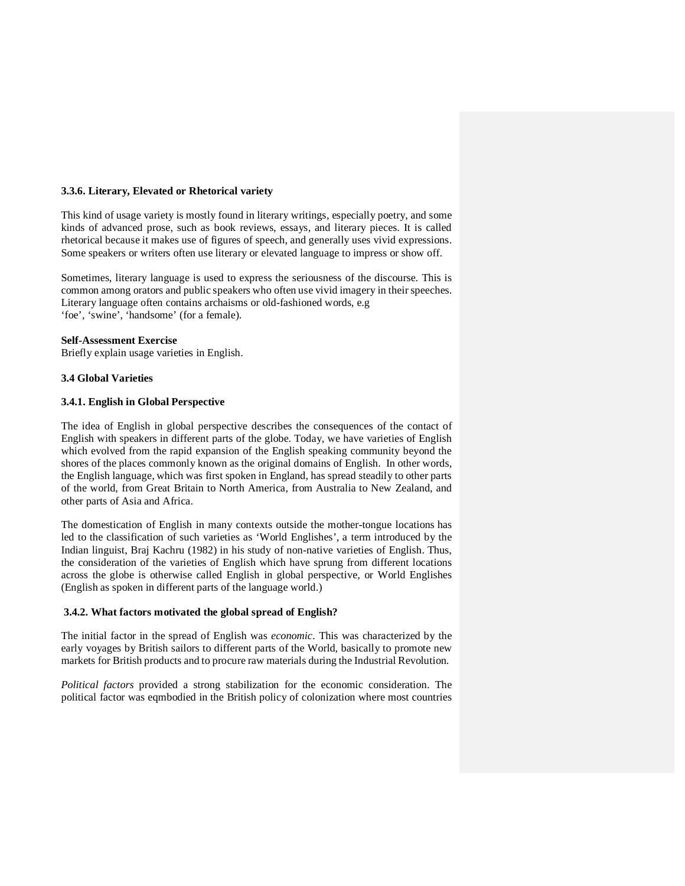### 3.3.6. Literary, Elevated or Rhetorical variety

This kind of usage variety is mostly found in literary writings, especially poetry, and some kinds of advanced prose, such as book reviews, essays, and literary pieces. It is called rhetorical because it makes use of figures of speech, and generally uses vivid expressions. Some speakers or writers often use literary or elevated language to impress or show off.

Sometimes, literary language is used to express the seriousness of the discourse. This is common among orators and public speakers who often use vivid imagery in their speeches. Literary language often contains archaisms or old-fashioned words, e.g
'foe', 'swine', 'handsome' (for a female).

**Self-Assessment Exercise**
Briefly explain usage varieties in English.

## 3.4 Global Varieties

### 3.4.1. English in Global Perspective

The idea of English in global perspective describes the consequences of the contact of English with speakers in different parts of the globe. Today, we have varieties of English which evolved from the rapid expansion of the English speaking community beyond the shores of the places commonly known as the original domains of English. In other words, the English language, which was first spoken in England, has spread steadily to other parts of the world, from Great Britain to North America, from Australia to New Zealand, and other parts of Asia and Africa.

The domestication of English in many contexts outside the mother-tongue locations has led to the classification of such varieties as 'World Englishes', a term introduced by the Indian linguist, Braj Kachru (1982) in his study of non-native varieties of English. Thus, the consideration of the varieties of English which have sprung from different locations across the globe is otherwise called English in global perspective, or World Englishes (English as spoken in different parts of the language world.)

### 3.4.2. What factors motivated the global spread of English?

The initial factor in the spread of English was *economic*. This was characterized by the early voyages by British sailors to different parts of the World, basically to promote new markets for British products and to procure raw materials during the Industrial Revolution.

*Political factors* provided a strong stabilization for the economic consideration. The political factor was eqmbodied in the British policy of colonization where most countries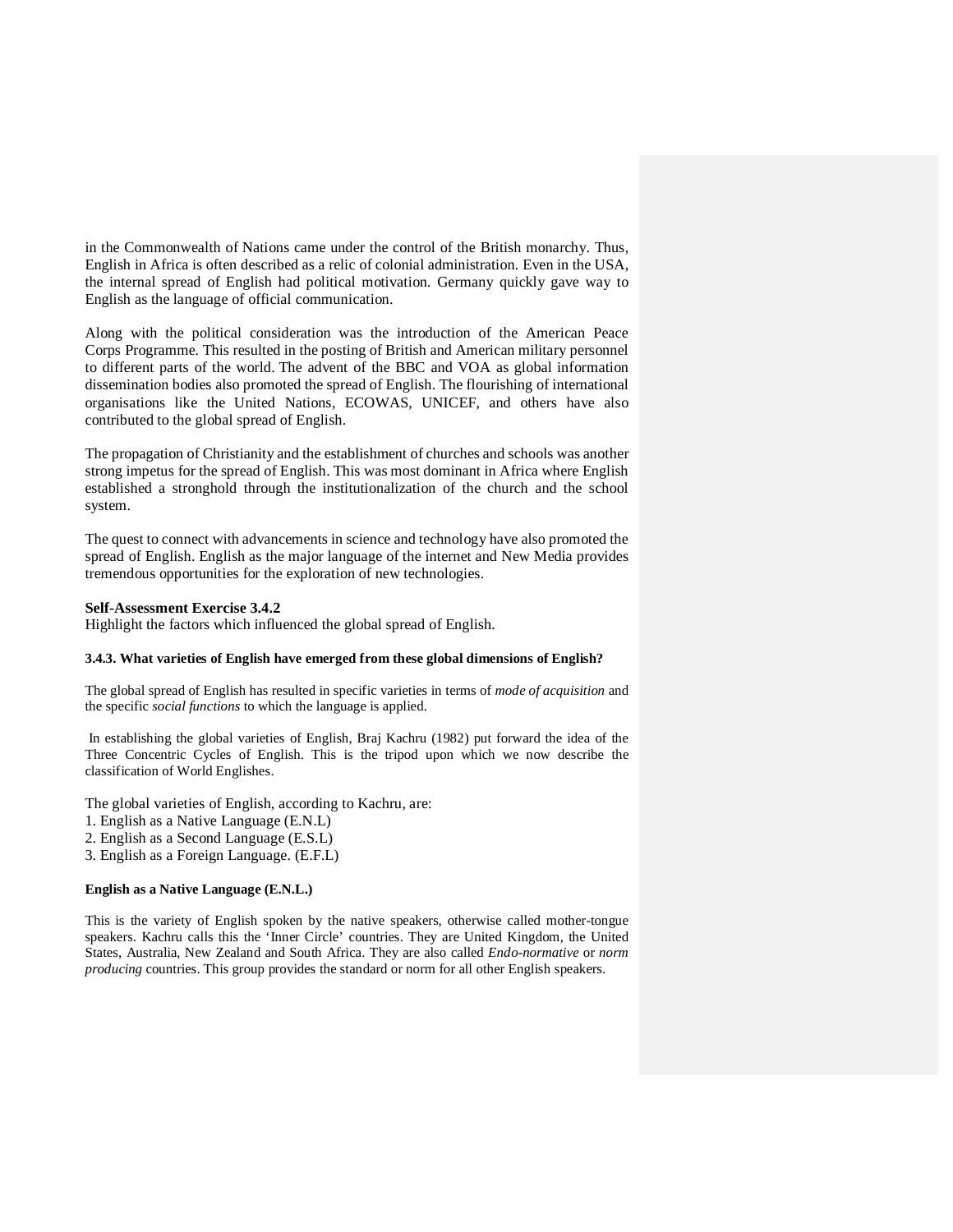in the Commonwealth of Nations came under the control of the British monarchy. Thus, English in Africa is often described as a relic of colonial administration. Even in the USA, the internal spread of English had political motivation. Germany quickly gave way to English as the language of official communication.

Along with the political consideration was the introduction of the American Peace Corps Programme. This resulted in the posting of British and American military personnel to different parts of the world. The advent of the BBC and VOA as global information dissemination bodies also promoted the spread of English. The flourishing of international organisations like the United Nations, ECOWAS, UNICEF, and others have also contributed to the global spread of English.

The propagation of Christianity and the establishment of churches and schools was another strong impetus for the spread of English. This was most dominant in Africa where English established a stronghold through the institutionalization of the church and the school system.

The quest to connect with advancements in science and technology have also promoted the spread of English. English as the major language of the internet and New Media provides tremendous opportunities for the exploration of new technologies.

**Self-Assessment Exercise 3.4.2**
Highlight the factors which influenced the global spread of English.

#### 3.4.3. What varieties of English have emerged from these global dimensions of English?

The global spread of English has resulted in specific varieties in terms of *mode of acquisition* and the specific *social functions* to which the language is applied.

In establishing the global varieties of English, Braj Kachru (1982) put forward the idea of the Three Concentric Cycles of English. This is the tripod upon which we now describe the classification of World Englishes.

The global varieties of English, according to Kachru, are:
1. English as a Native Language (E.N.L)
2. English as a Second Language (E.S.L)
3. English as a Foreign Language. (E.F.L)

**English as a Native Language (E.N.L.)**

This is the variety of English spoken by the native speakers, otherwise called mother-tongue speakers. Kachru calls this the 'Inner Circle' countries. They are United Kingdom, the United States, Australia, New Zealand and South Africa. They are also called *Endo-normative* or *norm producing* countries. This group provides the standard or norm for all other English speakers.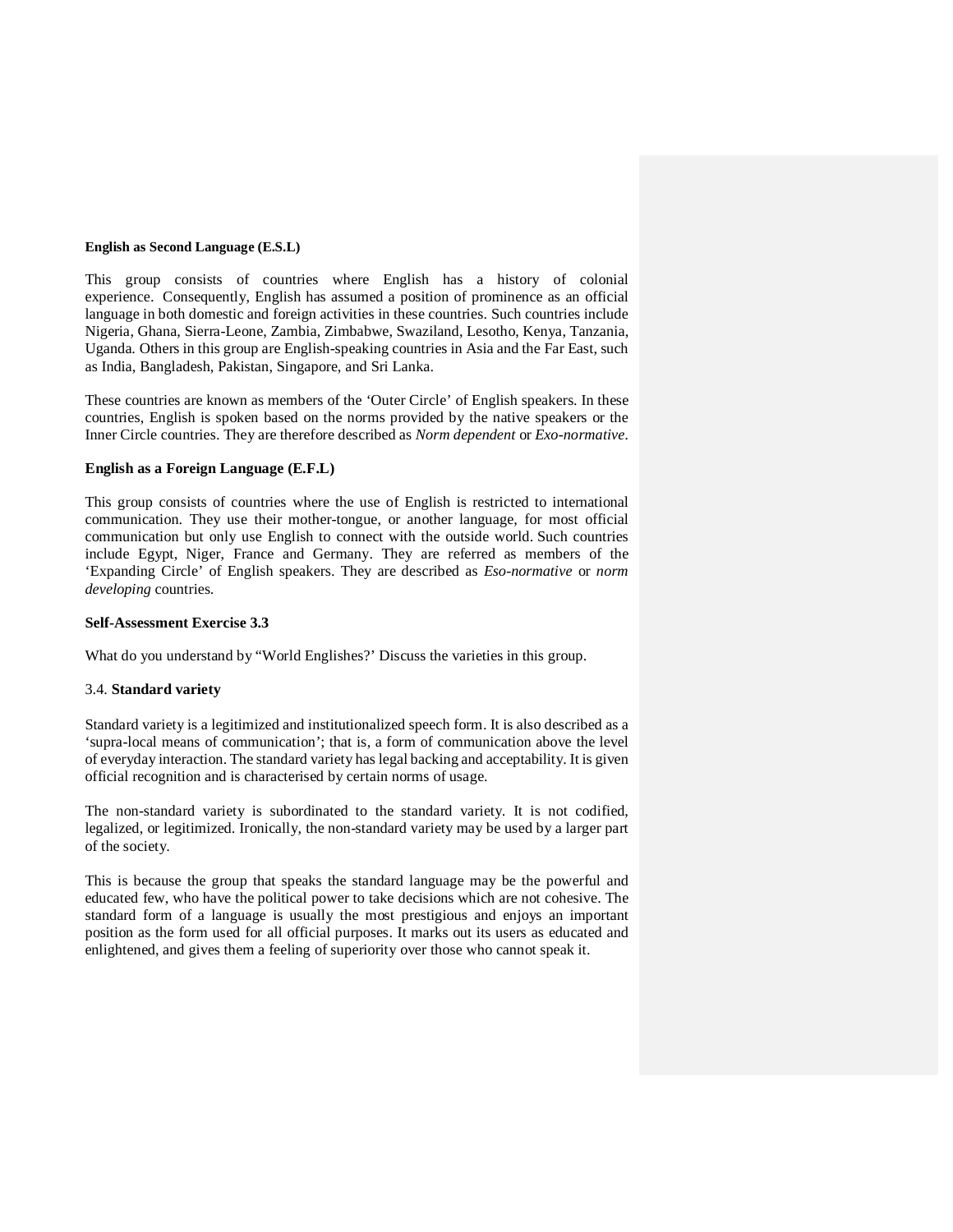**English as Second Language (E.S.L)**

This group consists of countries where English has a history of colonial experience. Consequently, English has assumed a position of prominence as an official language in both domestic and foreign activities in these countries. Such countries include Nigeria, Ghana, Sierra-Leone, Zambia, Zimbabwe, Swaziland, Lesotho, Kenya, Tanzania, Uganda. Others in this group are English-speaking countries in Asia and the Far East, such as India, Bangladesh, Pakistan, Singapore, and Sri Lanka.

These countries are known as members of the 'Outer Circle' of English speakers. In these countries, English is spoken based on the norms provided by the native speakers or the Inner Circle countries. They are therefore described as *Norm dependent* or *Exo-normative*.

**English as a Foreign Language (E.F.L)**

This group consists of countries where the use of English is restricted to international communication. They use their mother-tongue, or another language, for most official communication but only use English to connect with the outside world. Such countries include Egypt, Niger, France and Germany. They are referred as members of the 'Expanding Circle' of English speakers. They are described as *Eso-normative* or *norm developing* countries.

**Self-Assessment Exercise 3.3**

What do you understand by "World Englishes?' Discuss the varieties in this group.

3.4. **Standard variety**

Standard variety is a legitimized and institutionalized speech form. It is also described as a 'supra-local means of communication'; that is, a form of communication above the level of everyday interaction. The standard variety has legal backing and acceptability. It is given official recognition and is characterised by certain norms of usage.

The non-standard variety is subordinated to the standard variety. It is not codified, legalized, or legitimized. Ironically, the non-standard variety may be used by a larger part of the society.

This is because the group that speaks the standard language may be the powerful and educated few, who have the political power to take decisions which are not cohesive. The standard form of a language is usually the most prestigious and enjoys an important position as the form used for all official purposes. It marks out its users as educated and enlightened, and gives them a feeling of superiority over those who cannot speak it.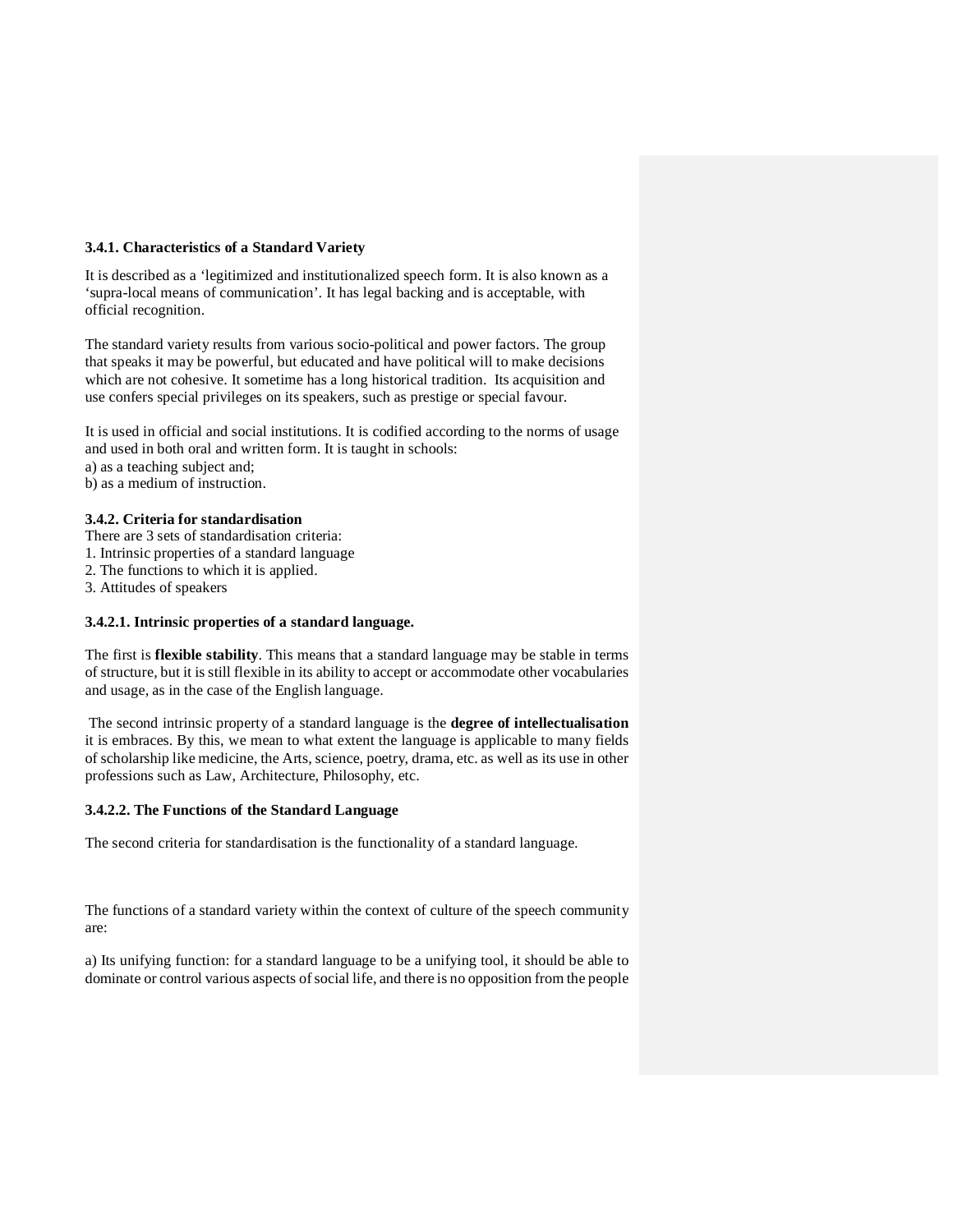### 3.4.1. Characteristics of a Standard Variety

It is described as a 'legitimized and institutionalized speech form. It is also known as a 'supra-local means of communication'. It has legal backing and is acceptable, with official recognition.

The standard variety results from various socio-political and power factors. The group that speaks it may be powerful, but educated and have political will to make decisions which are not cohesive. It sometime has a long historical tradition. Its acquisition and use confers special privileges on its speakers, such as prestige or special favour.

It is used in official and social institutions. It is codified according to the norms of usage and used in both oral and written form. It is taught in schools:
a) as a teaching subject and;
b) as a medium of instruction.

### 3.4.2. Criteria for standardisation

There are 3 sets of standardisation criteria:
1. Intrinsic properties of a standard language
2. The functions to which it is applied.
3. Attitudes of speakers

#### 3.4.2.1. Intrinsic properties of a standard language.

The first is **flexible stability**. This means that a standard language may be stable in terms of structure, but it is still flexible in its ability to accept or accommodate other vocabularies and usage, as in the case of the English language.

The second intrinsic property of a standard language is the **degree of intellectualisation** it is embraces. By this, we mean to what extent the language is applicable to many fields of scholarship like medicine, the Arts, science, poetry, drama, etc. as well as its use in other professions such as Law, Architecture, Philosophy, etc.

#### 3.4.2.2. The Functions of the Standard Language

The second criteria for standardisation is the functionality of a standard language.

The functions of a standard variety within the context of culture of the speech community are:

a) Its unifying function: for a standard language to be a unifying tool, it should be able to dominate or control various aspects of social life, and there is no opposition from the people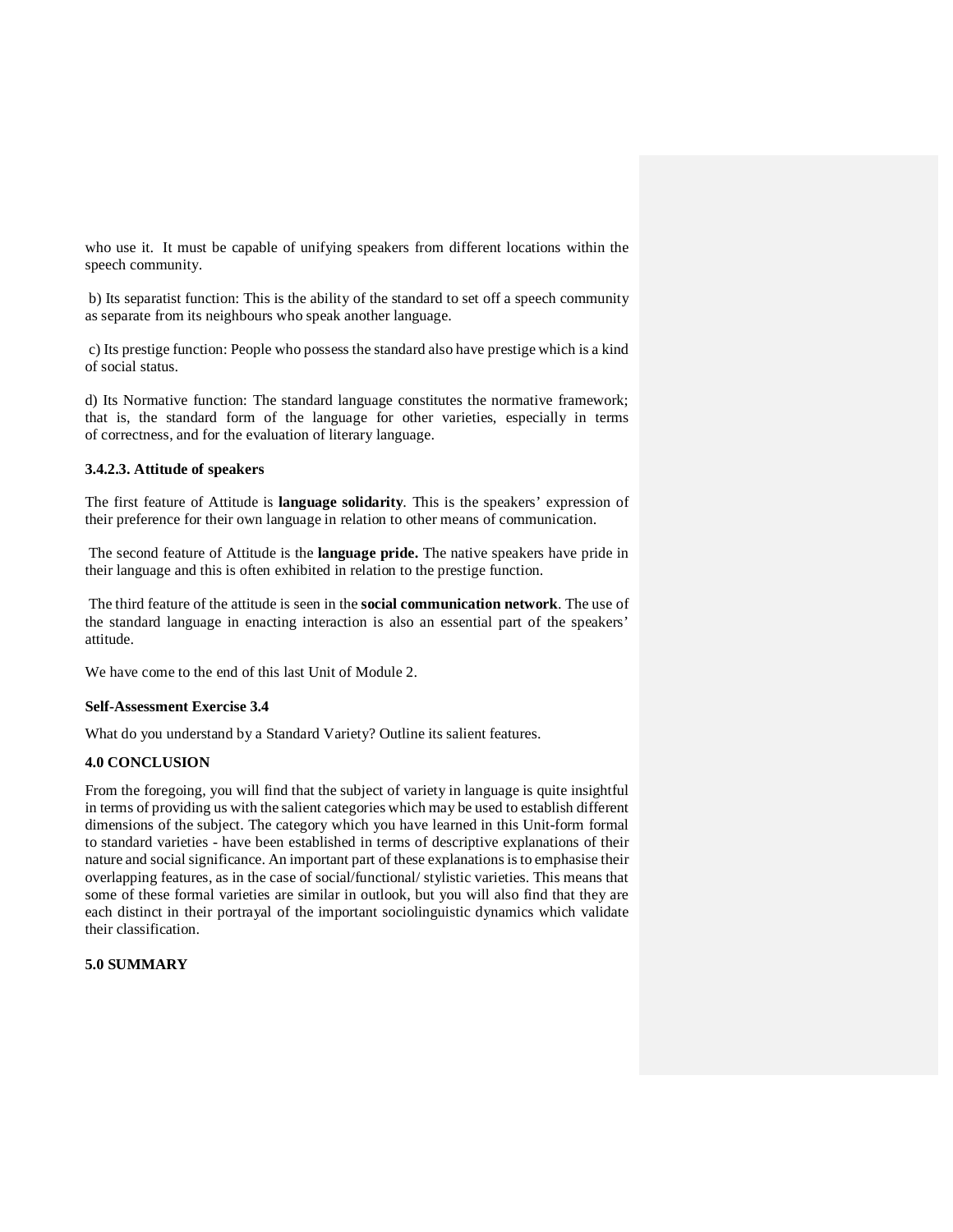who use it. It must be capable of unifying speakers from different locations within the speech community.

b) Its separatist function: This is the ability of the standard to set off a speech community as separate from its neighbours who speak another language.

c) Its prestige function: People who possess the standard also have prestige which is a kind of social status.

d) Its Normative function: The standard language constitutes the normative framework; that is, the standard form of the language for other varieties, especially in terms of correctness, and for the evaluation of literary language.

### 3.4.2.3. Attitude of speakers

The first feature of Attitude is **language solidarity**. This is the speakers' expression of their preference for their own language in relation to other means of communication.

The second feature of Attitude is the **language pride.** The native speakers have pride in their language and this is often exhibited in relation to the prestige function.

The third feature of the attitude is seen in the **social communication network**. The use of the standard language in enacting interaction is also an essential part of the speakers' attitude.

We have come to the end of this last Unit of Module 2.

**Self-Assessment Exercise 3.4**

What do you understand by a Standard Variety? Outline its salient features.

## 4.0 CONCLUSION

From the foregoing, you will find that the subject of variety in language is quite insightful in terms of providing us with the salient categories which may be used to establish different dimensions of the subject. The category which you have learned in this Unit-form formal to standard varieties - have been established in terms of descriptive explanations of their nature and social significance. An important part of these explanations is to emphasise their overlapping features, as in the case of social/functional/ stylistic varieties. This means that some of these formal varieties are similar in outlook, but you will also find that they are each distinct in their portrayal of the important sociolinguistic dynamics which validate their classification.

## 5.0 SUMMARY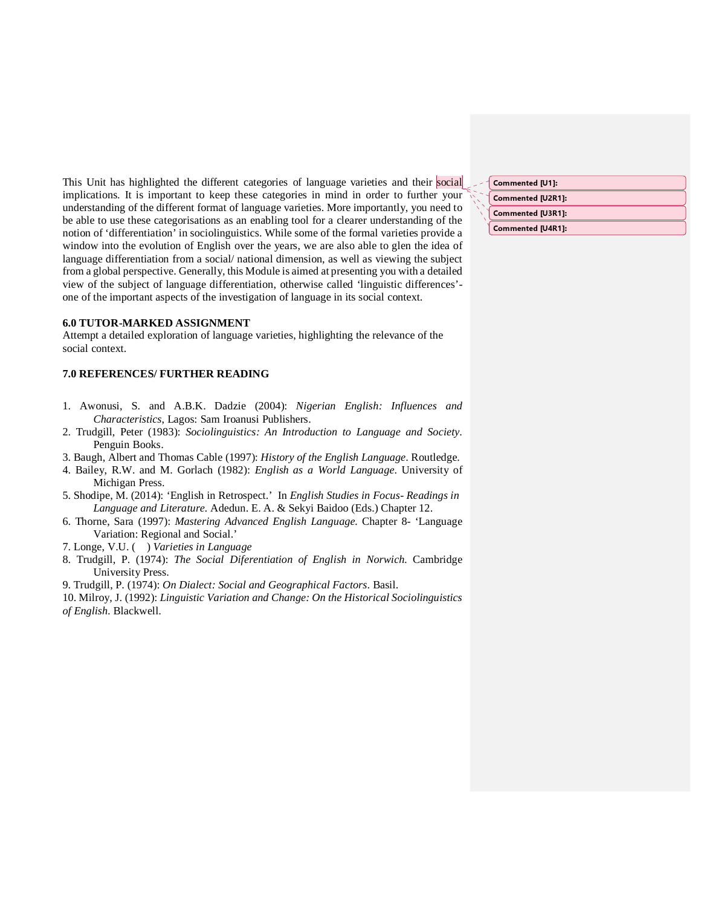This Unit has highlighted the different categories of language varieties and their social implications. It is important to keep these categories in mind in order to further your understanding of the different format of language varieties. More importantly, you need to be able to use these categorisations as an enabling tool for a clearer understanding of the notion of 'differentiation' in sociolinguistics. While some of the formal varieties provide a window into the evolution of English over the years, we are also able to glen the idea of language differentiation from a social/ national dimension, as well as viewing the subject from a global perspective. Generally, this Module is aimed at presenting you with a detailed view of the subject of language differentiation, otherwise called 'linguistic differences'- one of the important aspects of the investigation of language in its social context.

**6.0 TUTOR-MARKED ASSIGNMENT**
Attempt a detailed exploration of language varieties, highlighting the relevance of the social context.

**7.0 REFERENCES/ FURTHER READING**

1. Awonusi, S. and A.B.K. Dadzie (2004): *Nigerian English: Influences and Characteristics*, Lagos: Sam Iroanusi Publishers.
2. Trudgill, Peter (1983): *Sociolinguistics: An Introduction to Language and Society*. Penguin Books.
3. Baugh, Albert and Thomas Cable (1997): *History of the English Language*. Routledge.
4. Bailey, R.W. and M. Gorlach (1982): *English as a World Language*. University of Michigan Press.
5. Shodipe, M. (2014): 'English in Retrospect.' In *English Studies in Focus- Readings in Language and Literature.* Adedun. E. A. & Sekyi Baidoo (Eds.) Chapter 12.
6. Thorne, Sara (1997): *Mastering Advanced English Language.* Chapter 8- 'Language Variation: Regional and Social.'
7. Longe, V.U. (    ) *Varieties in Language*
8. Trudgill, P. (1974): *The Social Diferentiation of English in Norwich.* Cambridge University Press.
9. Trudgill, P. (1974): *On Dialect: Social and Geographical Factors*. Basil.
10. Milroy, J. (1992): *Linguistic Variation and Change: On the Historical Sociolinguistics of English*. Blackwell.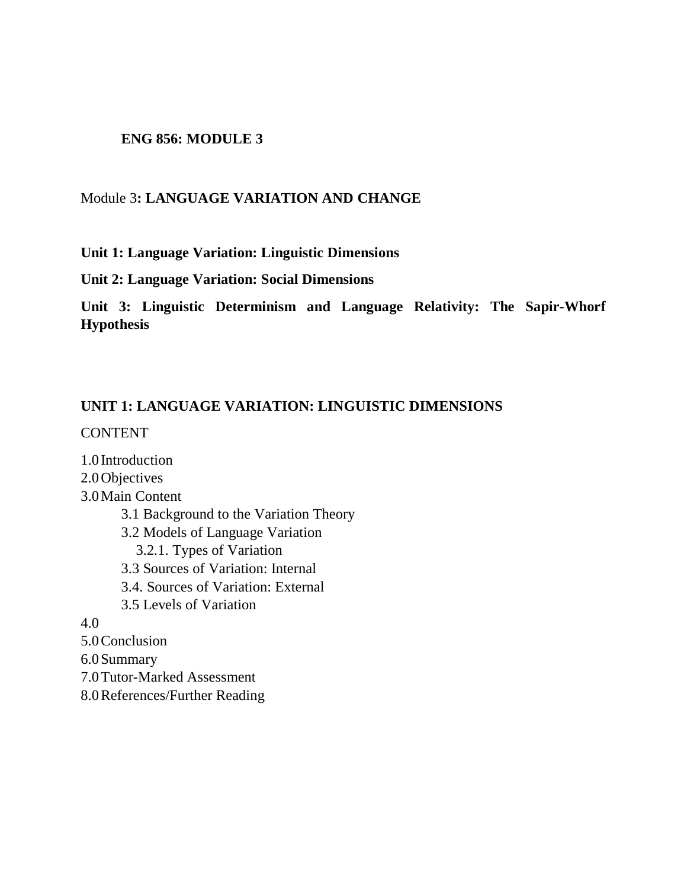**ENG 856: MODULE 3**

Module 3**: LANGUAGE VARIATION AND CHANGE**

**Unit 1: Language Variation: Linguistic Dimensions**

**Unit 2: Language Variation: Social Dimensions**

**Unit 3: Linguistic Determinism and Language Relativity: The Sapir-Whorf Hypothesis**

## UNIT 1: LANGUAGE VARIATION: LINGUISTIC DIMENSIONS

CONTENT

1.0 Introduction
2.0 Objectives
3.0 Main Content
    3.1 Background to the Variation Theory
    3.2 Models of Language Variation
        3.2.1. Types of Variation
    3.3 Sources of Variation: Internal
    3.4. Sources of Variation: External
    3.5 Levels of Variation
4.0
5.0 Conclusion
6.0 Summary
7.0 Tutor-Marked Assessment
8.0 References/Further Reading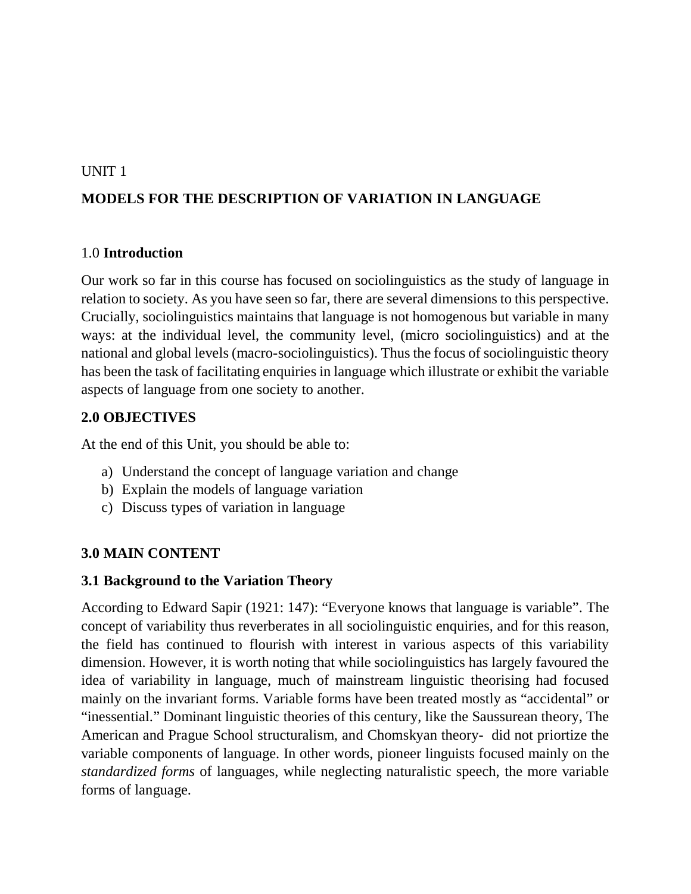UNIT 1

# MODELS FOR THE DESCRIPTION OF VARIATION IN LANGUAGE

## 1.0 **Introduction**

Our work so far in this course has focused on sociolinguistics as the study of language in relation to society. As you have seen so far, there are several dimensions to this perspective. Crucially, sociolinguistics maintains that language is not homogenous but variable in many ways: at the individual level, the community level, (micro sociolinguistics) and at the national and global levels (macro-sociolinguistics). Thus the focus of sociolinguistic theory has been the task of facilitating enquiries in language which illustrate or exhibit the variable aspects of language from one society to another.

## 2.0 OBJECTIVES

At the end of this Unit, you should be able to:

a) Understand the concept of language variation and change
b) Explain the models of language variation
c) Discuss types of variation in language

## 3.0 MAIN CONTENT

### 3.1 Background to the Variation Theory

According to Edward Sapir (1921: 147): "Everyone knows that language is variable". The concept of variability thus reverberates in all sociolinguistic enquiries, and for this reason, the field has continued to flourish with interest in various aspects of this variability dimension. However, it is worth noting that while sociolinguistics has largely favoured the idea of variability in language, much of mainstream linguistic theorising had focused mainly on the invariant forms. Variable forms have been treated mostly as "accidental" or "inessential." Dominant linguistic theories of this century, like the Saussurean theory, The American and Prague School structuralism, and Chomskyan theory- did not priortize the variable components of language. In other words, pioneer linguists focused mainly on the *standardized forms* of languages, while neglecting naturalistic speech, the more variable forms of language.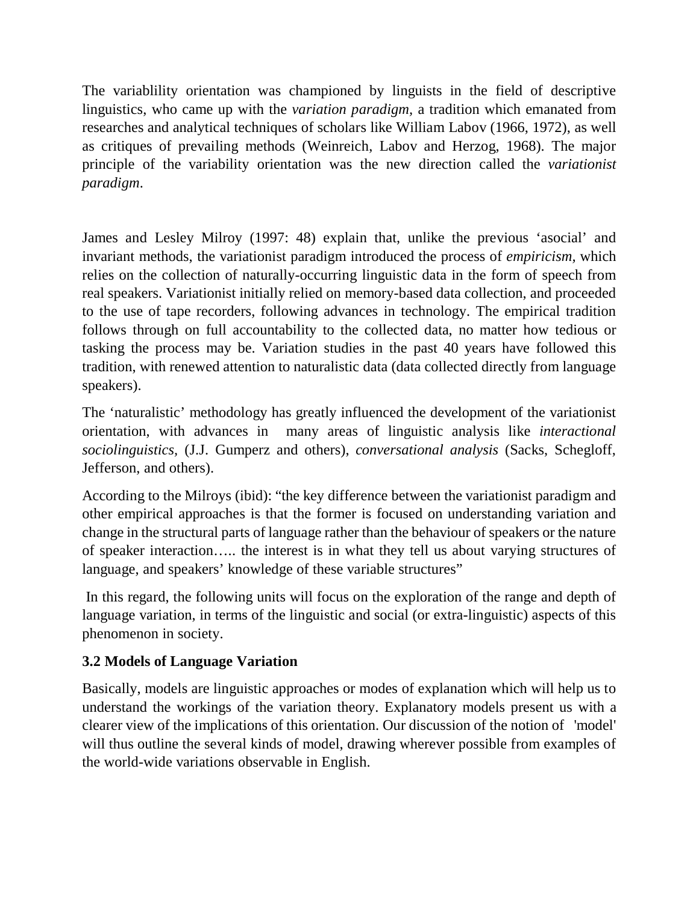The variablility orientation was championed by linguists in the field of descriptive linguistics, who came up with the *variation paradigm*, a tradition which emanated from researches and analytical techniques of scholars like William Labov (1966, 1972), as well as critiques of prevailing methods (Weinreich, Labov and Herzog, 1968). The major principle of the variability orientation was the new direction called the *variationist paradigm*.

James and Lesley Milroy (1997: 48) explain that, unlike the previous 'asocial' and invariant methods, the variationist paradigm introduced the process of *empiricism*, which relies on the collection of naturally-occurring linguistic data in the form of speech from real speakers. Variationist initially relied on memory-based data collection, and proceeded to the use of tape recorders, following advances in technology. The empirical tradition follows through on full accountability to the collected data, no matter how tedious or tasking the process may be. Variation studies in the past 40 years have followed this tradition, with renewed attention to naturalistic data (data collected directly from language speakers).

The 'naturalistic' methodology has greatly influenced the development of the variationist orientation, with advances in many areas of linguistic analysis like *interactional sociolinguistics*, (J.J. Gumperz and others), *conversational analysis* (Sacks, Schegloff, Jefferson, and others).

According to the Milroys (ibid): "the key difference between the variationist paradigm and other empirical approaches is that the former is focused on understanding variation and change in the structural parts of language rather than the behaviour of speakers or the nature of speaker interaction….. the interest is in what they tell us about varying structures of language, and speakers' knowledge of these variable structures"

In this regard, the following units will focus on the exploration of the range and depth of language variation, in terms of the linguistic and social (or extra-linguistic) aspects of this phenomenon in society.

### 3.2 Models of Language Variation

Basically, models are linguistic approaches or modes of explanation which will help us to understand the workings of the variation theory. Explanatory models present us with a clearer view of the implications of this orientation. Our discussion of the notion of 'model' will thus outline the several kinds of model, drawing wherever possible from examples of the world-wide variations observable in English.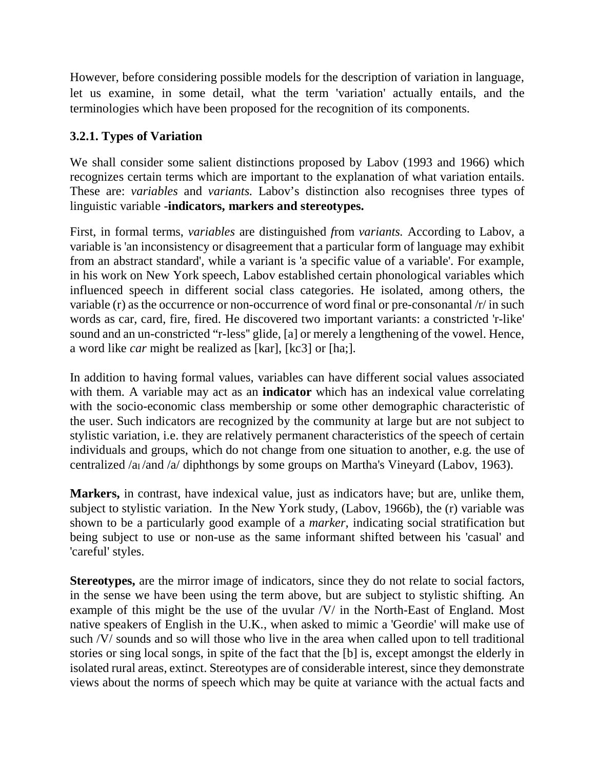However, before considering possible models for the description of variation in language, let us examine, in some detail, what the term 'variation' actually entails, and the terminologies which have been proposed for the recognition of its components.

### 3.2.1. Types of Variation

We shall consider some salient distinctions proposed by Labov (1993 and 1966) which recognizes certain terms which are important to the explanation of what variation entails. These are: *variables* and *variants.* Labov's distinction also recognises three types of linguistic variable -**indicators, markers and stereotypes.**

First, in formal terms, *variables* are distinguished *f*rom *variants.* According to Labov, a variable is 'an inconsistency or disagreement that a particular form of language may exhibit from an abstract standard', while a variant is 'a specific value of a variable'. For example, in his work on New York speech, Labov established certain phonological variables which influenced speech in different social class categories. He isolated, among others, the variable (r) as the occurrence or non-occurrence of word final or pre-consonantal /r/ in such words as car, card, fire, fired. He discovered two important variants: a constricted 'r-like' sound and an un-constricted "r-less" glide, [a] or merely a lengthening of the vowel. Hence, a word like *car* might be realized as [kar], [kc3] or [ha;].

In addition to having formal values, variables can have different social values associated with them. A variable may act as an **indicator** which has an indexical value correlating with the socio-economic class membership or some other demographic characteristic of the user. Such indicators are recognized by the community at large but are not subject to stylistic variation, i.e. they are relatively permanent characteristics of the speech of certain individuals and groups, which do not change from one situation to another, e.g. the use of centralized /aɪ /and /a/ diphthongs by some groups on Martha's Vineyard (Labov, 1963).

**Markers,** in contrast, have indexical value, just as indicators have; but are, unlike them, subject to stylistic variation. In the New York study, (Labov, 1966b), the (r) variable was shown to be a particularly good example of a *marker,* indicating social stratification but being subject to use or non-use as the same informant shifted between his 'casual' and 'careful' styles.

**Stereotypes,** are the mirror image of indicators, since they do not relate to social factors, in the sense we have been using the term above, but are subject to stylistic shifting. An example of this might be the use of the uvular /V/ in the North-East of England. Most native speakers of English in the U.K., when asked to mimic a 'Geordie' will make use of such /V/ sounds and so will those who live in the area when called upon to tell traditional stories or sing local songs, in spite of the fact that the [b] is, except amongst the elderly in isolated rural areas, extinct. Stereotypes are of considerable interest, since they demonstrate views about the norms of speech which may be quite at variance with the actual facts and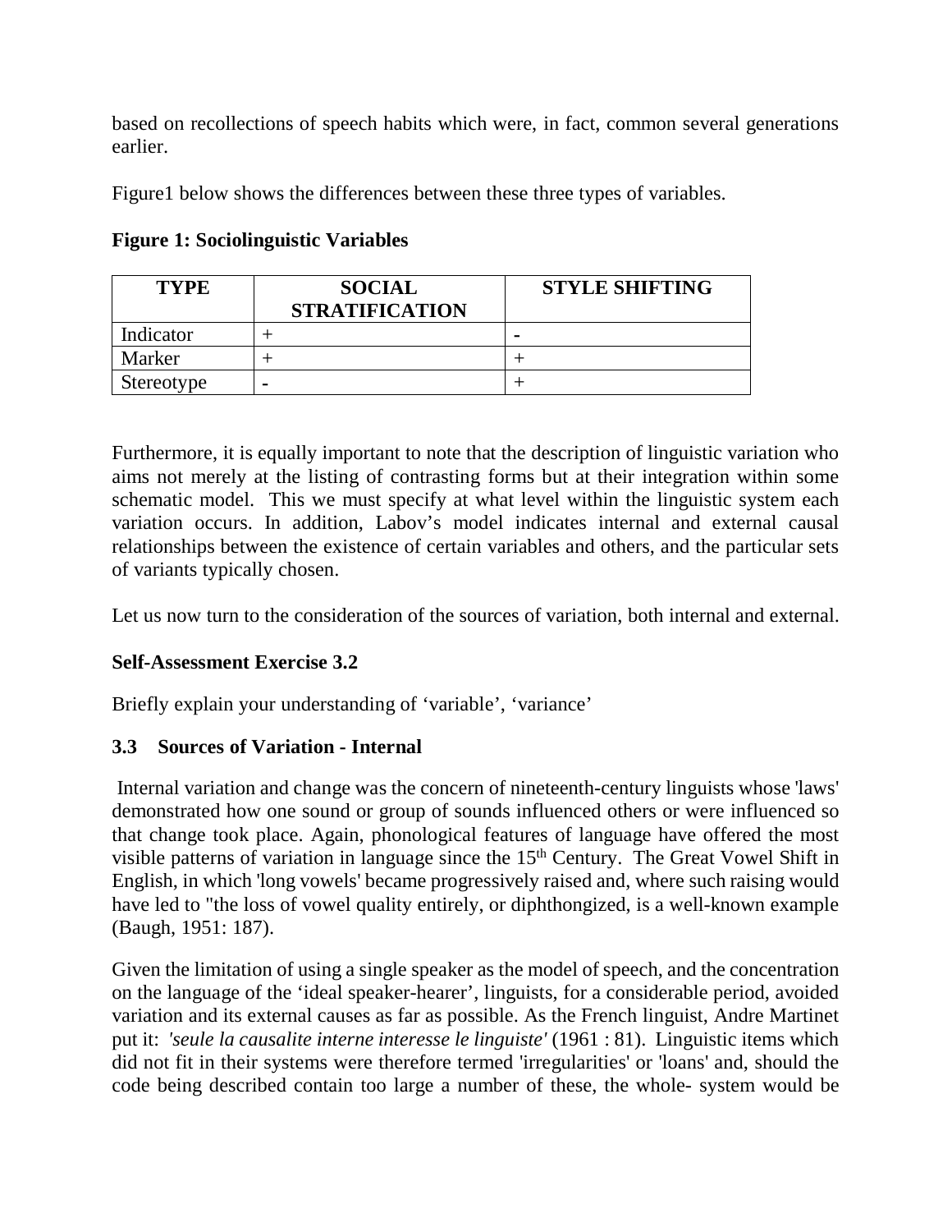based on recollections of speech habits which were, in fact, common several generations earlier.

Figure1 below shows the differences between these three types of variables.

**Figure 1: Sociolinguistic Variables**

| TYPE | SOCIAL STRATIFICATION | STYLE SHIFTING |
|---|---|---|
| Indicator | + | - |
| Marker | + | + |
| Stereotype | - | + |

Furthermore, it is equally important to note that the description of linguistic variation who aims not merely at the listing of contrasting forms but at their integration within some schematic model. This we must specify at what level within the linguistic system each variation occurs. In addition, Labov's model indicates internal and external causal relationships between the existence of certain variables and others, and the particular sets of variants typically chosen.

Let us now turn to the consideration of the sources of variation, both internal and external.

**Self-Assessment Exercise 3.2**

Briefly explain your understanding of 'variable', 'variance'

### 3.3 Sources of Variation - Internal

Internal variation and change was the concern of nineteenth-century linguists whose 'laws' demonstrated how one sound or group of sounds influenced others or were influenced so that change took place. Again, phonological features of language have offered the most visible patterns of variation in language since the 15th Century. The Great Vowel Shift in English, in which 'long vowels' became progressively raised and, where such raising would have led to "the loss of vowel quality entirely, or diphthongized, is a well-known example (Baugh, 1951: 187).

Given the limitation of using a single speaker as the model of speech, and the concentration on the language of the 'ideal speaker-hearer', linguists, for a considerable period, avoided variation and its external causes as far as possible. As the French linguist, Andre Martinet put it: *'seule la causalite interne interesse le linguiste'* (1961 : 81). Linguistic items which did not fit in their systems were therefore termed 'irregularities' or 'loans' and, should the code being described contain too large a number of these, the whole- system would be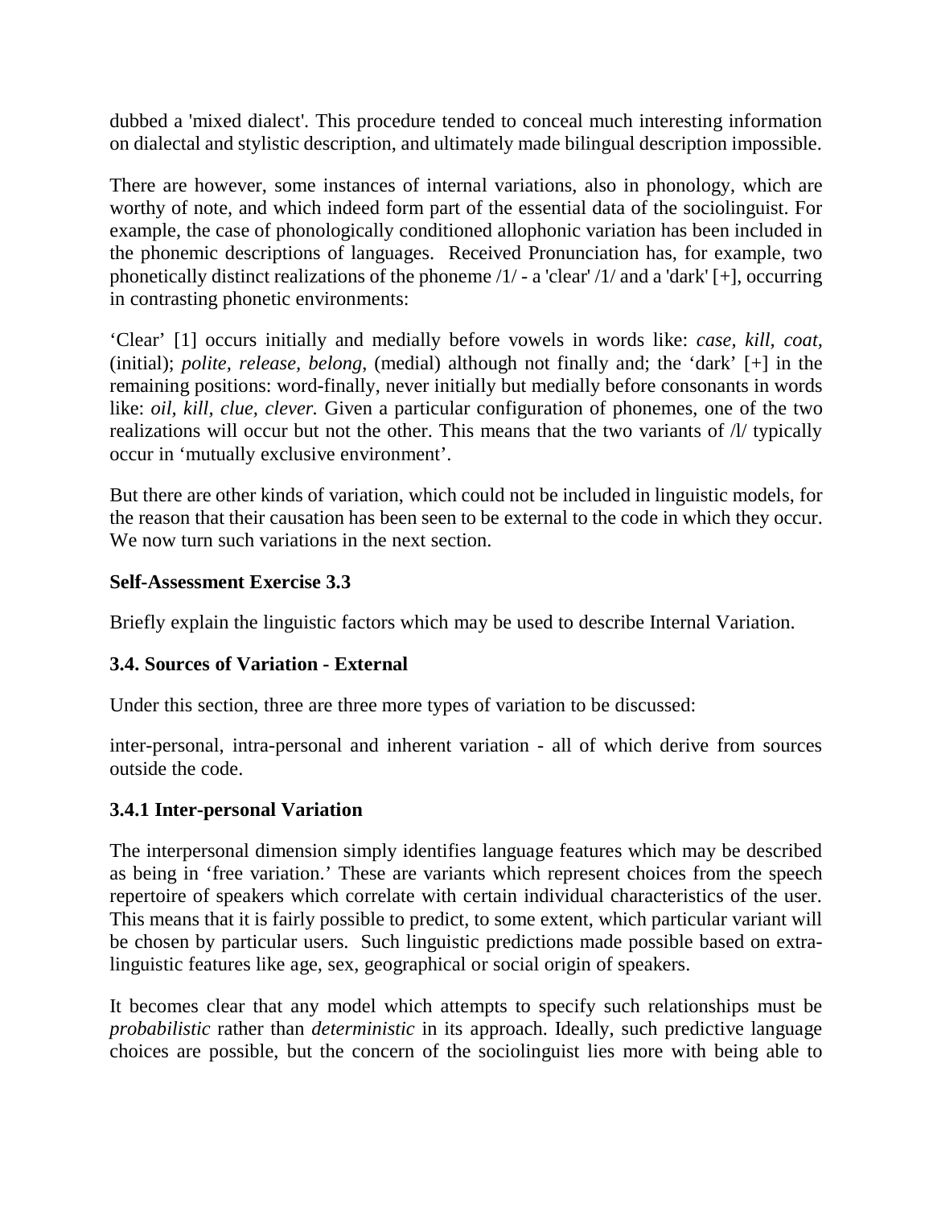dubbed a 'mixed dialect'. This procedure tended to conceal much interesting information on dialectal and stylistic description, and ultimately made bilingual description impossible.

There are however, some instances of internal variations, also in phonology, which are worthy of note, and which indeed form part of the essential data of the sociolinguist. For example, the case of phonologically conditioned allophonic variation has been included in the phonemic descriptions of languages. Received Pronunciation has, for example, two phonetically distinct realizations of the phoneme /1/ - a 'clear' /1/ and a 'dark' [+], occurring in contrasting phonetic environments:

'Clear' [1] occurs initially and medially before vowels in words like: *case, kill, coat,* (initial); *polite, release, belong,* (medial) although not finally and; the 'dark' [+] in the remaining positions: word-finally, never initially but medially before consonants in words like: *oil, kill, clue, clever.* Given a particular configuration of phonemes, one of the two realizations will occur but not the other. This means that the two variants of /l/ typically occur in 'mutually exclusive environment'.

But there are other kinds of variation, which could not be included in linguistic models, for the reason that their causation has been seen to be external to the code in which they occur. We now turn such variations in the next section.

**Self-Assessment Exercise 3.3**

Briefly explain the linguistic factors which may be used to describe Internal Variation.

### 3.4. Sources of Variation - External

Under this section, three are three more types of variation to be discussed:

inter-personal, intra-personal and inherent variation - all of which derive from sources outside the code.

#### 3.4.1 Inter-personal Variation

The interpersonal dimension simply identifies language features which may be described as being in 'free variation.' These are variants which represent choices from the speech repertoire of speakers which correlate with certain individual characteristics of the user. This means that it is fairly possible to predict, to some extent, which particular variant will be chosen by particular users. Such linguistic predictions made possible based on extra-linguistic features like age, sex, geographical or social origin of speakers.

It becomes clear that any model which attempts to specify such relationships must be *probabilistic* rather than *deterministic* in its approach. Ideally, such predictive language choices are possible, but the concern of the sociolinguist lies more with being able to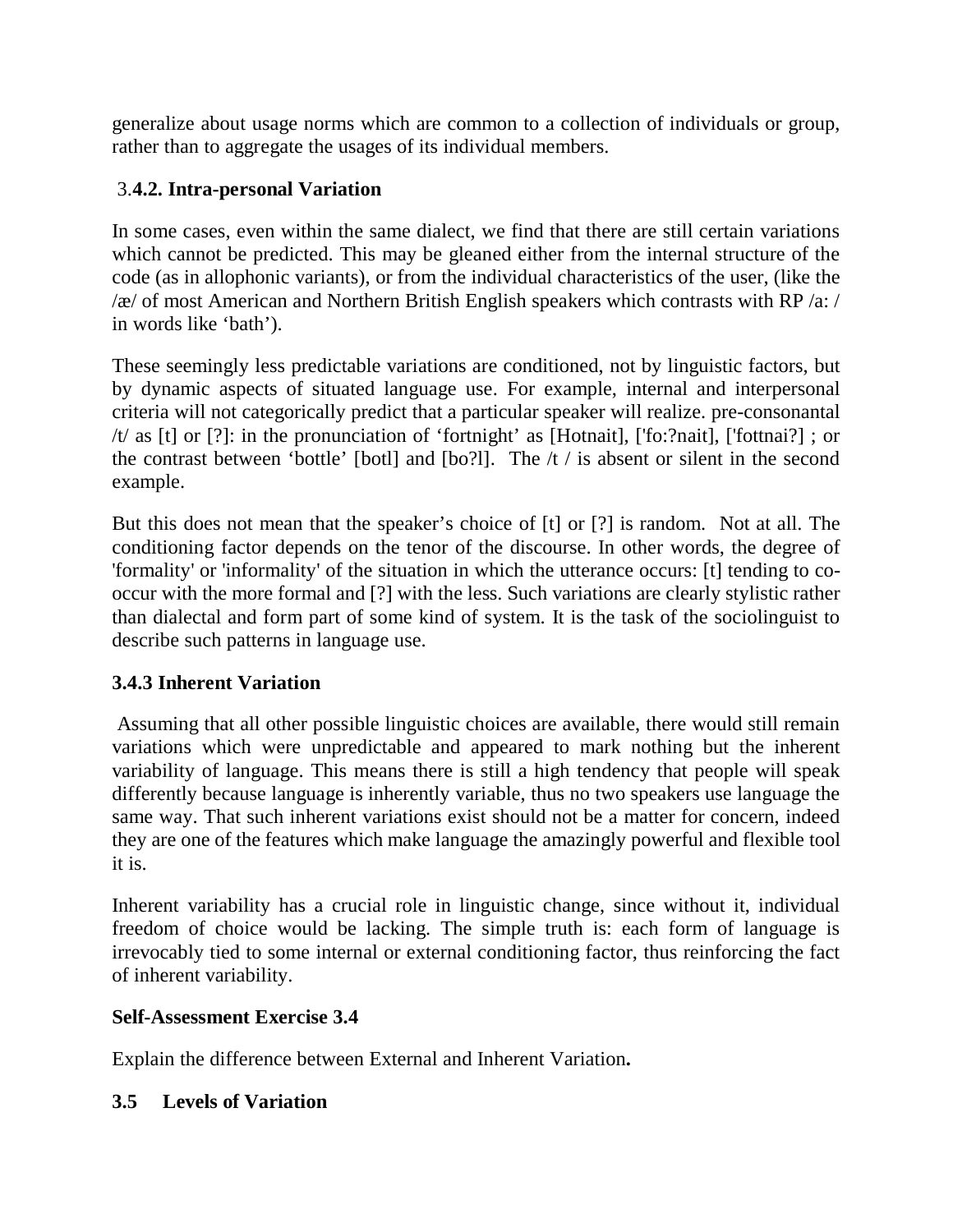generalize about usage norms which are common to a collection of individuals or group, rather than to aggregate the usages of its individual members.

### 3.**4.2. Intra-personal Variation**

In some cases, even within the same dialect, we find that there are still certain variations which cannot be predicted. This may be gleaned either from the internal structure of the code (as in allophonic variants), or from the individual characteristics of the user, (like the /æ/ of most American and Northern British English speakers which contrasts with RP /a: / in words like 'bath').

These seemingly less predictable variations are conditioned, not by linguistic factors, but by dynamic aspects of situated language use. For example, internal and interpersonal criteria will not categorically predict that a particular speaker will realize. pre-consonantal /t/ as [t] or [?]: in the pronunciation of 'fortnight' as [Hotnait], ['fo:?nait], ['fottnai?] ; or the contrast between 'bottle' [botl] and [bo?l]. The /t / is absent or silent in the second example.

But this does not mean that the speaker's choice of [t] or [?] is random. Not at all. The conditioning factor depends on the tenor of the discourse. In other words, the degree of 'formality' or 'informality' of the situation in which the utterance occurs: [t] tending to co-occur with the more formal and [?] with the less. Such variations are clearly stylistic rather than dialectal and form part of some kind of system. It is the task of the sociolinguist to describe such patterns in language use.

### 3.4.3 Inherent Variation

Assuming that all other possible linguistic choices are available, there would still remain variations which were unpredictable and appeared to mark nothing but the inherent variability of language. This means there is still a high tendency that people will speak differently because language is inherently variable, thus no two speakers use language the same way. That such inherent variations exist should not be a matter for concern, indeed they are one of the features which make language the amazingly powerful and flexible tool it is.

Inherent variability has a crucial role in linguistic change, since without it, individual freedom of choice would be lacking. The simple truth is: each form of language is irrevocably tied to some internal or external conditioning factor, thus reinforcing the fact of inherent variability.

**Self-Assessment Exercise 3.4**

Explain the difference between External and Inherent Variation**.**

## 3.5 Levels of Variation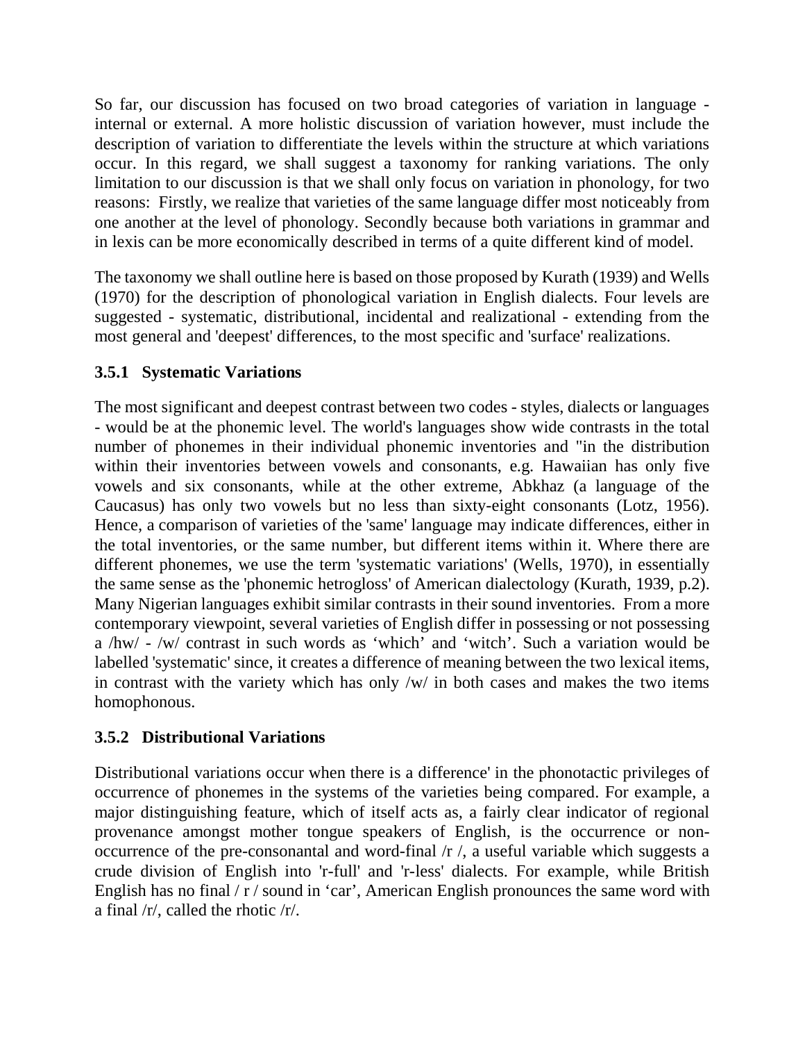So far, our discussion has focused on two broad categories of variation in language - internal or external. A more holistic discussion of variation however, must include the description of variation to differentiate the levels within the structure at which variations occur. In this regard, we shall suggest a taxonomy for ranking variations. The only limitation to our discussion is that we shall only focus on variation in phonology, for two reasons: Firstly, we realize that varieties of the same language differ most noticeably from one another at the level of phonology. Secondly because both variations in grammar and in lexis can be more economically described in terms of a quite different kind of model.

The taxonomy we shall outline here is based on those proposed by Kurath (1939) and Wells (1970) for the description of phonological variation in English dialects. Four levels are suggested - systematic, distributional, incidental and realizational - extending from the most general and 'deepest' differences, to the most specific and 'surface' realizations.

### 3.5.1 Systematic Variations

The most significant and deepest contrast between two codes - styles, dialects or languages - would be at the phonemic level. The world's languages show wide contrasts in the total number of phonemes in their individual phonemic inventories and "in the distribution within their inventories between vowels and consonants, e.g. Hawaiian has only five vowels and six consonants, while at the other extreme, Abkhaz (a language of the Caucasus) has only two vowels but no less than sixty-eight consonants (Lotz, 1956). Hence, a comparison of varieties of the 'same' language may indicate differences, either in the total inventories, or the same number, but different items within it. Where there are different phonemes, we use the term 'systematic variations' (Wells, 1970), in essentially the same sense as the 'phonemic hetrogloss' of American dialectology (Kurath, 1939, p.2). Many Nigerian languages exhibit similar contrasts in their sound inventories. From a more contemporary viewpoint, several varieties of English differ in possessing or not possessing a /hw/ - /w/ contrast in such words as 'which' and 'witch'. Such a variation would be labelled 'systematic' since, it creates a difference of meaning between the two lexical items, in contrast with the variety which has only /w/ in both cases and makes the two items homophonous.

### 3.5.2 Distributional Variations

Distributional variations occur when there is a difference' in the phonotactic privileges of occurrence of phonemes in the systems of the varieties being compared. For example, a major distinguishing feature, which of itself acts as, a fairly clear indicator of regional provenance amongst mother tongue speakers of English, is the occurrence or non-occurrence of the pre-consonantal and word-final /r /, a useful variable which suggests a crude division of English into 'r-full' and 'r-less' dialects. For example, while British English has no final / r / sound in 'car', American English pronounces the same word with a final /r/, called the rhotic /r/.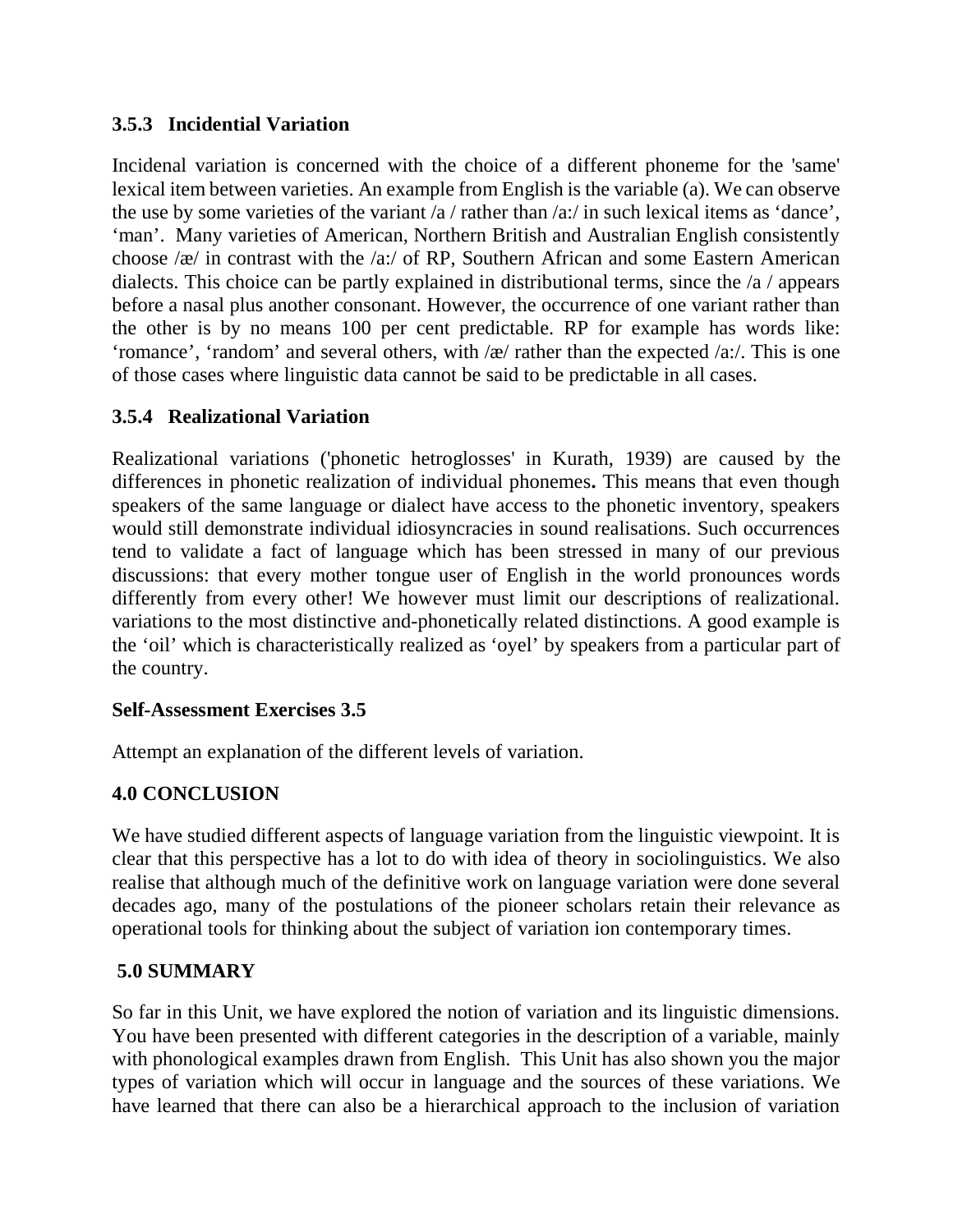### 3.5.3 Incidential Variation

Incidenal variation is concerned with the choice of a different phoneme for the 'same' lexical item between varieties. An example from English is the variable (a). We can observe the use by some varieties of the variant /a / rather than /a:/ in such lexical items as 'dance', 'man'. Many varieties of American, Northern British and Australian English consistently choose /æ/ in contrast with the /a:/ of RP, Southern African and some Eastern American dialects. This choice can be partly explained in distributional terms, since the /a / appears before a nasal plus another consonant. However, the occurrence of one variant rather than the other is by no means 100 per cent predictable. RP for example has words like: 'romance', 'random' and several others, with /æ/ rather than the expected /a:/. This is one of those cases where linguistic data cannot be said to be predictable in all cases.

### 3.5.4 Realizational Variation

Realizational variations ('phonetic hetroglosses' in Kurath, 1939) are caused by the differences in phonetic realization of individual phonemes**.** This means that even though speakers of the same language or dialect have access to the phonetic inventory, speakers would still demonstrate individual idiosyncracies in sound realisations. Such occurrences tend to validate a fact of language which has been stressed in many of our previous discussions: that every mother tongue user of English in the world pronounces words differently from every other! We however must limit our descriptions of realizational. variations to the most distinctive and-phonetically related distinctions. A good example is the 'oil' which is characteristically realized as 'oyel' by speakers from a particular part of the country.

**Self-Assessment Exercises 3.5**

Attempt an explanation of the different levels of variation.

## 4.0 CONCLUSION

We have studied different aspects of language variation from the linguistic viewpoint. It is clear that this perspective has a lot to do with idea of theory in sociolinguistics. We also realise that although much of the definitive work on language variation were done several decades ago, many of the postulations of the pioneer scholars retain their relevance as operational tools for thinking about the subject of variation ion contemporary times.

## 5.0 SUMMARY

So far in this Unit, we have explored the notion of variation and its linguistic dimensions. You have been presented with different categories in the description of a variable, mainly with phonological examples drawn from English. This Unit has also shown you the major types of variation which will occur in language and the sources of these variations. We have learned that there can also be a hierarchical approach to the inclusion of variation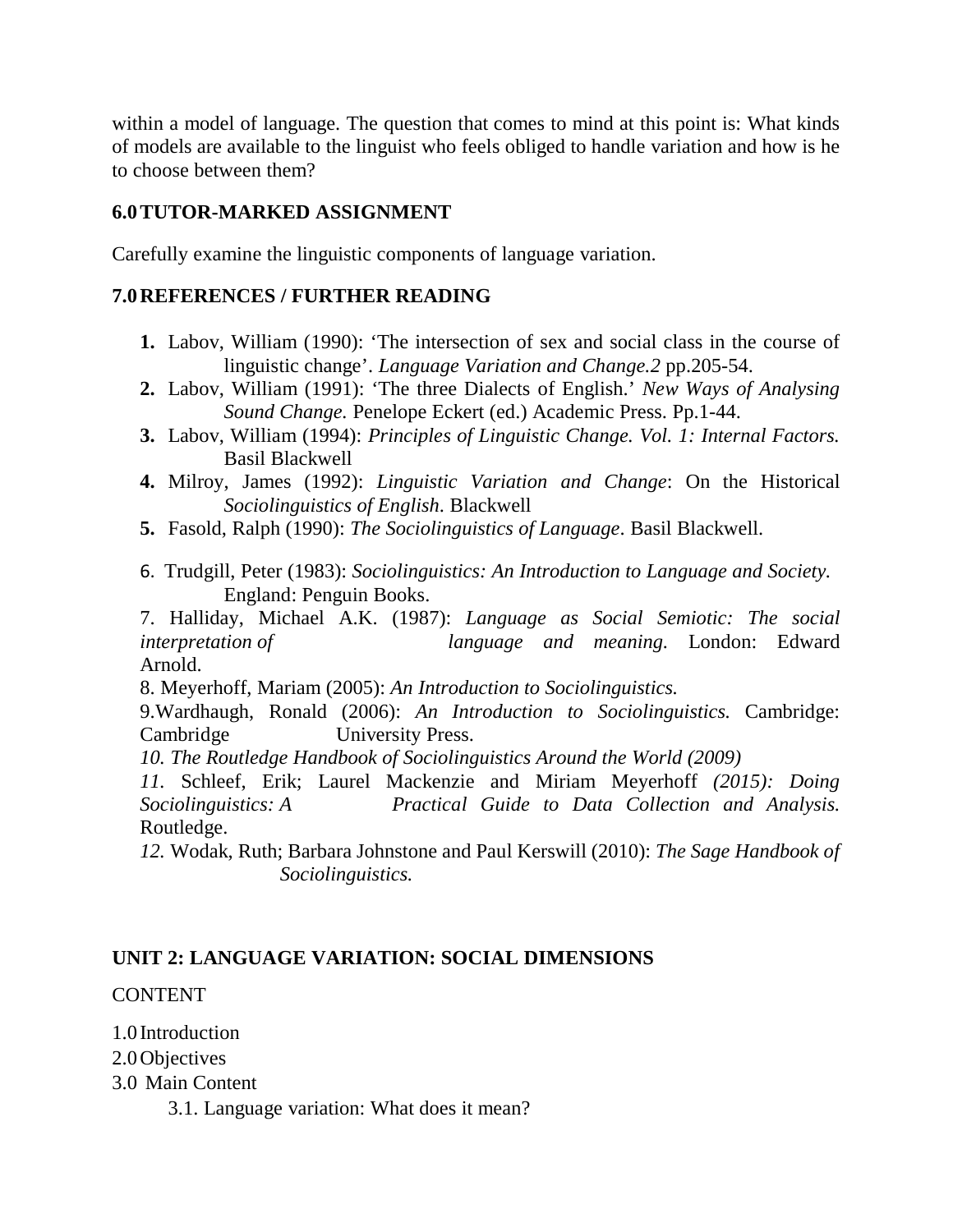within a model of language. The question that comes to mind at this point is: What kinds of models are available to the linguist who feels obliged to handle variation and how is he to choose between them?

## 6.0 TUTOR-MARKED ASSIGNMENT

Carefully examine the linguistic components of language variation.

## 7.0 REFERENCES / FURTHER READING

1. Labov, William (1990): 'The intersection of sex and social class in the course of linguistic change'. *Language Variation and Change.2* pp.205-54.
2. Labov, William (1991): 'The three Dialects of English.' *New Ways of Analysing Sound Change.* Penelope Eckert (ed.) Academic Press. Pp.1-44.
3. Labov, William (1994): *Principles of Linguistic Change. Vol. 1: Internal Factors.* Basil Blackwell
4. Milroy, James (1992): *Linguistic Variation and Change*: On the Historical *Sociolinguistics of English*. Blackwell
5. Fasold, Ralph (1990): *The Sociolinguistics of Language*. Basil Blackwell.
6. Trudgill, Peter (1983): *Sociolinguistics: An Introduction to Language and Society.* England: Penguin Books.
7. Halliday, Michael A.K. (1987): *Language as Social Semiotic: The social interpretation of language and meaning.* London: Edward Arnold.
8. Meyerhoff, Mariam (2005): *An Introduction to Sociolinguistics.*
9. Wardhaugh, Ronald (2006): *An Introduction to Sociolinguistics.* Cambridge: Cambridge University Press.
10. *The Routledge Handbook of Sociolinguistics Around the World (2009)*
11. Schleef, Erik; Laurel Mackenzie and Miriam Meyerhoff *(2015): Doing Sociolinguistics: A Practical Guide to Data Collection and Analysis.* Routledge.
12. Wodak, Ruth; Barbara Johnstone and Paul Kerswill (2010): *The Sage Handbook of Sociolinguistics.*

## UNIT 2: LANGUAGE VARIATION: SOCIAL DIMENSIONS

CONTENT

1.0 Introduction
2.0 Objectives
3.0 Main Content
  3.1. Language variation: What does it mean?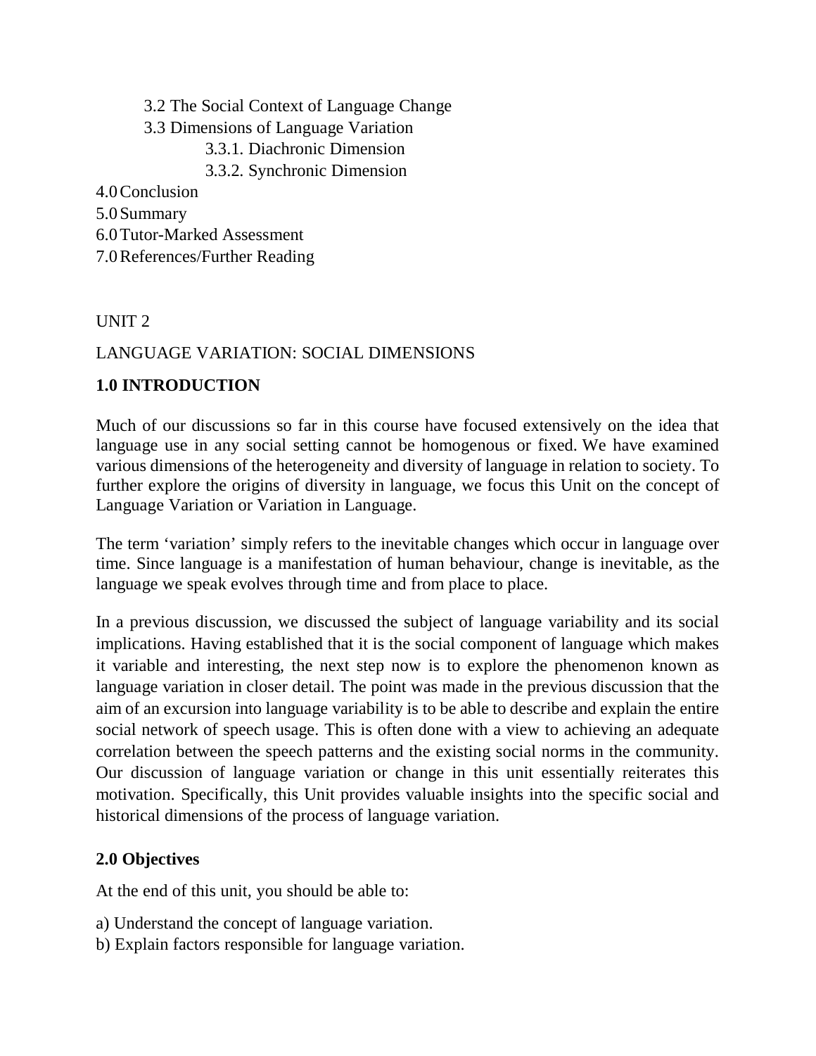3.2 The Social Context of Language Change

3.3 Dimensions of Language Variation

3.3.1. Diachronic Dimension

3.3.2. Synchronic Dimension

4.0 Conclusion

5.0 Summary

6.0 Tutor-Marked Assessment

7.0 References/Further Reading

UNIT 2

LANGUAGE VARIATION: SOCIAL DIMENSIONS

**1.0 INTRODUCTION**

Much of our discussions so far in this course have focused extensively on the idea that language use in any social setting cannot be homogenous or fixed. We have examined various dimensions of the heterogeneity and diversity of language in relation to society. To further explore the origins of diversity in language, we focus this Unit on the concept of Language Variation or Variation in Language.

The term 'variation' simply refers to the inevitable changes which occur in language over time. Since language is a manifestation of human behaviour, change is inevitable, as the language we speak evolves through time and from place to place.

In a previous discussion, we discussed the subject of language variability and its social implications. Having established that it is the social component of language which makes it variable and interesting, the next step now is to explore the phenomenon known as language variation in closer detail. The point was made in the previous discussion that the aim of an excursion into language variability is to be able to describe and explain the entire social network of speech usage. This is often done with a view to achieving an adequate correlation between the speech patterns and the existing social norms in the community. Our discussion of language variation or change in this unit essentially reiterates this motivation. Specifically, this Unit provides valuable insights into the specific social and historical dimensions of the process of language variation.

**2.0 Objectives**

At the end of this unit, you should be able to:

a) Understand the concept of language variation.

b) Explain factors responsible for language variation.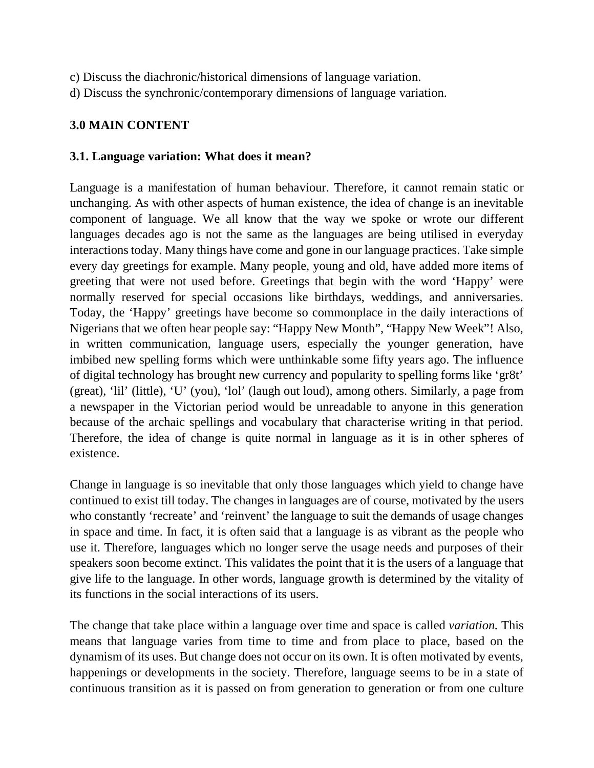c) Discuss the diachronic/historical dimensions of language variation.
d) Discuss the synchronic/contemporary dimensions of language variation.

## 3.0 MAIN CONTENT

### 3.1. Language variation: What does it mean?

Language is a manifestation of human behaviour. Therefore, it cannot remain static or unchanging. As with other aspects of human existence, the idea of change is an inevitable component of language. We all know that the way we spoke or wrote our different languages decades ago is not the same as the languages are being utilised in everyday interactions today. Many things have come and gone in our language practices. Take simple every day greetings for example. Many people, young and old, have added more items of greeting that were not used before. Greetings that begin with the word 'Happy' were normally reserved for special occasions like birthdays, weddings, and anniversaries. Today, the 'Happy' greetings have become so commonplace in the daily interactions of Nigerians that we often hear people say: "Happy New Month", "Happy New Week"! Also, in written communication, language users, especially the younger generation, have imbibed new spelling forms which were unthinkable some fifty years ago. The influence of digital technology has brought new currency and popularity to spelling forms like 'gr8t' (great), 'lil' (little), 'U' (you), 'lol' (laugh out loud), among others. Similarly, a page from a newspaper in the Victorian period would be unreadable to anyone in this generation because of the archaic spellings and vocabulary that characterise writing in that period. Therefore, the idea of change is quite normal in language as it is in other spheres of existence.

Change in language is so inevitable that only those languages which yield to change have continued to exist till today. The changes in languages are of course, motivated by the users who constantly 'recreate' and 'reinvent' the language to suit the demands of usage changes in space and time. In fact, it is often said that a language is as vibrant as the people who use it. Therefore, languages which no longer serve the usage needs and purposes of their speakers soon become extinct. This validates the point that it is the users of a language that give life to the language. In other words, language growth is determined by the vitality of its functions in the social interactions of its users.

The change that take place within a language over time and space is called *variation.* This means that language varies from time to time and from place to place, based on the dynamism of its uses. But change does not occur on its own. It is often motivated by events, happenings or developments in the society. Therefore, language seems to be in a state of continuous transition as it is passed on from generation to generation or from one culture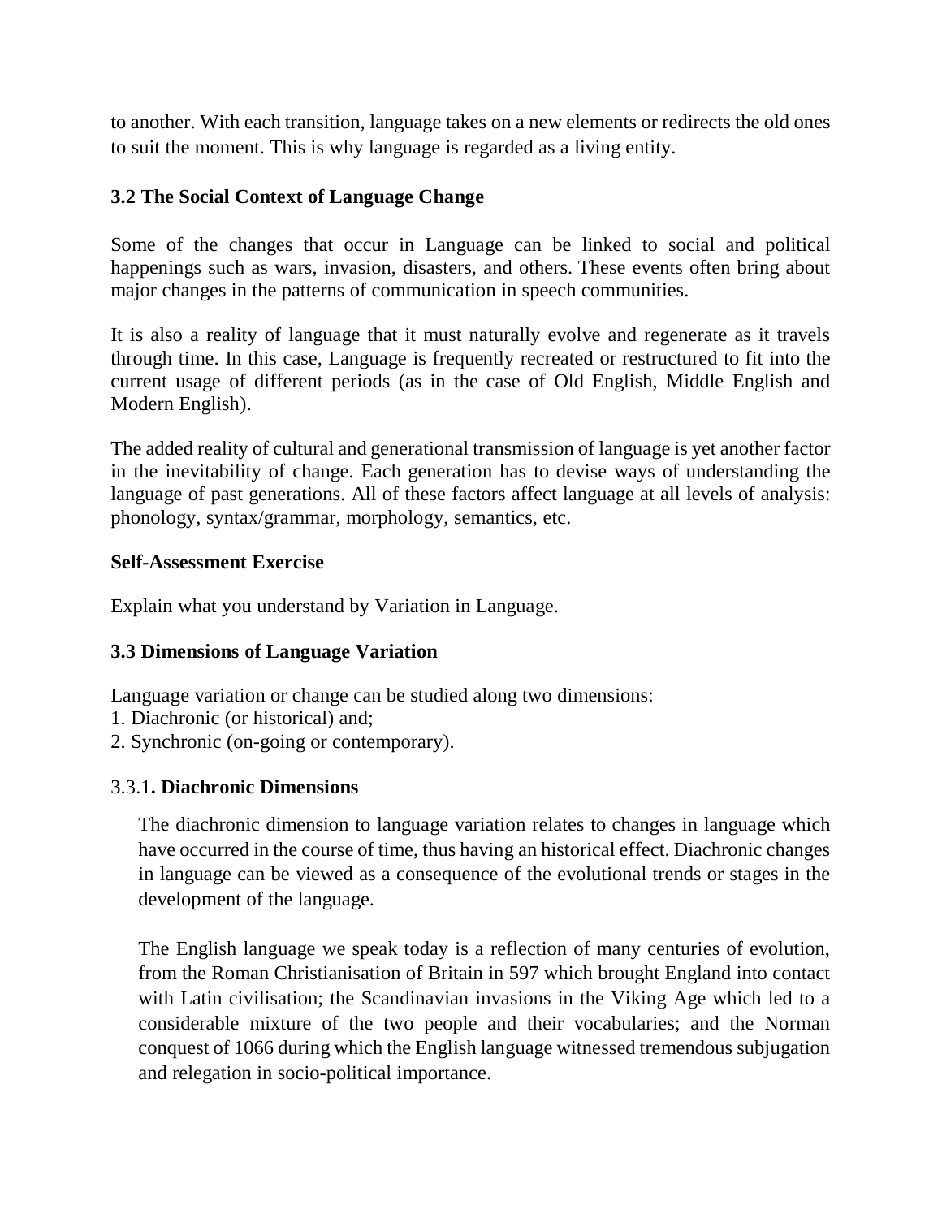to another. With each transition, language takes on a new elements or redirects the old ones to suit the moment. This is why language is regarded as a living entity.

### 3.2 The Social Context of Language Change

Some of the changes that occur in Language can be linked to social and political happenings such as wars, invasion, disasters, and others. These events often bring about major changes in the patterns of communication in speech communities.

It is also a reality of language that it must naturally evolve and regenerate as it travels through time. In this case, Language is frequently recreated or restructured to fit into the current usage of different periods (as in the case of Old English, Middle English and Modern English).

The added reality of cultural and generational transmission of language is yet another factor in the inevitability of change. Each generation has to devise ways of understanding the language of past generations. All of these factors affect language at all levels of analysis: phonology, syntax/grammar, morphology, semantics, etc.

**Self-Assessment Exercise**

Explain what you understand by Variation in Language.

### 3.3 Dimensions of Language Variation

Language variation or change can be studied along two dimensions:
1. Diachronic (or historical) and;
2. Synchronic (on-going or contemporary).

#### 3.3.1**. Diachronic Dimensions**

The diachronic dimension to language variation relates to changes in language which have occurred in the course of time, thus having an historical effect. Diachronic changes in language can be viewed as a consequence of the evolutional trends or stages in the development of the language.

The English language we speak today is a reflection of many centuries of evolution, from the Roman Christianisation of Britain in 597 which brought England into contact with Latin civilisation; the Scandinavian invasions in the Viking Age which led to a considerable mixture of the two people and their vocabularies; and the Norman conquest of 1066 during which the English language witnessed tremendous subjugation and relegation in socio-political importance.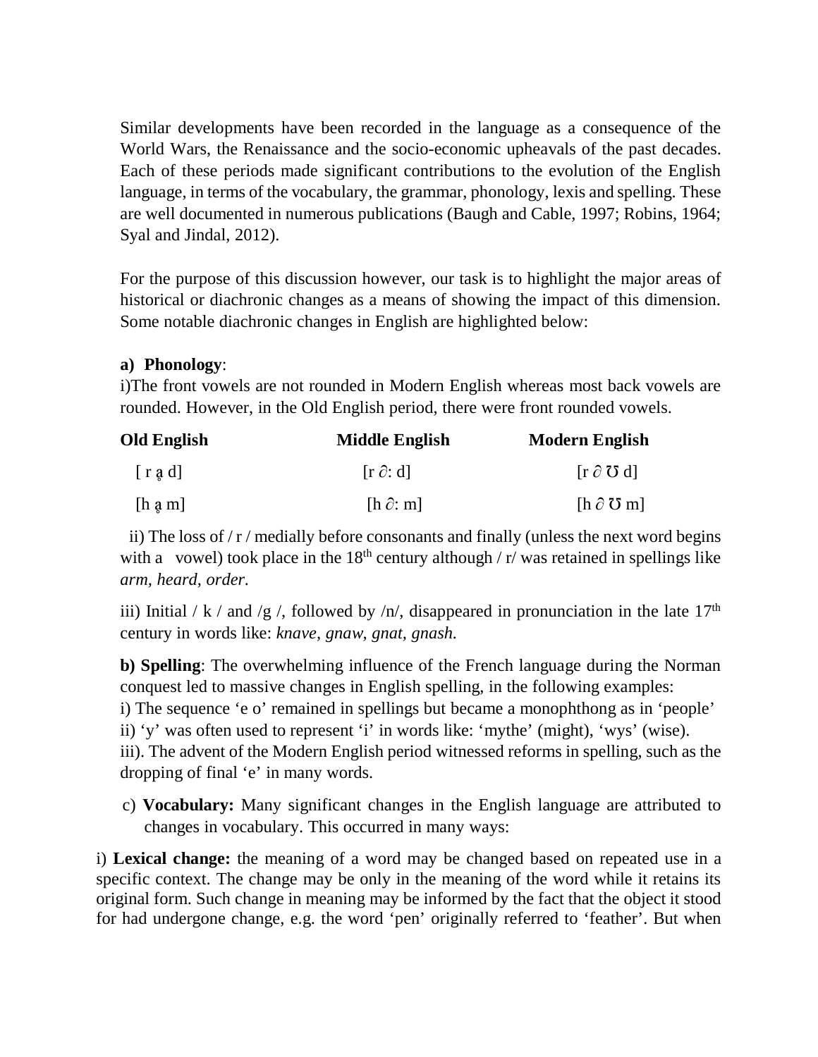Similar developments have been recorded in the language as a consequence of the World Wars, the Renaissance and the socio-economic upheavals of the past decades. Each of these periods made significant contributions to the evolution of the English language, in terms of the vocabulary, the grammar, phonology, lexis and spelling. These are well documented in numerous publications (Baugh and Cable, 1997; Robins, 1964; Syal and Jindal, 2012).

For the purpose of this discussion however, our task is to highlight the major areas of historical or diachronic changes as a means of showing the impact of this dimension. Some notable diachronic changes in English are highlighted below:

**a) Phonology**:

i)The front vowels are not rounded in Modern English whereas most back vowels are rounded. However, in the Old English period, there were front rounded vowels.

| Old English | Middle English | Modern English |
|---|---|---|
| [ r ḁ d] | [r ∂: d] | [r ∂ Ʊ d] |
| [h ḁ m] | [h ∂: m] | [h ∂ Ʊ m] |

ii) The loss of / r / medially before consonants and finally (unless the next word begins with a vowel) took place in the 18th century although / r/ was retained in spellings like *arm, heard, order.*

iii) Initial / k / and /g /, followed by /n/, disappeared in pronunciation in the late 17th century in words like: *knave, gnaw, gnat, gnash.*

**b) Spelling**: The overwhelming influence of the French language during the Norman conquest led to massive changes in English spelling, in the following examples:

i) The sequence 'e o' remained in spellings but became a monophthong as in 'people'

ii) 'y' was often used to represent 'i' in words like: 'mythe' (might), 'wys' (wise).

iii). The advent of the Modern English period witnessed reforms in spelling, such as the dropping of final 'e' in many words.

c) **Vocabulary:** Many significant changes in the English language are attributed to changes in vocabulary. This occurred in many ways:

i) **Lexical change:** the meaning of a word may be changed based on repeated use in a specific context. The change may be only in the meaning of the word while it retains its original form. Such change in meaning may be informed by the fact that the object it stood for had undergone change, e.g. the word 'pen' originally referred to 'feather'. But when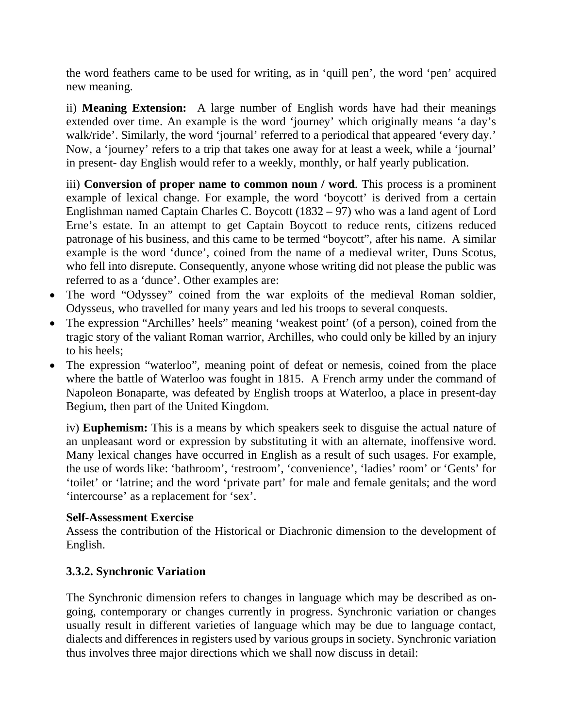the word feathers came to be used for writing, as in 'quill pen', the word 'pen' acquired new meaning.

ii) **Meaning Extension:** A large number of English words have had their meanings extended over time. An example is the word 'journey' which originally means 'a day's walk/ride'. Similarly, the word 'journal' referred to a periodical that appeared 'every day.' Now, a 'journey' refers to a trip that takes one away for at least a week, while a 'journal' in present- day English would refer to a weekly, monthly, or half yearly publication.

iii) **Conversion of proper name to common noun / word**. This process is a prominent example of lexical change. For example, the word 'boycott' is derived from a certain Englishman named Captain Charles C. Boycott (1832 – 97) who was a land agent of Lord Erne's estate. In an attempt to get Captain Boycott to reduce rents, citizens reduced patronage of his business, and this came to be termed "boycott", after his name. A similar example is the word 'dunce', coined from the name of a medieval writer, Duns Scotus, who fell into disrepute. Consequently, anyone whose writing did not please the public was referred to as a 'dunce'. Other examples are:

- The word "Odyssey" coined from the war exploits of the medieval Roman soldier, Odysseus, who travelled for many years and led his troops to several conquests.
- The expression "Archilles' heels" meaning 'weakest point' (of a person), coined from the tragic story of the valiant Roman warrior, Archilles, who could only be killed by an injury to his heels;
- The expression "waterloo", meaning point of defeat or nemesis, coined from the place where the battle of Waterloo was fought in 1815. A French army under the command of Napoleon Bonaparte, was defeated by English troops at Waterloo, a place in present-day Begium, then part of the United Kingdom.

iv) **Euphemism:** This is a means by which speakers seek to disguise the actual nature of an unpleasant word or expression by substituting it with an alternate, inoffensive word. Many lexical changes have occurred in English as a result of such usages. For example, the use of words like: 'bathroom', 'restroom', 'convenience', 'ladies' room' or 'Gents' for 'toilet' or 'latrine; and the word 'private part' for male and female genitals; and the word 'intercourse' as a replacement for 'sex'.

**Self-Assessment Exercise**

Assess the contribution of the Historical or Diachronic dimension to the development of English.

### 3.3.2. Synchronic Variation

The Synchronic dimension refers to changes in language which may be described as on-going, contemporary or changes currently in progress. Synchronic variation or changes usually result in different varieties of language which may be due to language contact, dialects and differences in registers used by various groups in society. Synchronic variation thus involves three major directions which we shall now discuss in detail: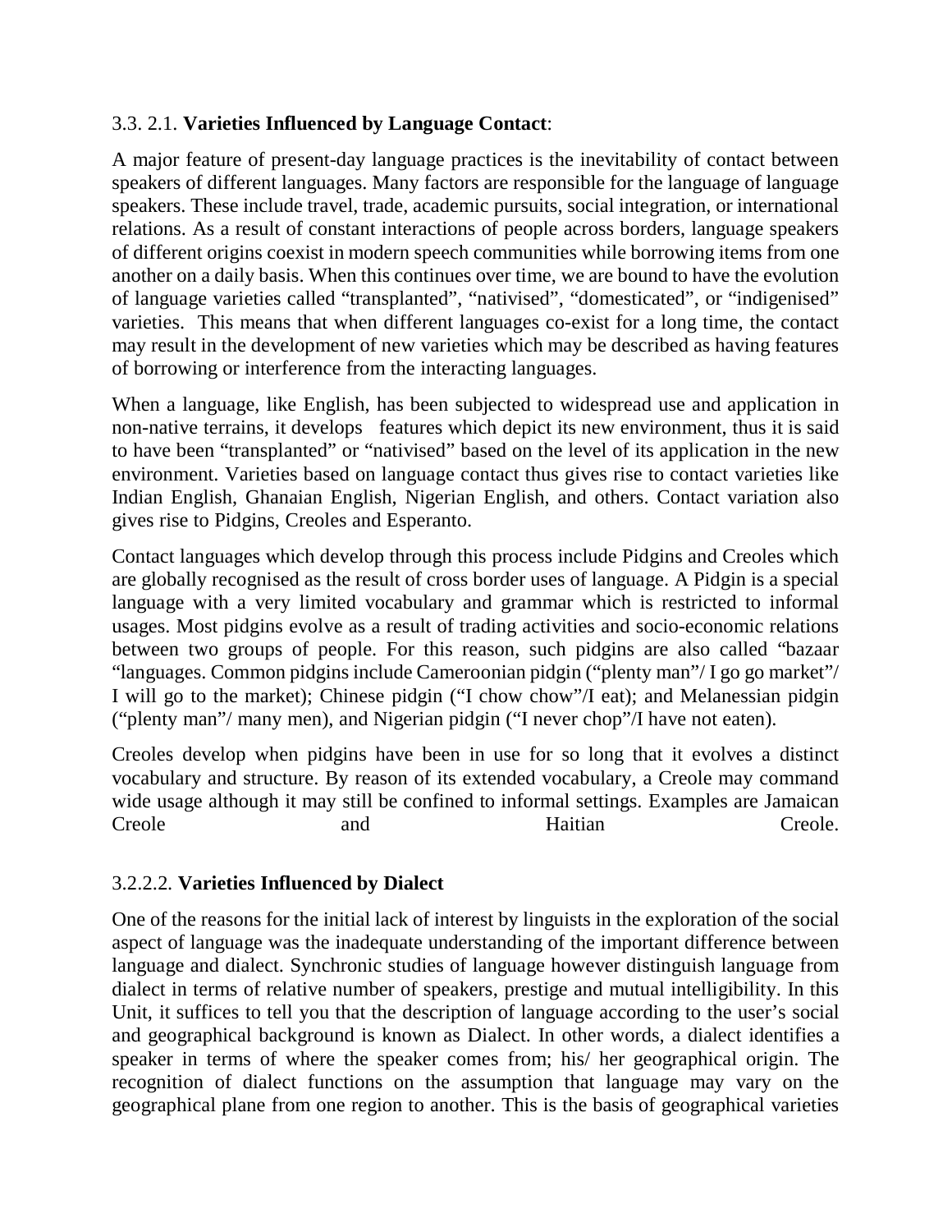3.3. 2.1. **Varieties Influenced by Language Contact**:

A major feature of present-day language practices is the inevitability of contact between speakers of different languages. Many factors are responsible for the language of language speakers. These include travel, trade, academic pursuits, social integration, or international relations. As a result of constant interactions of people across borders, language speakers of different origins coexist in modern speech communities while borrowing items from one another on a daily basis. When this continues over time, we are bound to have the evolution of language varieties called "transplanted", "nativised", "domesticated", or "indigenised" varieties. This means that when different languages co-exist for a long time, the contact may result in the development of new varieties which may be described as having features of borrowing or interference from the interacting languages.

When a language, like English, has been subjected to widespread use and application in non-native terrains, it develops features which depict its new environment, thus it is said to have been "transplanted" or "nativised" based on the level of its application in the new environment. Varieties based on language contact thus gives rise to contact varieties like Indian English, Ghanaian English, Nigerian English, and others. Contact variation also gives rise to Pidgins, Creoles and Esperanto.

Contact languages which develop through this process include Pidgins and Creoles which are globally recognised as the result of cross border uses of language. A Pidgin is a special language with a very limited vocabulary and grammar which is restricted to informal usages. Most pidgins evolve as a result of trading activities and socio-economic relations between two groups of people. For this reason, such pidgins are also called "bazaar "languages. Common pidgins include Cameroonian pidgin ("plenty man"/ I go go market"/ I will go to the market); Chinese pidgin ("I chow chow"/I eat); and Melanessian pidgin ("plenty man"/ many men), and Nigerian pidgin ("I never chop"/I have not eaten).

Creoles develop when pidgins have been in use for so long that it evolves a distinct vocabulary and structure. By reason of its extended vocabulary, a Creole may command wide usage although it may still be confined to informal settings. Examples are Jamaican Creole and Haitian Creole.

3.2.2.2. **Varieties Influenced by Dialect**

One of the reasons for the initial lack of interest by linguists in the exploration of the social aspect of language was the inadequate understanding of the important difference between language and dialect. Synchronic studies of language however distinguish language from dialect in terms of relative number of speakers, prestige and mutual intelligibility. In this Unit, it suffices to tell you that the description of language according to the user's social and geographical background is known as Dialect. In other words, a dialect identifies a speaker in terms of where the speaker comes from; his/ her geographical origin. The recognition of dialect functions on the assumption that language may vary on the geographical plane from one region to another. This is the basis of geographical varieties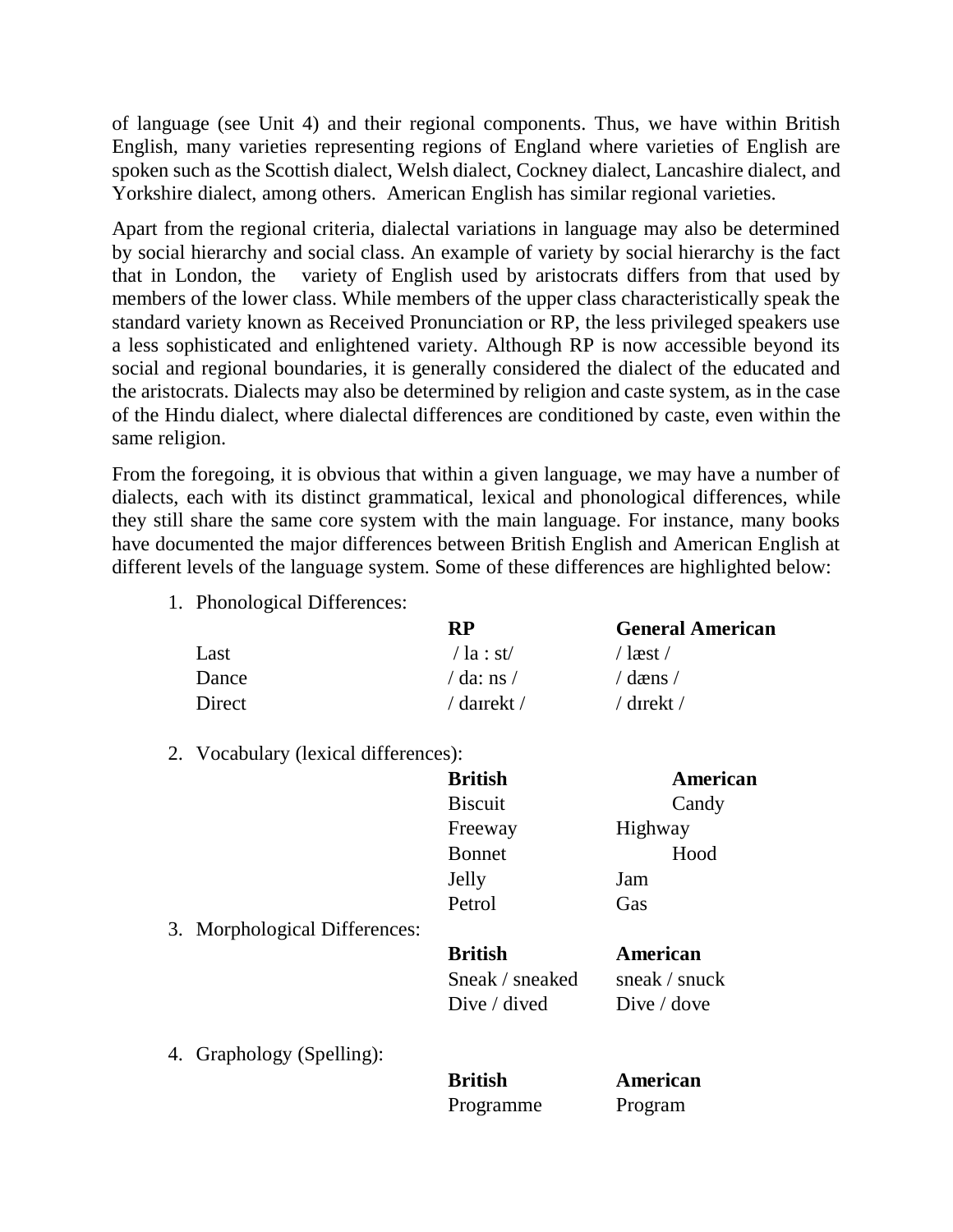of language (see Unit 4) and their regional components. Thus, we have within British English, many varieties representing regions of England where varieties of English are spoken such as the Scottish dialect, Welsh dialect, Cockney dialect, Lancashire dialect, and Yorkshire dialect, among others. American English has similar regional varieties.

Apart from the regional criteria, dialectal variations in language may also be determined by social hierarchy and social class. An example of variety by social hierarchy is the fact that in London, the variety of English used by aristocrats differs from that used by members of the lower class. While members of the upper class characteristically speak the standard variety known as Received Pronunciation or RP, the less privileged speakers use a less sophisticated and enlightened variety. Although RP is now accessible beyond its social and regional boundaries, it is generally considered the dialect of the educated and the aristocrats. Dialects may also be determined by religion and caste system, as in the case of the Hindu dialect, where dialectal differences are conditioned by caste, even within the same religion.

From the foregoing, it is obvious that within a given language, we may have a number of dialects, each with its distinct grammatical, lexical and phonological differences, while they still share the same core system with the main language. For instance, many books have documented the major differences between British English and American English at different levels of the language system. Some of these differences are highlighted below:

1. Phonological Differences:

| | **RP** | **General American** |
|---|---|---|
| Last | / la : st/ | / læst / |
| Dance | / da: ns / | / dæns / |
| Direct | / daɪrekt / | / dɪrekt / |

2. Vocabulary (lexical differences):

| **British** | **American** |
|---|---|
| Biscuit | Candy |
| Freeway | Highway |
| Bonnet | Hood |
| Jelly | Jam |
| Petrol | Gas |

3. Morphological Differences:

| **British** | **American** |
|---|---|
| Sneak / sneaked | sneak / snuck |
| Dive / dived | Dive / dove |

4. Graphology (Spelling):

| **British** | **American** |
|---|---|
| Programme | Program |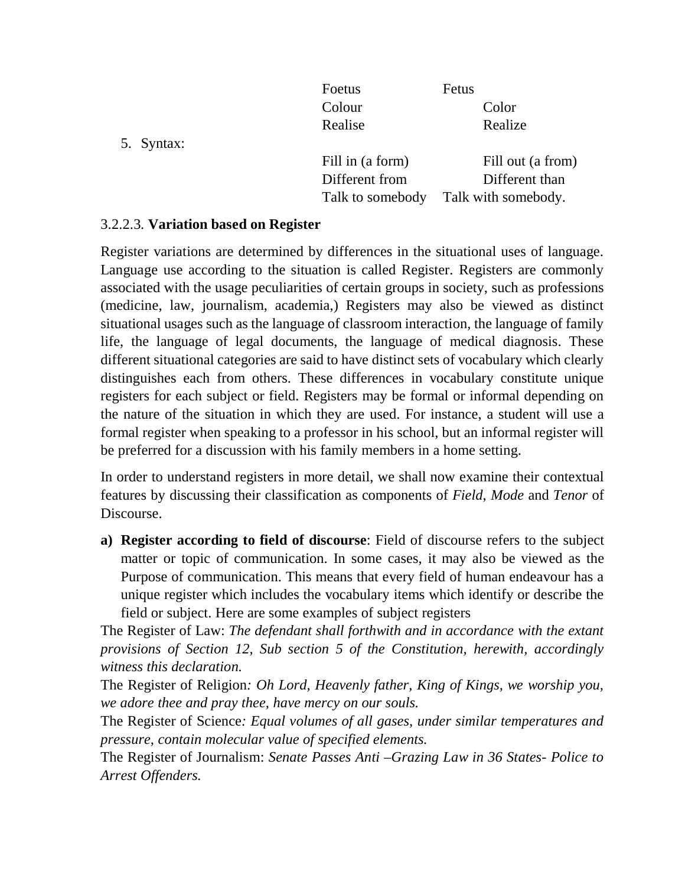| | |
|---|---|
| Foetus | Fetus |
| Colour | Color |
| Realise | Realize |

5. Syntax:

| | |
|---|---|
| Fill in (a form) | Fill out (a from) |
| Different from | Different than |
| Talk to somebody | Talk with somebody. |

### 3.2.2.3. **Variation based on Register**

Register variations are determined by differences in the situational uses of language. Language use according to the situation is called Register. Registers are commonly associated with the usage peculiarities of certain groups in society, such as professions (medicine, law, journalism, academia,) Registers may also be viewed as distinct situational usages such as the language of classroom interaction, the language of family life, the language of legal documents, the language of medical diagnosis. These different situational categories are said to have distinct sets of vocabulary which clearly distinguishes each from others. These differences in vocabulary constitute unique registers for each subject or field. Registers may be formal or informal depending on the nature of the situation in which they are used. For instance, a student will use a formal register when speaking to a professor in his school, but an informal register will be preferred for a discussion with his family members in a home setting.

In order to understand registers in more detail, we shall now examine their contextual features by discussing their classification as components of *Field*, *Mode* and *Tenor* of Discourse.

a) **Register according to field of discourse**: Field of discourse refers to the subject matter or topic of communication. In some cases, it may also be viewed as the Purpose of communication. This means that every field of human endeavour has a unique register which includes the vocabulary items which identify or describe the field or subject. Here are some examples of subject registers

The Register of Law: *The defendant shall forthwith and in accordance with the extant provisions of Section 12, Sub section 5 of the Constitution, herewith, accordingly witness this declaration.*

The Register of Religion*: Oh Lord, Heavenly father, King of Kings, we worship you, we adore thee and pray thee, have mercy on our souls.*

The Register of Science*: Equal volumes of all gases, under similar temperatures and pressure, contain molecular value of specified elements.*

The Register of Journalism: *Senate Passes Anti –Grazing Law in 36 States- Police to Arrest Offenders.*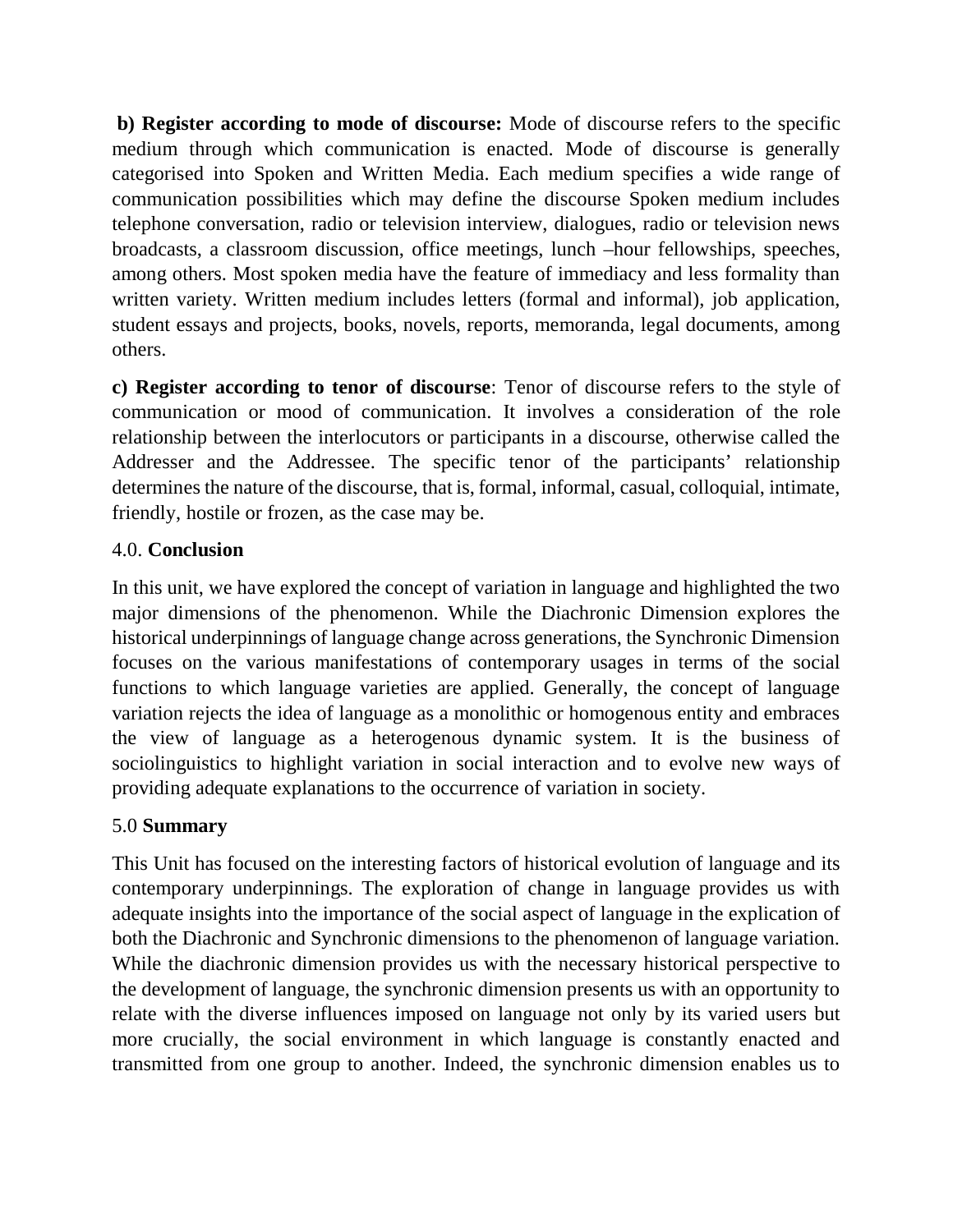**b) Register according to mode of discourse:** Mode of discourse refers to the specific medium through which communication is enacted. Mode of discourse is generally categorised into Spoken and Written Media. Each medium specifies a wide range of communication possibilities which may define the discourse Spoken medium includes telephone conversation, radio or television interview, dialogues, radio or television news broadcasts, a classroom discussion, office meetings, lunch –hour fellowships, speeches, among others. Most spoken media have the feature of immediacy and less formality than written variety. Written medium includes letters (formal and informal), job application, student essays and projects, books, novels, reports, memoranda, legal documents, among others.

**c) Register according to tenor of discourse**: Tenor of discourse refers to the style of communication or mood of communication. It involves a consideration of the role relationship between the interlocutors or participants in a discourse, otherwise called the Addresser and the Addressee. The specific tenor of the participants' relationship determines the nature of the discourse, that is, formal, informal, casual, colloquial, intimate, friendly, hostile or frozen, as the case may be.

## 4.0. **Conclusion**

In this unit, we have explored the concept of variation in language and highlighted the two major dimensions of the phenomenon. While the Diachronic Dimension explores the historical underpinnings of language change across generations, the Synchronic Dimension focuses on the various manifestations of contemporary usages in terms of the social functions to which language varieties are applied. Generally, the concept of language variation rejects the idea of language as a monolithic or homogenous entity and embraces the view of language as a heterogenous dynamic system. It is the business of sociolinguistics to highlight variation in social interaction and to evolve new ways of providing adequate explanations to the occurrence of variation in society.

## 5.0 **Summary**

This Unit has focused on the interesting factors of historical evolution of language and its contemporary underpinnings. The exploration of change in language provides us with adequate insights into the importance of the social aspect of language in the explication of both the Diachronic and Synchronic dimensions to the phenomenon of language variation. While the diachronic dimension provides us with the necessary historical perspective to the development of language, the synchronic dimension presents us with an opportunity to relate with the diverse influences imposed on language not only by its varied users but more crucially, the social environment in which language is constantly enacted and transmitted from one group to another. Indeed, the synchronic dimension enables us to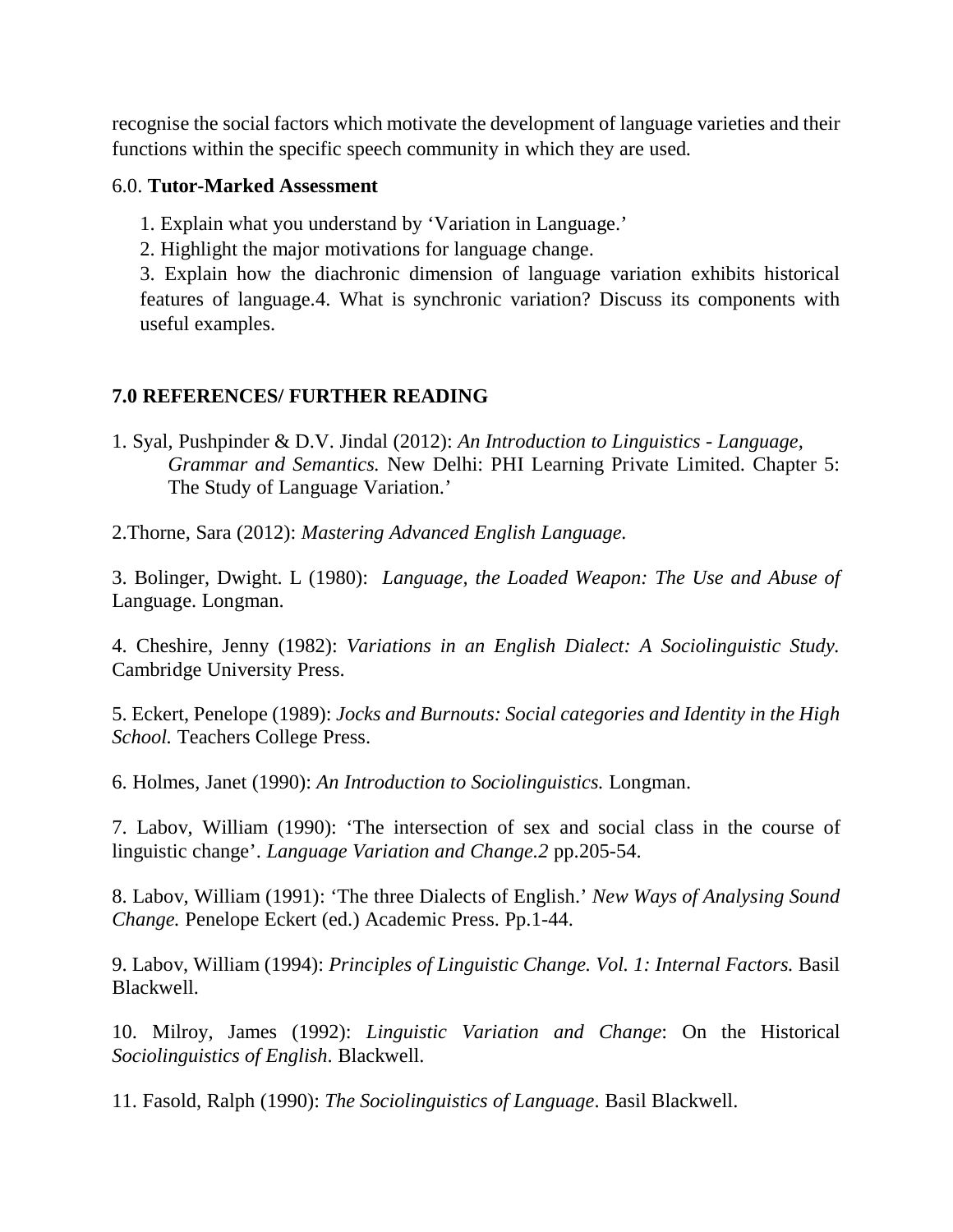recognise the social factors which motivate the development of language varieties and their functions within the specific speech community in which they are used.

6.0. **Tutor-Marked Assessment**

1. Explain what you understand by 'Variation in Language.'
2. Highlight the major motivations for language change.
3. Explain how the diachronic dimension of language variation exhibits historical features of language.4. What is synchronic variation? Discuss its components with useful examples.

**7.0 REFERENCES/ FURTHER READING**

1. Syal, Pushpinder & D.V. Jindal (2012): *An Introduction to Linguistics - Language, Grammar and Semantics.* New Delhi: PHI Learning Private Limited. Chapter 5: The Study of Language Variation.'

2.Thorne, Sara (2012): *Mastering Advanced English Language.*

3. Bolinger, Dwight. L (1980): *Language, the Loaded Weapon: The Use and Abuse of* Language. Longman.

4. Cheshire, Jenny (1982): *Variations in an English Dialect: A Sociolinguistic Study.* Cambridge University Press.

5. Eckert, Penelope (1989): *Jocks and Burnouts: Social categories and Identity in the High School.* Teachers College Press.

6. Holmes, Janet (1990): *An Introduction to Sociolinguistics.* Longman.

7. Labov, William (1990): 'The intersection of sex and social class in the course of linguistic change'. *Language Variation and Change.2* pp.205-54.

8. Labov, William (1991): 'The three Dialects of English.' *New Ways of Analysing Sound Change.* Penelope Eckert (ed.) Academic Press. Pp.1-44.

9. Labov, William (1994): *Principles of Linguistic Change. Vol. 1: Internal Factors.* Basil Blackwell.

10. Milroy, James (1992): *Linguistic Variation and Change*: On the Historical *Sociolinguistics of English*. Blackwell.

11. Fasold, Ralph (1990): *The Sociolinguistics of Language*. Basil Blackwell.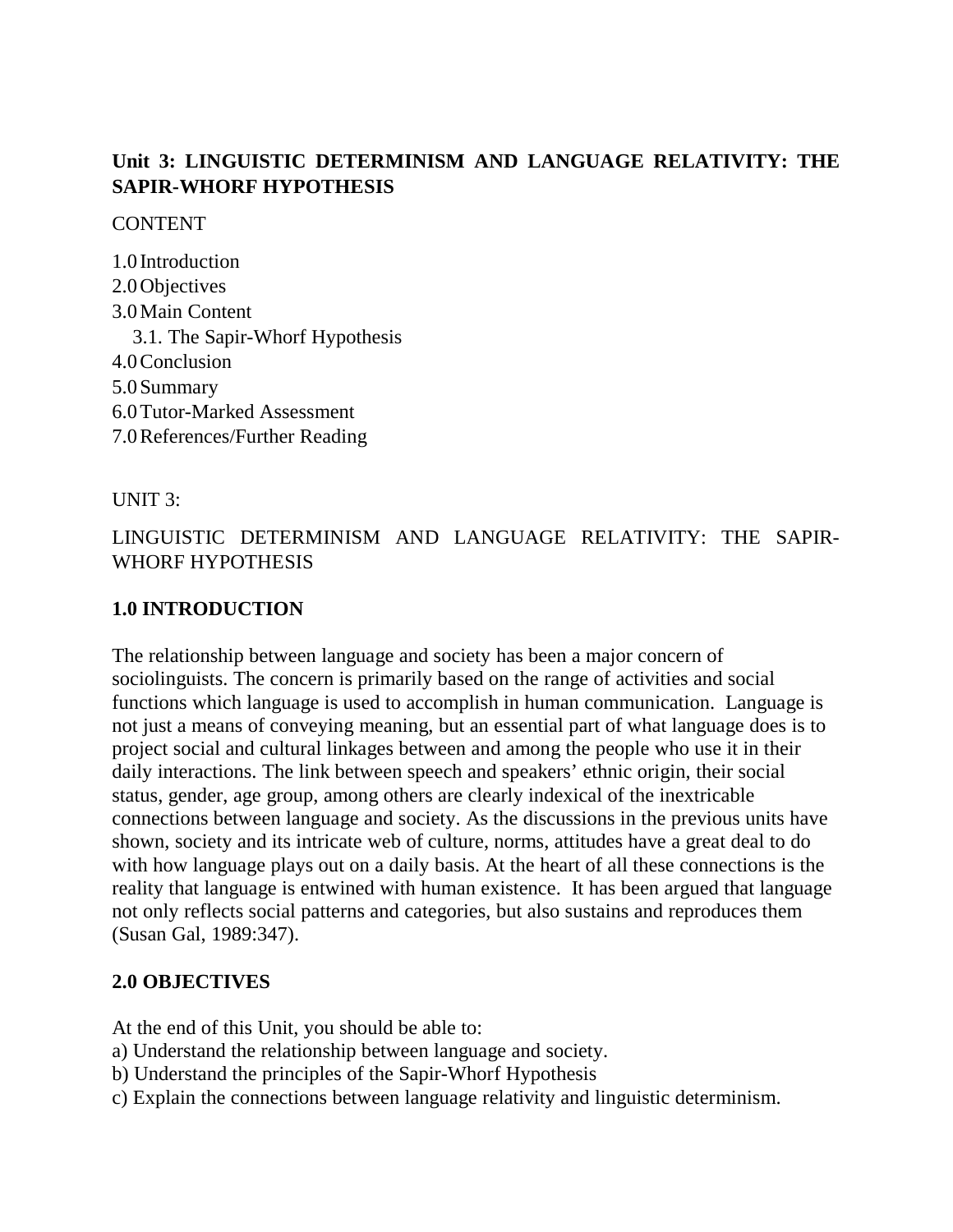**Unit 3: LINGUISTIC DETERMINISM AND LANGUAGE RELATIVITY: THE SAPIR-WHORF HYPOTHESIS**

CONTENT

1.0 Introduction
2.0 Objectives
3.0 Main Content
   3.1. The Sapir-Whorf Hypothesis
4.0 Conclusion
5.0 Summary
6.0 Tutor-Marked Assessment
7.0 References/Further Reading

UNIT 3:

LINGUISTIC DETERMINISM AND LANGUAGE RELATIVITY: THE SAPIR-WHORF HYPOTHESIS

## 1.0 INTRODUCTION

The relationship between language and society has been a major concern of sociolinguists. The concern is primarily based on the range of activities and social functions which language is used to accomplish in human communication. Language is not just a means of conveying meaning, but an essential part of what language does is to project social and cultural linkages between and among the people who use it in their daily interactions. The link between speech and speakers' ethnic origin, their social status, gender, age group, among others are clearly indexical of the inextricable connections between language and society. As the discussions in the previous units have shown, society and its intricate web of culture, norms, attitudes have a great deal to do with how language plays out on a daily basis. At the heart of all these connections is the reality that language is entwined with human existence. It has been argued that language not only reflects social patterns and categories, but also sustains and reproduces them (Susan Gal, 1989:347).

## 2.0 OBJECTIVES

At the end of this Unit, you should be able to:
a) Understand the relationship between language and society.
b) Understand the principles of the Sapir-Whorf Hypothesis
c) Explain the connections between language relativity and linguistic determinism.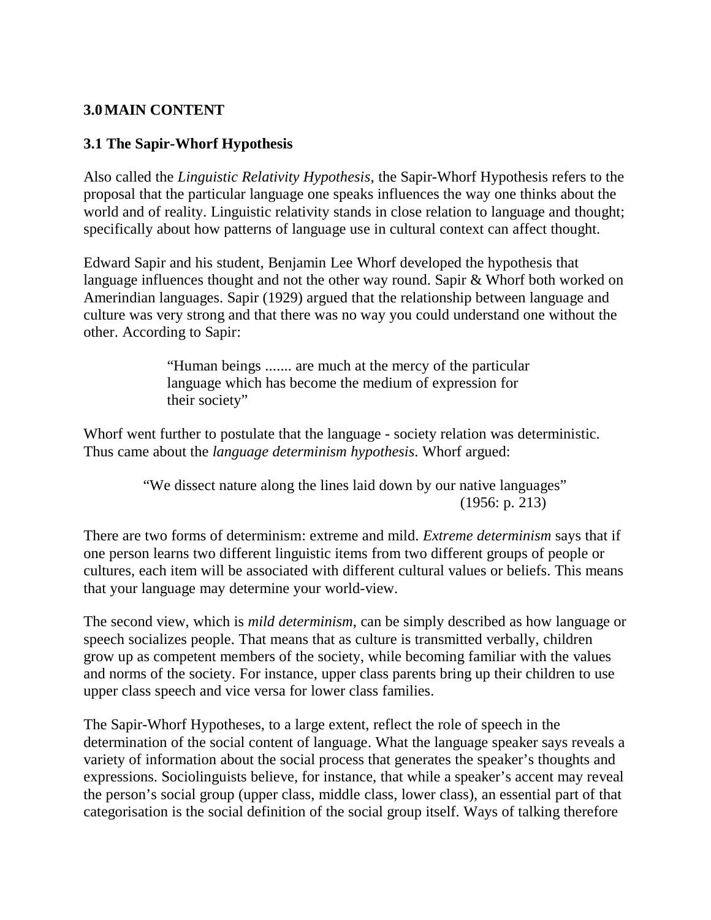## 3.0 MAIN CONTENT

### 3.1 The Sapir-Whorf Hypothesis

Also called the *Linguistic Relativity Hypothesis*, the Sapir-Whorf Hypothesis refers to the proposal that the particular language one speaks influences the way one thinks about the world and of reality. Linguistic relativity stands in close relation to language and thought; specifically about how patterns of language use in cultural context can affect thought.

Edward Sapir and his student, Benjamin Lee Whorf developed the hypothesis that language influences thought and not the other way round. Sapir & Whorf both worked on Amerindian languages. Sapir (1929) argued that the relationship between language and culture was very strong and that there was no way you could understand one without the other. According to Sapir:

> "Human beings ....... are much at the mercy of the particular language which has become the medium of expression for their society"

Whorf went further to postulate that the language - society relation was deterministic. Thus came about the *language determinism hypothesis*. Whorf argued:

> "We dissect nature along the lines laid down by our native languages"
> (1956: p. 213)

There are two forms of determinism: extreme and mild. *Extreme determinism* says that if one person learns two different linguistic items from two different groups of people or cultures, each item will be associated with different cultural values or beliefs. This means that your language may determine your world-view.

The second view, which is *mild determinism*, can be simply described as how language or speech socializes people. That means that as culture is transmitted verbally, children grow up as competent members of the society, while becoming familiar with the values and norms of the society. For instance, upper class parents bring up their children to use upper class speech and vice versa for lower class families.

The Sapir-Whorf Hypotheses, to a large extent, reflect the role of speech in the determination of the social content of language. What the language speaker says reveals a variety of information about the social process that generates the speaker's thoughts and expressions. Sociolinguists believe, for instance, that while a speaker's accent may reveal the person's social group (upper class, middle class, lower class), an essential part of that categorisation is the social definition of the social group itself. Ways of talking therefore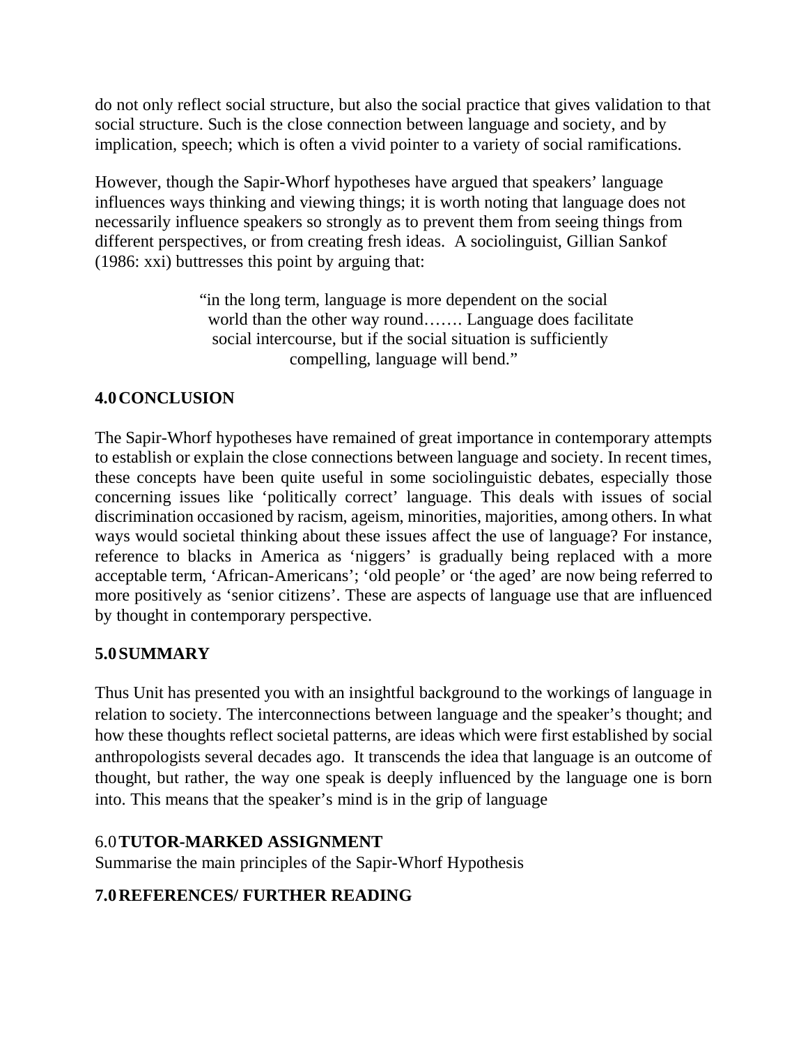do not only reflect social structure, but also the social practice that gives validation to that social structure. Such is the close connection between language and society, and by implication, speech; which is often a vivid pointer to a variety of social ramifications.

However, though the Sapir-Whorf hypotheses have argued that speakers' language influences ways thinking and viewing things; it is worth noting that language does not necessarily influence speakers so strongly as to prevent them from seeing things from different perspectives, or from creating fresh ideas. A sociolinguist, Gillian Sankof (1986: xxi) buttresses this point by arguing that:

> "in the long term, language is more dependent on the social world than the other way round……. Language does facilitate social intercourse, but if the social situation is sufficiently compelling, language will bend."

## 4.0 CONCLUSION

The Sapir-Whorf hypotheses have remained of great importance in contemporary attempts to establish or explain the close connections between language and society. In recent times, these concepts have been quite useful in some sociolinguistic debates, especially those concerning issues like 'politically correct' language. This deals with issues of social discrimination occasioned by racism, ageism, minorities, majorities, among others. In what ways would societal thinking about these issues affect the use of language? For instance, reference to blacks in America as 'niggers' is gradually being replaced with a more acceptable term, 'African-Americans'; 'old people' or 'the aged' are now being referred to more positively as 'senior citizens'. These are aspects of language use that are influenced by thought in contemporary perspective.

## 5.0 SUMMARY

Thus Unit has presented you with an insightful background to the workings of language in relation to society. The interconnections between language and the speaker's thought; and how these thoughts reflect societal patterns, are ideas which were first established by social anthropologists several decades ago. It transcends the idea that language is an outcome of thought, but rather, the way one speak is deeply influenced by the language one is born into. This means that the speaker's mind is in the grip of language

## 6.0 TUTOR-MARKED ASSIGNMENT

Summarise the main principles of the Sapir-Whorf Hypothesis

## 7.0 REFERENCES/ FURTHER READING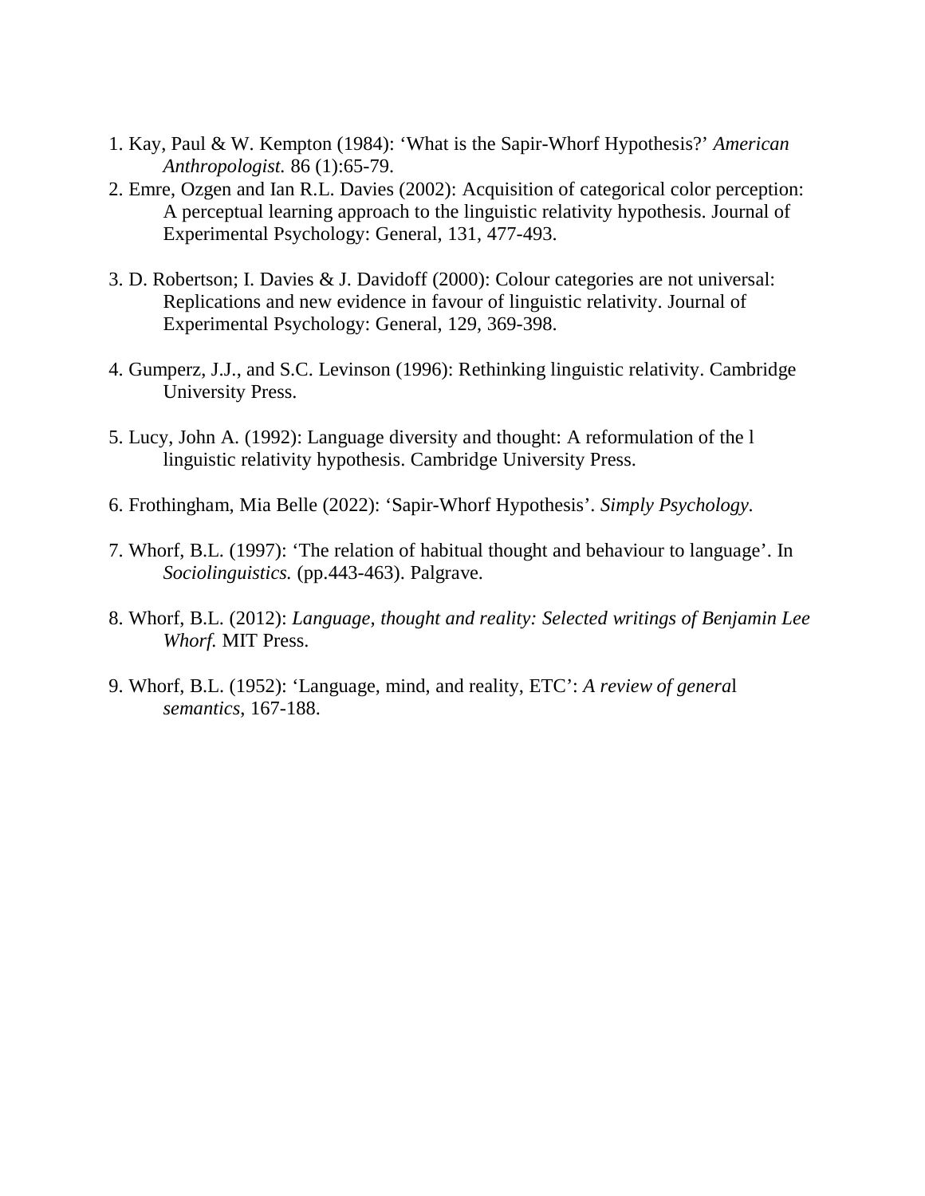1. Kay, Paul & W. Kempton (1984): 'What is the Sapir-Whorf Hypothesis?' *American Anthropologist.* 86 (1):65-79.
2. Emre, Ozgen and Ian R.L. Davies (2002): Acquisition of categorical color perception: A perceptual learning approach to the linguistic relativity hypothesis. Journal of Experimental Psychology: General, 131, 477-493.
3. D. Robertson; I. Davies & J. Davidoff (2000): Colour categories are not universal: Replications and new evidence in favour of linguistic relativity. Journal of Experimental Psychology: General, 129, 369-398.
4. Gumperz, J.J., and S.C. Levinson (1996): Rethinking linguistic relativity. Cambridge University Press.
5. Lucy, John A. (1992): Language diversity and thought: A reformulation of the l linguistic relativity hypothesis. Cambridge University Press.
6. Frothingham, Mia Belle (2022): 'Sapir-Whorf Hypothesis'. *Simply Psychology.*
7. Whorf, B.L. (1997): 'The relation of habitual thought and behaviour to language'. In *Sociolinguistics.* (pp.443-463). Palgrave.
8. Whorf, B.L. (2012): *Language, thought and reality: Selected writings of Benjamin Lee Whorf.* MIT Press.
9. Whorf, B.L. (1952): 'Language, mind, and reality, ETC': *A review of general semantics*, 167-188.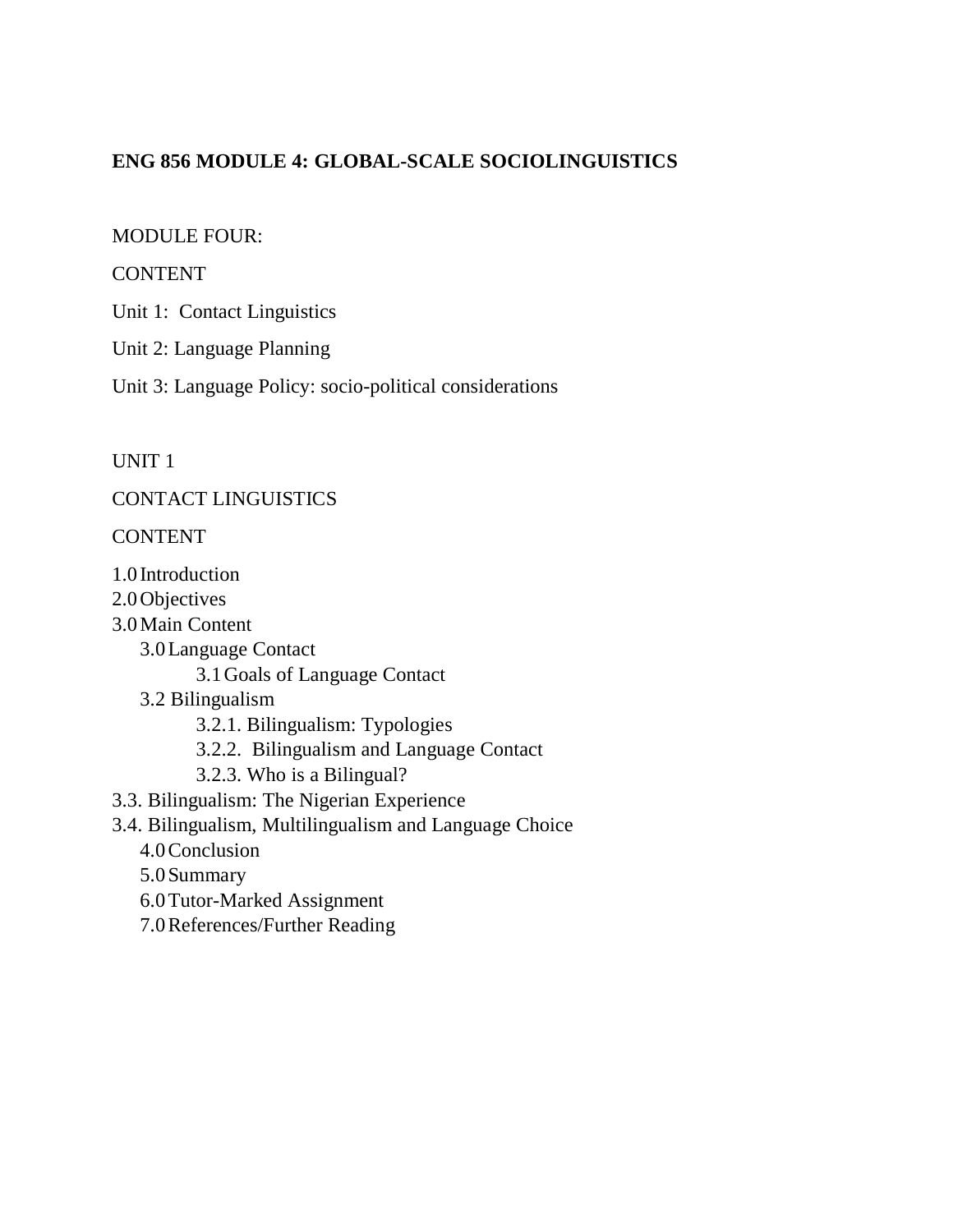**ENG 856 MODULE 4: GLOBAL-SCALE SOCIOLINGUISTICS**

MODULE FOUR:

CONTENT

Unit 1: Contact Linguistics

Unit 2: Language Planning

Unit 3: Language Policy: socio-political considerations

UNIT 1

CONTACT LINGUISTICS

CONTENT

1.0 Introduction
2.0 Objectives
3.0 Main Content
  3.0 Language Contact
    3.1 Goals of Language Contact
  3.2 Bilingualism
    3.2.1. Bilingualism: Typologies
    3.2.2. Bilingualism and Language Contact
    3.2.3. Who is a Bilingual?
3.3. Bilingualism: The Nigerian Experience
3.4. Bilingualism, Multilingualism and Language Choice
  4.0 Conclusion
  5.0 Summary
  6.0 Tutor-Marked Assignment
  7.0 References/Further Reading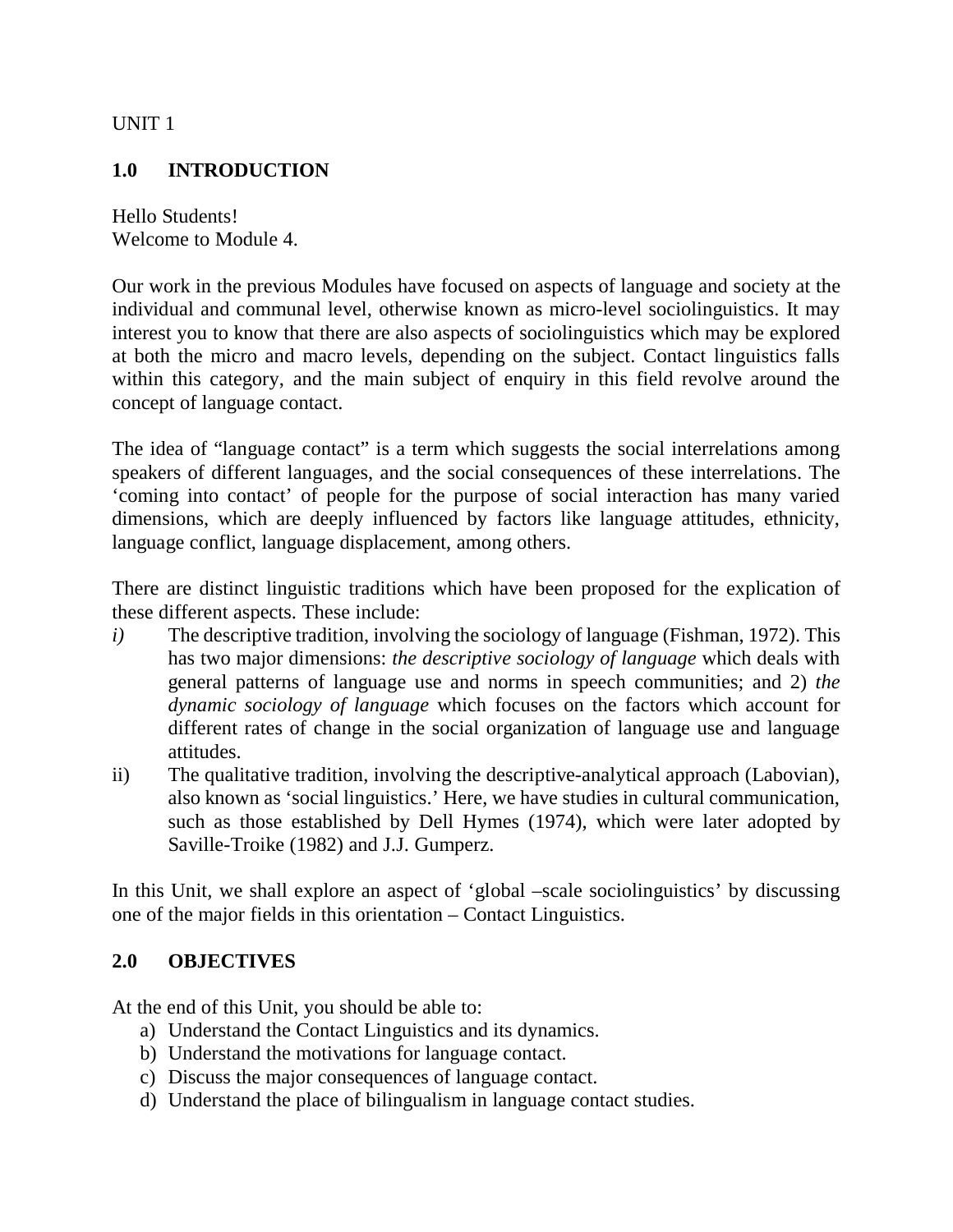UNIT 1

## 1.0 INTRODUCTION

Hello Students!
Welcome to Module 4.

Our work in the previous Modules have focused on aspects of language and society at the individual and communal level, otherwise known as micro-level sociolinguistics. It may interest you to know that there are also aspects of sociolinguistics which may be explored at both the micro and macro levels, depending on the subject. Contact linguistics falls within this category, and the main subject of enquiry in this field revolve around the concept of language contact.

The idea of "language contact" is a term which suggests the social interrelations among speakers of different languages, and the social consequences of these interrelations. The 'coming into contact' of people for the purpose of social interaction has many varied dimensions, which are deeply influenced by factors like language attitudes, ethnicity, language conflict, language displacement, among others.

There are distinct linguistic traditions which have been proposed for the explication of these different aspects. These include:

*i)* The descriptive tradition, involving the sociology of language (Fishman, 1972). This has two major dimensions: *the descriptive sociology of language* which deals with general patterns of language use and norms in speech communities; and 2) *the dynamic sociology of language* which focuses on the factors which account for different rates of change in the social organization of language use and language attitudes.

ii) The qualitative tradition, involving the descriptive-analytical approach (Labovian), also known as 'social linguistics.' Here, we have studies in cultural communication, such as those established by Dell Hymes (1974), which were later adopted by Saville-Troike (1982) and J.J. Gumperz.

In this Unit, we shall explore an aspect of 'global –scale sociolinguistics' by discussing one of the major fields in this orientation – Contact Linguistics.

## 2.0 OBJECTIVES

At the end of this Unit, you should be able to:

a) Understand the Contact Linguistics and its dynamics.
b) Understand the motivations for language contact.
c) Discuss the major consequences of language contact.
d) Understand the place of bilingualism in language contact studies.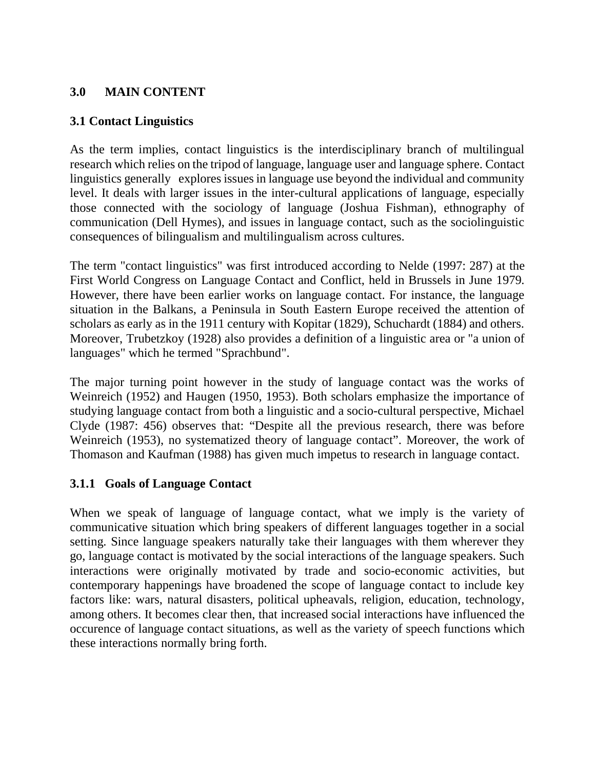## 3.0 MAIN CONTENT

### 3.1 Contact Linguistics

As the term implies, contact linguistics is the interdisciplinary branch of multilingual research which relies on the tripod of language, language user and language sphere. Contact linguistics generally explores issues in language use beyond the individual and community level. It deals with larger issues in the inter-cultural applications of language, especially those connected with the sociology of language (Joshua Fishman), ethnography of communication (Dell Hymes), and issues in language contact, such as the sociolinguistic consequences of bilingualism and multilingualism across cultures.

The term "contact linguistics" was first introduced according to Nelde (1997: 287) at the First World Congress on Language Contact and Conflict, held in Brussels in June 1979. However, there have been earlier works on language contact. For instance, the language situation in the Balkans, a Peninsula in South Eastern Europe received the attention of scholars as early as in the 1911 century with Kopitar (1829), Schuchardt (1884) and others. Moreover, Trubetzkoy (1928) also provides a definition of a linguistic area or "a union of languages" which he termed "Sprachbund".

The major turning point however in the study of language contact was the works of Weinreich (1952) and Haugen (1950, 1953). Both scholars emphasize the importance of studying language contact from both a linguistic and a socio-cultural perspective, Michael Clyde (1987: 456) observes that: "Despite all the previous research, there was before Weinreich (1953), no systematized theory of language contact". Moreover, the work of Thomason and Kaufman (1988) has given much impetus to research in language contact.

#### 3.1.1 Goals of Language Contact

When we speak of language of language contact, what we imply is the variety of communicative situation which bring speakers of different languages together in a social setting. Since language speakers naturally take their languages with them wherever they go, language contact is motivated by the social interactions of the language speakers. Such interactions were originally motivated by trade and socio-economic activities, but contemporary happenings have broadened the scope of language contact to include key factors like: wars, natural disasters, political upheavals, religion, education, technology, among others. It becomes clear then, that increased social interactions have influenced the occurence of language contact situations, as well as the variety of speech functions which these interactions normally bring forth.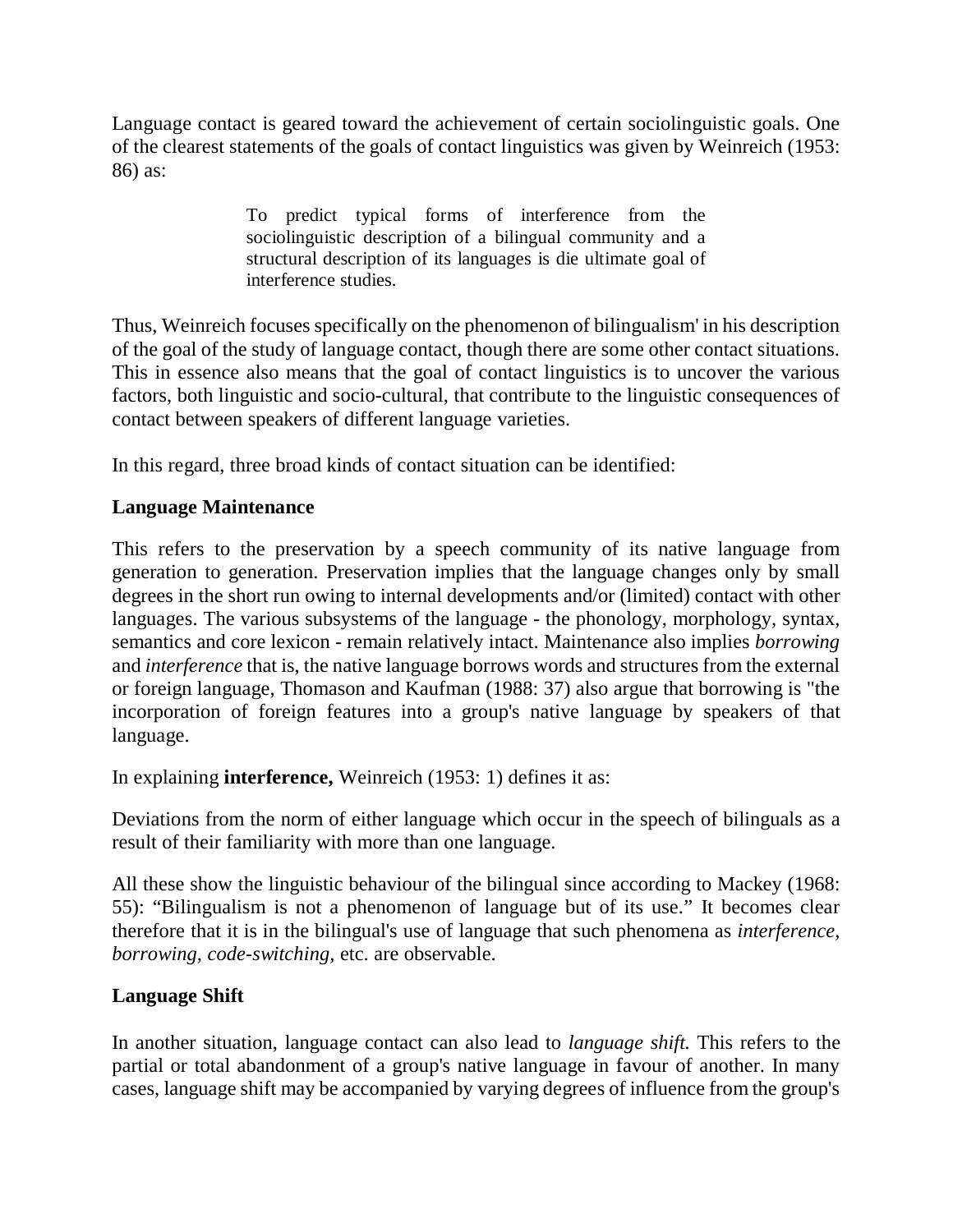Language contact is geared toward the achievement of certain sociolinguistic goals. One of the clearest statements of the goals of contact linguistics was given by Weinreich (1953: 86) as:

> To predict typical forms of interference from the sociolinguistic description of a bilingual community and a structural description of its languages is die ultimate goal of interference studies.

Thus, Weinreich focuses specifically on the phenomenon of bilingualism' in his description of the goal of the study of language contact, though there are some other contact situations. This in essence also means that the goal of contact linguistics is to uncover the various factors, both linguistic and socio-cultural, that contribute to the linguistic consequences of contact between speakers of different language varieties.

In this regard, three broad kinds of contact situation can be identified:

**Language Maintenance**

This refers to the preservation by a speech community of its native language from generation to generation. Preservation implies that the language changes only by small degrees in the short run owing to internal developments and/or (limited) contact with other languages. The various subsystems of the language - the phonology, morphology, syntax, semantics and core lexicon - remain relatively intact. Maintenance also implies *borrowing* and *interference* that is, the native language borrows words and structures from the external or foreign language, Thomason and Kaufman (1988: 37) also argue that borrowing is "the incorporation of foreign features into a group's native language by speakers of that language.

In explaining **interference,** Weinreich (1953: 1) defines it as:

Deviations from the norm of either language which occur in the speech of bilinguals as a result of their familiarity with more than one language.

All these show the linguistic behaviour of the bilingual since according to Mackey (1968: 55): "Bilingualism is not a phenomenon of language but of its use." It becomes clear therefore that it is in the bilingual's use of language that such phenomena as *interference, borrowing, code-switching,* etc. are observable.

**Language Shift**

In another situation, language contact can also lead to *language shift.* This refers to the partial or total abandonment of a group's native language in favour of another. In many cases, language shift may be accompanied by varying degrees of influence from the group's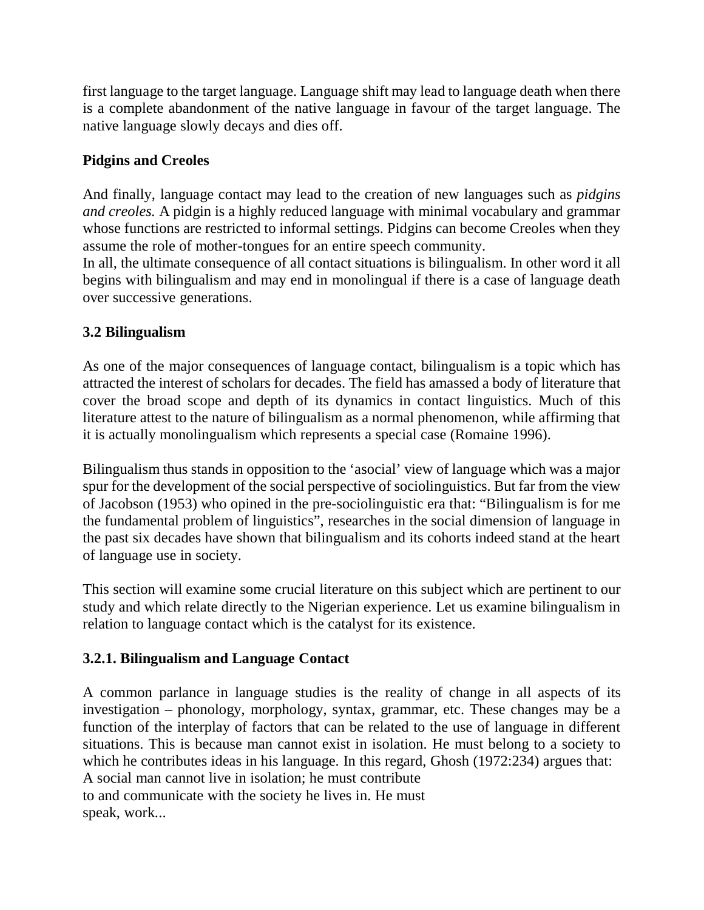first language to the target language. Language shift may lead to language death when there is a complete abandonment of the native language in favour of the target language. The native language slowly decays and dies off.

**Pidgins and Creoles**

And finally, language contact may lead to the creation of new languages such as *pidgins and creoles.* A pidgin is a highly reduced language with minimal vocabulary and grammar whose functions are restricted to informal settings. Pidgins can become Creoles when they assume the role of mother-tongues for an entire speech community.

In all, the ultimate consequence of all contact situations is bilingualism. In other word it all begins with bilingualism and may end in monolingual if there is a case of language death over successive generations.

### 3.2 Bilingualism

As one of the major consequences of language contact, bilingualism is a topic which has attracted the interest of scholars for decades. The field has amassed a body of literature that cover the broad scope and depth of its dynamics in contact linguistics. Much of this literature attest to the nature of bilingualism as a normal phenomenon, while affirming that it is actually monolingualism which represents a special case (Romaine 1996).

Bilingualism thus stands in opposition to the 'asocial' view of language which was a major spur for the development of the social perspective of sociolinguistics. But far from the view of Jacobson (1953) who opined in the pre-sociolinguistic era that: "Bilingualism is for me the fundamental problem of linguistics", researches in the social dimension of language in the past six decades have shown that bilingualism and its cohorts indeed stand at the heart of language use in society.

This section will examine some crucial literature on this subject which are pertinent to our study and which relate directly to the Nigerian experience. Let us examine bilingualism in relation to language contact which is the catalyst for its existence.

#### 3.2.1. Bilingualism and Language Contact

A common parlance in language studies is the reality of change in all aspects of its investigation – phonology, morphology, syntax, grammar, etc. These changes may be a function of the interplay of factors that can be related to the use of language in different situations. This is because man cannot exist in isolation. He must belong to a society to which he contributes ideas in his language. In this regard, Ghosh (1972:234) argues that:

A social man cannot live in isolation; he must contribute
to and communicate with the society he lives in. He must
speak, work...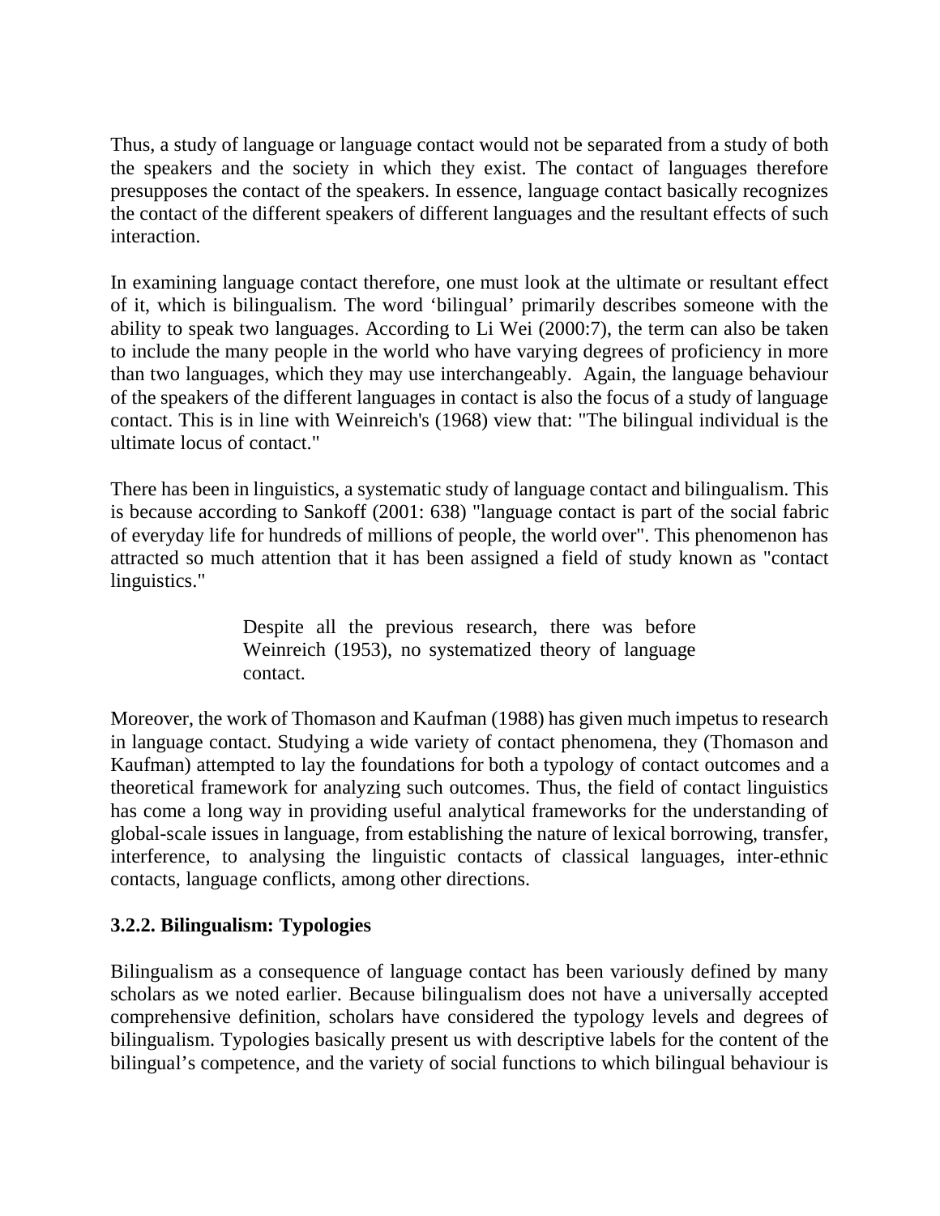Thus, a study of language or language contact would not be separated from a study of both the speakers and the society in which they exist. The contact of languages therefore presupposes the contact of the speakers. In essence, language contact basically recognizes the contact of the different speakers of different languages and the resultant effects of such interaction.

In examining language contact therefore, one must look at the ultimate or resultant effect of it, which is bilingualism. The word 'bilingual' primarily describes someone with the ability to speak two languages. According to Li Wei (2000:7), the term can also be taken to include the many people in the world who have varying degrees of proficiency in more than two languages, which they may use interchangeably. Again, the language behaviour of the speakers of the different languages in contact is also the focus of a study of language contact. This is in line with Weinreich's (1968) view that: "The bilingual individual is the ultimate locus of contact."

There has been in linguistics, a systematic study of language contact and bilingualism. This is because according to Sankoff (2001: 638) "language contact is part of the social fabric of everyday life for hundreds of millions of people, the world over". This phenomenon has attracted so much attention that it has been assigned a field of study known as "contact linguistics."

> Despite all the previous research, there was before Weinreich (1953), no systematized theory of language contact.

Moreover, the work of Thomason and Kaufman (1988) has given much impetus to research in language contact. Studying a wide variety of contact phenomena, they (Thomason and Kaufman) attempted to lay the foundations for both a typology of contact outcomes and a theoretical framework for analyzing such outcomes. Thus, the field of contact linguistics has come a long way in providing useful analytical frameworks for the understanding of global-scale issues in language, from establishing the nature of lexical borrowing, transfer, interference, to analysing the linguistic contacts of classical languages, inter-ethnic contacts, language conflicts, among other directions.

### 3.2.2. Bilingualism: Typologies

Bilingualism as a consequence of language contact has been variously defined by many scholars as we noted earlier. Because bilingualism does not have a universally accepted comprehensive definition, scholars have considered the typology levels and degrees of bilingualism. Typologies basically present us with descriptive labels for the content of the bilingual's competence, and the variety of social functions to which bilingual behaviour is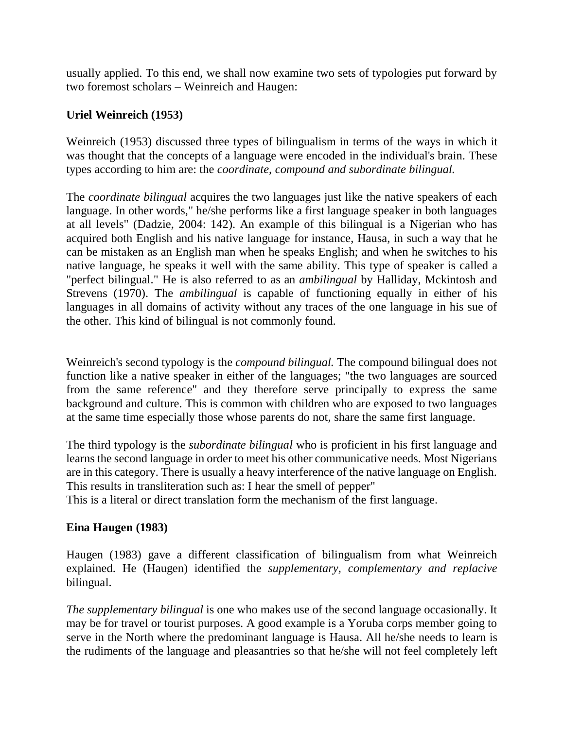usually applied. To this end, we shall now examine two sets of typologies put forward by two foremost scholars – Weinreich and Haugen:

**Uriel Weinreich (1953)**

Weinreich (1953) discussed three types of bilingualism in terms of the ways in which it was thought that the concepts of a language were encoded in the individual's brain. These types according to him are: the *coordinate, compound and subordinate bilingual.*

The *coordinate bilingual* acquires the two languages just like the native speakers of each language. In other words," he/she performs like a first language speaker in both languages at all levels" (Dadzie, 2004: 142). An example of this bilingual is a Nigerian who has acquired both English and his native language for instance, Hausa, in such a way that he can be mistaken as an English man when he speaks English; and when he switches to his native language, he speaks it well with the same ability. This type of speaker is called a "perfect bilingual." He is also referred to as an *ambilingual* by Halliday, Mckintosh and Strevens (1970). The *ambilingual* is capable of functioning equally in either of his languages in all domains of activity without any traces of the one language in his sue of the other. This kind of bilingual is not commonly found.

Weinreich's second typology is the *compound bilingual.* The compound bilingual does not function like a native speaker in either of the languages; "the two languages are sourced from the same reference" and they therefore serve principally to express the same background and culture. This is common with children who are exposed to two languages at the same time especially those whose parents do not, share the same first language.

The third typology is the *subordinate bilingual* who is proficient in his first language and learns the second language in order to meet his other communicative needs. Most Nigerians are in this category. There is usually a heavy interference of the native language on English. This results in transliteration such as: I hear the smell of pepper"
This is a literal or direct translation form the mechanism of the first language.

**Eina Haugen (1983)**

Haugen (1983) gave a different classification of bilingualism from what Weinreich explained. He (Haugen) identified the *supplementary, complementary and replacive* bilingual.

*The supplementary bilingual* is one who makes use of the second language occasionally. It may be for travel or tourist purposes. A good example is a Yoruba corps member going to serve in the North where the predominant language is Hausa. All he/she needs to learn is the rudiments of the language and pleasantries so that he/she will not feel completely left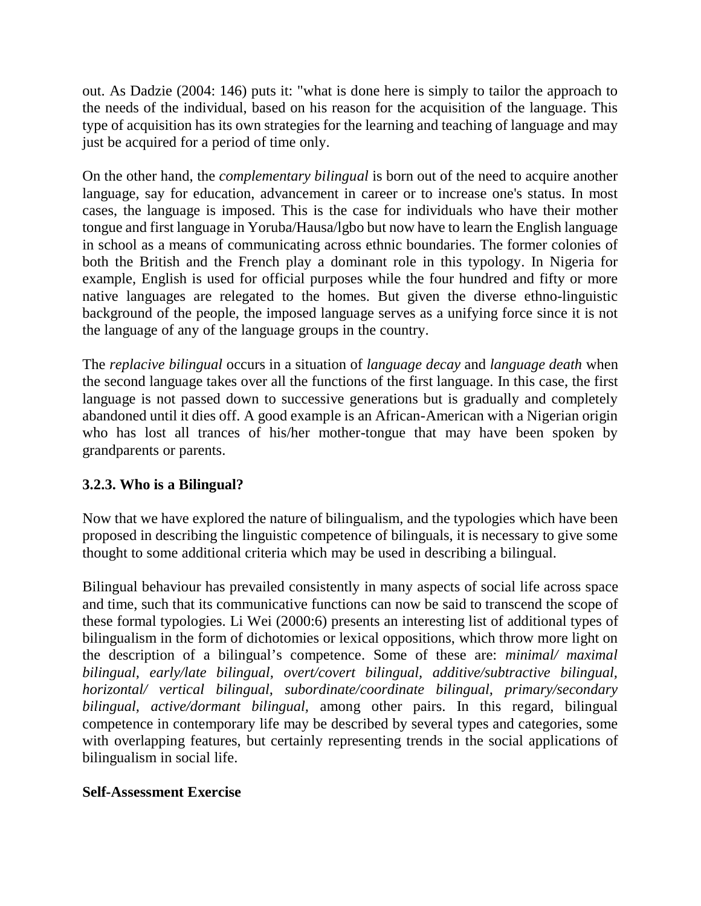out. As Dadzie (2004: 146) puts it: "what is done here is simply to tailor the approach to the needs of the individual, based on his reason for the acquisition of the language. This type of acquisition has its own strategies for the learning and teaching of language and may just be acquired for a period of time only.

On the other hand, the *complementary bilingual* is born out of the need to acquire another language, say for education, advancement in career or to increase one's status. In most cases, the language is imposed. This is the case for individuals who have their mother tongue and first language in Yoruba/Hausa/lgbo but now have to learn the English language in school as a means of communicating across ethnic boundaries. The former colonies of both the British and the French play a dominant role in this typology. In Nigeria for example, English is used for official purposes while the four hundred and fifty or more native languages are relegated to the homes. But given the diverse ethno-linguistic background of the people, the imposed language serves as a unifying force since it is not the language of any of the language groups in the country.

The *replacive bilingual* occurs in a situation of *language decay* and *language death* when the second language takes over all the functions of the first language. In this case, the first language is not passed down to successive generations but is gradually and completely abandoned until it dies off. A good example is an African-American with a Nigerian origin who has lost all trances of his/her mother-tongue that may have been spoken by grandparents or parents.

### 3.2.3. Who is a Bilingual?

Now that we have explored the nature of bilingualism, and the typologies which have been proposed in describing the linguistic competence of bilinguals, it is necessary to give some thought to some additional criteria which may be used in describing a bilingual.

Bilingual behaviour has prevailed consistently in many aspects of social life across space and time, such that its communicative functions can now be said to transcend the scope of these formal typologies. Li Wei (2000:6) presents an interesting list of additional types of bilingualism in the form of dichotomies or lexical oppositions, which throw more light on the description of a bilingual's competence. Some of these are: *minimal/ maximal bilingual, early/late bilingual, overt/covert bilingual, additive/subtractive bilingual, horizontal/ vertical bilingual, subordinate/coordinate bilingual, primary/secondary bilingual, active/dormant bilingual,* among other pairs. In this regard, bilingual competence in contemporary life may be described by several types and categories, some with overlapping features, but certainly representing trends in the social applications of bilingualism in social life.

**Self-Assessment Exercise**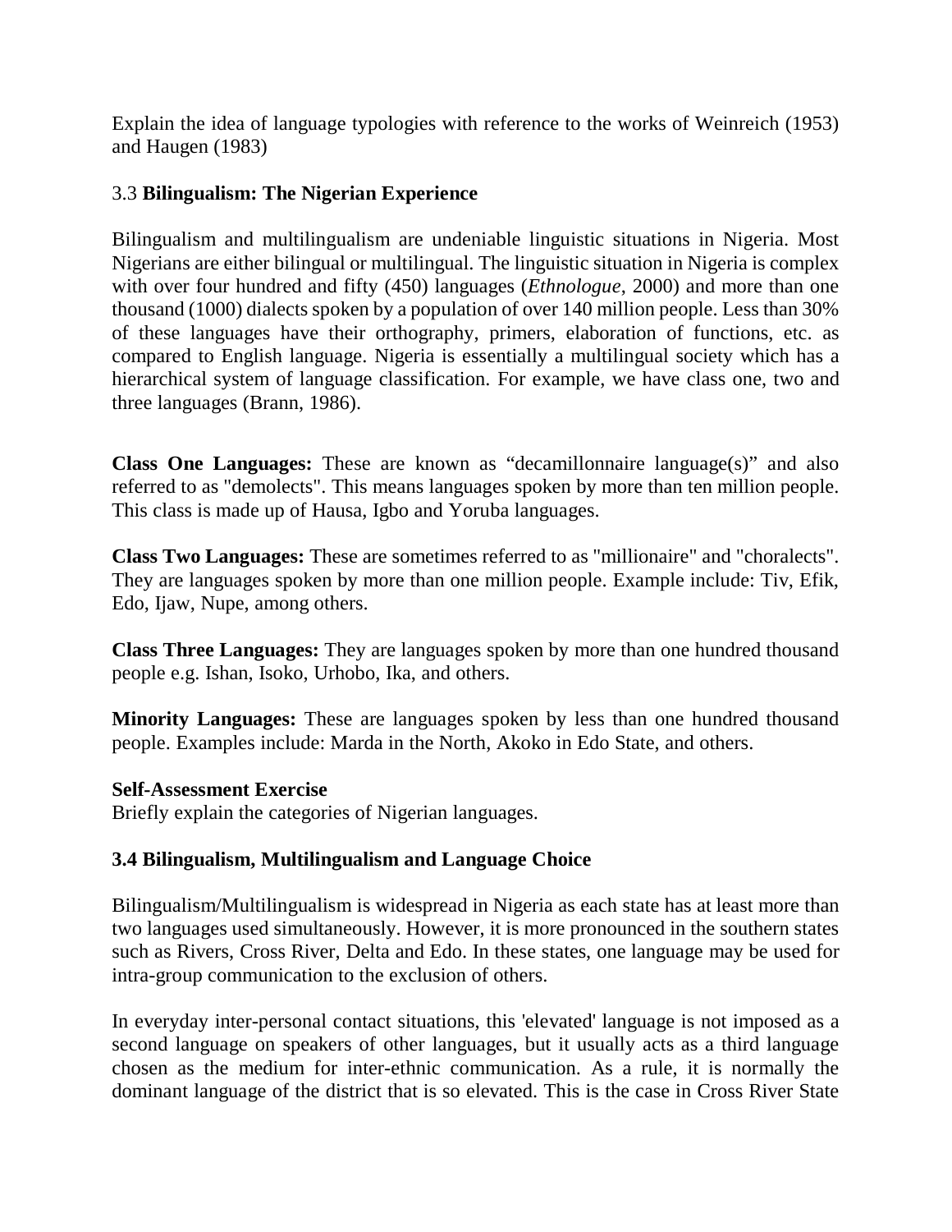Explain the idea of language typologies with reference to the works of Weinreich (1953) and Haugen (1983)

### 3.3 **Bilingualism: The Nigerian Experience**

Bilingualism and multilingualism are undeniable linguistic situations in Nigeria. Most Nigerians are either bilingual or multilingual. The linguistic situation in Nigeria is complex with over four hundred and fifty (450) languages (*Ethnologue*, 2000) and more than one thousand (1000) dialects spoken by a population of over 140 million people. Less than 30% of these languages have their orthography, primers, elaboration of functions, etc. as compared to English language. Nigeria is essentially a multilingual society which has a hierarchical system of language classification. For example, we have class one, two and three languages (Brann, 1986).

**Class One Languages:** These are known as "decamillonnaire language(s)" and also referred to as "demolects". This means languages spoken by more than ten million people. This class is made up of Hausa, Igbo and Yoruba languages.

**Class Two Languages:** These are sometimes referred to as "millionaire" and "choralects". They are languages spoken by more than one million people. Example include: Tiv, Efik, Edo, Ijaw, Nupe, among others.

**Class Three Languages:** They are languages spoken by more than one hundred thousand people e.g. Ishan, Isoko, Urhobo, Ika, and others.

**Minority Languages:** These are languages spoken by less than one hundred thousand people. Examples include: Marda in the North, Akoko in Edo State, and others.

**Self-Assessment Exercise**

Briefly explain the categories of Nigerian languages.

### 3.4 Bilingualism, Multilingualism and Language Choice

Bilingualism/Multilingualism is widespread in Nigeria as each state has at least more than two languages used simultaneously. However, it is more pronounced in the southern states such as Rivers, Cross River, Delta and Edo. In these states, one language may be used for intra-group communication to the exclusion of others.

In everyday inter-personal contact situations, this 'elevated' language is not imposed as a second language on speakers of other languages, but it usually acts as a third language chosen as the medium for inter-ethnic communication. As a rule, it is normally the dominant language of the district that is so elevated. This is the case in Cross River State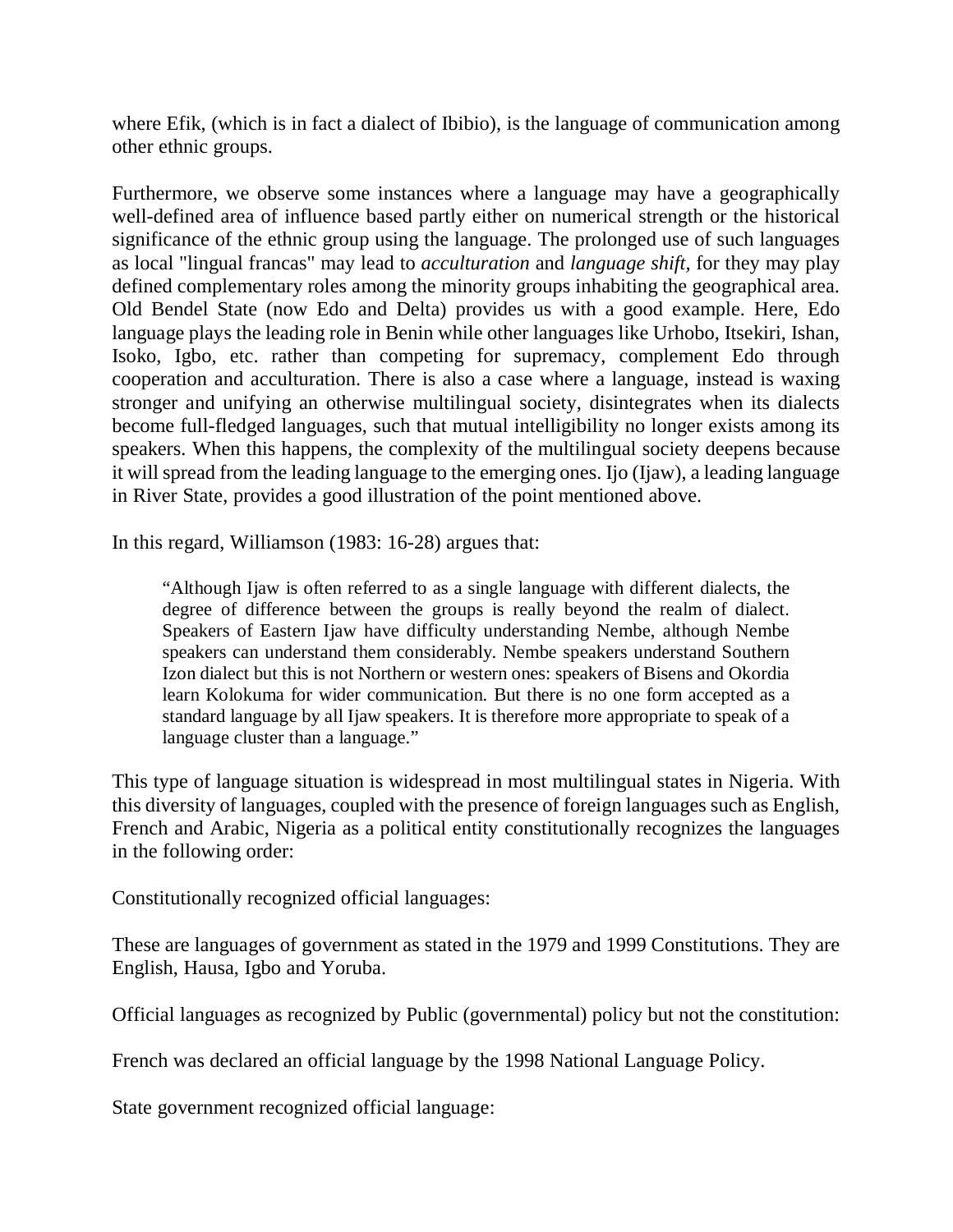where Efik, (which is in fact a dialect of Ibibio), is the language of communication among other ethnic groups.

Furthermore, we observe some instances where a language may have a geographically well-defined area of influence based partly either on numerical strength or the historical significance of the ethnic group using the language. The prolonged use of such languages as local "lingual francas" may lead to *acculturation* and *language shift,* for they may play defined complementary roles among the minority groups inhabiting the geographical area. Old Bendel State (now Edo and Delta) provides us with a good example. Here, Edo language plays the leading role in Benin while other languages like Urhobo, Itsekiri, Ishan, Isoko, Igbo, etc. rather than competing for supremacy, complement Edo through cooperation and acculturation. There is also a case where a language, instead is waxing stronger and unifying an otherwise multilingual society, disintegrates when its dialects become full-fledged languages, such that mutual intelligibility no longer exists among its speakers. When this happens, the complexity of the multilingual society deepens because it will spread from the leading language to the emerging ones. Ijo (Ijaw), a leading language in River State, provides a good illustration of the point mentioned above.

In this regard, Williamson (1983: 16-28) argues that:

> "Although Ijaw is often referred to as a single language with different dialects, the degree of difference between the groups is really beyond the realm of dialect. Speakers of Eastern Ijaw have difficulty understanding Nembe, although Nembe speakers can understand them considerably. Nembe speakers understand Southern Izon dialect but this is not Northern or western ones: speakers of Bisens and Okordia learn Kolokuma for wider communication. But there is no one form accepted as a standard language by all Ijaw speakers. It is therefore more appropriate to speak of a language cluster than a language."

This type of language situation is widespread in most multilingual states in Nigeria. With this diversity of languages, coupled with the presence of foreign languages such as English, French and Arabic, Nigeria as a political entity constitutionally recognizes the languages in the following order:

Constitutionally recognized official languages:

These are languages of government as stated in the 1979 and 1999 Constitutions. They are English, Hausa, Igbo and Yoruba.

Official languages as recognized by Public (governmental) policy but not the constitution:

French was declared an official language by the 1998 National Language Policy.

State government recognized official language: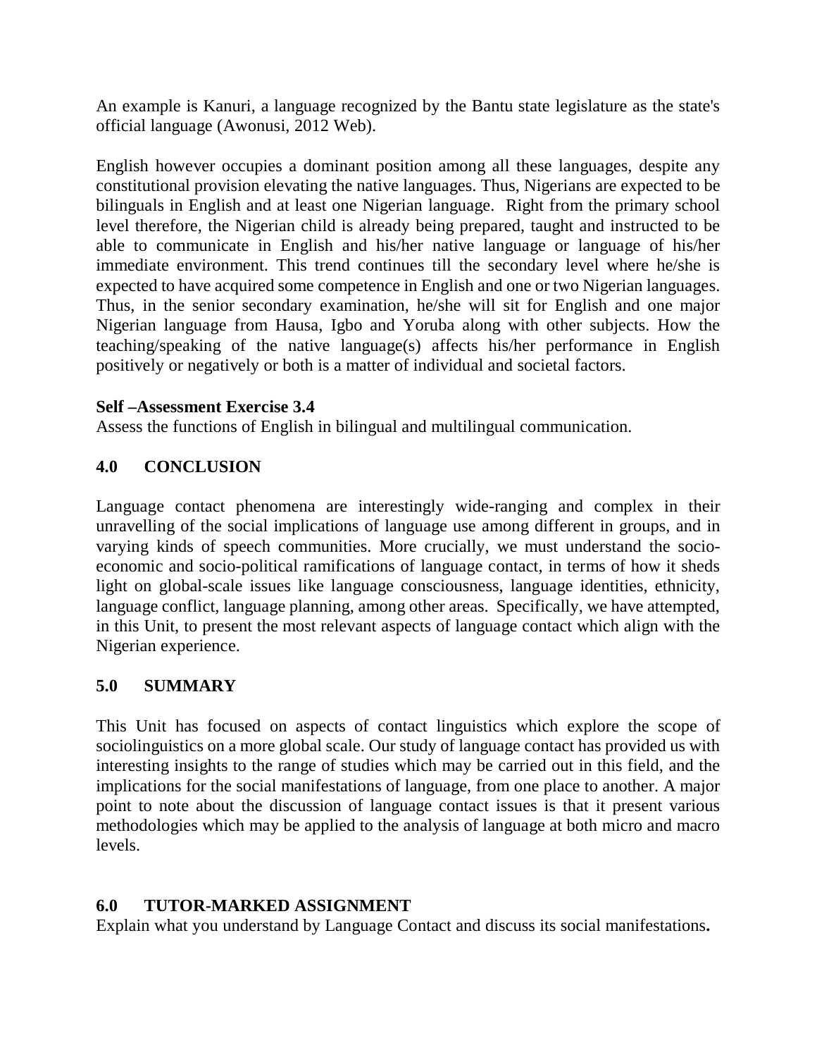An example is Kanuri, a language recognized by the Bantu state legislature as the state's official language (Awonusi, 2012 Web).

English however occupies a dominant position among all these languages, despite any constitutional provision elevating the native languages. Thus, Nigerians are expected to be bilinguals in English and at least one Nigerian language. Right from the primary school level therefore, the Nigerian child is already being prepared, taught and instructed to be able to communicate in English and his/her native language or language of his/her immediate environment. This trend continues till the secondary level where he/she is expected to have acquired some competence in English and one or two Nigerian languages. Thus, in the senior secondary examination, he/she will sit for English and one major Nigerian language from Hausa, Igbo and Yoruba along with other subjects. How the teaching/speaking of the native language(s) affects his/her performance in English positively or negatively or both is a matter of individual and societal factors.

**Self –Assessment Exercise 3.4**

Assess the functions of English in bilingual and multilingual communication.

## 4.0 CONCLUSION

Language contact phenomena are interestingly wide-ranging and complex in their unravelling of the social implications of language use among different in groups, and in varying kinds of speech communities. More crucially, we must understand the socio-economic and socio-political ramifications of language contact, in terms of how it sheds light on global-scale issues like language consciousness, language identities, ethnicity, language conflict, language planning, among other areas. Specifically, we have attempted, in this Unit, to present the most relevant aspects of language contact which align with the Nigerian experience.

## 5.0 SUMMARY

This Unit has focused on aspects of contact linguistics which explore the scope of sociolinguistics on a more global scale. Our study of language contact has provided us with interesting insights to the range of studies which may be carried out in this field, and the implications for the social manifestations of language, from one place to another. A major point to note about the discussion of language contact issues is that it present various methodologies which may be applied to the analysis of language at both micro and macro levels.

## 6.0 TUTOR-MARKED ASSIGNMENT

Explain what you understand by Language Contact and discuss its social manifestations**.**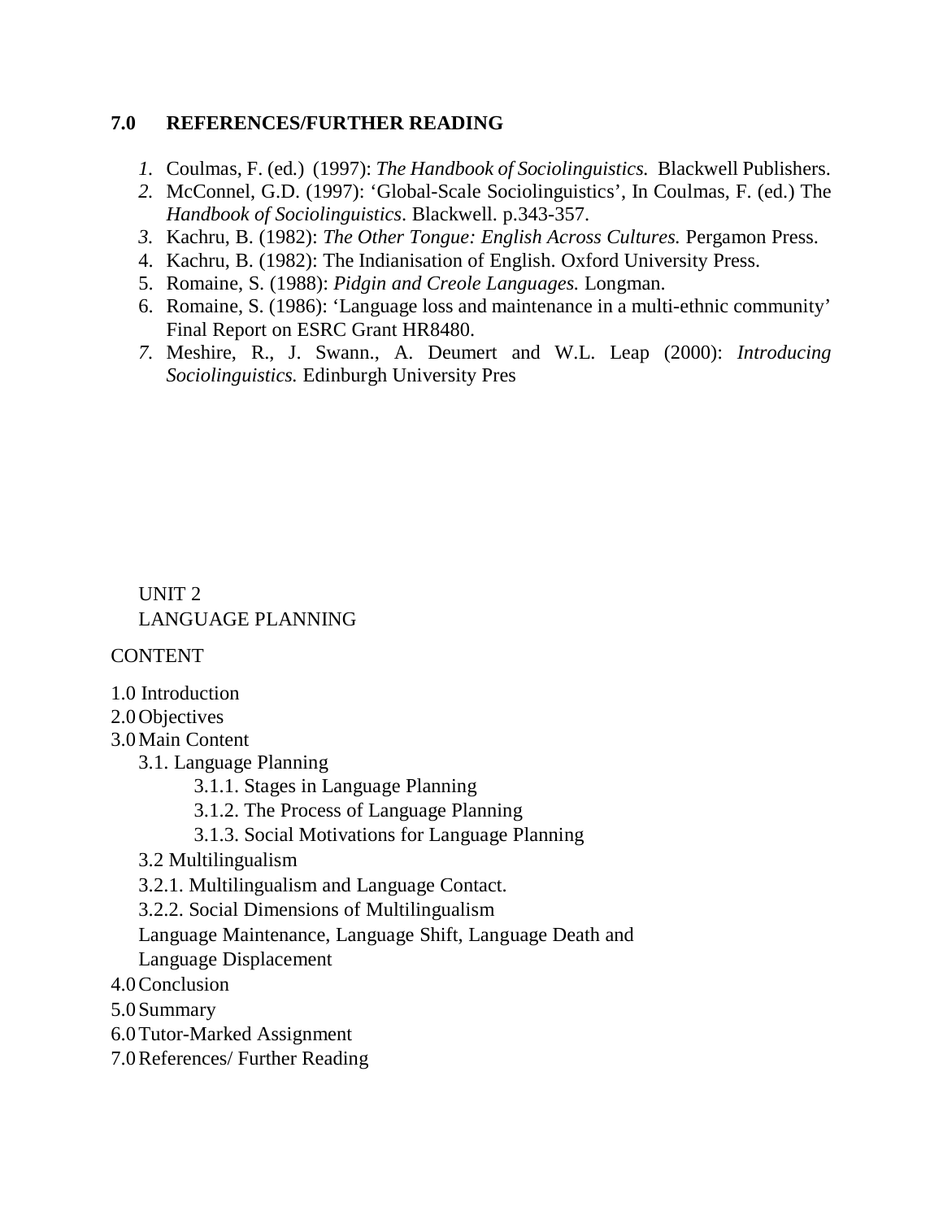## 7.0 REFERENCES/FURTHER READING

1. Coulmas, F. (ed.) (1997): *The Handbook of Sociolinguistics.* Blackwell Publishers.
2. McConnel, G.D. (1997): 'Global-Scale Sociolinguistics', In Coulmas, F. (ed.) The *Handbook of Sociolinguistics*. Blackwell. p.343-357.
3. Kachru, B. (1982): *The Other Tongue: English Across Cultures.* Pergamon Press.
4. Kachru, B. (1982): The Indianisation of English. Oxford University Press.
5. Romaine, S. (1988): *Pidgin and Creole Languages.* Longman.
6. Romaine, S. (1986): 'Language loss and maintenance in a multi-ethnic community' Final Report on ESRC Grant HR8480.
7. Meshire, R., J. Swann., A. Deumert and W.L. Leap (2000): *Introducing Sociolinguistics.* Edinburgh University Pres

# UNIT 2
# LANGUAGE PLANNING

CONTENT

1.0 Introduction
2.0 Objectives
3.0 Main Content
   3.1. Language Planning
      3.1.1. Stages in Language Planning
      3.1.2. The Process of Language Planning
      3.1.3. Social Motivations for Language Planning
   3.2 Multilingualism
   3.2.1. Multilingualism and Language Contact.
   3.2.2. Social Dimensions of Multilingualism
   Language Maintenance, Language Shift, Language Death and Language Displacement
4.0 Conclusion
5.0 Summary
6.0 Tutor-Marked Assignment
7.0 References/ Further Reading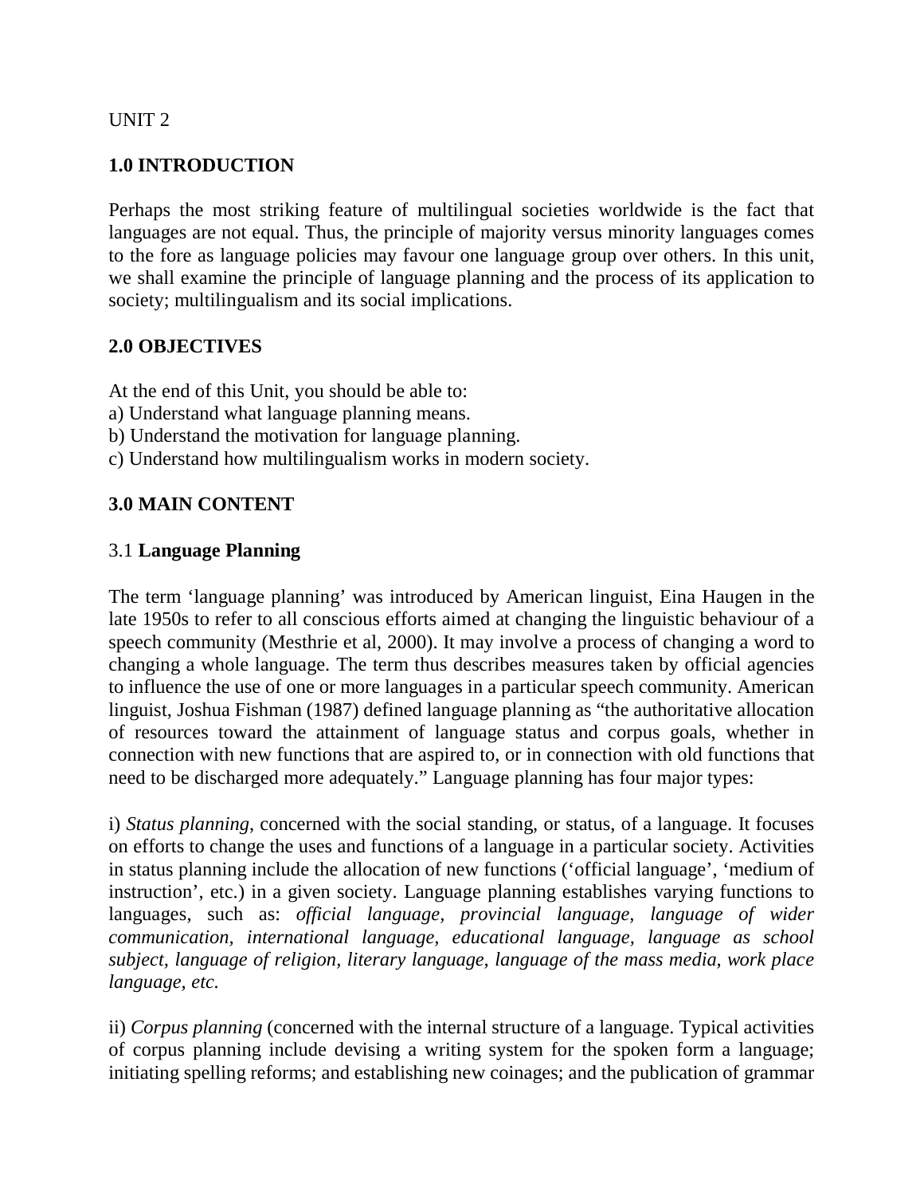UNIT 2

## 1.0 INTRODUCTION

Perhaps the most striking feature of multilingual societies worldwide is the fact that languages are not equal. Thus, the principle of majority versus minority languages comes to the fore as language policies may favour one language group over others. In this unit, we shall examine the principle of language planning and the process of its application to society; multilingualism and its social implications.

## 2.0 OBJECTIVES

At the end of this Unit, you should be able to:
a) Understand what language planning means.
b) Understand the motivation for language planning.
c) Understand how multilingualism works in modern society.

## 3.0 MAIN CONTENT

### 3.1 **Language Planning**

The term 'language planning' was introduced by American linguist, Eina Haugen in the late 1950s to refer to all conscious efforts aimed at changing the linguistic behaviour of a speech community (Mesthrie et al, 2000). It may involve a process of changing a word to changing a whole language. The term thus describes measures taken by official agencies to influence the use of one or more languages in a particular speech community. American linguist, Joshua Fishman (1987) defined language planning as "the authoritative allocation of resources toward the attainment of language status and corpus goals, whether in connection with new functions that are aspired to, or in connection with old functions that need to be discharged more adequately." Language planning has four major types:

i) *Status planning*, concerned with the social standing, or status, of a language. It focuses on efforts to change the uses and functions of a language in a particular society. Activities in status planning include the allocation of new functions ('official language', 'medium of instruction', etc.) in a given society. Language planning establishes varying functions to languages, such as: *official language, provincial language, language of wider communication, international language, educational language, language as school subject, language of religion, literary language, language of the mass media, work place language, etc.*

ii) *Corpus planning* (concerned with the internal structure of a language. Typical activities of corpus planning include devising a writing system for the spoken form a language; initiating spelling reforms; and establishing new coinages; and the publication of grammar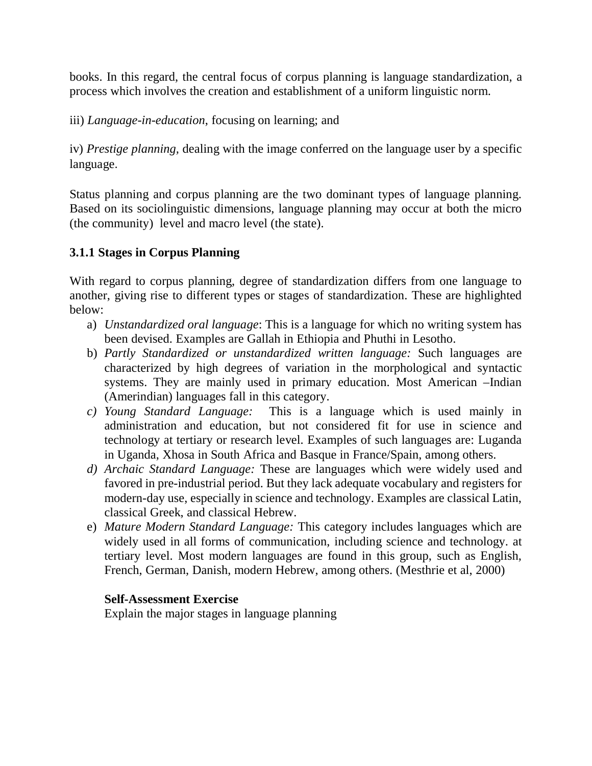books. In this regard, the central focus of corpus planning is language standardization, a process which involves the creation and establishment of a uniform linguistic norm.

iii) *Language-in-education*, focusing on learning; and

iv) *Prestige planning,* dealing with the image conferred on the language user by a specific language.

Status planning and corpus planning are the two dominant types of language planning. Based on its sociolinguistic dimensions, language planning may occur at both the micro (the community) level and macro level (the state).

### 3.1.1 Stages in Corpus Planning

With regard to corpus planning, degree of standardization differs from one language to another, giving rise to different types or stages of standardization. These are highlighted below:

a) *Unstandardized oral language*: This is a language for which no writing system has been devised. Examples are Gallah in Ethiopia and Phuthi in Lesotho.
b) *Partly Standardized or unstandardized written language:* Such languages are characterized by high degrees of variation in the morphological and syntactic systems. They are mainly used in primary education. Most American –Indian (Amerindian) languages fall in this category.
c) *Young Standard Language:* This is a language which is used mainly in administration and education, but not considered fit for use in science and technology at tertiary or research level. Examples of such languages are: Luganda in Uganda, Xhosa in South Africa and Basque in France/Spain, among others.
d) *Archaic Standard Language:* These are languages which were widely used and favored in pre-industrial period. But they lack adequate vocabulary and registers for modern-day use, especially in science and technology. Examples are classical Latin, classical Greek, and classical Hebrew.
e) *Mature Modern Standard Language:* This category includes languages which are widely used in all forms of communication, including science and technology. at tertiary level. Most modern languages are found in this group, such as English, French, German, Danish, modern Hebrew, among others. (Mesthrie et al, 2000)

**Self-Assessment Exercise**

Explain the major stages in language planning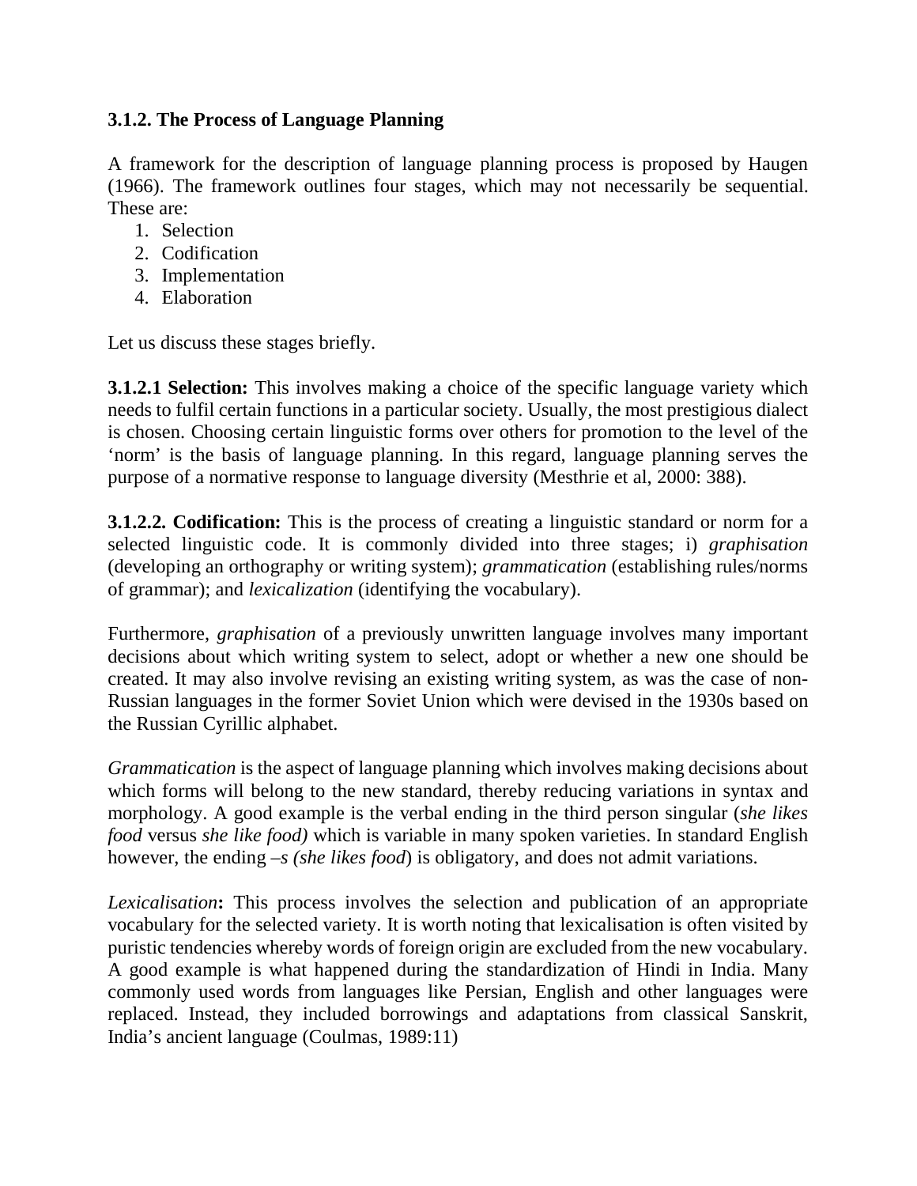### 3.1.2. The Process of Language Planning

A framework for the description of language planning process is proposed by Haugen (1966). The framework outlines four stages, which may not necessarily be sequential. These are:

1. Selection
2. Codification
3. Implementation
4. Elaboration

Let us discuss these stages briefly.

**3.1.2.1 Selection:** This involves making a choice of the specific language variety which needs to fulfil certain functions in a particular society. Usually, the most prestigious dialect is chosen. Choosing certain linguistic forms over others for promotion to the level of the 'norm' is the basis of language planning. In this regard, language planning serves the purpose of a normative response to language diversity (Mesthrie et al, 2000: 388).

**3.1.2.2. Codification:** This is the process of creating a linguistic standard or norm for a selected linguistic code. It is commonly divided into three stages; i) *graphisation* (developing an orthography or writing system); *grammatication* (establishing rules/norms of grammar); and *lexicalization* (identifying the vocabulary).

Furthermore, *graphisation* of a previously unwritten language involves many important decisions about which writing system to select, adopt or whether a new one should be created. It may also involve revising an existing writing system, as was the case of non-Russian languages in the former Soviet Union which were devised in the 1930s based on the Russian Cyrillic alphabet.

*Grammatication* is the aspect of language planning which involves making decisions about which forms will belong to the new standard, thereby reducing variations in syntax and morphology. A good example is the verbal ending in the third person singular (*she likes food* versus *she like food)* which is variable in many spoken varieties. In standard English however, the ending *–s (she likes food*) is obligatory, and does not admit variations.

*Lexicalisation***:** This process involves the selection and publication of an appropriate vocabulary for the selected variety. It is worth noting that lexicalisation is often visited by puristic tendencies whereby words of foreign origin are excluded from the new vocabulary. A good example is what happened during the standardization of Hindi in India. Many commonly used words from languages like Persian, English and other languages were replaced. Instead, they included borrowings and adaptations from classical Sanskrit, India's ancient language (Coulmas, 1989:11)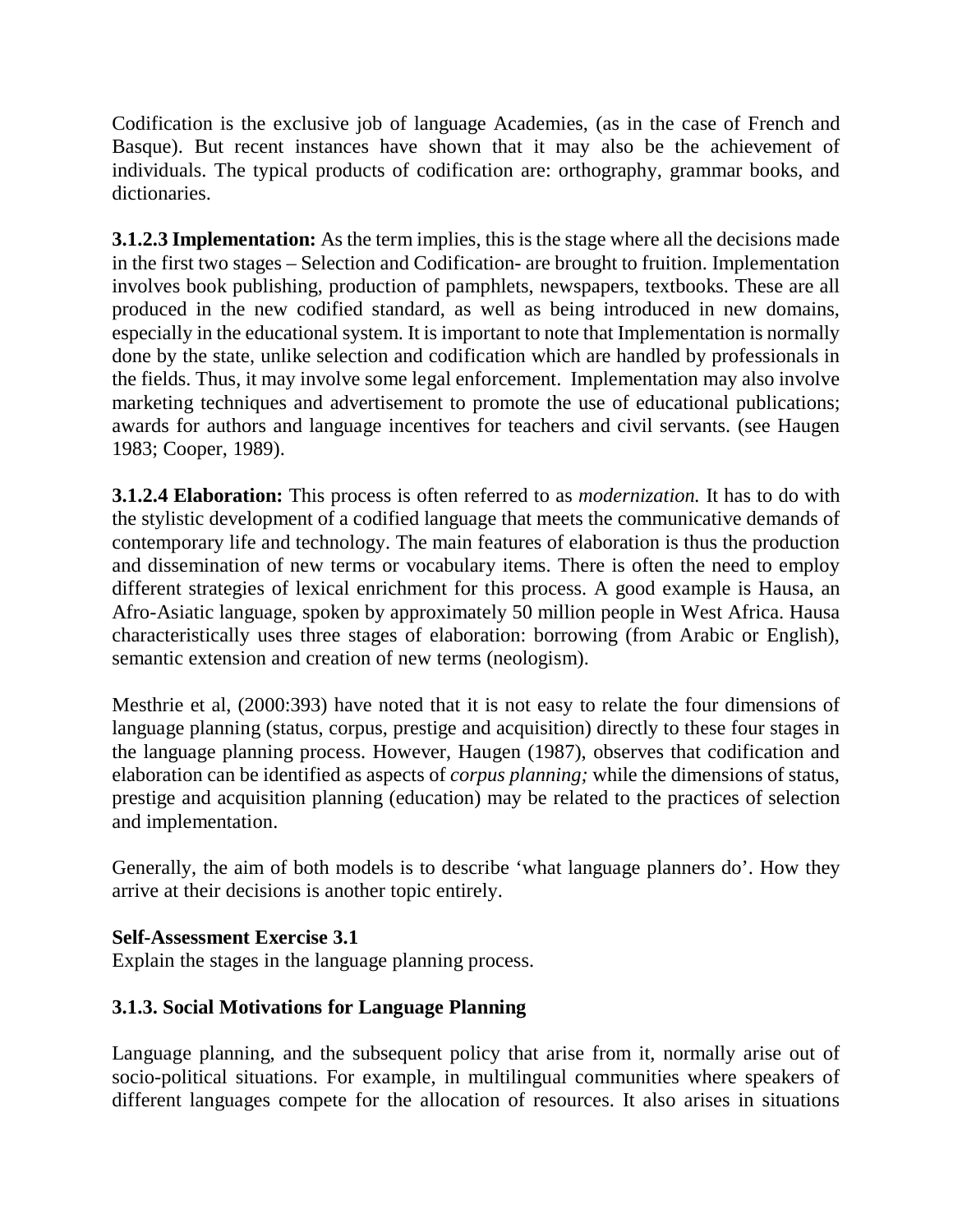Codification is the exclusive job of language Academies, (as in the case of French and Basque). But recent instances have shown that it may also be the achievement of individuals. The typical products of codification are: orthography, grammar books, and dictionaries.

**3.1.2.3 Implementation:** As the term implies, this is the stage where all the decisions made in the first two stages – Selection and Codification- are brought to fruition. Implementation involves book publishing, production of pamphlets, newspapers, textbooks. These are all produced in the new codified standard, as well as being introduced in new domains, especially in the educational system. It is important to note that Implementation is normally done by the state, unlike selection and codification which are handled by professionals in the fields. Thus, it may involve some legal enforcement. Implementation may also involve marketing techniques and advertisement to promote the use of educational publications; awards for authors and language incentives for teachers and civil servants. (see Haugen 1983; Cooper, 1989).

**3.1.2.4 Elaboration:** This process is often referred to as *modernization.* It has to do with the stylistic development of a codified language that meets the communicative demands of contemporary life and technology. The main features of elaboration is thus the production and dissemination of new terms or vocabulary items. There is often the need to employ different strategies of lexical enrichment for this process. A good example is Hausa, an Afro-Asiatic language, spoken by approximately 50 million people in West Africa. Hausa characteristically uses three stages of elaboration: borrowing (from Arabic or English), semantic extension and creation of new terms (neologism).

Mesthrie et al, (2000:393) have noted that it is not easy to relate the four dimensions of language planning (status, corpus, prestige and acquisition) directly to these four stages in the language planning process. However, Haugen (1987), observes that codification and elaboration can be identified as aspects of *corpus planning;* while the dimensions of status, prestige and acquisition planning (education) may be related to the practices of selection and implementation.

Generally, the aim of both models is to describe 'what language planners do'. How they arrive at their decisions is another topic entirely.

**Self-Assessment Exercise 3.1**
Explain the stages in the language planning process.

### 3.1.3. Social Motivations for Language Planning

Language planning, and the subsequent policy that arise from it, normally arise out of socio-political situations. For example, in multilingual communities where speakers of different languages compete for the allocation of resources. It also arises in situations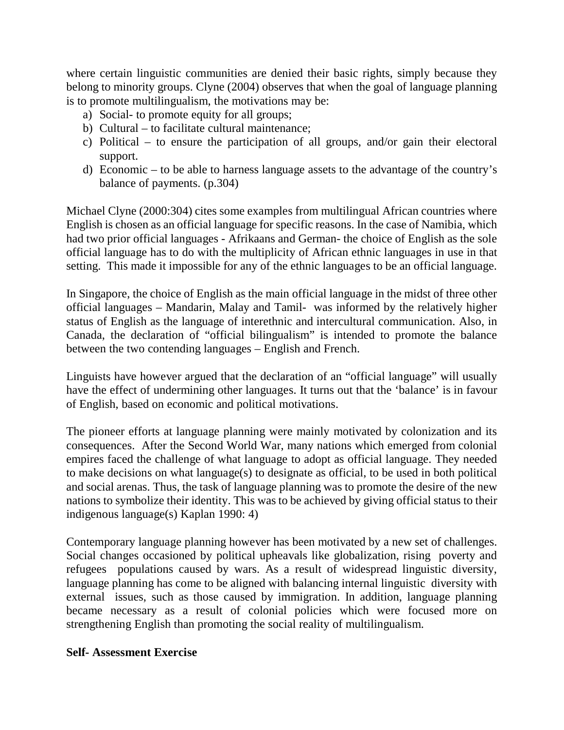where certain linguistic communities are denied their basic rights, simply because they belong to minority groups. Clyne (2004) observes that when the goal of language planning is to promote multilingualism, the motivations may be:

a) Social- to promote equity for all groups;
b) Cultural – to facilitate cultural maintenance;
c) Political – to ensure the participation of all groups, and/or gain their electoral support.
d) Economic – to be able to harness language assets to the advantage of the country's balance of payments. (p.304)

Michael Clyne (2000:304) cites some examples from multilingual African countries where English is chosen as an official language for specific reasons. In the case of Namibia, which had two prior official languages - Afrikaans and German- the choice of English as the sole official language has to do with the multiplicity of African ethnic languages in use in that setting. This made it impossible for any of the ethnic languages to be an official language.

In Singapore, the choice of English as the main official language in the midst of three other official languages – Mandarin, Malay and Tamil- was informed by the relatively higher status of English as the language of interethnic and intercultural communication. Also, in Canada, the declaration of "official bilingualism" is intended to promote the balance between the two contending languages – English and French.

Linguists have however argued that the declaration of an "official language" will usually have the effect of undermining other languages. It turns out that the 'balance' is in favour of English, based on economic and political motivations.

The pioneer efforts at language planning were mainly motivated by colonization and its consequences. After the Second World War, many nations which emerged from colonial empires faced the challenge of what language to adopt as official language. They needed to make decisions on what language(s) to designate as official, to be used in both political and social arenas. Thus, the task of language planning was to promote the desire of the new nations to symbolize their identity. This was to be achieved by giving official status to their indigenous language(s) Kaplan 1990: 4)

Contemporary language planning however has been motivated by a new set of challenges. Social changes occasioned by political upheavals like globalization, rising poverty and refugees populations caused by wars. As a result of widespread linguistic diversity, language planning has come to be aligned with balancing internal linguistic diversity with external issues, such as those caused by immigration. In addition, language planning became necessary as a result of colonial policies which were focused more on strengthening English than promoting the social reality of multilingualism.

**Self- Assessment Exercise**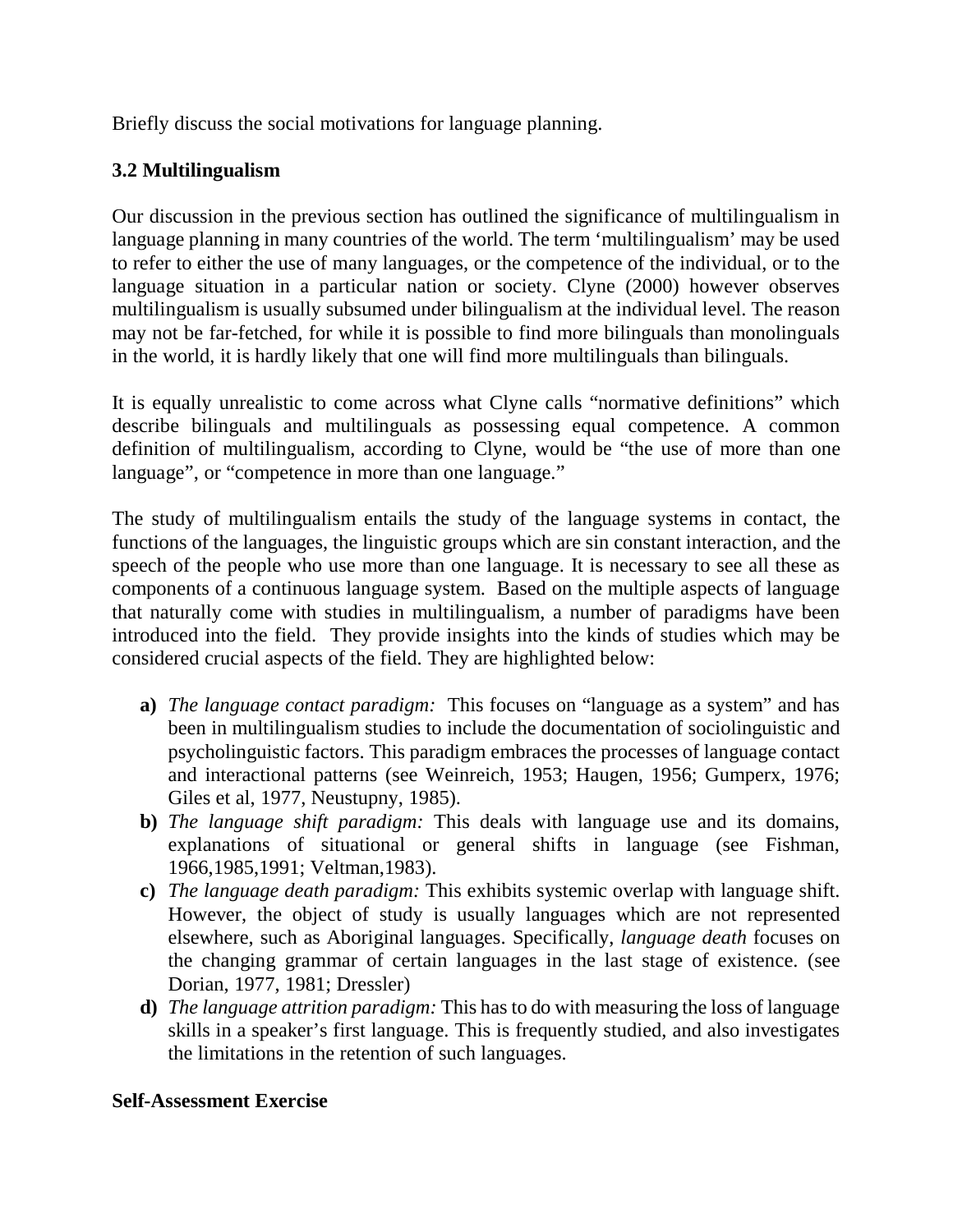Briefly discuss the social motivations for language planning.

### 3.2 Multilingualism

Our discussion in the previous section has outlined the significance of multilingualism in language planning in many countries of the world. The term 'multilingualism' may be used to refer to either the use of many languages, or the competence of the individual, or to the language situation in a particular nation or society. Clyne (2000) however observes multilingualism is usually subsumed under bilingualism at the individual level. The reason may not be far-fetched, for while it is possible to find more bilinguals than monolinguals in the world, it is hardly likely that one will find more multilinguals than bilinguals.

It is equally unrealistic to come across what Clyne calls "normative definitions" which describe bilinguals and multilinguals as possessing equal competence. A common definition of multilingualism, according to Clyne, would be "the use of more than one language", or "competence in more than one language."

The study of multilingualism entails the study of the language systems in contact, the functions of the languages, the linguistic groups which are sin constant interaction, and the speech of the people who use more than one language. It is necessary to see all these as components of a continuous language system. Based on the multiple aspects of language that naturally come with studies in multilingualism, a number of paradigms have been introduced into the field. They provide insights into the kinds of studies which may be considered crucial aspects of the field. They are highlighted below:

- **a)** *The language contact paradigm:* This focuses on "language as a system" and has been in multilingualism studies to include the documentation of sociolinguistic and psycholinguistic factors. This paradigm embraces the processes of language contact and interactional patterns (see Weinreich, 1953; Haugen, 1956; Gumperx, 1976; Giles et al, 1977, Neustupny, 1985).
- **b)** *The language shift paradigm:* This deals with language use and its domains, explanations of situational or general shifts in language (see Fishman, 1966,1985,1991; Veltman,1983).
- **c)** *The language death paradigm:* This exhibits systemic overlap with language shift. However, the object of study is usually languages which are not represented elsewhere, such as Aboriginal languages. Specifically, *language death* focuses on the changing grammar of certain languages in the last stage of existence. (see Dorian, 1977, 1981; Dressler)
- **d)** *The language attrition paradigm:* This has to do with measuring the loss of language skills in a speaker's first language. This is frequently studied, and also investigates the limitations in the retention of such languages.

**Self-Assessment Exercise**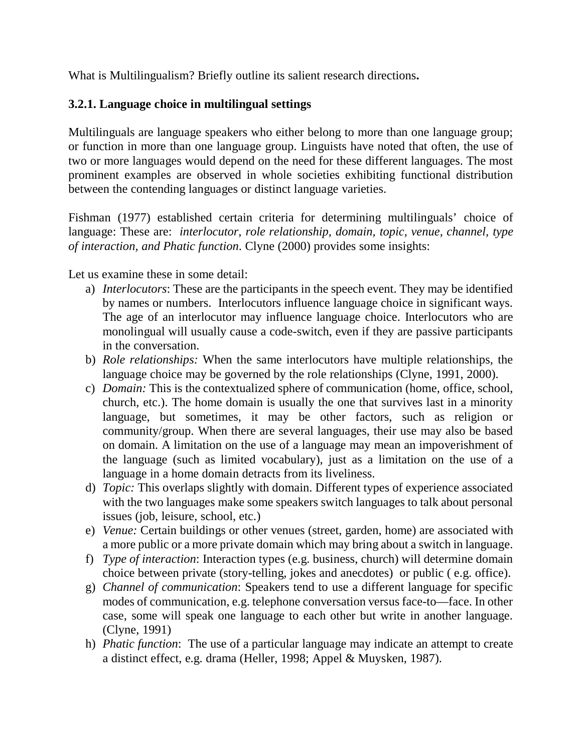What is Multilingualism? Briefly outline its salient research directions**.**

### 3.2.1. Language choice in multilingual settings

Multilinguals are language speakers who either belong to more than one language group; or function in more than one language group. Linguists have noted that often, the use of two or more languages would depend on the need for these different languages. The most prominent examples are observed in whole societies exhibiting functional distribution between the contending languages or distinct language varieties.

Fishman (1977) established certain criteria for determining multilinguals' choice of language: These are: *interlocutor, role relationship, domain, topic, venue, channel, type of interaction, and Phatic function.* Clyne (2000) provides some insights:

Let us examine these in some detail:

a) *Interlocutors*: These are the participants in the speech event. They may be identified by names or numbers. Interlocutors influence language choice in significant ways. The age of an interlocutor may influence language choice. Interlocutors who are monolingual will usually cause a code-switch, even if they are passive participants in the conversation.
b) *Role relationships:* When the same interlocutors have multiple relationships, the language choice may be governed by the role relationships (Clyne, 1991, 2000).
c) *Domain:* This is the contextualized sphere of communication (home, office, school, church, etc.). The home domain is usually the one that survives last in a minority language, but sometimes, it may be other factors, such as religion or community/group. When there are several languages, their use may also be based on domain. A limitation on the use of a language may mean an impoverishment of the language (such as limited vocabulary), just as a limitation on the use of a language in a home domain detracts from its liveliness.
d) *Topic:* This overlaps slightly with domain. Different types of experience associated with the two languages make some speakers switch languages to talk about personal issues (job, leisure, school, etc.)
e) *Venue:* Certain buildings or other venues (street, garden, home) are associated with a more public or a more private domain which may bring about a switch in language.
f) *Type of interaction*: Interaction types (e.g. business, church) will determine domain choice between private (story-telling, jokes and anecdotes) or public ( e.g. office).
g) *Channel of communication*: Speakers tend to use a different language for specific modes of communication, e.g. telephone conversation versus face-to—face. In other case, some will speak one language to each other but write in another language. (Clyne, 1991)
h) *Phatic function*: The use of a particular language may indicate an attempt to create a distinct effect, e.g. drama (Heller, 1998; Appel & Muysken, 1987).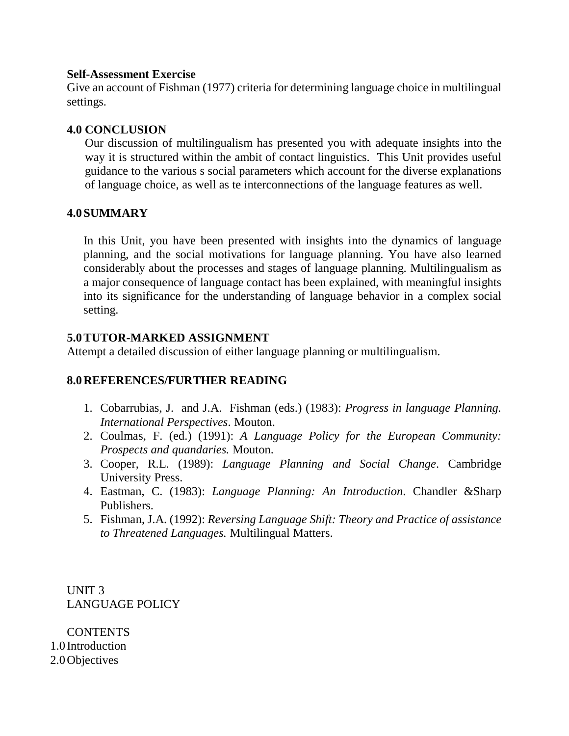**Self-Assessment Exercise**

Give an account of Fishman (1977) criteria for determining language choice in multilingual settings.

## 4.0 CONCLUSION

Our discussion of multilingualism has presented you with adequate insights into the way it is structured within the ambit of contact linguistics. This Unit provides useful guidance to the various s social parameters which account for the diverse explanations of language choice, as well as te interconnections of the language features as well.

## 4.0 SUMMARY

In this Unit, you have been presented with insights into the dynamics of language planning, and the social motivations for language planning. You have also learned considerably about the processes and stages of language planning. Multilingualism as a major consequence of language contact has been explained, with meaningful insights into its significance for the understanding of language behavior in a complex social setting.

## 5.0 TUTOR-MARKED ASSIGNMENT

Attempt a detailed discussion of either language planning or multilingualism.

## 8.0 REFERENCES/FURTHER READING

1. Cobarrubias, J. and J.A. Fishman (eds.) (1983): *Progress in language Planning. International Perspectives*. Mouton.
2. Coulmas, F. (ed.) (1991): *A Language Policy for the European Community: Prospects and quandaries.* Mouton.
3. Cooper, R.L. (1989): *Language Planning and Social Change*. Cambridge University Press.
4. Eastman, C. (1983): *Language Planning: An Introduction*. Chandler &Sharp Publishers.
5. Fishman, J.A. (1992): *Reversing Language Shift: Theory and Practice of assistance to Threatened Languages.* Multilingual Matters.

UNIT 3
LANGUAGE POLICY

CONTENTS

1.0 Introduction
2.0 Objectives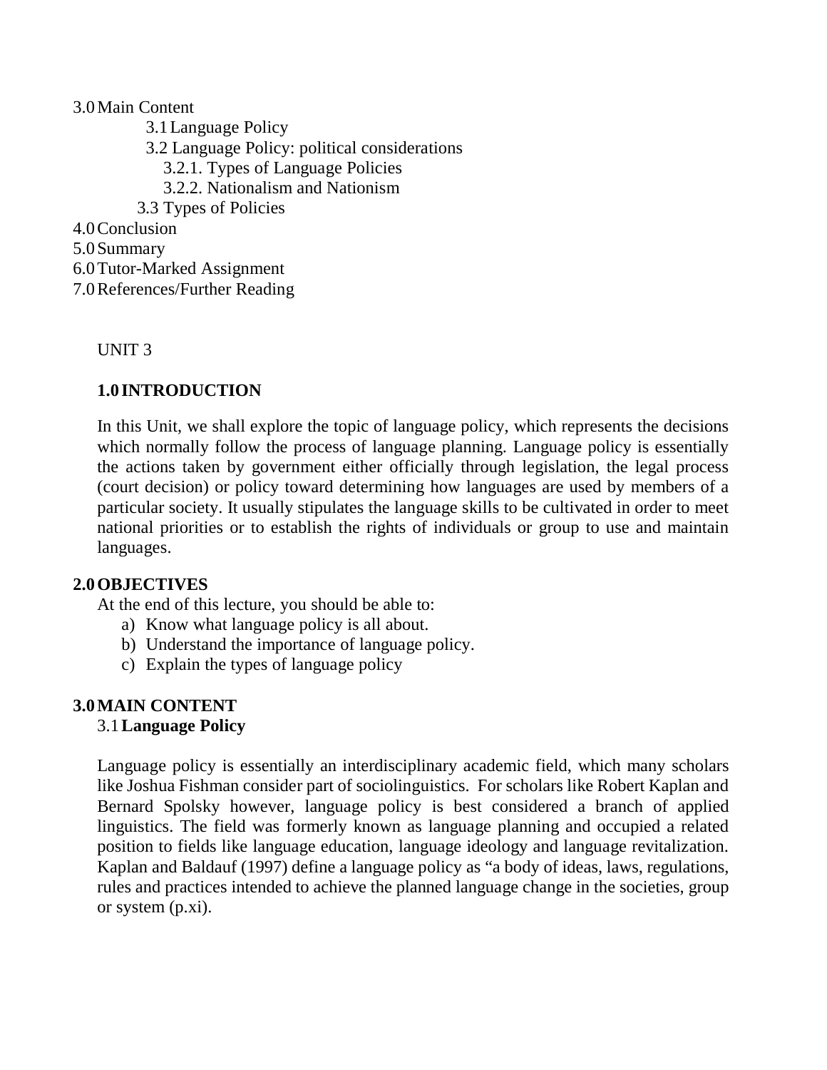3.0 Main Content

- 3.1 Language Policy
- 3.2 Language Policy: political considerations
  - 3.2.1. Types of Language Policies
  - 3.2.2. Nationalism and Nationism
- 3.3 Types of Policies

4.0 Conclusion

5.0 Summary

6.0 Tutor-Marked Assignment

7.0 References/Further Reading

UNIT 3

## 1.0 INTRODUCTION

In this Unit, we shall explore the topic of language policy, which represents the decisions which normally follow the process of language planning. Language policy is essentially the actions taken by government either officially through legislation, the legal process (court decision) or policy toward determining how languages are used by members of a particular society. It usually stipulates the language skills to be cultivated in order to meet national priorities or to establish the rights of individuals or group to use and maintain languages.

## 2.0 OBJECTIVES

At the end of this lecture, you should be able to:

a) Know what language policy is all about.
b) Understand the importance of language policy.
c) Explain the types of language policy

## 3.0 MAIN CONTENT

### 3.1 Language Policy

Language policy is essentially an interdisciplinary academic field, which many scholars like Joshua Fishman consider part of sociolinguistics. For scholars like Robert Kaplan and Bernard Spolsky however, language policy is best considered a branch of applied linguistics. The field was formerly known as language planning and occupied a related position to fields like language education, language ideology and language revitalization. Kaplan and Baldauf (1997) define a language policy as "a body of ideas, laws, regulations, rules and practices intended to achieve the planned language change in the societies, group or system (p.xi).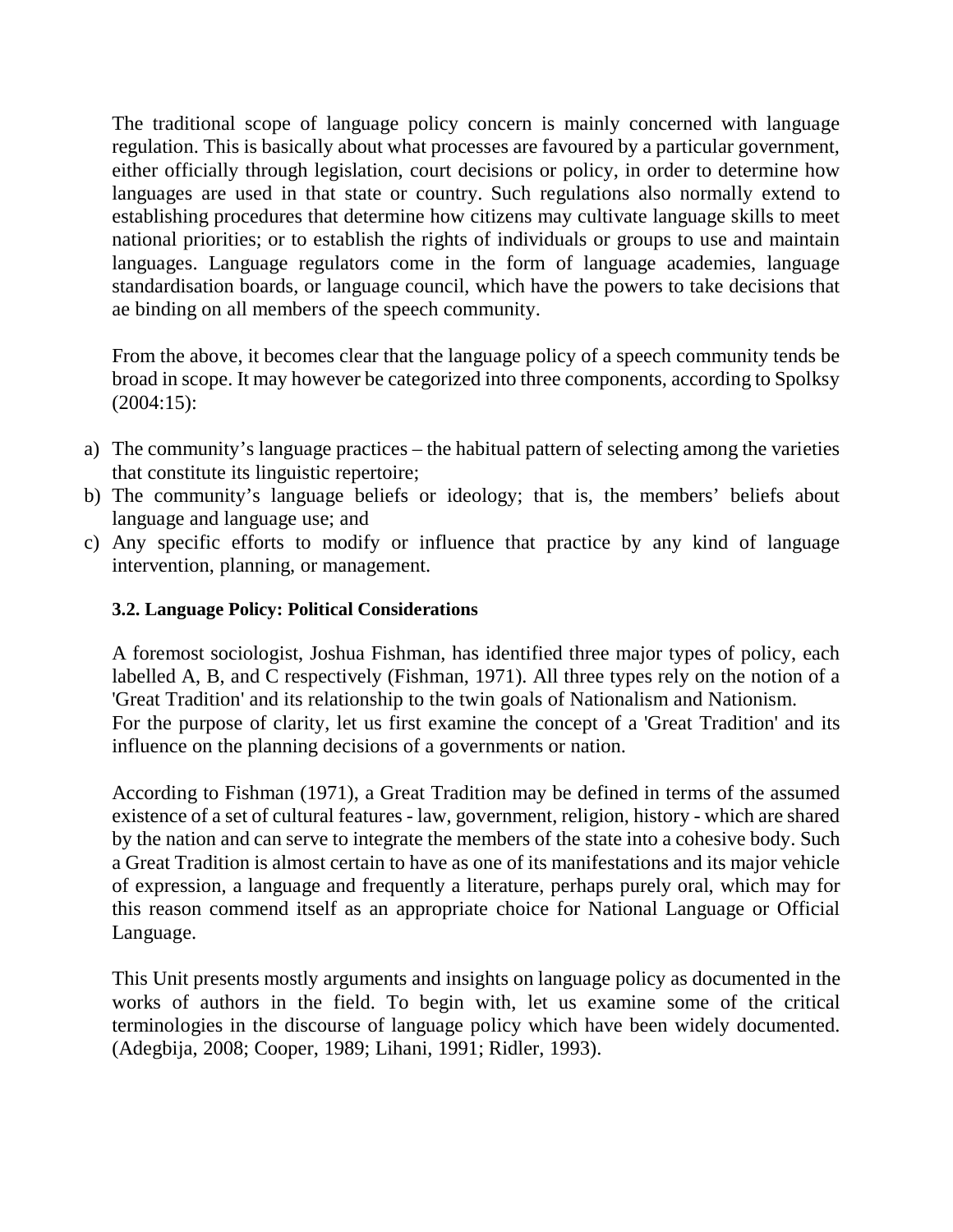The traditional scope of language policy concern is mainly concerned with language regulation. This is basically about what processes are favoured by a particular government, either officially through legislation, court decisions or policy, in order to determine how languages are used in that state or country. Such regulations also normally extend to establishing procedures that determine how citizens may cultivate language skills to meet national priorities; or to establish the rights of individuals or groups to use and maintain languages. Language regulators come in the form of language academies, language standardisation boards, or language council, which have the powers to take decisions that ae binding on all members of the speech community.

From the above, it becomes clear that the language policy of a speech community tends be broad in scope. It may however be categorized into three components, according to Spolksy (2004:15):

a) The community's language practices – the habitual pattern of selecting among the varieties that constitute its linguistic repertoire;
b) The community's language beliefs or ideology; that is, the members' beliefs about language and language use; and
c) Any specific efforts to modify or influence that practice by any kind of language intervention, planning, or management.

### 3.2. Language Policy: Political Considerations

A foremost sociologist, Joshua Fishman, has identified three major types of policy, each labelled A, B, and C respectively (Fishman, 1971). All three types rely on the notion of a 'Great Tradition' and its relationship to the twin goals of Nationalism and Nationism.
For the purpose of clarity, let us first examine the concept of a 'Great Tradition' and its influence on the planning decisions of a governments or nation.

According to Fishman (1971), a Great Tradition may be defined in terms of the assumed existence of a set of cultural features - law, government, religion, history - which are shared by the nation and can serve to integrate the members of the state into a cohesive body. Such a Great Tradition is almost certain to have as one of its manifestations and its major vehicle of expression, a language and frequently a literature, perhaps purely oral, which may for this reason commend itself as an appropriate choice for National Language or Official Language.

This Unit presents mostly arguments and insights on language policy as documented in the works of authors in the field. To begin with, let us examine some of the critical terminologies in the discourse of language policy which have been widely documented. (Adegbija, 2008; Cooper, 1989; Lihani, 1991; Ridler, 1993).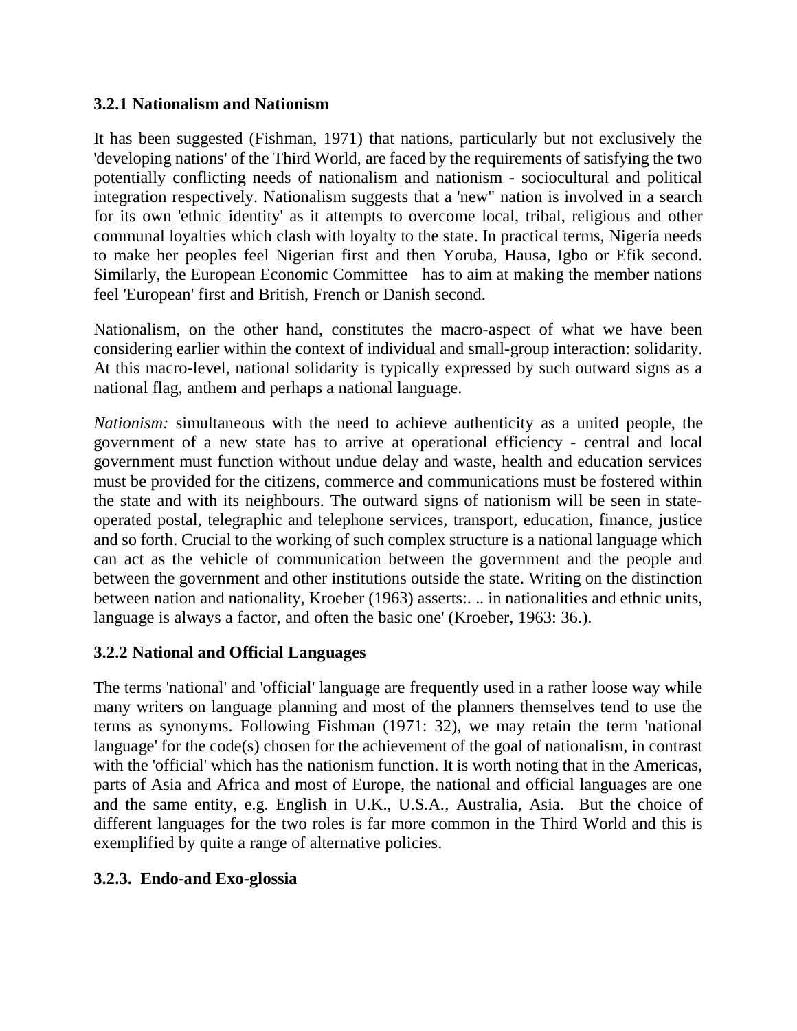### 3.2.1 Nationalism and Nationism

It has been suggested (Fishman, 1971) that nations, particularly but not exclusively the 'developing nations' of the Third World, are faced by the requirements of satisfying the two potentially conflicting needs of nationalism and nationism - sociocultural and political integration respectively. Nationalism suggests that a 'new" nation is involved in a search for its own 'ethnic identity' as it attempts to overcome local, tribal, religious and other communal loyalties which clash with loyalty to the state. In practical terms, Nigeria needs to make her peoples feel Nigerian first and then Yoruba, Hausa, Igbo or Efik second. Similarly, the European Economic Committee has to aim at making the member nations feel 'European' first and British, French or Danish second.

Nationalism, on the other hand, constitutes the macro-aspect of what we have been considering earlier within the context of individual and small-group interaction: solidarity. At this macro-level, national solidarity is typically expressed by such outward signs as a national flag, anthem and perhaps a national language.

*Nationism:* simultaneous with the need to achieve authenticity as a united people, the government of a new state has to arrive at operational efficiency - central and local government must function without undue delay and waste, health and education services must be provided for the citizens, commerce and communications must be fostered within the state and with its neighbours. The outward signs of nationism will be seen in state-operated postal, telegraphic and telephone services, transport, education, finance, justice and so forth. Crucial to the working of such complex structure is a national language which can act as the vehicle of communication between the government and the people and between the government and other institutions outside the state. Writing on the distinction between nation and nationality, Kroeber (1963) asserts:. .. in nationalities and ethnic units, language is always a factor, and often the basic one' (Kroeber, 1963: 36.).

### 3.2.2 National and Official Languages

The terms 'national' and 'official' language are frequently used in a rather loose way while many writers on language planning and most of the planners themselves tend to use the terms as synonyms. Following Fishman (1971: 32), we may retain the term 'national language' for the code(s) chosen for the achievement of the goal of nationalism, in contrast with the 'official' which has the nationism function. It is worth noting that in the Americas, parts of Asia and Africa and most of Europe, the national and official languages are one and the same entity, e.g. English in U.K., U.S.A., Australia, Asia. But the choice of different languages for the two roles is far more common in the Third World and this is exemplified by quite a range of alternative policies.

### 3.2.3. Endo-and Exo-glossia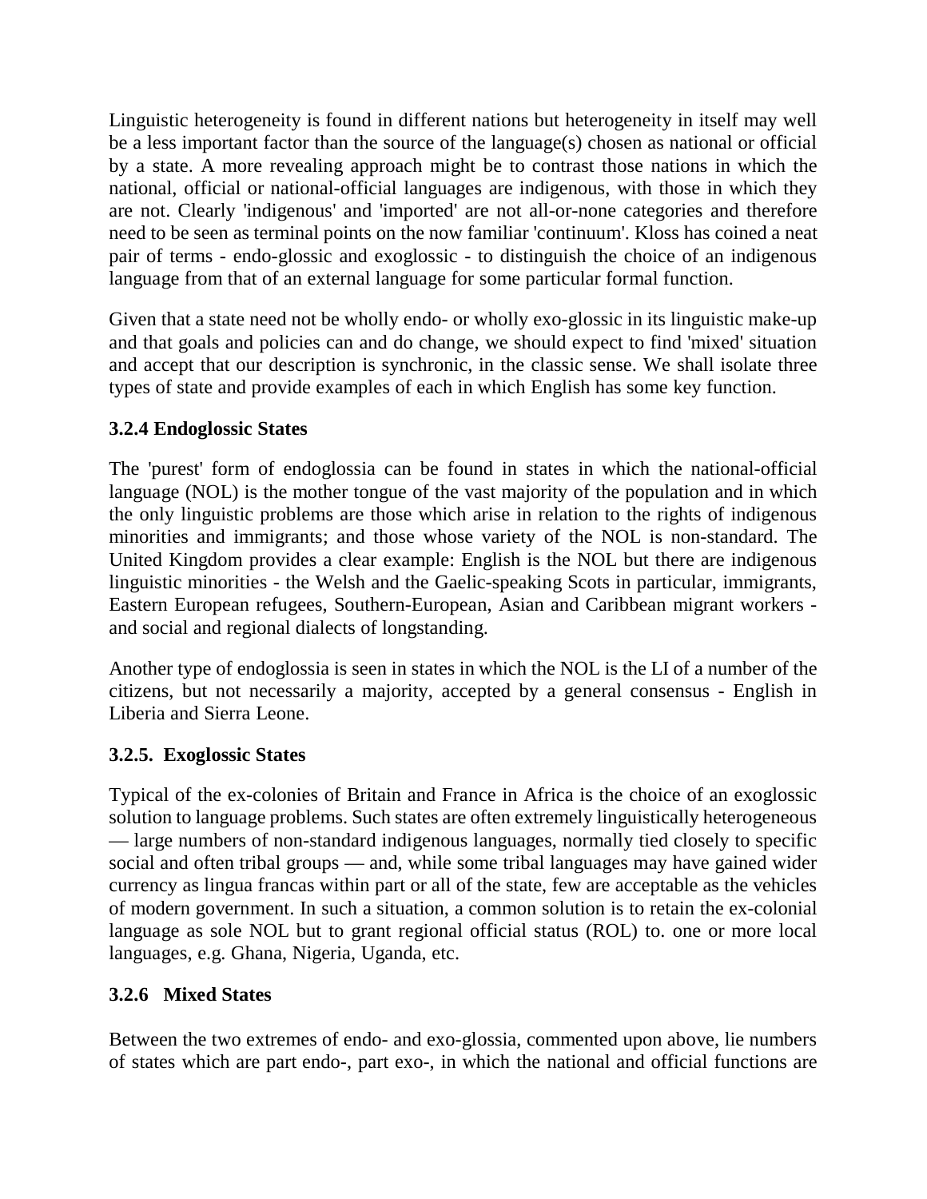Linguistic heterogeneity is found in different nations but heterogeneity in itself may well be a less important factor than the source of the language(s) chosen as national or official by a state. A more revealing approach might be to contrast those nations in which the national, official or national-official languages are indigenous, with those in which they are not. Clearly 'indigenous' and 'imported' are not all-or-none categories and therefore need to be seen as terminal points on the now familiar 'continuum'. Kloss has coined a neat pair of terms - endo-glossic and exoglossic - to distinguish the choice of an indigenous language from that of an external language for some particular formal function.

Given that a state need not be wholly endo- or wholly exo-glossic in its linguistic make-up and that goals and policies can and do change, we should expect to find 'mixed' situation and accept that our description is synchronic, in the classic sense. We shall isolate three types of state and provide examples of each in which English has some key function.

### 3.2.4 Endoglossic States

The 'purest' form of endoglossia can be found in states in which the national-official language (NOL) is the mother tongue of the vast majority of the population and in which the only linguistic problems are those which arise in relation to the rights of indigenous minorities and immigrants; and those whose variety of the NOL is non-standard. The United Kingdom provides a clear example: English is the NOL but there are indigenous linguistic minorities - the Welsh and the Gaelic-speaking Scots in particular, immigrants, Eastern European refugees, Southern-European, Asian and Caribbean migrant workers - and social and regional dialects of longstanding.

Another type of endoglossia is seen in states in which the NOL is the LI of a number of the citizens, but not necessarily a majority, accepted by a general consensus - English in Liberia and Sierra Leone.

### 3.2.5. Exoglossic States

Typical of the ex-colonies of Britain and France in Africa is the choice of an exoglossic solution to language problems. Such states are often extremely linguistically heterogeneous — large numbers of non-standard indigenous languages, normally tied closely to specific social and often tribal groups — and, while some tribal languages may have gained wider currency as lingua francas within part or all of the state, few are acceptable as the vehicles of modern government. In such a situation, a common solution is to retain the ex-colonial language as sole NOL but to grant regional official status (ROL) to. one or more local languages, e.g. Ghana, Nigeria, Uganda, etc.

### 3.2.6 Mixed States

Between the two extremes of endo- and exo-glossia, commented upon above, lie numbers of states which are part endo-, part exo-, in which the national and official functions are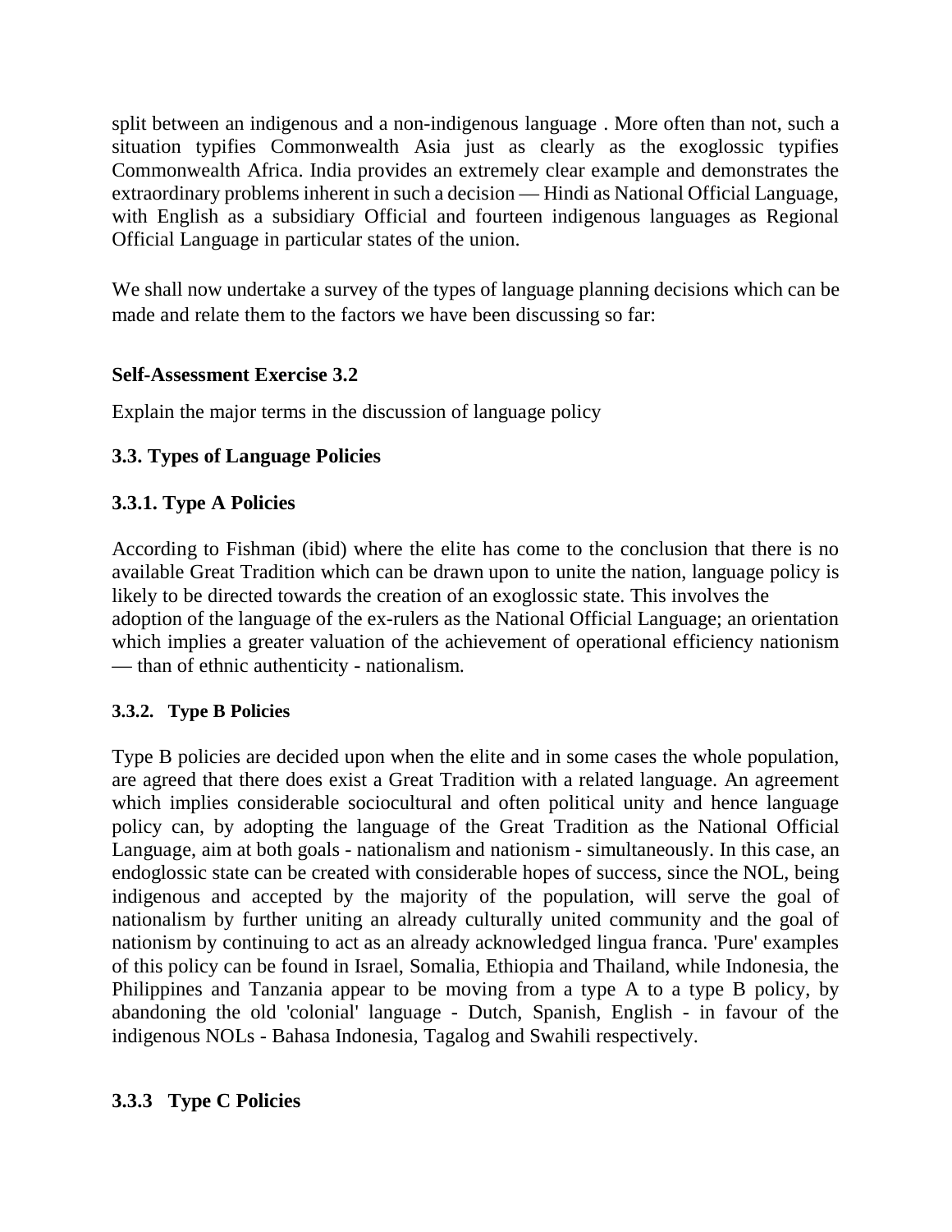split between an indigenous and a non-indigenous language . More often than not, such a situation typifies Commonwealth Asia just as clearly as the exoglossic typifies Commonwealth Africa. India provides an extremely clear example and demonstrates the extraordinary problems inherent in such a decision — Hindi as National Official Language, with English as a subsidiary Official and fourteen indigenous languages as Regional Official Language in particular states of the union.

We shall now undertake a survey of the types of language planning decisions which can be made and relate them to the factors we have been discussing so far:

**Self-Assessment Exercise 3.2**

Explain the major terms in the discussion of language policy

### 3.3. Types of Language Policies

#### 3.3.1. Type A Policies

According to Fishman (ibid) where the elite has come to the conclusion that there is no available Great Tradition which can be drawn upon to unite the nation, language policy is likely to be directed towards the creation of an exoglossic state. This involves the adoption of the language of the ex-rulers as the National Official Language; an orientation which implies a greater valuation of the achievement of operational efficiency nationism — than of ethnic authenticity - nationalism.

#### 3.3.2. Type B Policies

Type B policies are decided upon when the elite and in some cases the whole population, are agreed that there does exist a Great Tradition with a related language. An agreement which implies considerable sociocultural and often political unity and hence language policy can, by adopting the language of the Great Tradition as the National Official Language, aim at both goals - nationalism and nationism - simultaneously. In this case, an endoglossic state can be created with considerable hopes of success, since the NOL, being indigenous and accepted by the majority of the population, will serve the goal of nationalism by further uniting an already culturally united community and the goal of nationism by continuing to act as an already acknowledged lingua franca. 'Pure' examples of this policy can be found in Israel, Somalia, Ethiopia and Thailand, while Indonesia, the Philippines and Tanzania appear to be moving from a type A to a type B policy, by abandoning the old 'colonial' language - Dutch, Spanish, English - in favour of the indigenous NOLs - Bahasa Indonesia, Tagalog and Swahili respectively.

#### 3.3.3 Type C Policies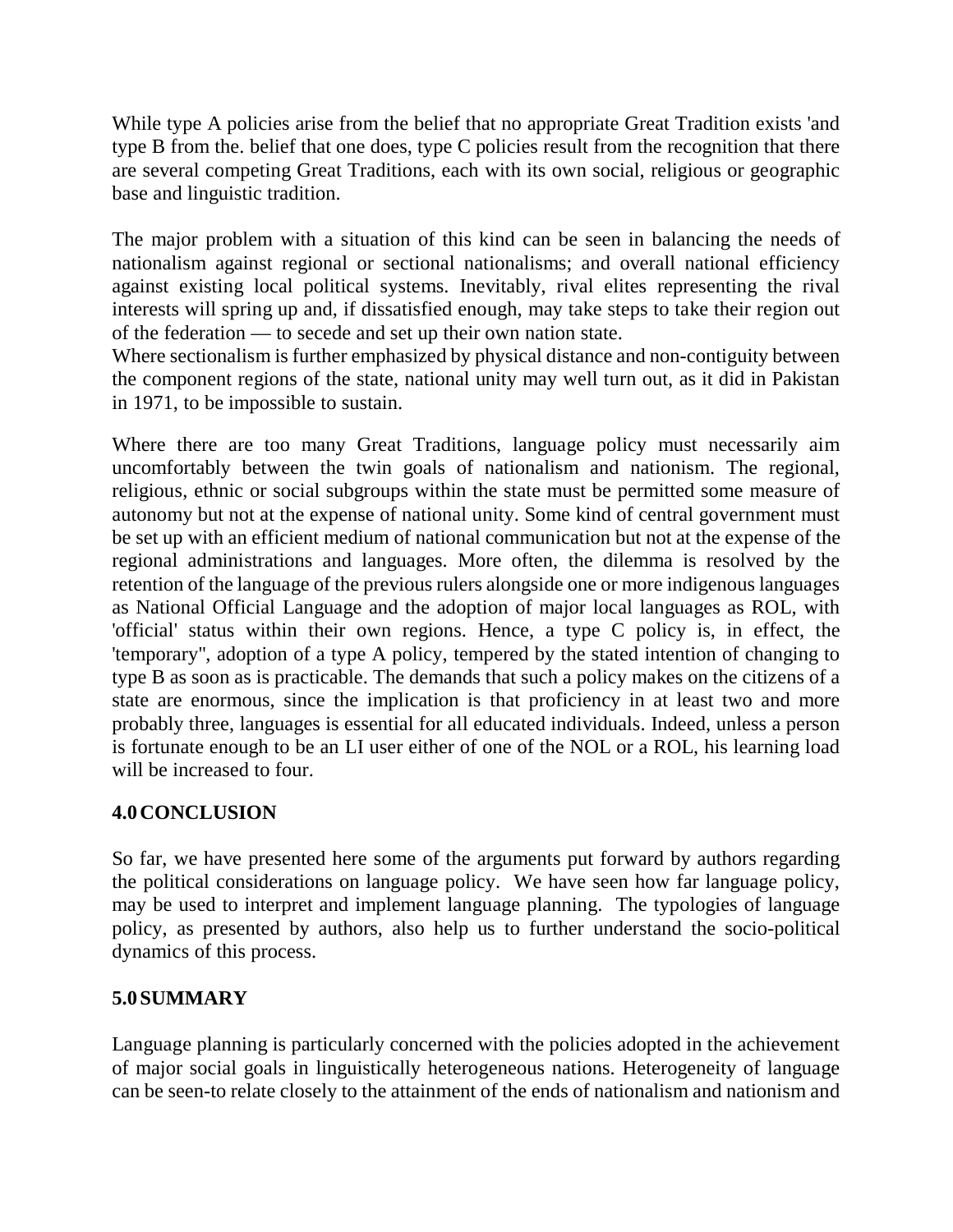While type A policies arise from the belief that no appropriate Great Tradition exists 'and type B from the. belief that one does, type C policies result from the recognition that there are several competing Great Traditions, each with its own social, religious or geographic base and linguistic tradition.

The major problem with a situation of this kind can be seen in balancing the needs of nationalism against regional or sectional nationalisms; and overall national efficiency against existing local political systems. Inevitably, rival elites representing the rival interests will spring up and, if dissatisfied enough, may take steps to take their region out of the federation — to secede and set up their own nation state.
Where sectionalism is further emphasized by physical distance and non-contiguity between the component regions of the state, national unity may well turn out, as it did in Pakistan in 1971, to be impossible to sustain.

Where there are too many Great Traditions, language policy must necessarily aim uncomfortably between the twin goals of nationalism and nationism. The regional, religious, ethnic or social subgroups within the state must be permitted some measure of autonomy but not at the expense of national unity. Some kind of central government must be set up with an efficient medium of national communication but not at the expense of the regional administrations and languages. More often, the dilemma is resolved by the retention of the language of the previous rulers alongside one or more indigenous languages as National Official Language and the adoption of major local languages as ROL, with 'official' status within their own regions. Hence, a type C policy is, in effect, the 'temporary", adoption of a type A policy, tempered by the stated intention of changing to type B as soon as is practicable. The demands that such a policy makes on the citizens of a state are enormous, since the implication is that proficiency in at least two and more probably three, languages is essential for all educated individuals. Indeed, unless a person is fortunate enough to be an LI user either of one of the NOL or a ROL, his learning load will be increased to four.

## 4.0 CONCLUSION

So far, we have presented here some of the arguments put forward by authors regarding the political considerations on language policy. We have seen how far language policy, may be used to interpret and implement language planning. The typologies of language policy, as presented by authors, also help us to further understand the socio-political dynamics of this process.

## 5.0 SUMMARY

Language planning is particularly concerned with the policies adopted in the achievement of major social goals in linguistically heterogeneous nations. Heterogeneity of language can be seen-to relate closely to the attainment of the ends of nationalism and nationism and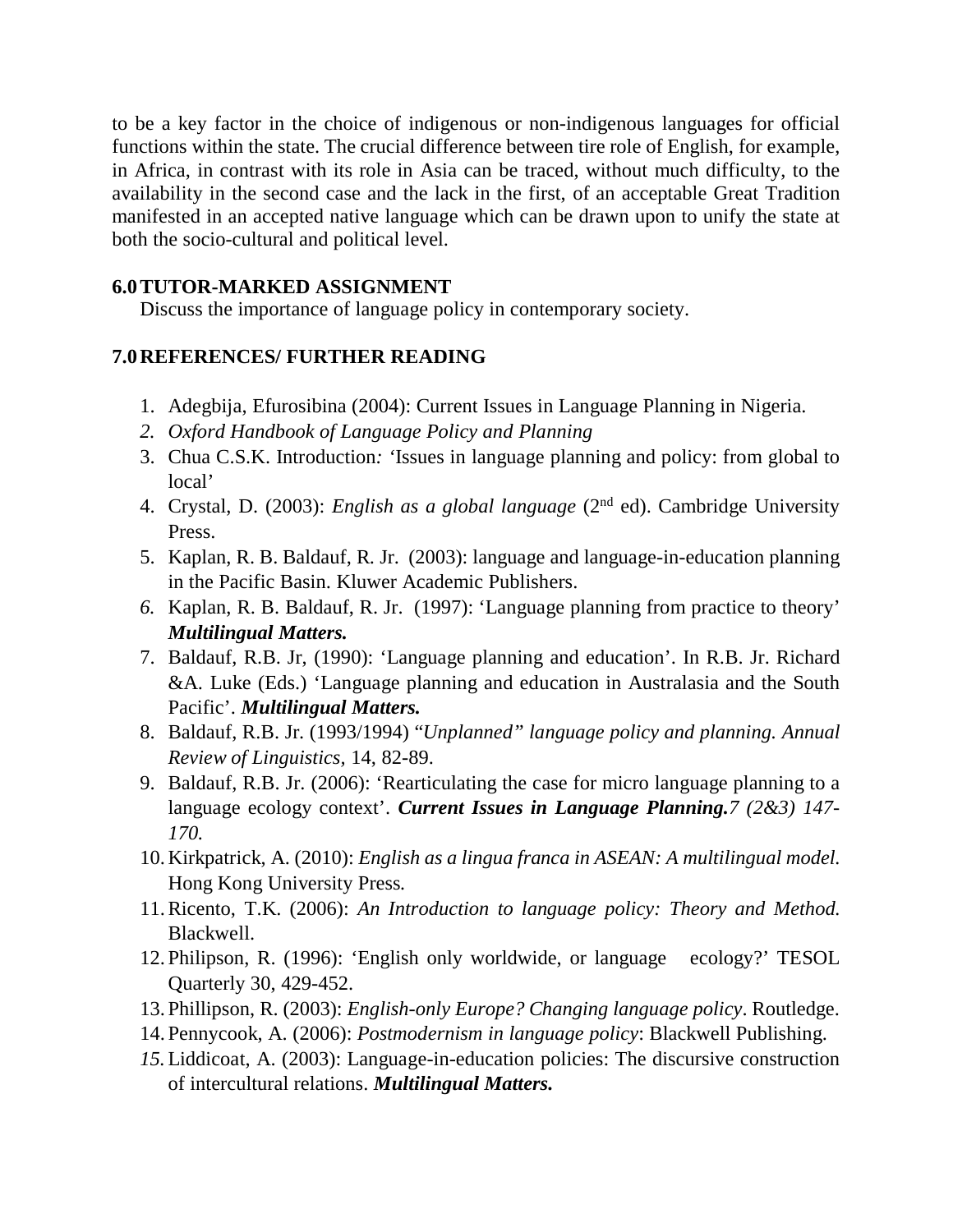to be a key factor in the choice of indigenous or non-indigenous languages for official functions within the state. The crucial difference between tire role of English, for example, in Africa, in contrast with its role in Asia can be traced, without much difficulty, to the availability in the second case and the lack in the first, of an acceptable Great Tradition manifested in an accepted native language which can be drawn upon to unify the state at both the socio-cultural and political level.

## 6.0 TUTOR-MARKED ASSIGNMENT

Discuss the importance of language policy in contemporary society.

## 7.0 REFERENCES/ FURTHER READING

1. Adegbija, Efurosibina (2004): Current Issues in Language Planning in Nigeria.
2. *Oxford Handbook of Language Policy and Planning*
3. Chua C.S.K. Introduction*:* 'Issues in language planning and policy: from global to local'
4. Crystal, D. (2003): *English as a global language* (2nd ed). Cambridge University Press.
5. Kaplan, R. B. Baldauf, R. Jr. (2003): language and language-in-education planning in the Pacific Basin. Kluwer Academic Publishers.
6. Kaplan, R. B. Baldauf, R. Jr. (1997): 'Language planning from practice to theory' ***Multilingual Matters.***
7. Baldauf, R.B. Jr, (1990): 'Language planning and education'. In R.B. Jr. Richard &A. Luke (Eds.) 'Language planning and education in Australasia and the South Pacific'. ***Multilingual Matters.***
8. Baldauf, R.B. Jr. (1993/1994) "*Unplanned" language policy and planning. Annual Review of Linguistics*, 14, 82-89.
9. Baldauf, R.B. Jr. (2006): 'Rearticulating the case for micro language planning to a language ecology context'. ***Current Issues in Language Planning.****7 (2&3) 147-170.*
10. Kirkpatrick, A. (2010): *English as a lingua franca in ASEAN: A multilingual model.* Hong Kong University Press*.*
11. Ricento, T.K. (2006): *An Introduction to language policy: Theory and Method.* Blackwell.
12. Philipson, R. (1996): 'English only worldwide, or language ecology?' TESOL Quarterly 30, 429-452.
13. Phillipson, R. (2003): *English-only Europe? Changing language policy*. Routledge.
14. Pennycook, A. (2006): *Postmodernism in language policy*: Blackwell Publishing.
15. Liddicoat, A. (2003): Language-in-education policies: The discursive construction of intercultural relations. ***Multilingual Matters.***